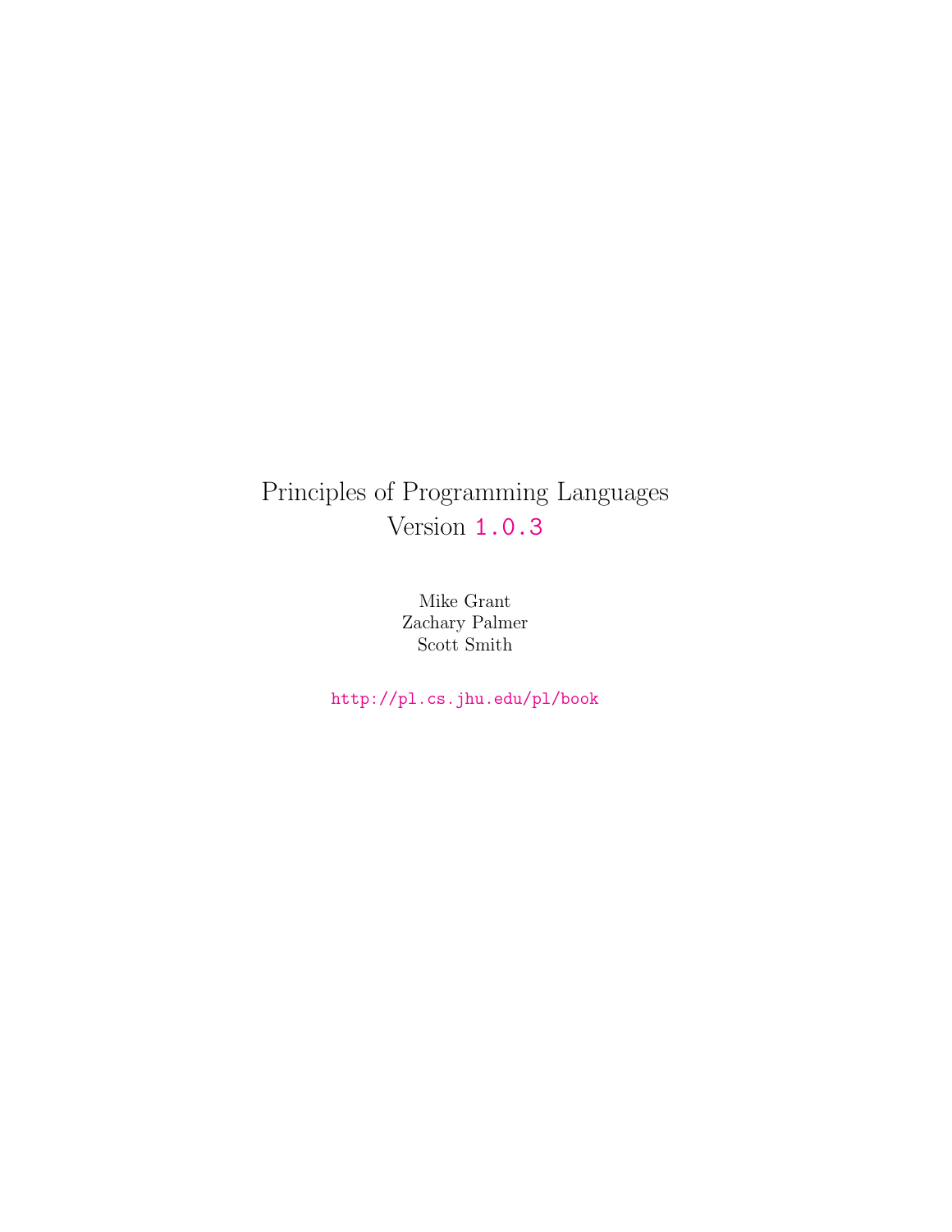# Principles of Programming Languages
Version 1.0.3

Mike Grant
Zachary Palmer
Scott Smith

http://pl.cs.jhu.edu/pl/book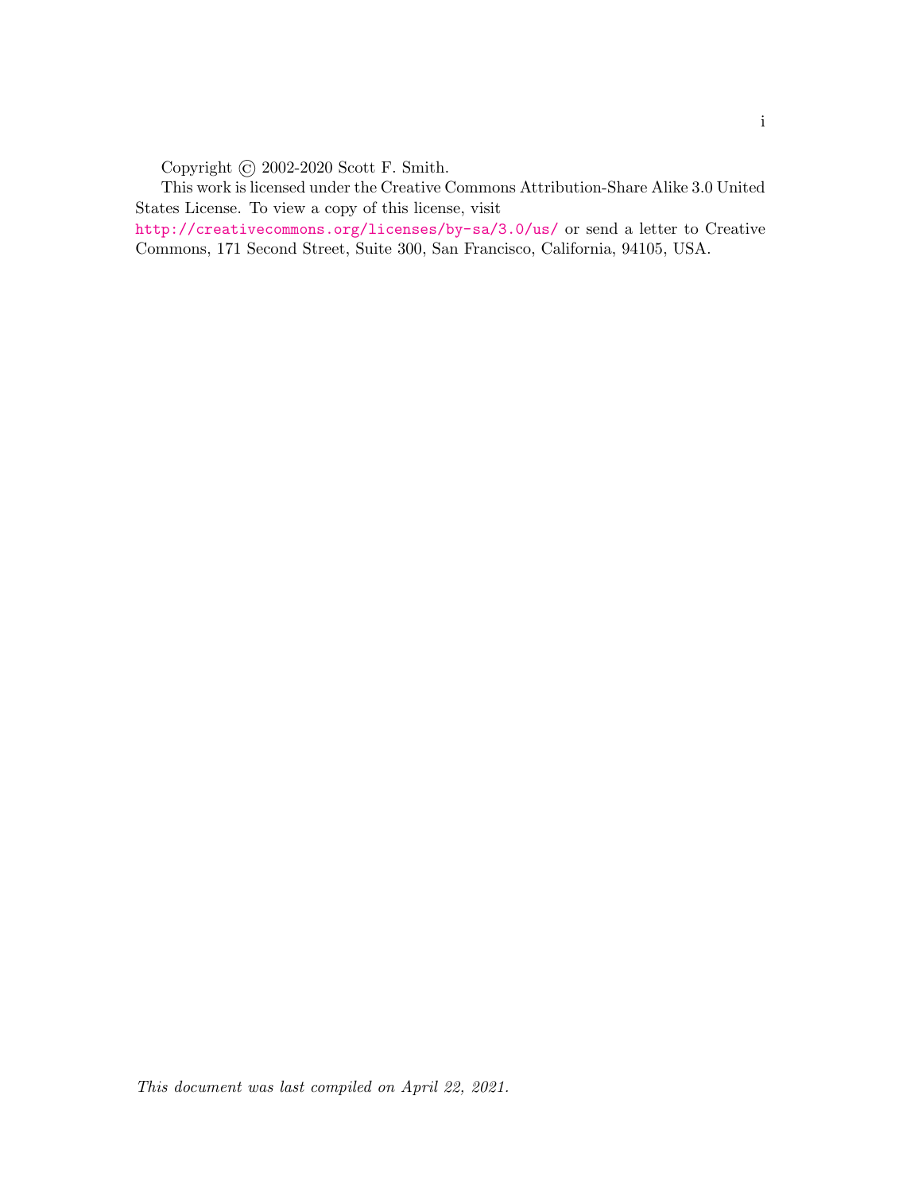Copyright © 2002-2020 Scott F. Smith.

This work is licensed under the Creative Commons Attribution-Share Alike 3.0 United States License. To view a copy of this license, visit http://creativecommons.org/licenses/by-sa/3.0/us/ or send a letter to Creative Commons, 171 Second Street, Suite 300, San Francisco, California, 94105, USA.

*This document was last compiled on April 22, 2021.*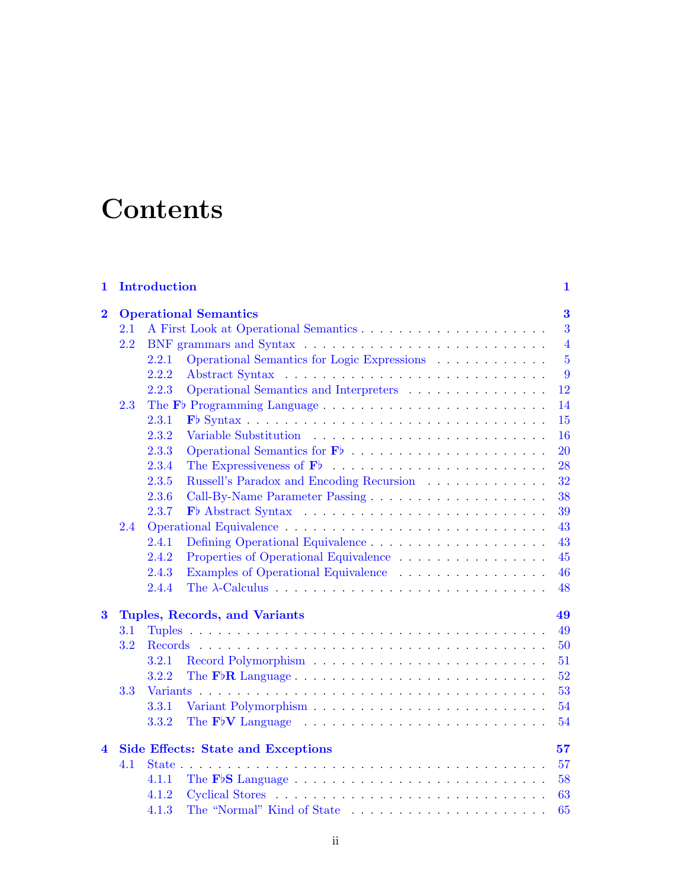# Contents

**1 Introduction** **1**

**2 Operational Semantics** **3**

- 2.1 A First Look at Operational Semantics . . . 3
- 2.2 BNF grammars and Syntax . . . 4
  - 2.2.1 Operational Semantics for Logic Expressions . . . 5
  - 2.2.2 Abstract Syntax . . . 9
  - 2.2.3 Operational Semantics and Interpreters . . . 12
- 2.3 The **F♭** Programming Language . . . 14
  - 2.3.1 **F♭** Syntax . . . 15
  - 2.3.2 Variable Substitution . . . 16
  - 2.3.3 Operational Semantics for **F♭** . . . 20
  - 2.3.4 The Expressiveness of **F♭** . . . 28
  - 2.3.5 Russell's Paradox and Encoding Recursion . . . 32
  - 2.3.6 Call-By-Name Parameter Passing . . . 38
  - 2.3.7 **F♭** Abstract Syntax . . . 39
- 2.4 Operational Equivalence . . . 43
  - 2.4.1 Defining Operational Equivalence . . . 43
  - 2.4.2 Properties of Operational Equivalence . . . 45
  - 2.4.3 Examples of Operational Equivalence . . . 46
  - 2.4.4 The $\lambda$-Calculus . . . 48

**3 Tuples, Records, and Variants** **49**

- 3.1 Tuples . . . 49
- 3.2 Records . . . 50
  - 3.2.1 Record Polymorphism . . . 51
  - 3.2.2 The **F♭R** Language . . . 52
- 3.3 Variants . . . 53
  - 3.3.1 Variant Polymorphism . . . 54
  - 3.3.2 The **F♭V** Language . . . 54

**4 Side Effects: State and Exceptions** **57**

- 4.1 State . . . 57
  - 4.1.1 The **F♭S** Language . . . 58
  - 4.1.2 Cyclical Stores . . . 63
  - 4.1.3 The "Normal" Kind of State . . . 65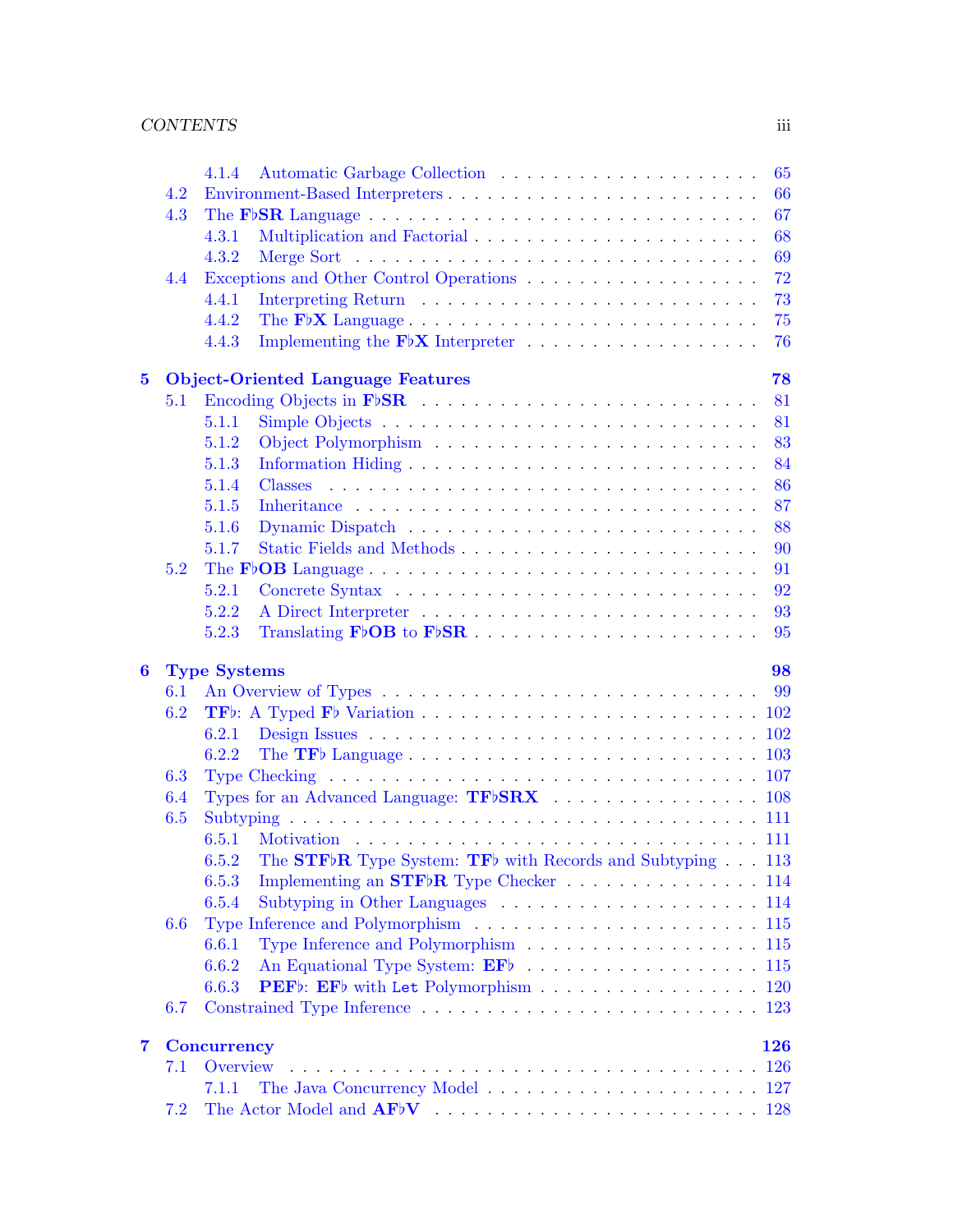- 4.1.4 Automatic Garbage Collection . . . 65
- 4.2 Environment-Based Interpreters . . . 66
- 4.3 The **F♭SR** Language . . . 67
  - 4.3.1 Multiplication and Factorial . . . 68
  - 4.3.2 Merge Sort . . . 69
- 4.4 Exceptions and Other Control Operations . . . 72
  - 4.4.1 Interpreting Return . . . 73
  - 4.4.2 The **F♭X** Language . . . 75
  - 4.4.3 Implementing the **F♭X** Interpreter . . . 76

**5 Object-Oriented Language Features** **78**

- 5.1 Encoding Objects in **F♭SR** . . . 81
  - 5.1.1 Simple Objects . . . 81
  - 5.1.2 Object Polymorphism . . . 83
  - 5.1.3 Information Hiding . . . 84
  - 5.1.4 Classes . . . 86
  - 5.1.5 Inheritance . . . 87
  - 5.1.6 Dynamic Dispatch . . . 88
  - 5.1.7 Static Fields and Methods . . . 90
- 5.2 The **F♭OB** Language . . . 91
  - 5.2.1 Concrete Syntax . . . 92
  - 5.2.2 A Direct Interpreter . . . 93
  - 5.2.3 Translating **F♭OB** to **F♭SR** . . . 95

**6 Type Systems** **98**

- 6.1 An Overview of Types . . . 99
- 6.2 **TF♭**: A Typed **F♭** Variation . . . 102
  - 6.2.1 Design Issues . . . 102
  - 6.2.2 The **TF♭** Language . . . 103
- 6.3 Type Checking . . . 107
- 6.4 Types for an Advanced Language: **TF♭SRX** . . . 108
- 6.5 Subtyping . . . 111
  - 6.5.1 Motivation . . . 111
  - 6.5.2 The **STF♭R** Type System: **TF♭** with Records and Subtyping . . . 113
  - 6.5.3 Implementing an **STF♭R** Type Checker . . . 114
  - 6.5.4 Subtyping in Other Languages . . . 114
- 6.6 Type Inference and Polymorphism . . . 115
  - 6.6.1 Type Inference and Polymorphism . . . 115
  - 6.6.2 An Equational Type System: **EF♭** . . . 115
  - 6.6.3 **PEF♭**: **EF♭** with `Let` Polymorphism . . . 120
- 6.7 Constrained Type Inference . . . 123

**7 Concurrency** **126**

- 7.1 Overview . . . 126
  - 7.1.1 The Java Concurrency Model . . . 127
- 7.2 The Actor Model and **AF♭V** . . . 128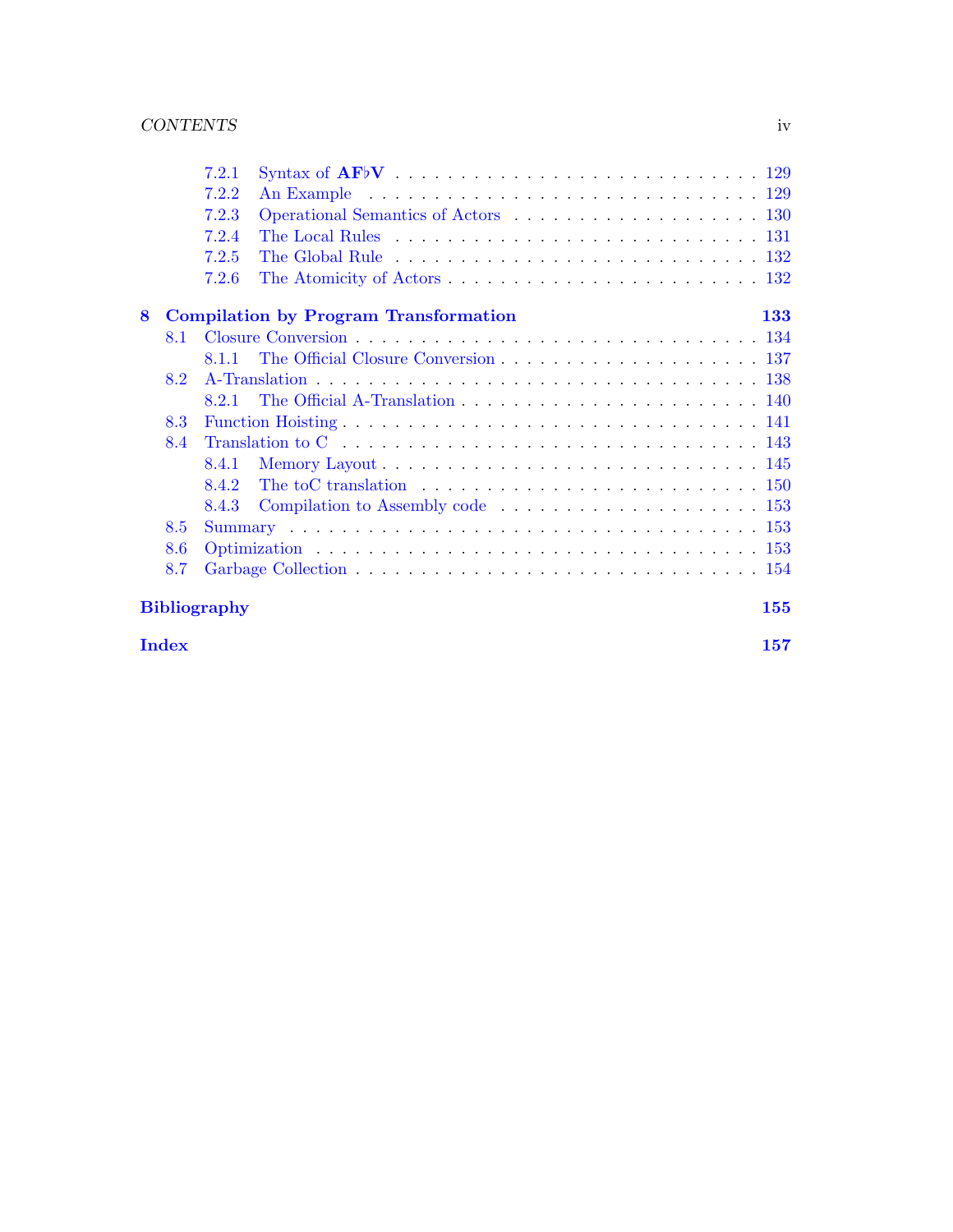- 7.2.1 Syntax of **AF♭V** . . . 129
- 7.2.2 An Example . . . 129
- 7.2.3 Operational Semantics of Actors . . . 130
- 7.2.4 The Local Rules . . . 131
- 7.2.5 The Global Rule . . . 132
- 7.2.6 The Atomicity of Actors . . . 132

**8 Compilation by Program Transformation** **133**

- 8.1 Closure Conversion . . . 134
  - 8.1.1 The Official Closure Conversion . . . 137
- 8.2 A-Translation . . . 138
  - 8.2.1 The Official A-Translation . . . 140
- 8.3 Function Hoisting . . . 141
- 8.4 Translation to C . . . 143
  - 8.4.1 Memory Layout . . . 145
  - 8.4.2 The toC translation . . . 150
  - 8.4.3 Compilation to Assembly code . . . 153
- 8.5 Summary . . . 153
- 8.6 Optimization . . . 153
- 8.7 Garbage Collection . . . 154

**Bibliography** **155**

**Index** **157**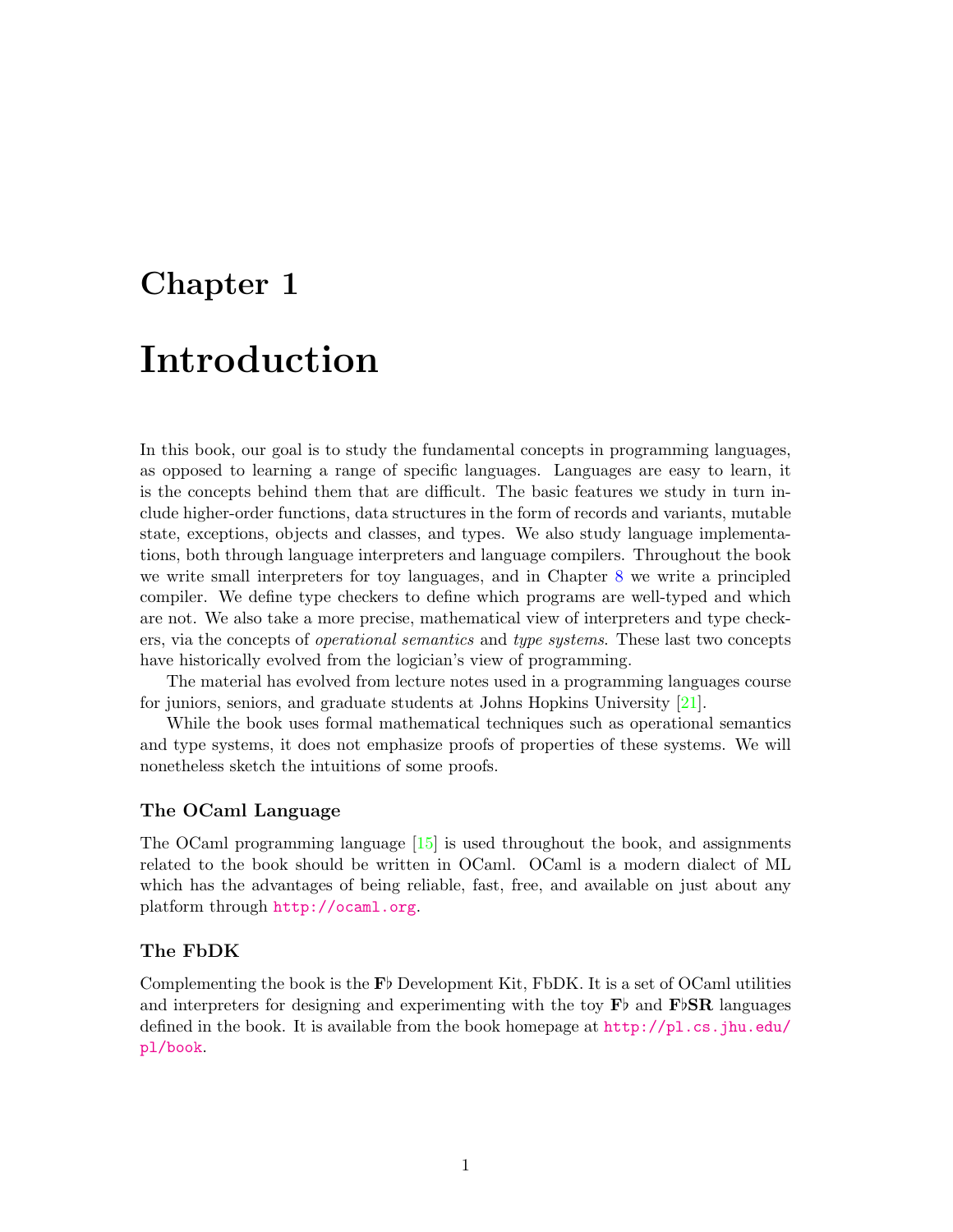# Chapter 1

# Introduction

In this book, our goal is to study the fundamental concepts in programming languages, as opposed to learning a range of specific languages. Languages are easy to learn, it is the concepts behind them that are difficult. The basic features we study in turn include higher-order functions, data structures in the form of records and variants, mutable state, exceptions, objects and classes, and types. We also study language implementations, both through language interpreters and language compilers. Throughout the book we write small interpreters for toy languages, and in Chapter 8 we write a principled compiler. We define type checkers to define which programs are well-typed and which are not. We also take a more precise, mathematical view of interpreters and type checkers, via the concepts of *operational semantics* and *type systems*. These last two concepts have historically evolved from the logician's view of programming.

The material has evolved from lecture notes used in a programming languages course for juniors, seniors, and graduate students at Johns Hopkins University [21].

While the book uses formal mathematical techniques such as operational semantics and type systems, it does not emphasize proofs of properties of these systems. We will nonetheless sketch the intuitions of some proofs.

### The OCaml Language

The OCaml programming language [15] is used throughout the book, and assignments related to the book should be written in OCaml. OCaml is a modern dialect of ML which has the advantages of being reliable, fast, free, and available on just about any platform through http://ocaml.org.

### The FbDK

Complementing the book is the **F♭** Development Kit, FbDK. It is a set of OCaml utilities and interpreters for designing and experimenting with the toy **F♭** and **F♭SR** languages defined in the book. It is available from the book homepage at http://pl.cs.jhu.edu/pl/book.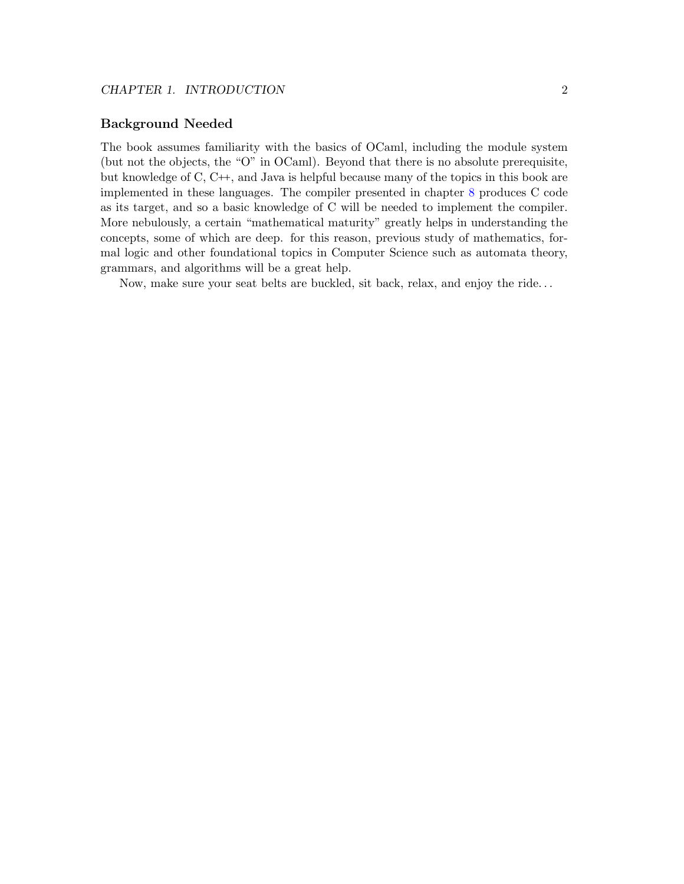### Background Needed

The book assumes familiarity with the basics of OCaml, including the module system (but not the objects, the "O" in OCaml). Beyond that there is no absolute prerequisite, but knowledge of C, C++, and Java is helpful because many of the topics in this book are implemented in these languages. The compiler presented in chapter 8 produces C code as its target, and so a basic knowledge of C will be needed to implement the compiler. More nebulously, a certain "mathematical maturity" greatly helps in understanding the concepts, some of which are deep. for this reason, previous study of mathematics, formal logic and other foundational topics in Computer Science such as automata theory, grammars, and algorithms will be a great help.

Now, make sure your seat belts are buckled, sit back, relax, and enjoy the ride. . .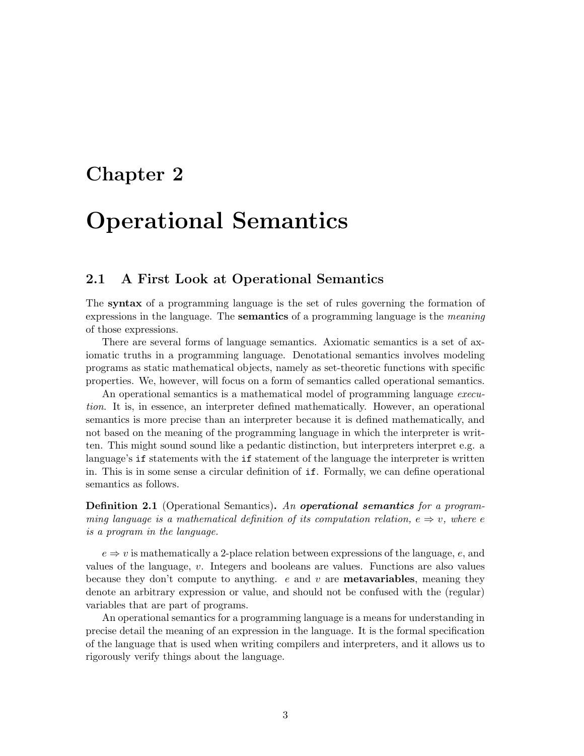# Chapter 2

# Operational Semantics

## 2.1 A First Look at Operational Semantics

The **syntax** of a programming language is the set of rules governing the formation of expressions in the language. The **semantics** of a programming language is the *meaning* of those expressions.

There are several forms of language semantics. Axiomatic semantics is a set of axiomatic truths in a programming language. Denotational semantics involves modeling programs as static mathematical objects, namely as set-theoretic functions with specific properties. We, however, will focus on a form of semantics called operational semantics.

An operational semantics is a mathematical model of programming language *execution*. It is, in essence, an interpreter defined mathematically. However, an operational semantics is more precise than an interpreter because it is defined mathematically, and not based on the meaning of the programming language in which the interpreter is written. This might sound sound like a pedantic distinction, but interpreters interpret e.g. a language's `if` statements with the `if` statement of the language the interpreter is written in. This is in some sense a circular definition of `if`. Formally, we can define operational semantics as follows.

**Definition 2.1** (Operational Semantics)**.** *An **operational semantics** for a programming language is a mathematical definition of its computation relation, $e \Rightarrow v$, where $e$ is a program in the language.*

$e \Rightarrow v$ is mathematically a 2-place relation between expressions of the language, $e$, and values of the language, $v$. Integers and booleans are values. Functions are also values because they don't compute to anything. $e$ and $v$ are **metavariables**, meaning they denote an arbitrary expression or value, and should not be confused with the (regular) variables that are part of programs.

An operational semantics for a programming language is a means for understanding in precise detail the meaning of an expression in the language. It is the formal specification of the language that is used when writing compilers and interpreters, and it allows us to rigorously verify things about the language.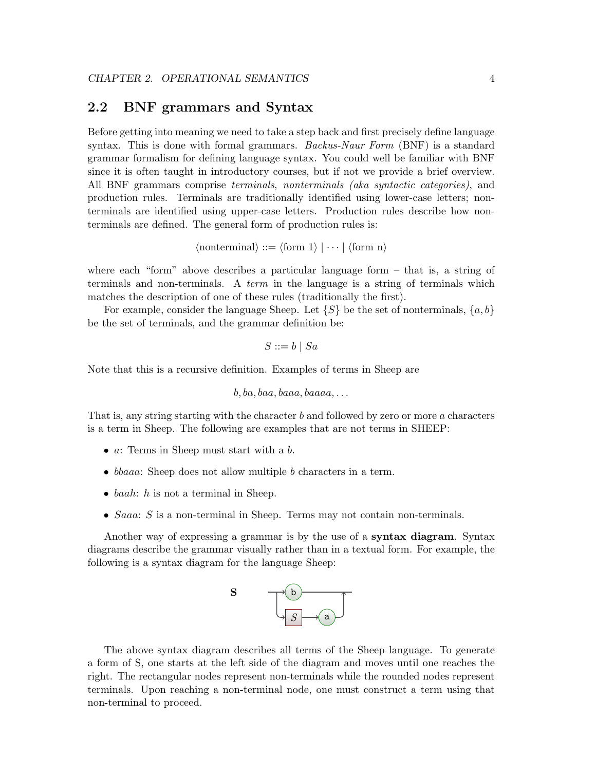## 2.2 BNF grammars and Syntax

Before getting into meaning we need to take a step back and first precisely define language syntax. This is done with formal grammars. *Backus-Naur Form* (BNF) is a standard grammar formalism for defining language syntax. You could well be familiar with BNF since it is often taught in introductory courses, but if not we provide a brief overview. All BNF grammars comprise *terminals*, *nonterminals (aka syntactic categories)*, and production rules. Terminals are traditionally identified using lower-case letters; non-terminals are identified using upper-case letters. Production rules describe how non-terminals are defined. The general form of production rules is:

$$\langle\text{nonterminal}\rangle ::= \langle\text{form 1}\rangle \mid \cdots \mid \langle\text{form n}\rangle$$

where each "form" above describes a particular language form – that is, a string of terminals and non-terminals. A *term* in the language is a string of terminals which matches the description of one of these rules (traditionally the first).

For example, consider the language Sheep. Let $\{S\}$ be the set of nonterminals, $\{a, b\}$ be the set of terminals, and the grammar definition be:

$$S ::= b \mid Sa$$

Note that this is a recursive definition. Examples of terms in Sheep are

$$b, ba, baa, baaa, baaaa, \ldots$$

That is, any string starting with the character $b$ and followed by zero or more $a$ characters is a term in Sheep. The following are examples that are not terms in SHEEP:

- $a$: Terms in Sheep must start with a $b$.
- $bbaaa$: Sheep does not allow multiple $b$ characters in a term.
- $baah$: $h$ is not a terminal in Sheep.
- $Saaa$: $S$ is a non-terminal in Sheep. Terms may not contain non-terminals.

Another way of expressing a grammar is by the use of a **syntax diagram**. Syntax diagrams describe the grammar visually rather than in a textual form. For example, the following is a syntax diagram for the language Sheep:

**S**

The above syntax diagram describes all terms of the Sheep language. To generate a form of S, one starts at the left side of the diagram and moves until one reaches the right. The rectangular nodes represent non-terminals while the rounded nodes represent terminals. Upon reaching a non-terminal node, one must construct a term using that non-terminal to proceed.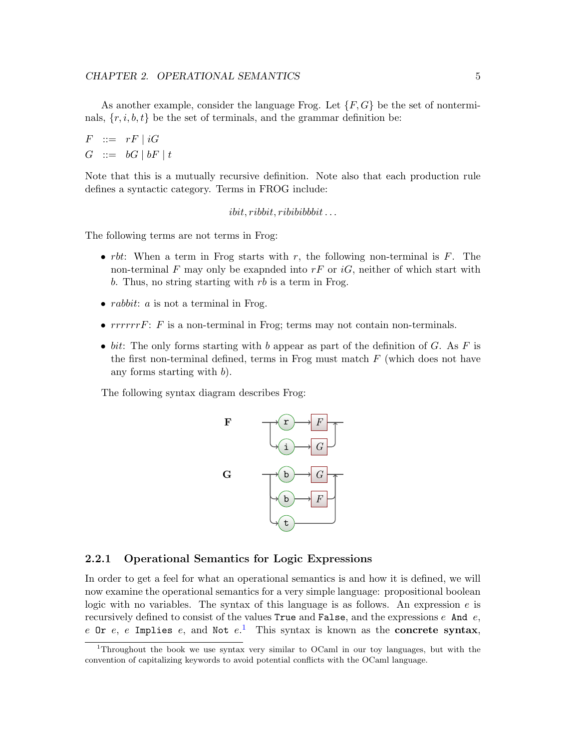As another example, consider the language Frog. Let $\{F, G\}$ be the set of nonterminals, $\{r, i, b, t\}$ be the set of terminals, and the grammar definition be:

$$
\begin{aligned}
F &::= rF \mid iG \\
G &::= bG \mid bF \mid t
\end{aligned}
$$

Note that this is a mutually recursive definition. Note also that each production rule defines a syntactic category. Terms in FROG include:

$$ibit, ribbit, ribibibbbit \ldots$$

The following terms are not terms in Frog:

- $rbt$: When a term in Frog starts with $r$, the following non-terminal is $F$. The non-terminal $F$ may only be exapnded into $rF$ or $iG$, neither of which start with $b$. Thus, no string starting with $rb$ is a term in Frog.
- $rabbit$: $a$ is not a terminal in Frog.
- $rrrrrrF$: $F$ is a non-terminal in Frog; terms may not contain non-terminals.
- $bit$: The only forms starting with $b$ appear as part of the definition of $G$. As $F$ is the first non-terminal defined, terms in Frog must match $F$ (which does not have any forms starting with $b$).

The following syntax diagram describes Frog:

**F**: → (r) → [F] | → (i) → [G]

**G**: → (b) → [G] | → (b) → [F] | → (t)

### 2.2.1 Operational Semantics for Logic Expressions

In order to get a feel for what an operational semantics is and how it is defined, we will now examine the operational semantics for a very simple language: propositional boolean logic with no variables. The syntax of this language is as follows. An expression $e$ is recursively defined to consist of the values `True` and `False`, and the expressions $e$ `And` $e$, $e$ `Or` $e$, $e$ `Implies` $e$, and `Not` $e$.[1] This syntax is known as the **concrete syntax**,

[1] Throughout the book we use syntax very similar to OCaml in our toy languages, but with the convention of capitalizing keywords to avoid potential conflicts with the OCaml language.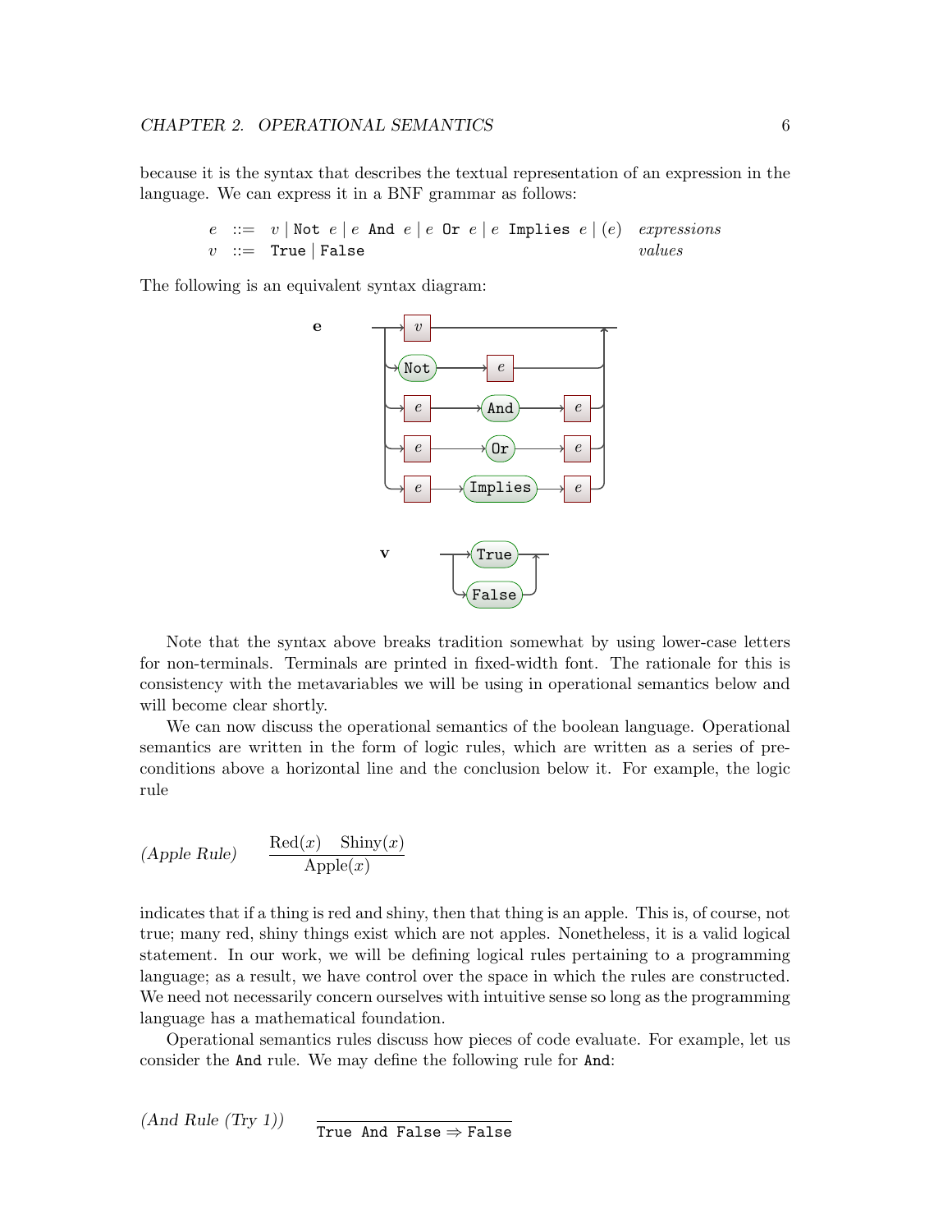because it is the syntax that describes the textual representation of an expression in the language. We can express it in a BNF grammar as follows:

$$
\begin{array}{lcll}
e & ::= & v \mid \texttt{Not}\ e \mid e\ \texttt{And}\ e \mid e\ \texttt{Or}\ e \mid e\ \texttt{Implies}\ e \mid (e) & \textit{expressions} \\
v & ::= & \texttt{True} \mid \texttt{False} & \textit{values}
\end{array}
$$

The following is an equivalent syntax diagram:

**e**: $v$ | `Not` $e$ | $e$ `And` $e$ | $e$ `Or` $e$ | $e$ `Implies` $e$

**v**: `True` | `False`

Note that the syntax above breaks tradition somewhat by using lower-case letters for non-terminals. Terminals are printed in fixed-width font. The rationale for this is consistency with the metavariables we will be using in operational semantics below and will become clear shortly.

We can now discuss the operational semantics of the boolean language. Operational semantics are written in the form of logic rules, which are written as a series of preconditions above a horizontal line and the conclusion below it. For example, the logic rule

$$
\textit{(Apple Rule)} \qquad \frac{\text{Red}(x) \quad \text{Shiny}(x)}{\text{Apple}(x)}
$$

indicates that if a thing is red and shiny, then that thing is an apple. This is, of course, not true; many red, shiny things exist which are not apples. Nonetheless, it is a valid logical statement. In our work, we will be defining logical rules pertaining to a programming language; as a result, we have control over the space in which the rules are constructed. We need not necessarily concern ourselves with intuitive sense so long as the programming language has a mathematical foundation.

Operational semantics rules discuss how pieces of code evaluate. For example, let us consider the `And` rule. We may define the following rule for `And`:

$$
\textit{(And Rule (Try 1))} \qquad \frac{}{\texttt{True And False} \Rightarrow \texttt{False}}
$$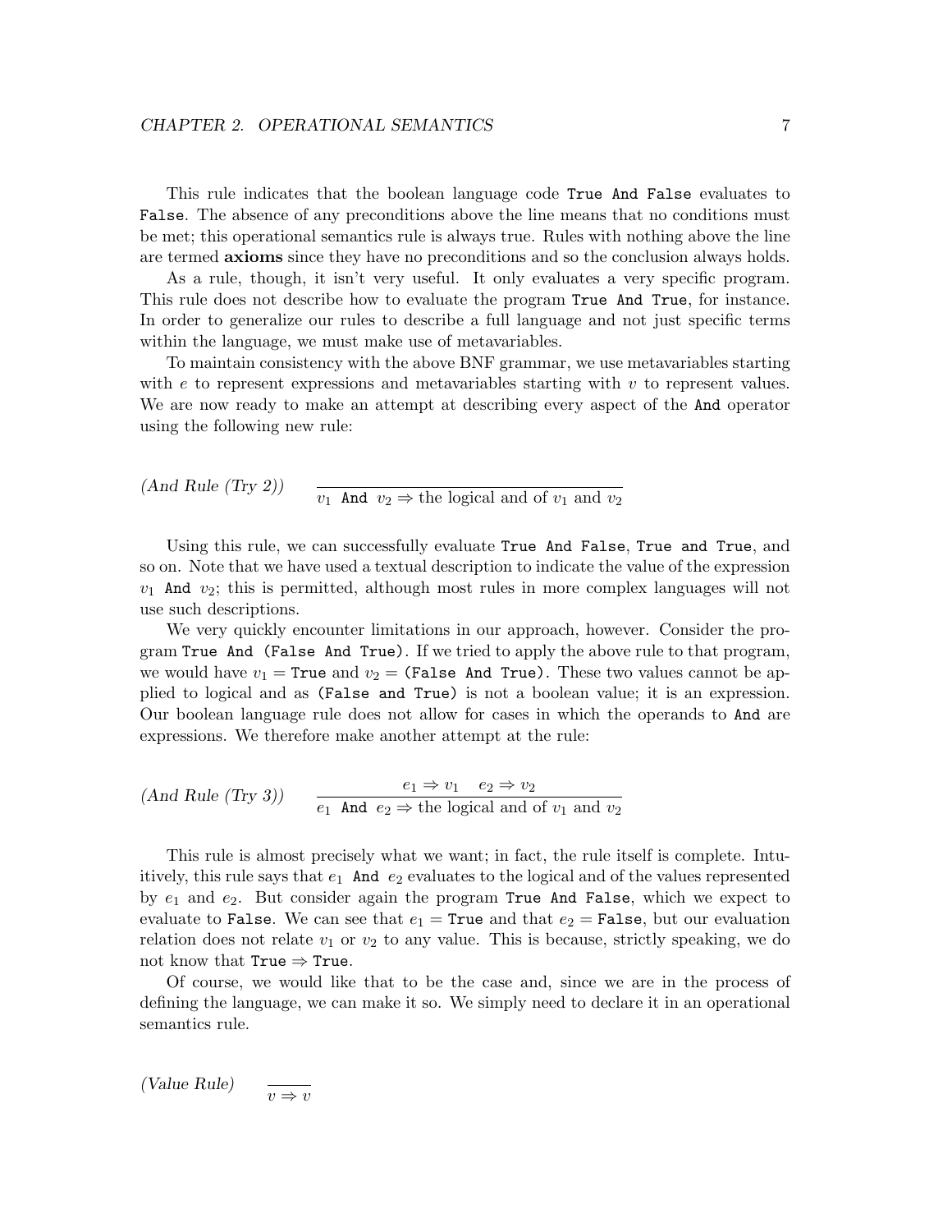This rule indicates that the boolean language code `True And False` evaluates to `False`. The absence of any preconditions above the line means that no conditions must be met; this operational semantics rule is always true. Rules with nothing above the line are termed **axioms** since they have no preconditions and so the conclusion always holds.

As a rule, though, it isn't very useful. It only evaluates a very specific program. This rule does not describe how to evaluate the program `True And True`, for instance. In order to generalize our rules to describe a full language and not just specific terms within the language, we must make use of metavariables.

To maintain consistency with the above BNF grammar, we use metavariables starting with $e$ to represent expressions and metavariables starting with $v$ to represent values. We are now ready to make an attempt at describing every aspect of the `And` operator using the following new rule:

$$\textit{(And Rule (Try 2))} \qquad \frac{}{v_1 \ \texttt{And} \ v_2 \Rightarrow \text{the logical and of } v_1 \text{ and } v_2}$$

Using this rule, we can successfully evaluate `True And False`, `True and True`, and so on. Note that we have used a textual description to indicate the value of the expression $v_1$ `And` $v_2$; this is permitted, although most rules in more complex languages will not use such descriptions.

We very quickly encounter limitations in our approach, however. Consider the program `True And (False And True)`. If we tried to apply the above rule to that program, we would have $v_1 =$ `True` and $v_2 =$ `(False And True)`. These two values cannot be applied to logical and as `(False and True)` is not a boolean value; it is an expression. Our boolean language rule does not allow for cases in which the operands to `And` are expressions. We therefore make another attempt at the rule:

$$\textit{(And Rule (Try 3))} \qquad \frac{e_1 \Rightarrow v_1 \quad e_2 \Rightarrow v_2}{e_1 \ \texttt{And} \ e_2 \Rightarrow \text{the logical and of } v_1 \text{ and } v_2}$$

This rule is almost precisely what we want; in fact, the rule itself is complete. Intuitively, this rule says that $e_1$ `And` $e_2$ evaluates to the logical and of the values represented by $e_1$ and $e_2$. But consider again the program `True And False`, which we expect to evaluate to `False`. We can see that $e_1 =$ `True` and that $e_2 =$ `False`, but our evaluation relation does not relate $v_1$ or $v_2$ to any value. This is because, strictly speaking, we do not know that `True` $\Rightarrow$ `True`.

Of course, we would like that to be the case and, since we are in the process of defining the language, we can make it so. We simply need to declare it in an operational semantics rule.

$$\textit{(Value Rule)} \qquad \frac{}{v \Rightarrow v}$$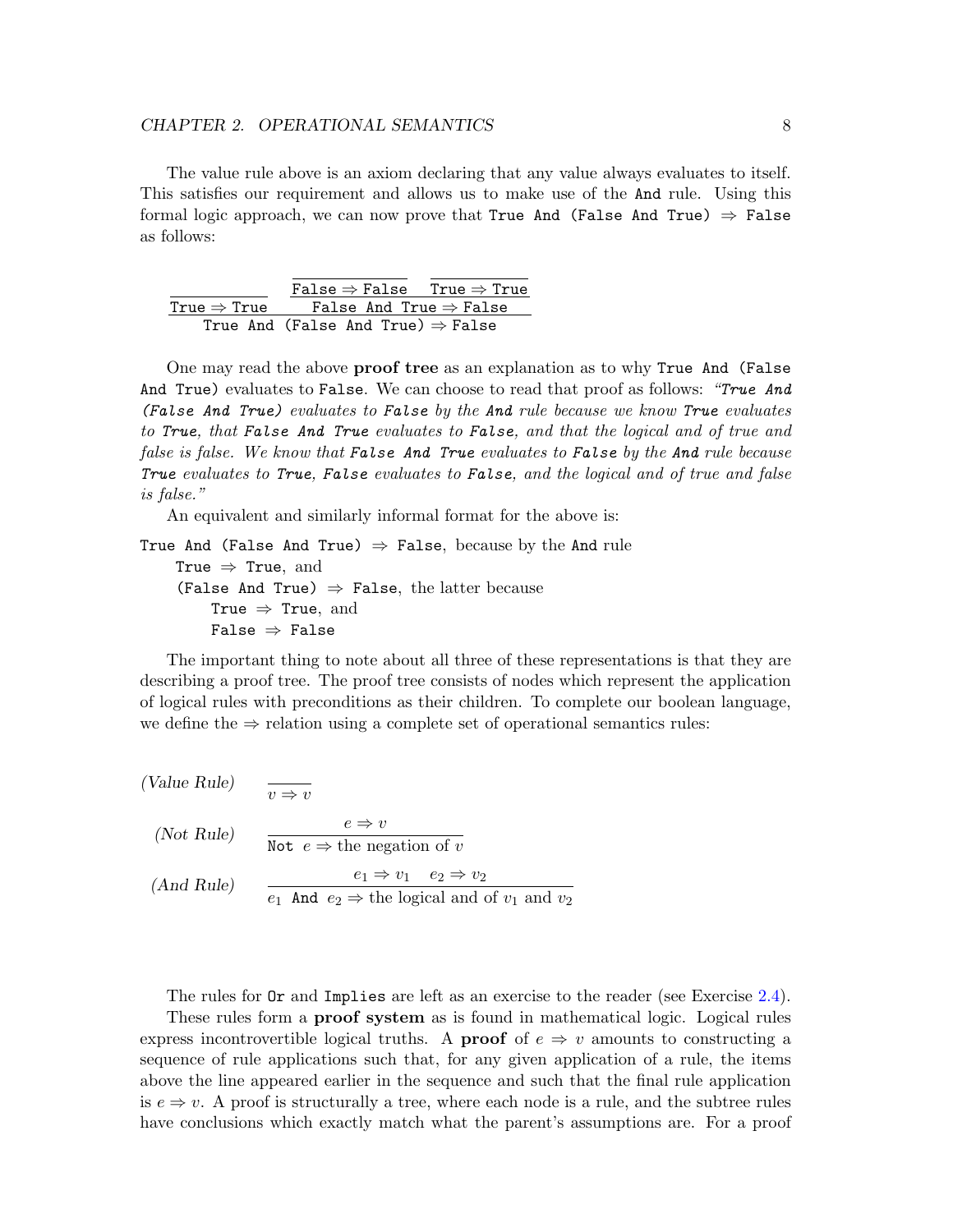The value rule above is an axiom declaring that any value always evaluates to itself. This satisfies our requirement and allows us to make use of the `And` rule. Using this formal logic approach, we can now prove that `True And (False And True)` $\Rightarrow$ `False` as follows:

$$\dfrac{\dfrac{}{\texttt{True} \Rightarrow \texttt{True}} \qquad \dfrac{\dfrac{}{\texttt{False} \Rightarrow \texttt{False}} \quad \dfrac{}{\texttt{True} \Rightarrow \texttt{True}}}{\texttt{False And True} \Rightarrow \texttt{False}}}{\texttt{True And (False And True)} \Rightarrow \texttt{False}}$$

One may read the above **proof tree** as an explanation as to why `True And (False And True)` evaluates to `False`. We can choose to read that proof as follows: *"`True And (False And True)` evaluates to `False` by the `And` rule because we know `True` evaluates to `True`, that `False And True` evaluates to `False`, and that the logical and of true and false is false. We know that `False And True` evaluates to `False` by the `And` rule because `True` evaluates to `True`, `False` evaluates to `False`, and the logical and of true and false is false."*

An equivalent and similarly informal format for the above is:

`True And (False And True)` $\Rightarrow$ `False`, because by the `And` rule
  `True` $\Rightarrow$ `True`, and
  `(False And True)` $\Rightarrow$ `False`, the latter because
    `True` $\Rightarrow$ `True`, and
    `False` $\Rightarrow$ `False`

The important thing to note about all three of these representations is that they are describing a proof tree. The proof tree consists of nodes which represent the application of logical rules with preconditions as their children. To complete our boolean language, we define the $\Rightarrow$ relation using a complete set of operational semantics rules:

*(Value Rule)*
$$\dfrac{}{v \Rightarrow v}$$

*(Not Rule)*
$$\dfrac{e \Rightarrow v}{\texttt{Not}\ \ e \Rightarrow \text{the negation of } v}$$

*(And Rule)*
$$\dfrac{e_1 \Rightarrow v_1 \quad e_2 \Rightarrow v_2}{e_1\ \ \texttt{And}\ \ e_2 \Rightarrow \text{the logical and of } v_1 \text{ and } v_2}$$

The rules for `Or` and `Implies` are left as an exercise to the reader (see Exercise 2.4).

These rules form a **proof system** as is found in mathematical logic. Logical rules express incontrovertible logical truths. A **proof** of $e \Rightarrow v$ amounts to constructing a sequence of rule applications such that, for any given application of a rule, the items above the line appeared earlier in the sequence and such that the final rule application is $e \Rightarrow v$. A proof is structurally a tree, where each node is a rule, and the subtree rules have conclusions which exactly match what the parent's assumptions are. For a proof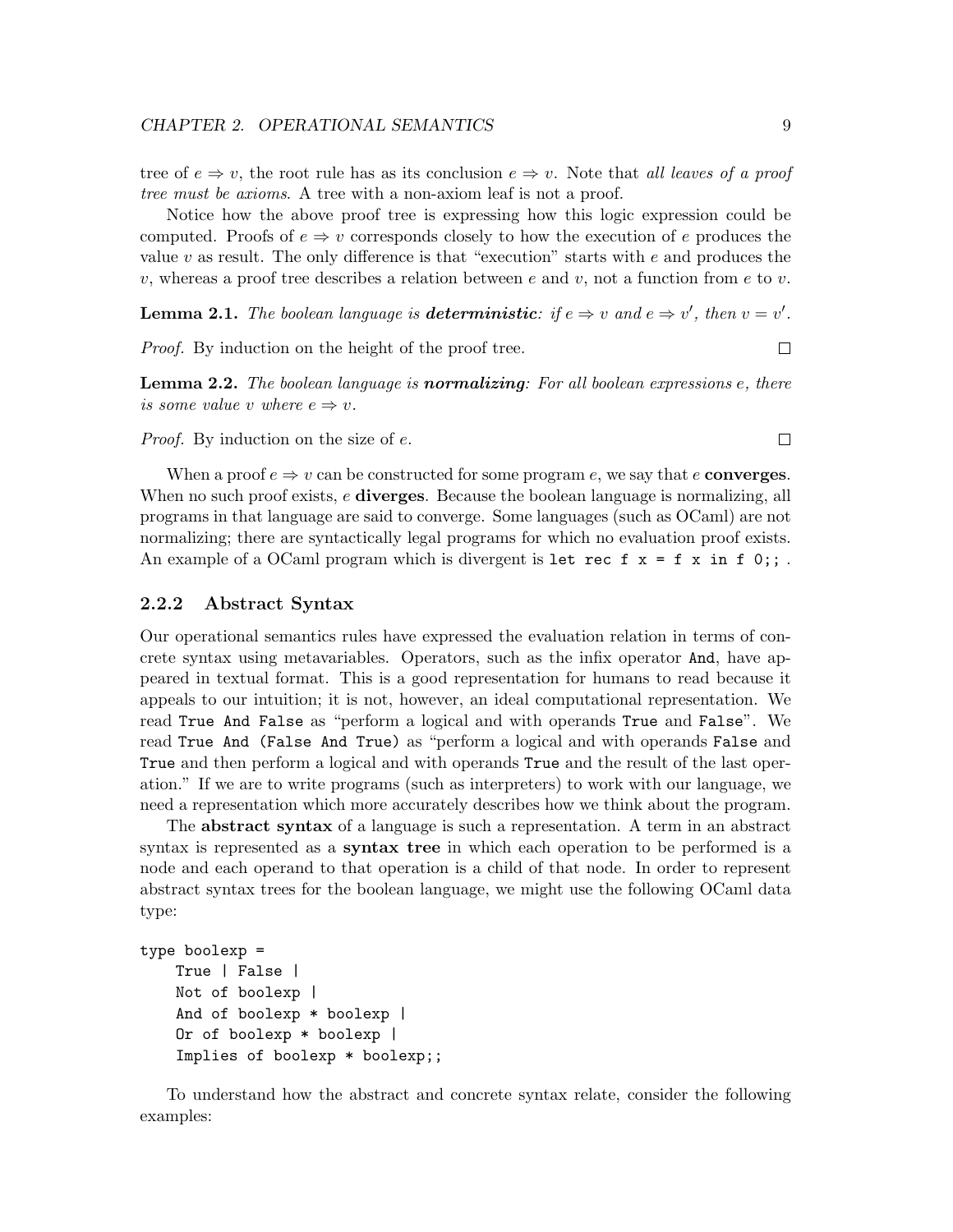tree of $e \Rightarrow v$, the root rule has as its conclusion $e \Rightarrow v$. Note that *all leaves of a proof tree must be axioms*. A tree with a non-axiom leaf is not a proof.

Notice how the above proof tree is expressing how this logic expression could be computed. Proofs of $e \Rightarrow v$ corresponds closely to how the execution of $e$ produces the value $v$ as result. The only difference is that "execution" starts with $e$ and produces the $v$, whereas a proof tree describes a relation between $e$ and $v$, not a function from $e$ to $v$.

**Lemma 2.1.** *The boolean language is* ***deterministic****: if $e \Rightarrow v$ and $e \Rightarrow v'$, then $v = v'$.*

*Proof.* By induction on the height of the proof tree. □

**Lemma 2.2.** *The boolean language is* ***normalizing****: For all boolean expressions $e$, there is some value $v$ where $e \Rightarrow v$.*

*Proof.* By induction on the size of $e$. □

When a proof $e \Rightarrow v$ can be constructed for some program $e$, we say that $e$ **converges**. When no such proof exists, $e$ **diverges**. Because the boolean language is normalizing, all programs in that language are said to converge. Some languages (such as OCaml) are not normalizing; there are syntactically legal programs for which no evaluation proof exists. An example of a OCaml program which is divergent is `let rec f x = f x in f 0;;` .

### 2.2.2 Abstract Syntax

Our operational semantics rules have expressed the evaluation relation in terms of concrete syntax using metavariables. Operators, such as the infix operator `And`, have appeared in textual format. This is a good representation for humans to read because it appeals to our intuition; it is not, however, an ideal computational representation. We read `True And False` as "perform a logical and with operands `True` and `False`". We read `True And (False And True)` as "perform a logical and with operands `False` and `True` and then perform a logical and with operands `True` and the result of the last operation." If we are to write programs (such as interpreters) to work with our language, we need a representation which more accurately describes how we think about the program.

The **abstract syntax** of a language is such a representation. A term in an abstract syntax is represented as a **syntax tree** in which each operation to be performed is a node and each operand to that operation is a child of that node. In order to represent abstract syntax trees for the boolean language, we might use the following OCaml data type:

```
type boolexp =
    True | False |
    Not of boolexp |
    And of boolexp * boolexp |
    Or of boolexp * boolexp |
    Implies of boolexp * boolexp;;
```

To understand how the abstract and concrete syntax relate, consider the following examples: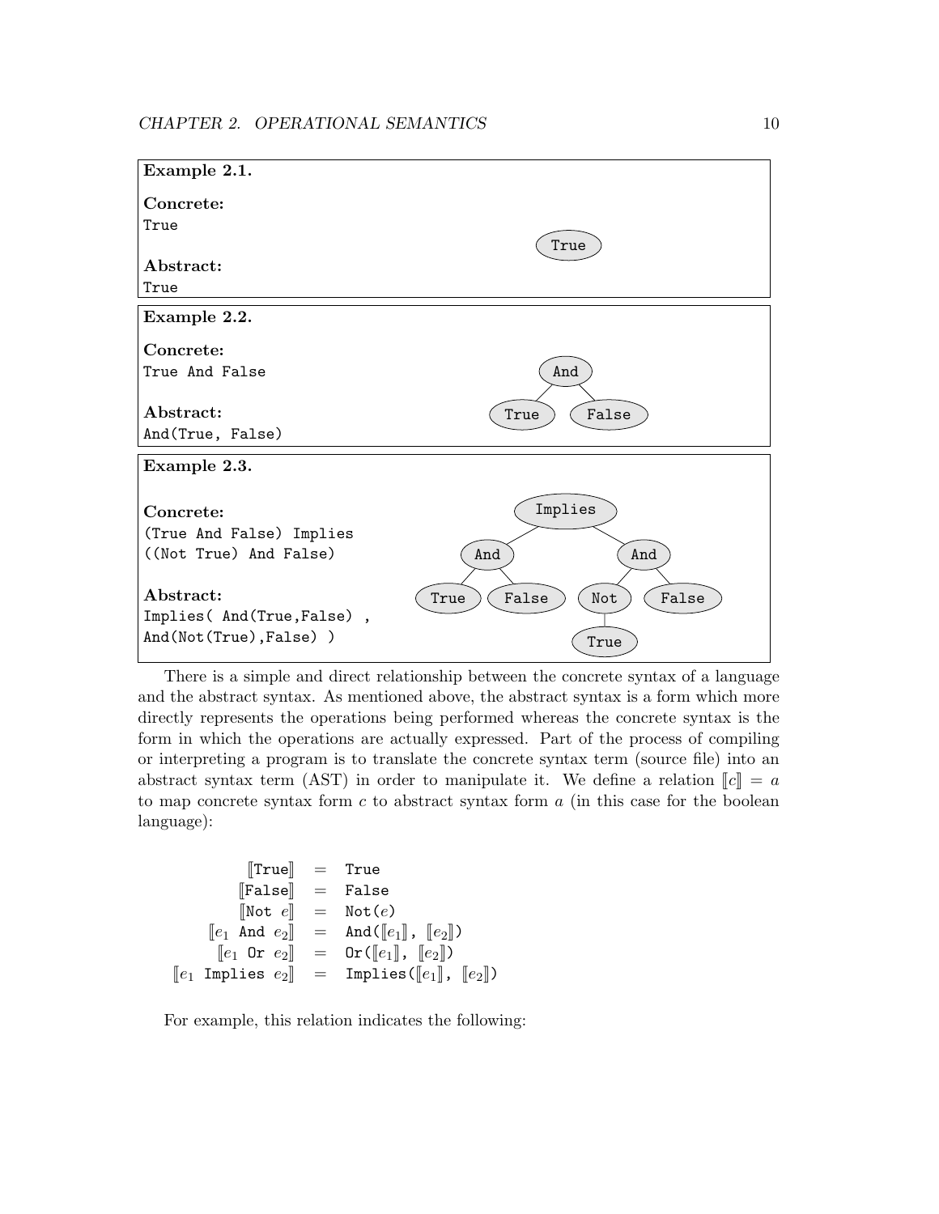**Example 2.1.**

**Concrete:**
`True`

**Abstract:**
`True`

**Example 2.2.**

**Concrete:**
`True And False`

**Abstract:**
`And(True, False)`

**Example 2.3.**

**Concrete:**
```
(True And False) Implies
((Not True) And False)
```

**Abstract:**
```
Implies( And(True,False) ,
And(Not(True),False) )
```

There is a simple and direct relationship between the concrete syntax of a language and the abstract syntax. As mentioned above, the abstract syntax is a form which more directly represents the operations being performed whereas the concrete syntax is the form in which the operations are actually expressed. Part of the process of compiling or interpreting a program is to translate the concrete syntax term (source file) into an abstract syntax term (AST) in order to manipulate it. We define a relation $[\![c]\!] = a$ to map concrete syntax form $c$ to abstract syntax form $a$ (in this case for the boolean language):

$$
\begin{array}{rcl}
[\![\texttt{True}]\!] & = & \texttt{True} \\
[\![\texttt{False}]\!] & = & \texttt{False} \\
[\![\texttt{Not}\ e]\!] & = & \texttt{Not}(e) \\
[\![e_1\ \texttt{And}\ e_2]\!] & = & \texttt{And}([\![e_1]\!],\ [\![e_2]\!]) \\
[\![e_1\ \texttt{Or}\ e_2]\!] & = & \texttt{Or}([\![e_1]\!],\ [\![e_2]\!]) \\
[\![e_1\ \texttt{Implies}\ e_2]\!] & = & \texttt{Implies}([\![e_1]\!],\ [\![e_2]\!])
\end{array}
$$

For example, this relation indicates the following: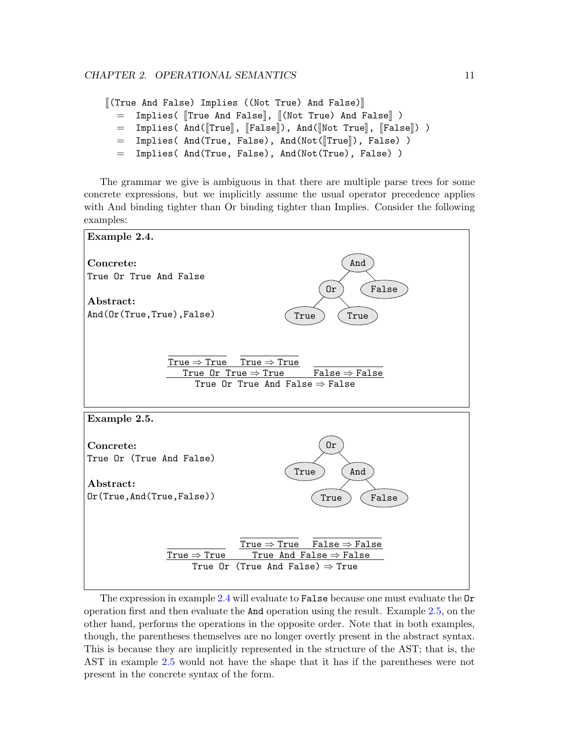```
⟦(True And False) Implies ((Not True) And False)⟧
  =  Implies( ⟦True And False⟧, ⟦(Not True) And False⟧ )
  =  Implies( And(⟦True⟧, ⟦False⟧), And(⟦Not True⟧, ⟦False⟧) )
  =  Implies( And(True, False), And(Not(⟦True⟧), False) )
  =  Implies( And(True, False), And(Not(True), False) )
```

The grammar we give is ambiguous in that there are multiple parse trees for some concrete expressions, but we implicitly assume the usual operator precedence applies with And binding tighter than Or binding tighter than Implies. Consider the following examples:

**Example 2.4.**

**Concrete:**
`True Or True And False`

**Abstract:**
`And(Or(True,True),False)`

```
        And
       /   \
     Or    False
    /  \
 True  True
```

$$\dfrac{\dfrac{\dfrac{}{\texttt{True} \Rightarrow \texttt{True}} \quad \dfrac{}{\texttt{True} \Rightarrow \texttt{True}}}{\texttt{True Or True} \Rightarrow \texttt{True}} \qquad \dfrac{}{\texttt{False} \Rightarrow \texttt{False}}}{\texttt{True Or True And False} \Rightarrow \texttt{False}}$$

**Example 2.5.**

**Concrete:**
`True Or (True And False)`

**Abstract:**
`Or(True,And(True,False))`

```
       Or
      /  \
   True   And
         /   \
      True   False
```

$$\dfrac{\dfrac{}{\texttt{True} \Rightarrow \texttt{True}} \qquad \dfrac{\dfrac{}{\texttt{True} \Rightarrow \texttt{True}} \quad \dfrac{}{\texttt{False} \Rightarrow \texttt{False}}}{\texttt{True And False} \Rightarrow \texttt{False}}}{\texttt{True Or (True And False)} \Rightarrow \texttt{True}}$$

The expression in example 2.4 will evaluate to `False` because one must evaluate the `Or` operation first and then evaluate the `And` operation using the result. Example 2.5, on the other hand, performs the operations in the opposite order. Note that in both examples, though, the parentheses themselves are no longer overtly present in the abstract syntax. This is because they are implicitly represented in the structure of the AST; that is, the AST in example 2.5 would not have the shape that it has if the parentheses were not present in the concrete syntax of the form.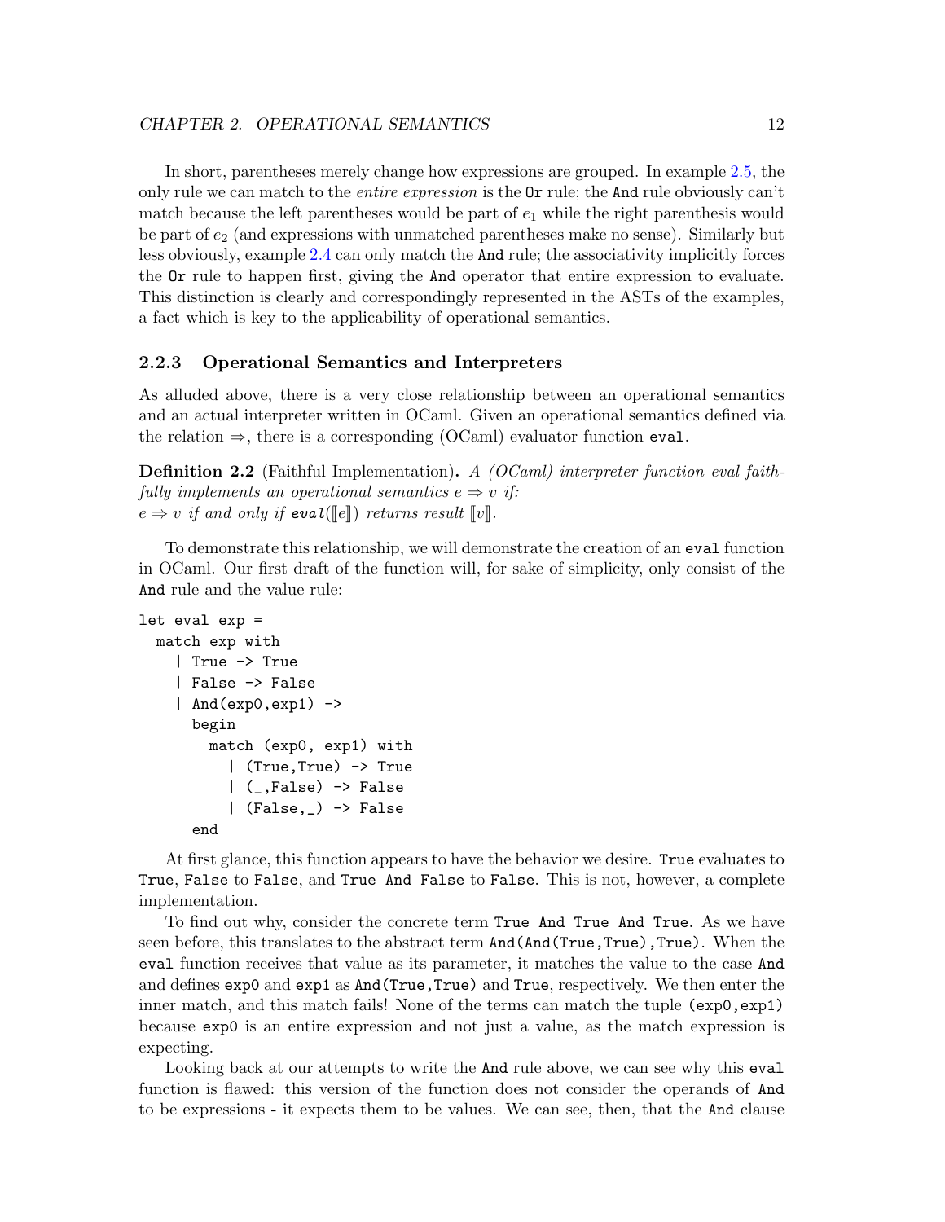In short, parentheses merely change how expressions are grouped. In example 2.5, the only rule we can match to the *entire expression* is the `Or` rule; the `And` rule obviously can't match because the left parentheses would be part of $e_1$ while the right parenthesis would be part of $e_2$ (and expressions with unmatched parentheses make no sense). Similarly but less obviously, example 2.4 can only match the `And` rule; the associativity implicitly forces the `Or` rule to happen first, giving the `And` operator that entire expression to evaluate. This distinction is clearly and correspondingly represented in the ASTs of the examples, a fact which is key to the applicability of operational semantics.

### 2.2.3 Operational Semantics and Interpreters

As alluded above, there is a very close relationship between an operational semantics and an actual interpreter written in OCaml. Given an operational semantics defined via the relation $\Rightarrow$, there is a corresponding (OCaml) evaluator function `eval`.

**Definition 2.2** (Faithful Implementation)**.** *A (OCaml) interpreter function eval faithfully implements an operational semantics $e \Rightarrow v$ if:*
*$e \Rightarrow v$ if and only if **eval**($\llbracket e \rrbracket$) returns result $\llbracket v \rrbracket$.*

To demonstrate this relationship, we will demonstrate the creation of an `eval` function in OCaml. Our first draft of the function will, for sake of simplicity, only consist of the `And` rule and the value rule:

```
let eval exp =
  match exp with
   | True -> True
   | False -> False
   | And(exp0,exp1) ->
     begin
       match (exp0, exp1) with
         | (True,True) -> True
         | (_,False) -> False
         | (False,_) -> False
     end
```

At first glance, this function appears to have the behavior we desire. `True` evaluates to `True`, `False` to `False`, and `True And False` to `False`. This is not, however, a complete implementation.

To find out why, consider the concrete term `True And True And True`. As we have seen before, this translates to the abstract term `And(And(True,True),True)`. When the `eval` function receives that value as its parameter, it matches the value to the case `And` and defines `exp0` and `exp1` as `And(True,True)` and `True`, respectively. We then enter the inner match, and this match fails! None of the terms can match the tuple `(exp0,exp1)` because `exp0` is an entire expression and not just a value, as the match expression is expecting.

Looking back at our attempts to write the `And` rule above, we can see why this `eval` function is flawed: this version of the function does not consider the operands of `And` to be expressions - it expects them to be values. We can see, then, that the `And` clause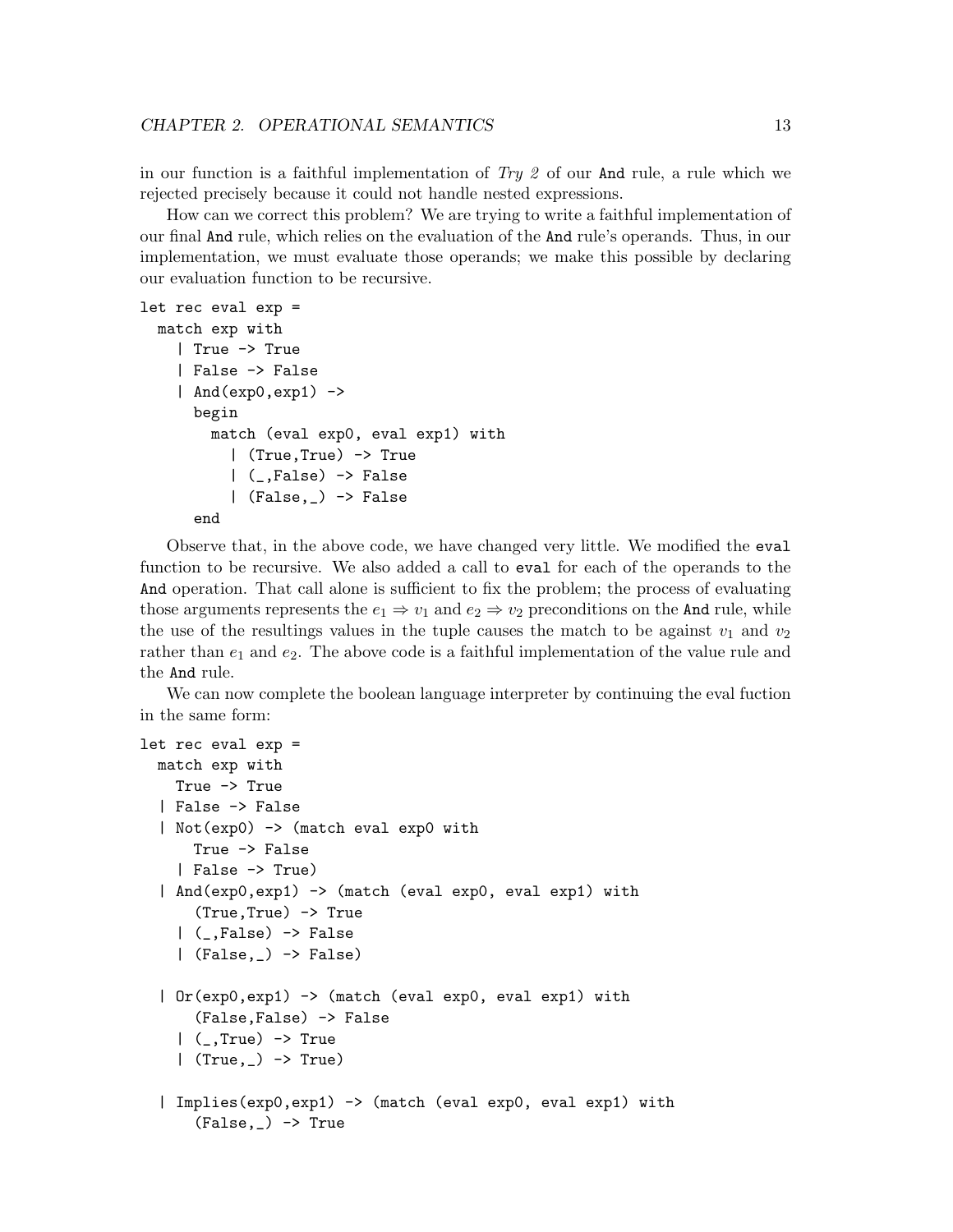in our function is a faithful implementation of *Try 2* of our `And` rule, a rule which we rejected precisely because it could not handle nested expressions.

How can we correct this problem? We are trying to write a faithful implementation of our final `And` rule, which relies on the evaluation of the `And` rule's operands. Thus, in our implementation, we must evaluate those operands; we make this possible by declaring our evaluation function to be recursive.

```
let rec eval exp =
  match exp with
    | True -> True
    | False -> False
    | And(exp0,exp1) ->
      begin
        match (eval exp0, eval exp1) with
          | (True,True) -> True
          | (_,False) -> False
          | (False,_) -> False
      end
```

Observe that, in the above code, we have changed very little. We modified the `eval` function to be recursive. We also added a call to `eval` for each of the operands to the `And` operation. That call alone is sufficient to fix the problem; the process of evaluating those arguments represents the $e_1 \Rightarrow v_1$ and $e_2 \Rightarrow v_2$ preconditions on the `And` rule, while the use of the resultings values in the tuple causes the match to be against $v_1$ and $v_2$ rather than $e_1$ and $e_2$. The above code is a faithful implementation of the value rule and the `And` rule.

We can now complete the boolean language interpreter by continuing the eval fuction in the same form:

```
let rec eval exp =
  match exp with
    True -> True
  | False -> False
  | Not(exp0) -> (match eval exp0 with
      True -> False
    | False -> True)
  | And(exp0,exp1) -> (match (eval exp0, eval exp1) with
      (True,True) -> True
    | (_,False) -> False
    | (False,_) -> False)

  | Or(exp0,exp1) -> (match (eval exp0, eval exp1) with
      (False,False) -> False
    | (_,True) -> True
    | (True,_) -> True)

  | Implies(exp0,exp1) -> (match (eval exp0, eval exp1) with
      (False,_) -> True
```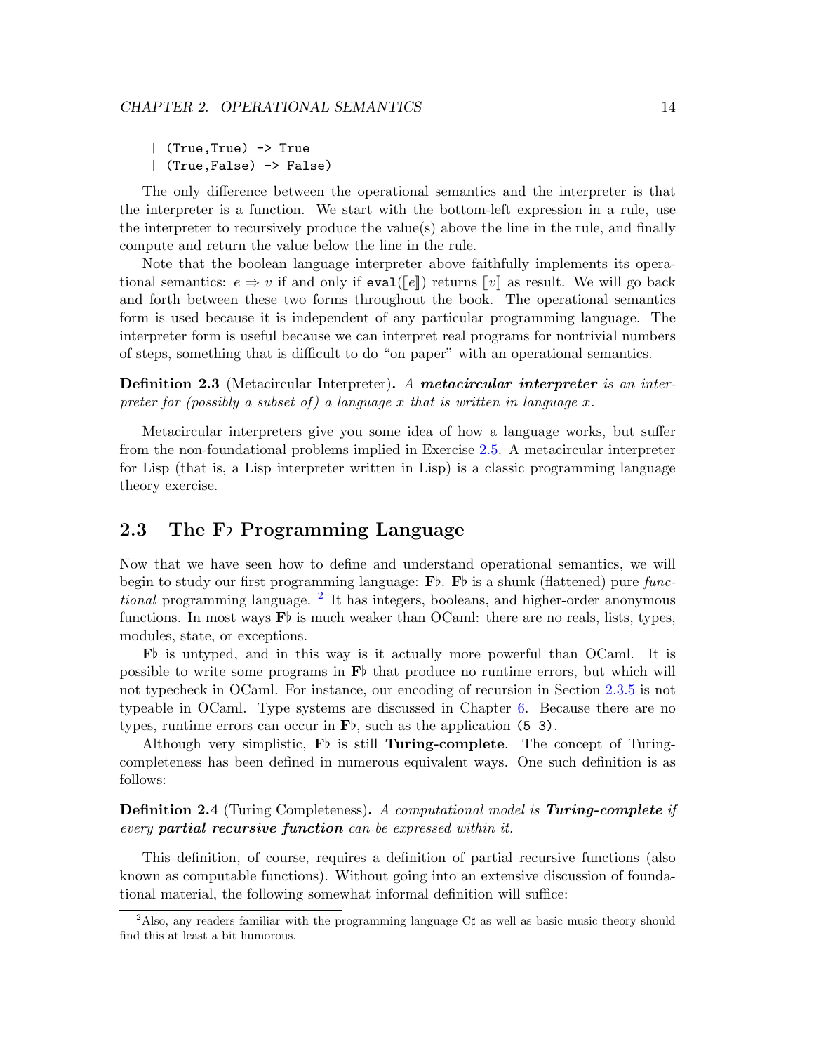```
  | (True,True) -> True
  | (True,False) -> False)
```

The only difference between the operational semantics and the interpreter is that the interpreter is a function. We start with the bottom-left expression in a rule, use the interpreter to recursively produce the value(s) above the line in the rule, and finally compute and return the value below the line in the rule.

Note that the boolean language interpreter above faithfully implements its operational semantics: $e \Rightarrow v$ if and only if `eval`($[\![e]\!]$) returns $[\![v]\!]$ as result. We will go back and forth between these two forms throughout the book. The operational semantics form is used because it is independent of any particular programming language. The interpreter form is useful because we can interpret real programs for nontrivial numbers of steps, something that is difficult to do "on paper" with an operational semantics.

**Definition 2.3** (Metacircular Interpreter)**.** *A **metacircular interpreter** is an interpreter for (possibly a subset of) a language x that is written in language x.*

Metacircular interpreters give you some idea of how a language works, but suffer from the non-foundational problems implied in Exercise 2.5. A metacircular interpreter for Lisp (that is, a Lisp interpreter written in Lisp) is a classic programming language theory exercise.

## 2.3 The F♭ Programming Language

Now that we have seen how to define and understand operational semantics, we will begin to study our first programming language: **F♭**. **F♭** is a shunk (flattened) pure *functional* programming language. [2] It has integers, booleans, and higher-order anonymous functions. In most ways **F♭** is much weaker than OCaml: there are no reals, lists, types, modules, state, or exceptions.

**F♭** is untyped, and in this way is it actually more powerful than OCaml. It is possible to write some programs in **F♭** that produce no runtime errors, but which will not typecheck in OCaml. For instance, our encoding of recursion in Section 2.3.5 is not typeable in OCaml. Type systems are discussed in Chapter 6. Because there are no types, runtime errors can occur in **F♭**, such as the application `(5 3)`.

Although very simplistic, **F♭** is still **Turing-complete**. The concept of Turing-completeness has been defined in numerous equivalent ways. One such definition is as follows:

**Definition 2.4** (Turing Completeness)**.** *A computational model is **Turing-complete** if every **partial recursive function** can be expressed within it.*

This definition, of course, requires a definition of partial recursive functions (also known as computable functions). Without going into an extensive discussion of foundational material, the following somewhat informal definition will suffice:

[2] Also, any readers familiar with the programming language C♯ as well as basic music theory should find this at least a bit humorous.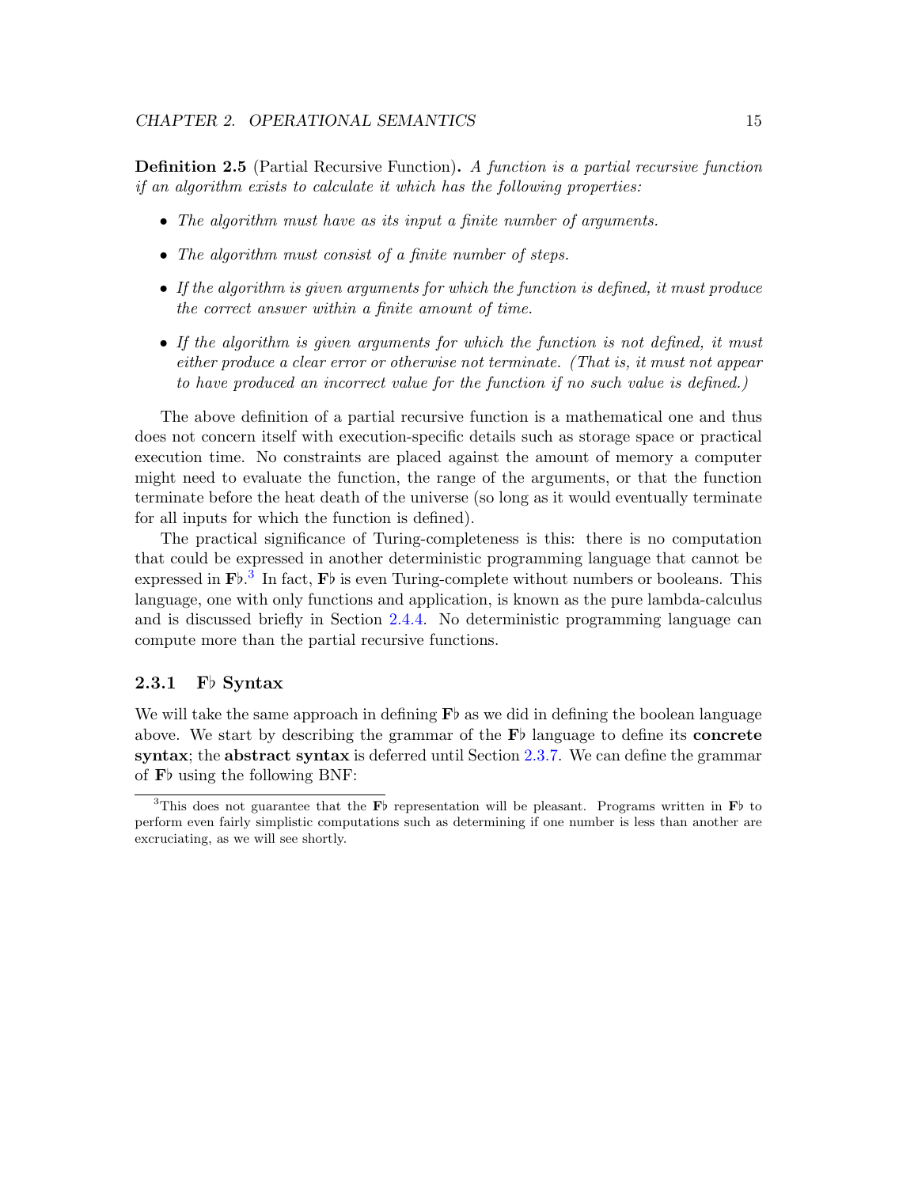**Definition 2.5** (Partial Recursive Function)**.** *A function is a partial recursive function if an algorithm exists to calculate it which has the following properties:*

- *The algorithm must have as its input a finite number of arguments.*
- *The algorithm must consist of a finite number of steps.*
- *If the algorithm is given arguments for which the function is defined, it must produce the correct answer within a finite amount of time.*
- *If the algorithm is given arguments for which the function is not defined, it must either produce a clear error or otherwise not terminate. (That is, it must not appear to have produced an incorrect value for the function if no such value is defined.)*

The above definition of a partial recursive function is a mathematical one and thus does not concern itself with execution-specific details such as storage space or practical execution time. No constraints are placed against the amount of memory a computer might need to evaluate the function, the range of the arguments, or that the function terminate before the heat death of the universe (so long as it would eventually terminate for all inputs for which the function is defined).

The practical significance of Turing-completeness is this: there is no computation that could be expressed in another deterministic programming language that cannot be expressed in **F♭**.[3] In fact, **F♭** is even Turing-complete without numbers or booleans. This language, one with only functions and application, is known as the pure lambda-calculus and is discussed briefly in Section 2.4.4. No deterministic programming language can compute more than the partial recursive functions.

### 2.3.1 F♭ Syntax

We will take the same approach in defining **F♭** as we did in defining the boolean language above. We start by describing the grammar of the **F♭** language to define its **concrete syntax**; the **abstract syntax** is deferred until Section 2.3.7. We can define the grammar of **F♭** using the following BNF:

[3] This does not guarantee that the **F♭** representation will be pleasant. Programs written in **F♭** to perform even fairly simplistic computations such as determining if one number is less than another are excruciating, as we will see shortly.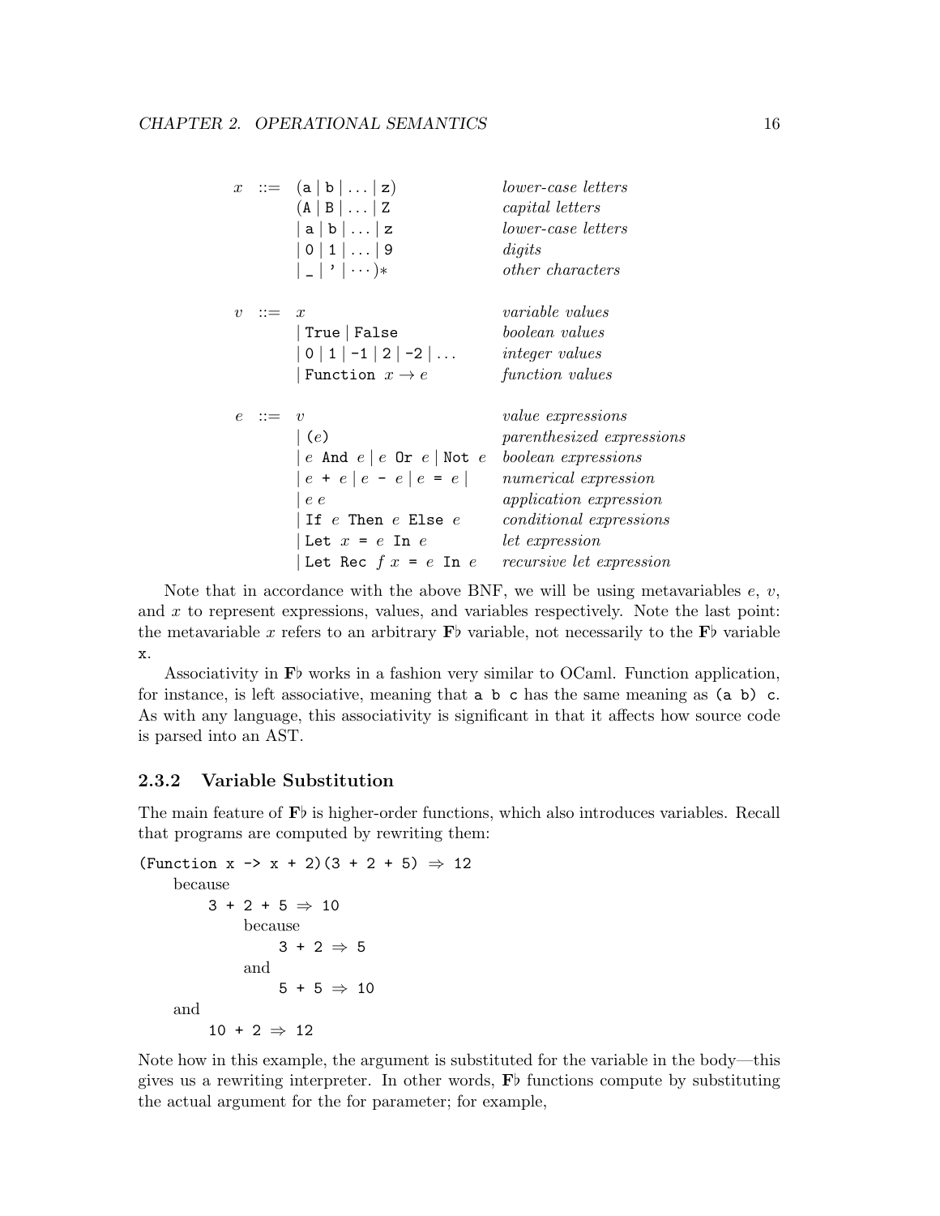| | | | |
|---|---|---|---|
| $x$ | ::= | (a \| b \| ... \| z) | *lower-case letters* |
| | | (A \| B \| ... \| Z | *capital letters* |
| | | \| a \| b \| ... \| z | *lower-case letters* |
| | | \| 0 \| 1 \| ... \| 9 | *digits* |
| | | \| _ \| ' \| $\cdots$)* | *other characters* |
| | | | |
| $v$ | ::= | $x$ | *variable values* |
| | | \| True \| False | *boolean values* |
| | | \| 0 \| 1 \| -1 \| 2 \| -2 \| ... | *integer values* |
| | | \| Function $x \to e$ | *function values* |
| | | | |
| $e$ | ::= | $v$ | *value expressions* |
| | | \| ($e$) | *parenthesized expressions* |
| | | \| $e$ And $e$ \| $e$ Or $e$ \| Not $e$ | *boolean expressions* |
| | | \| $e$ + $e$ \| $e$ - $e$ \| $e$ = $e$ \| | *numerical expression* |
| | | \| $e$ $e$ | *application expression* |
| | | \| If $e$ Then $e$ Else $e$ | *conditional expressions* |
| | | \| Let $x$ = $e$ In $e$ | *let expression* |
| | | \| Let Rec $f$ $x$ = $e$ In $e$ | *recursive let expression* |

Note that in accordance with the above BNF, we will be using metavariables $e$, $v$, and $x$ to represent expressions, values, and variables respectively. Note the last point: the metavariable $x$ refers to an arbitrary **F♭** variable, not necessarily to the **F♭** variable `x`.

Associativity in **F♭** works in a fashion very similar to OCaml. Function application, for instance, is left associative, meaning that `a b c` has the same meaning as `(a b) c`. As with any language, this associativity is significant in that it affects how source code is parsed into an AST.

### 2.3.2 Variable Substitution

The main feature of **F♭** is higher-order functions, which also introduces variables. Recall that programs are computed by rewriting them:

```
(Function x -> x + 2)(3 + 2 + 5) ⇒ 12
    because
        3 + 2 + 5 ⇒ 10
            because
                3 + 2 ⇒ 5
            and
                5 + 5 ⇒ 10
    and
        10 + 2 ⇒ 12
```

Note how in this example, the argument is substituted for the variable in the body—this gives us a rewriting interpreter. In other words, **F♭** functions compute by substituting the actual argument for the for parameter; for example,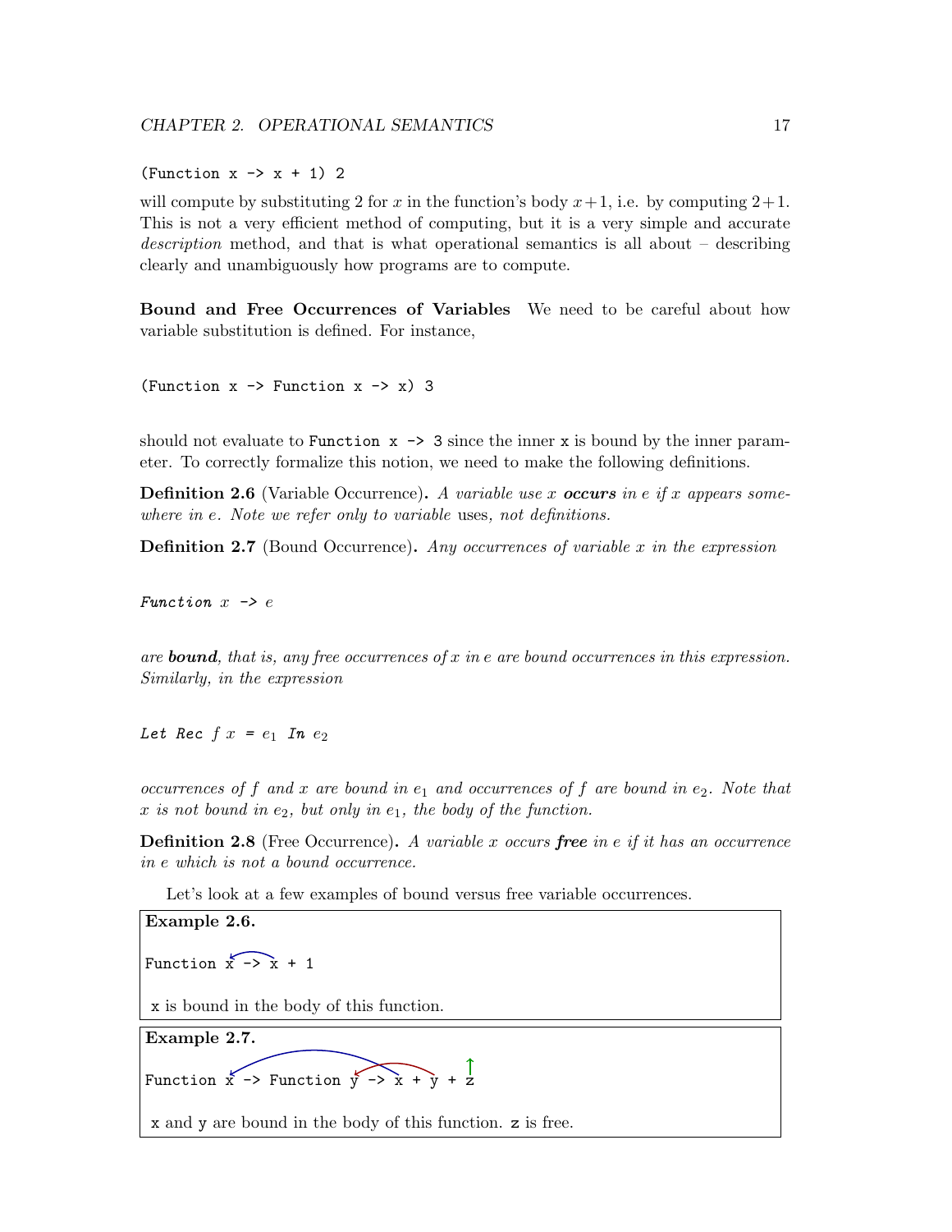```
(Function x -> x + 1) 2
```

will compute by substituting 2 for $x$ in the function's body $x+1$, i.e. by computing $2+1$. This is not a very efficient method of computing, but it is a very simple and accurate *description* method, and that is what operational semantics is all about – describing clearly and unambiguously how programs are to compute.

**Bound and Free Occurrences of Variables** We need to be careful about how variable substitution is defined. For instance,

```
(Function x -> Function x -> x) 3
```

should not evaluate to `Function x -> 3` since the inner `x` is bound by the inner parameter. To correctly formalize this notion, we need to make the following definitions.

**Definition 2.6** (Variable Occurrence)**.** *A variable use $x$ **occurs** in $e$ if $x$ appears somewhere in $e$. Note we refer only to variable* uses*, not definitions.*

**Definition 2.7** (Bound Occurrence)**.** *Any occurrences of variable $x$ in the expression*

*`Function` $x$ `->` $e$*

*are **bound**, that is, any free occurrences of $x$ in $e$ are bound occurrences in this expression. Similarly, in the expression*

*`Let Rec` $f$ $x$ `=` $e_1$ `In` $e_2$*

*occurrences of $f$ and $x$ are bound in $e_1$ and occurrences of $f$ are bound in $e_2$. Note that $x$ is not bound in $e_2$, but only in $e_1$, the body of the function.*

**Definition 2.8** (Free Occurrence)**.** *A variable $x$ occurs **free** in $e$ if it has an occurrence in $e$ which is not a bound occurrence.*

Let's look at a few examples of bound versus free variable occurrences.

**Example 2.6.**

```
Function x -> x + 1
```

`x` is bound in the body of this function.

**Example 2.7.**

```
Function x -> Function y -> x + y + z
```

`x` and `y` are bound in the body of this function. `z` is free.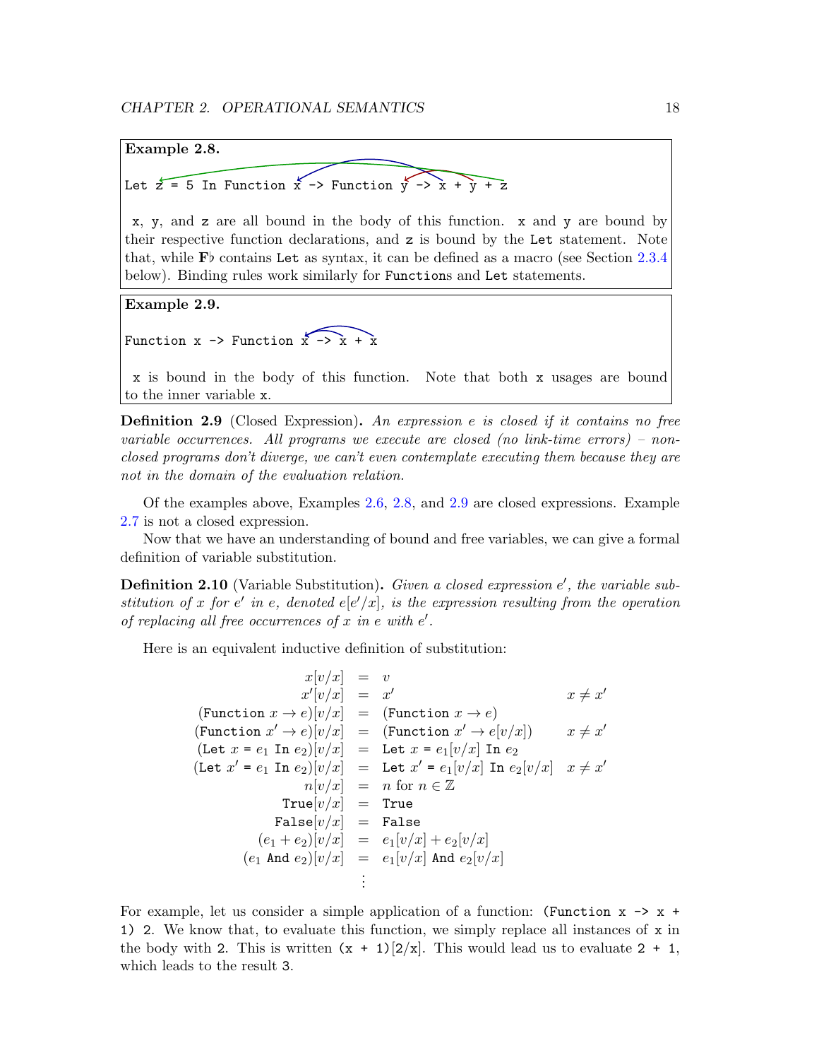**Example 2.8.**

```
Let z = 5 In Function x -> Function y -> x + y + z
```

x, y, and z are all bound in the body of this function. x and y are bound by their respective function declarations, and z is bound by the Let statement. Note that, while **F♭** contains Let as syntax, it can be defined as a macro (see Section 2.3.4 below). Binding rules work similarly for Functions and Let statements.

**Example 2.9.**

```
Function x -> Function x -> x + x
```

x is bound in the body of this function. Note that both x usages are bound to the inner variable x.

**Definition 2.9** (Closed Expression)**.** *An expression $e$ is closed if it contains no free variable occurrences. All programs we execute are closed (no link-time errors) – non-closed programs don't diverge, we can't even contemplate executing them because they are not in the domain of the evaluation relation.*

Of the examples above, Examples 2.6, 2.8, and 2.9 are closed expressions. Example 2.7 is not a closed expression.

Now that we have an understanding of bound and free variables, we can give a formal definition of variable substitution.

**Definition 2.10** (Variable Substitution)**.** *Given a closed expression $e'$, the variable substitution of $x$ for $e'$ in $e$, denoted $e[e'/x]$, is the expression resulting from the operation of replacing all free occurrences of $x$ in $e$ with $e'$.*

Here is an equivalent inductive definition of substitution:

$$
\begin{array}{rcll}
x[v/x] & = & v & \\
x'[v/x] & = & x' & x \neq x' \\
(\texttt{Function } x \to e)[v/x] & = & (\texttt{Function } x \to e) & \\
(\texttt{Function } x' \to e)[v/x] & = & (\texttt{Function } x' \to e[v/x]) & x \neq x' \\
(\texttt{Let } x \texttt{ = } e_1 \texttt{ In } e_2)[v/x] & = & \texttt{Let } x \texttt{ = } e_1[v/x] \texttt{ In } e_2 & \\
(\texttt{Let } x' \texttt{ = } e_1 \texttt{ In } e_2)[v/x] & = & \texttt{Let } x' \texttt{ = } e_1[v/x] \texttt{ In } e_2[v/x] & x \neq x' \\
n[v/x] & = & n \text{ for } n \in \mathbb{Z} & \\
\texttt{True}[v/x] & = & \texttt{True} & \\
\texttt{False}[v/x] & = & \texttt{False} & \\
(e_1 + e_2)[v/x] & = & e_1[v/x] + e_2[v/x] & \\
(e_1 \texttt{ And } e_2)[v/x] & = & e_1[v/x] \texttt{ And } e_2[v/x] & \\
& \vdots & &
\end{array}
$$

For example, let us consider a simple application of a function: (Function x -> x + 1) 2. We know that, to evaluate this function, we simply replace all instances of x in the body with 2. This is written (x + 1)[2/x]. This would lead us to evaluate 2 + 1, which leads to the result 3.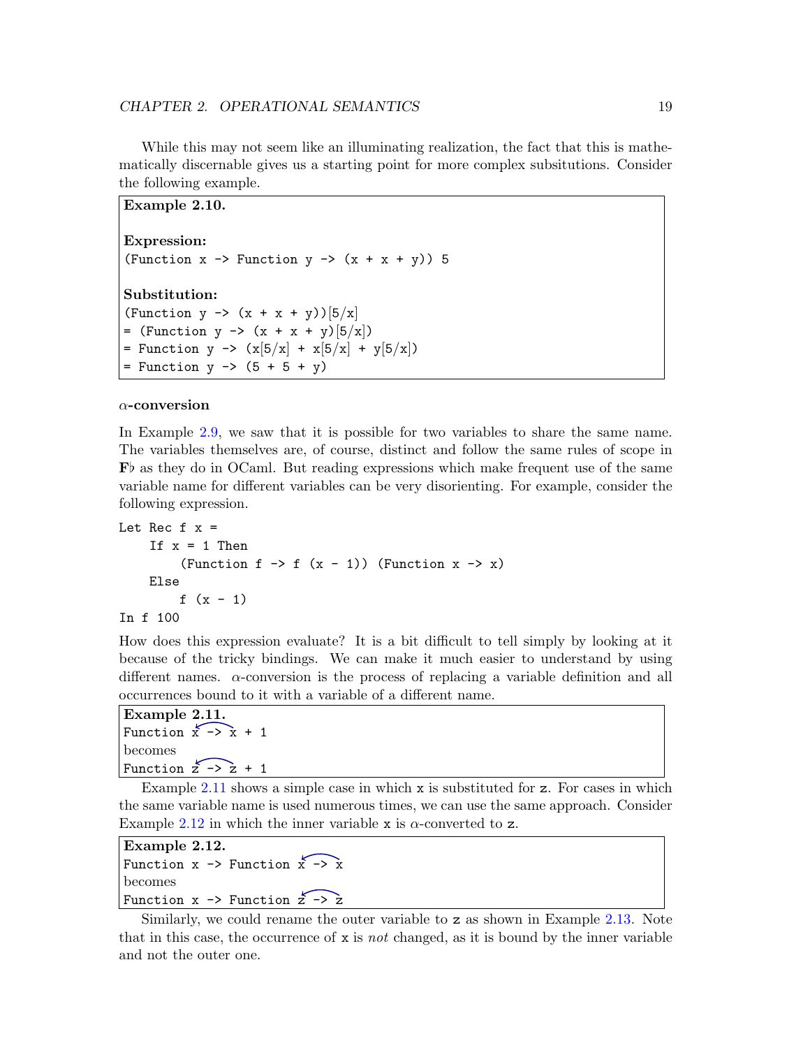While this may not seem like an illuminating realization, the fact that this is mathematically discernable gives us a starting point for more complex subsitutions. Consider the following example.

**Example 2.10.**

**Expression:**

```
(Function x -> Function y -> (x + x + y)) 5
```

**Substitution:**

```
(Function y -> (x + x + y))[5/x]
= (Function y -> (x + x + y)[5/x])
= Function y -> (x[5/x] + x[5/x] + y[5/x])
= Function y -> (5 + 5 + y)
```

#### $\alpha$-conversion

In Example 2.9, we saw that it is possible for two variables to share the same name. The variables themselves are, of course, distinct and follow the same rules of scope in **F**♭ as they do in OCaml. But reading expressions which make frequent use of the same variable name for different variables can be very disorienting. For example, consider the following expression.

```
Let Rec f x =
    If x = 1 Then
        (Function f -> f (x - 1)) (Function x -> x)
    Else
        f (x - 1)
In f 100
```

How does this expression evaluate? It is a bit difficult to tell simply by looking at it because of the tricky bindings. We can make it much easier to understand by using different names. $\alpha$-conversion is the process of replacing a variable definition and all occurrences bound to it with a variable of a different name.

**Example 2.11.**

```
Function x -> x + 1
```

becomes

```
Function z -> z + 1
```

Example 2.11 shows a simple case in which x is substituted for z. For cases in which the same variable name is used numerous times, we can use the same approach. Consider Example 2.12 in which the inner variable x is $\alpha$-converted to z.

**Example 2.12.**

```
Function x -> Function x -> x
```

becomes

```
Function x -> Function z -> z
```

Similarly, we could rename the outer variable to z as shown in Example 2.13. Note that in this case, the occurrence of x is *not* changed, as it is bound by the inner variable and not the outer one.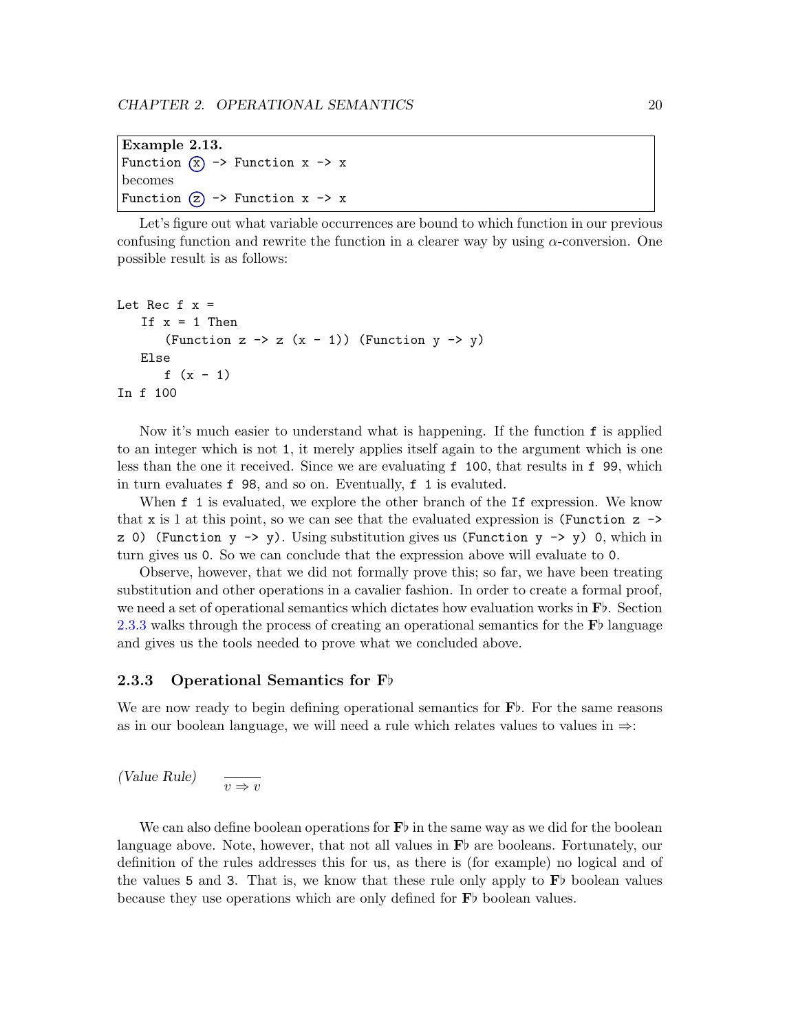> **Example 2.13.**
> `Function (x) -> Function x -> x`
> becomes
> `Function (z) -> Function x -> x`

Let's figure out what variable occurrences are bound to which function in our previous confusing function and rewrite the function in a clearer way by using $\alpha$-conversion. One possible result is as follows:

```
Let Rec f x =
   If x = 1 Then
      (Function z -> z (x - 1)) (Function y -> y)
   Else
      f (x - 1)
In f 100
```

Now it's much easier to understand what is happening. If the function `f` is applied to an integer which is not `1`, it merely applies itself again to the argument which is one less than the one it received. Since we are evaluating `f 100`, that results in `f 99`, which in turn evaluates `f 98`, and so on. Eventually, `f 1` is evaluted.

When `f 1` is evaluated, we explore the other branch of the `If` expression. We know that `x` is 1 at this point, so we can see that the evaluated expression is `(Function z -> z 0) (Function y -> y)`. Using substitution gives us `(Function y -> y) 0`, which in turn gives us `0`. So we can conclude that the expression above will evaluate to `0`.

Observe, however, that we did not formally prove this; so far, we have been treating substitution and other operations in a cavalier fashion. In order to create a formal proof, we need a set of operational semantics which dictates how evaluation works in **F♭**. Section 2.3.3 walks through the process of creating an operational semantics for the **F♭** language and gives us the tools needed to prove what we concluded above.

### 2.3.3 Operational Semantics for F♭

We are now ready to begin defining operational semantics for **F♭**. For the same reasons as in our boolean language, we will need a rule which relates values to values in $\Rightarrow$:

*(Value Rule)* $$\overline{v \Rightarrow v}$$

We can also define boolean operations for **F♭** in the same way as we did for the boolean language above. Note, however, that not all values in **F♭** are booleans. Fortunately, our definition of the rules addresses this for us, as there is (for example) no logical and of the values `5` and `3`. That is, we know that these rule only apply to **F♭** boolean values because they use operations which are only defined for **F♭** boolean values.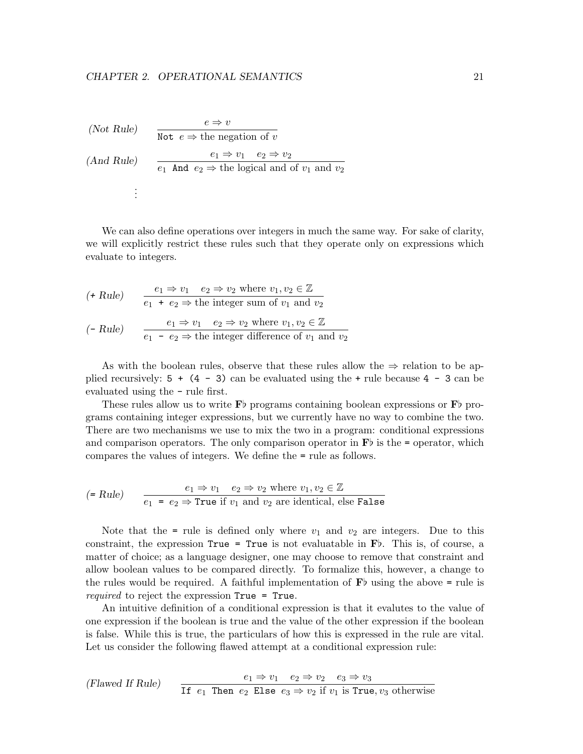(*Not Rule*)

$$\frac{e \Rightarrow v}{\texttt{Not}\ \ e \Rightarrow \text{the negation of } v}$$

(*And Rule*)

$$\frac{e_1 \Rightarrow v_1 \quad e_2 \Rightarrow v_2}{e_1\ \ \texttt{And}\ \ e_2 \Rightarrow \text{the logical and of } v_1 \text{ and } v_2}$$

$$\vdots$$

We can also define operations over integers in much the same way. For sake of clarity, we will explicitly restrict these rules such that they operate only on expressions which evaluate to integers.

(`+` *Rule*)

$$\frac{e_1 \Rightarrow v_1 \quad e_2 \Rightarrow v_2 \text{ where } v_1, v_2 \in \mathbb{Z}}{e_1\ \ \texttt{+}\ \ e_2 \Rightarrow \text{the integer sum of } v_1 \text{ and } v_2}$$

(`-` *Rule*)

$$\frac{e_1 \Rightarrow v_1 \quad e_2 \Rightarrow v_2 \text{ where } v_1, v_2 \in \mathbb{Z}}{e_1\ \ \texttt{-}\ \ e_2 \Rightarrow \text{the integer difference of } v_1 \text{ and } v_2}$$

As with the boolean rules, observe that these rules allow the $\Rightarrow$ relation to be applied recursively: `5 + (4 - 3)` can be evaluated using the `+` rule because `4 - 3` can be evaluated using the `-` rule first.

These rules allow us to write **F♭** programs containing boolean expressions or **F♭** programs containing integer expressions, but we currently have no way to combine the two. There are two mechanisms we use to mix the two in a program: conditional expressions and comparison operators. The only comparison operator in **F♭** is the `=` operator, which compares the values of integers. We define the `=` rule as follows.

(`=` *Rule*)

$$\frac{e_1 \Rightarrow v_1 \quad e_2 \Rightarrow v_2 \text{ where } v_1, v_2 \in \mathbb{Z}}{e_1\ \ \texttt{=}\ \ e_2 \Rightarrow \texttt{True} \text{ if } v_1 \text{ and } v_2 \text{ are identical, else } \texttt{False}}$$

Note that the `=` rule is defined only where $v_1$ and $v_2$ are integers. Due to this constraint, the expression `True = True` is not evaluatable in **F♭**. This is, of course, a matter of choice; as a language designer, one may choose to remove that constraint and allow boolean values to be compared directly. To formalize this, however, a change to the rules would be required. A faithful implementation of **F♭** using the above `=` rule is *required* to reject the expression `True = True`.

An intuitive definition of a conditional expression is that it evalutes to the value of one expression if the boolean is true and the value of the other expression if the boolean is false. While this is true, the particulars of how this is expressed in the rule are vital. Let us consider the following flawed attempt at a conditional expression rule:

(*Flawed If Rule*)

$$\frac{e_1 \Rightarrow v_1 \quad e_2 \Rightarrow v_2 \quad e_3 \Rightarrow v_3}{\texttt{If}\ \ e_1\ \ \texttt{Then}\ \ e_2\ \ \texttt{Else}\ \ e_3 \Rightarrow v_2 \text{ if } v_1 \text{ is } \texttt{True}, v_3 \text{ otherwise}}$$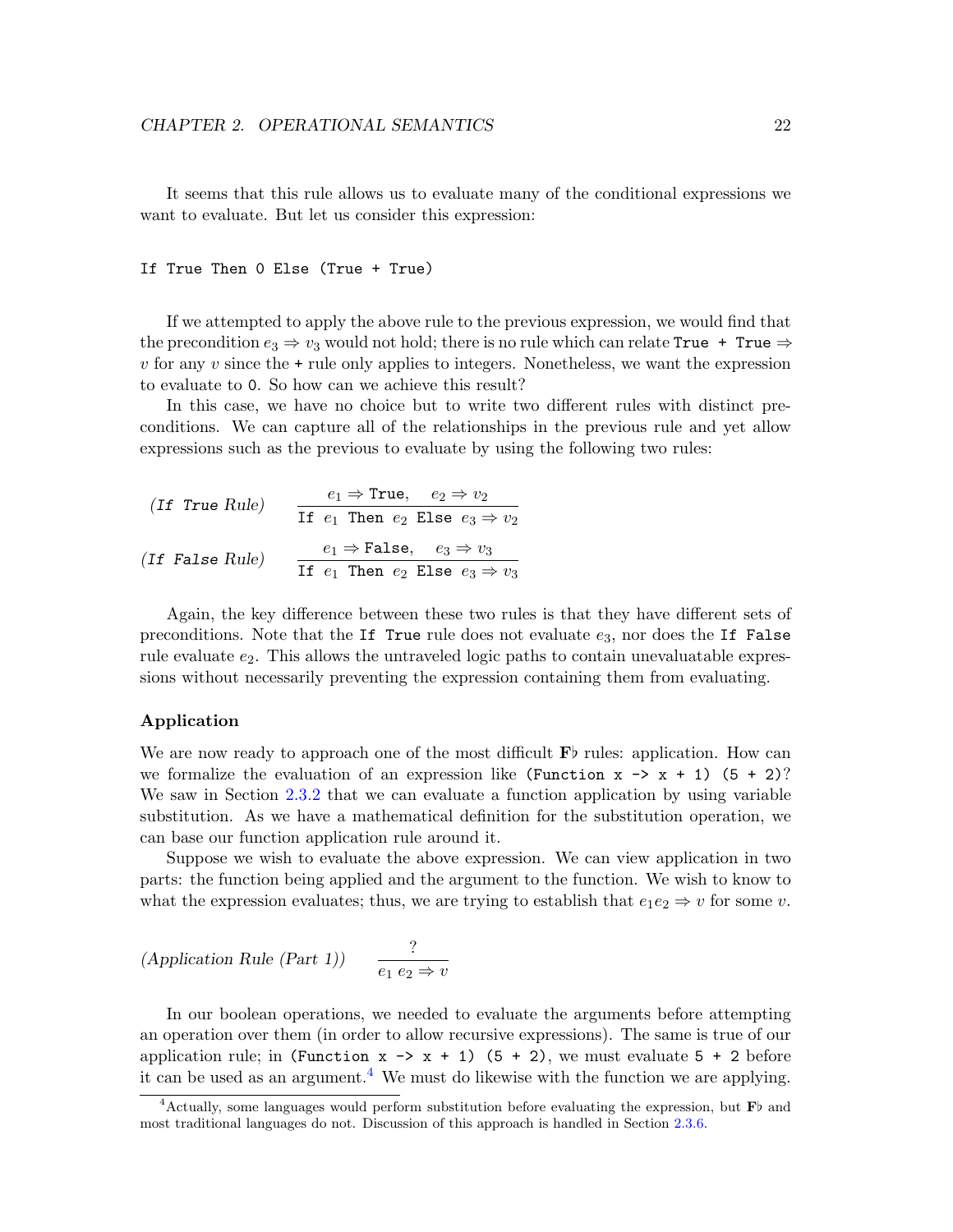It seems that this rule allows us to evaluate many of the conditional expressions we want to evaluate. But let us consider this expression:

```
If True Then 0 Else (True + True)
```

If we attempted to apply the above rule to the previous expression, we would find that the precondition $e_3 \Rightarrow v_3$ would not hold; there is no rule which can relate `True + True` $\Rightarrow v$ for any $v$ since the `+` rule only applies to integers. Nonetheless, we want the expression to evaluate to `0`. So how can we achieve this result?

In this case, we have no choice but to write two different rules with distinct preconditions. We can capture all of the relationships in the previous rule and yet allow expressions such as the previous to evaluate by using the following two rules:

*(`If True` Rule)*
$$\frac{e_1 \Rightarrow \texttt{True}, \quad e_2 \Rightarrow v_2}{\texttt{If } e_1 \texttt{ Then } e_2 \texttt{ Else } e_3 \Rightarrow v_2}$$

*(`If False` Rule)*
$$\frac{e_1 \Rightarrow \texttt{False}, \quad e_3 \Rightarrow v_3}{\texttt{If } e_1 \texttt{ Then } e_2 \texttt{ Else } e_3 \Rightarrow v_3}$$

Again, the key difference between these two rules is that they have different sets of preconditions. Note that the `If True` rule does not evaluate $e_3$, nor does the `If False` rule evaluate $e_2$. This allows the untraveled logic paths to contain unevaluatable expressions without necessarily preventing the expression containing them from evaluating.

### Application

We are now ready to approach one of the most difficult **F♭** rules: application. How can we formalize the evaluation of an expression like `(Function x -> x + 1) (5 + 2)`? We saw in Section 2.3.2 that we can evaluate a function application by using variable substitution. As we have a mathematical definition for the substitution operation, we can base our function application rule around it.

Suppose we wish to evaluate the above expression. We can view application in two parts: the function being applied and the argument to the function. We wish to know to what the expression evaluates; thus, we are trying to establish that $e_1 e_2 \Rightarrow v$ for some $v$.

*(Application Rule (Part 1))*
$$\frac{?}{e_1\ e_2 \Rightarrow v}$$

In our boolean operations, we needed to evaluate the arguments before attempting an operation over them (in order to allow recursive expressions). The same is true of our application rule; in `(Function x -> x + 1) (5 + 2)`, we must evaluate `5 + 2` before it can be used as an argument.[4] We must do likewise with the function we are applying.

[4] Actually, some languages would perform substitution before evaluating the expression, but **F♭** and most traditional languages do not. Discussion of this approach is handled in Section 2.3.6.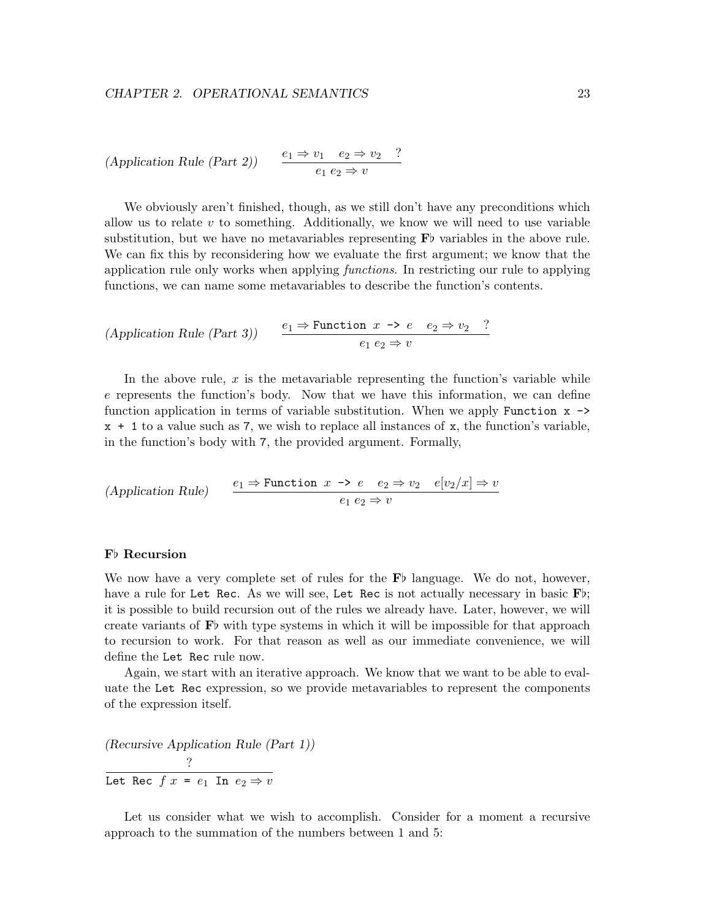*(Application Rule (Part 2))*

$$\frac{e_1 \Rightarrow v_1 \quad e_2 \Rightarrow v_2 \quad ?}{e_1\ e_2 \Rightarrow v}$$

We obviously aren't finished, though, as we still don't have any preconditions which allow us to relate $v$ to something. Additionally, we know we will need to use variable substitution, but we have no metavariables representing **F♭** variables in the above rule. We can fix this by reconsidering how we evaluate the first argument; we know that the application rule only works when applying *functions*. In restricting our rule to applying functions, we can name some metavariables to describe the function's contents.

*(Application Rule (Part 3))*

$$\frac{e_1 \Rightarrow \texttt{Function}\ x\ \texttt{->}\ e \quad e_2 \Rightarrow v_2 \quad ?}{e_1\ e_2 \Rightarrow v}$$

In the above rule, $x$ is the metavariable representing the function's variable while $e$ represents the function's body. Now that we have this information, we can define function application in terms of variable substitution. When we apply `Function x -> x + 1` to a value such as `7`, we wish to replace all instances of `x`, the function's variable, in the function's body with `7`, the provided argument. Formally,

*(Application Rule)*

$$\frac{e_1 \Rightarrow \texttt{Function}\ x\ \texttt{->}\ e \quad e_2 \Rightarrow v_2 \quad e[v_2/x] \Rightarrow v}{e_1\ e_2 \Rightarrow v}$$

#### F♭ Recursion

We now have a very complete set of rules for the **F♭** language. We do not, however, have a rule for `Let Rec`. As we will see, `Let Rec` is not actually necessary in basic **F♭**; it is possible to build recursion out of the rules we already have. Later, however, we will create variants of **F♭** with type systems in which it will be impossible for that approach to recursion to work. For that reason as well as our immediate convenience, we will define the `Let Rec` rule now.

Again, we start with an iterative approach. We know that we want to be able to evaluate the `Let Rec` expression, so we provide metavariables to represent the components of the expression itself.

*(Recursive Application Rule (Part 1))*

$$\frac{?}{\texttt{Let Rec}\ f\ x\ \texttt{=}\ e_1\ \texttt{In}\ e_2 \Rightarrow v}$$

Let us consider what we wish to accomplish. Consider for a moment a recursive approach to the summation of the numbers between 1 and 5: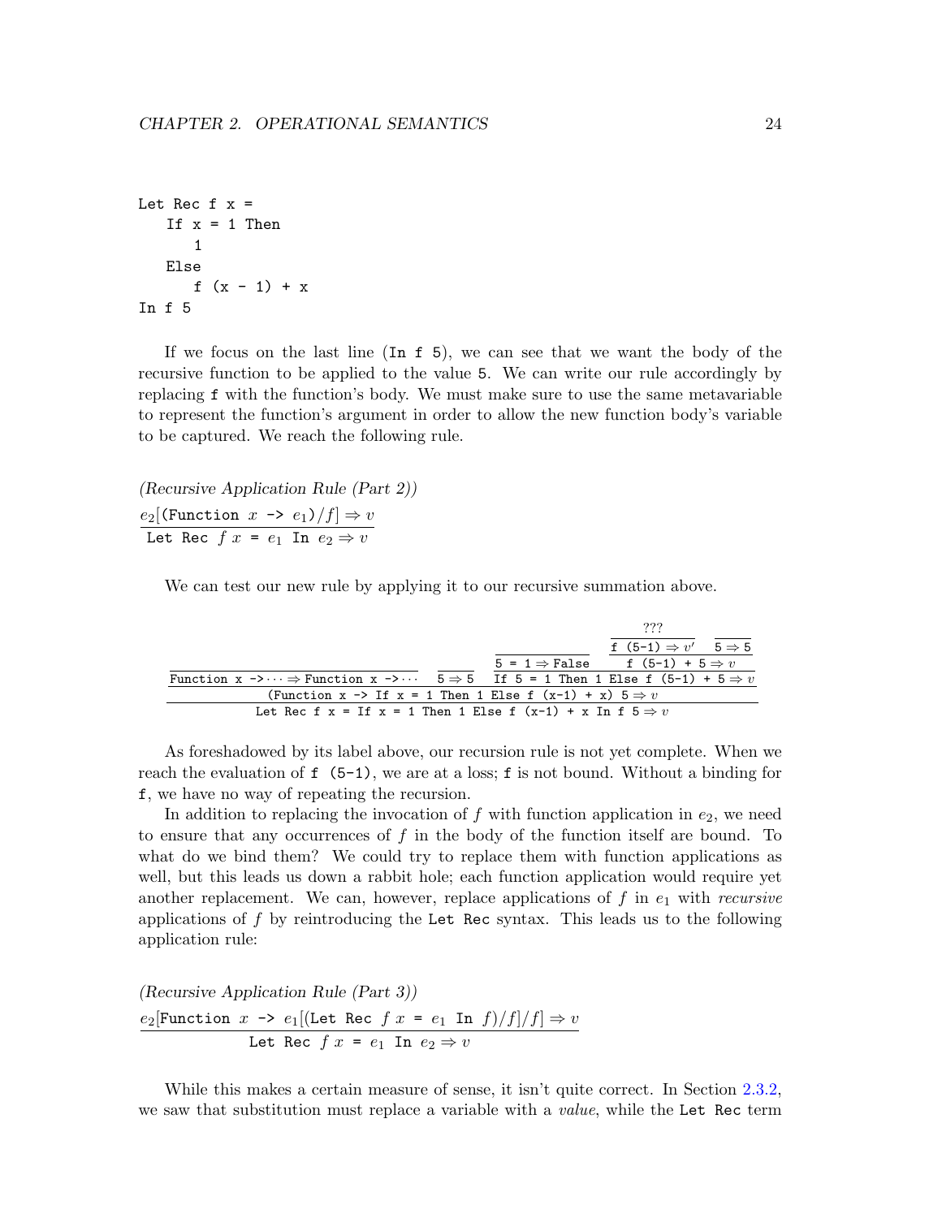```
Let Rec f x =
   If x = 1 Then
      1
   Else
      f (x - 1) + x
In f 5
```

If we focus on the last line (`In f 5`), we can see that we want the body of the recursive function to be applied to the value 5. We can write our rule accordingly by replacing f with the function's body. We must make sure to use the same metavariable to represent the function's argument in order to allow the new function body's variable to be captured. We reach the following rule.

*(Recursive Application Rule (Part 2))*

$$\frac{e_2[(\texttt{Function } x \texttt{ -> } e_1)/f] \Rightarrow v}{\texttt{Let Rec } f\ x \texttt{ = } e_1 \texttt{ In } e_2 \Rightarrow v}$$

We can test our new rule by applying it to our recursive summation above.

$$\frac{\dfrac{}{\texttt{Function x ->}\cdots \Rightarrow \texttt{Function x ->}\cdots} \quad \dfrac{}{5 \Rightarrow 5} \quad \dfrac{\dfrac{}{\texttt{5 = 1} \Rightarrow \texttt{False}} \quad \dfrac{\dfrac{???}{\texttt{f (5-1)} \Rightarrow v'} \quad \dfrac{}{5 \Rightarrow 5}}{\texttt{f (5-1) + 5} \Rightarrow v}}{\texttt{If 5 = 1 Then 1 Else f (5-1) + 5} \Rightarrow v}}{\dfrac{\texttt{(Function x -> If x = 1 Then 1 Else f (x-1) + x) 5} \Rightarrow v}{\texttt{Let Rec f x = If x = 1 Then 1 Else f (x-1) + x In f 5} \Rightarrow v}}$$

As foreshadowed by its label above, our recursion rule is not yet complete. When we reach the evaluation of `f (5-1)`, we are at a loss; f is not bound. Without a binding for f, we have no way of repeating the recursion.

In addition to replacing the invocation of $f$ with function application in $e_2$, we need to ensure that any occurrences of $f$ in the body of the function itself are bound. To what do we bind them? We could try to replace them with function applications as well, but this leads us down a rabbit hole; each function application would require yet another replacement. We can, however, replace applications of $f$ in $e_1$ with *recursive* applications of $f$ by reintroducing the Let Rec syntax. This leads us to the following application rule:

*(Recursive Application Rule (Part 3))*

$$\frac{e_2[\texttt{Function } x \texttt{ -> } e_1[(\texttt{Let Rec } f\ x \texttt{ = } e_1 \texttt{ In } f)/f]/f] \Rightarrow v}{\texttt{Let Rec } f\ x \texttt{ = } e_1 \texttt{ In } e_2 \Rightarrow v}$$

While this makes a certain measure of sense, it isn't quite correct. In Section 2.3.2, we saw that substitution must replace a variable with a *value*, while the Let Rec term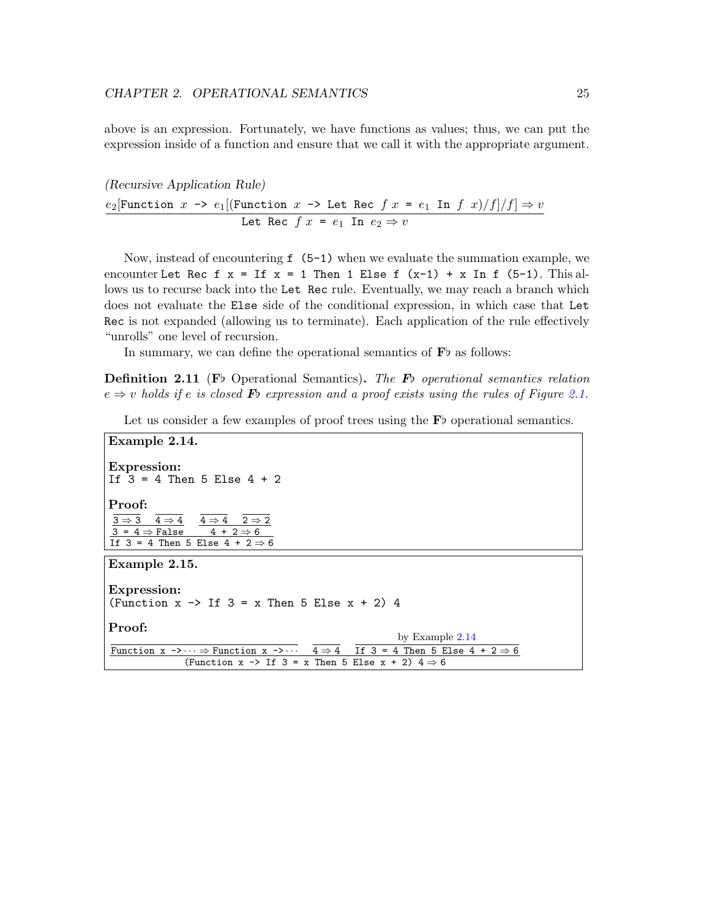above is an expression. Fortunately, we have functions as values; thus, we can put the expression inside of a function and ensure that we call it with the appropriate argument.

*(Recursive Application Rule)*

$$\frac{e_2[\texttt{Function } x \texttt{ -> } e_1[(\texttt{Function } x \texttt{ -> Let Rec } f\ x \texttt{ = } e_1 \texttt{ In } f\ \ x)/f]/f] \Rightarrow v}{\texttt{Let Rec } f\ x \texttt{ = } e_1 \texttt{ In } e_2 \Rightarrow v}$$

Now, instead of encountering `f (5-1)` when we evaluate the summation example, we encounter `Let Rec f x = If x = 1 Then 1 Else f (x-1) + x In f (5-1)`. This allows us to recurse back into the `Let Rec` rule. Eventually, we may reach a branch which does not evaluate the `Else` side of the conditional expression, in which case that `Let Rec` is not expanded (allowing us to terminate). Each application of the rule effectively "unrolls" one level of recursion.

In summary, we can define the operational semantics of **F♭** as follows:

**Definition 2.11** (**F♭** Operational Semantics)**.** *The **F♭** operational semantics relation $e \Rightarrow v$ holds if $e$ is closed **F♭** expression and a proof exists using the rules of Figure 2.1.*

Let us consider a few examples of proof trees using the **F♭** operational semantics.

**Example 2.14.**

**Expression:**
`If 3 = 4 Then 5 Else 4 + 2`

**Proof:**

$$\dfrac{\dfrac{\overline{3 \Rightarrow 3} \quad \overline{4 \Rightarrow 4}}{\texttt{3 = 4} \Rightarrow \texttt{False}} \quad \dfrac{\overline{4 \Rightarrow 4} \quad \overline{2 \Rightarrow 2}}{\texttt{4 + 2} \Rightarrow \texttt{6}}}{\texttt{If 3 = 4 Then 5 Else 4 + 2} \Rightarrow \texttt{6}}$$

**Example 2.15.**

**Expression:**
`(Function x -> If 3 = x Then 5 Else x + 2) 4`

**Proof:**

$$\dfrac{\overline{\texttt{Function x ->} \cdots \Rightarrow \texttt{Function x ->} \cdots} \quad \overline{4 \Rightarrow 4} \quad \dfrac{\text{by Example 2.14}}{\texttt{If 3 = 4 Then 5 Else 4 + 2} \Rightarrow \texttt{6}}}{\texttt{(Function x -> If 3 = x Then 5 Else x + 2) 4} \Rightarrow \texttt{6}}$$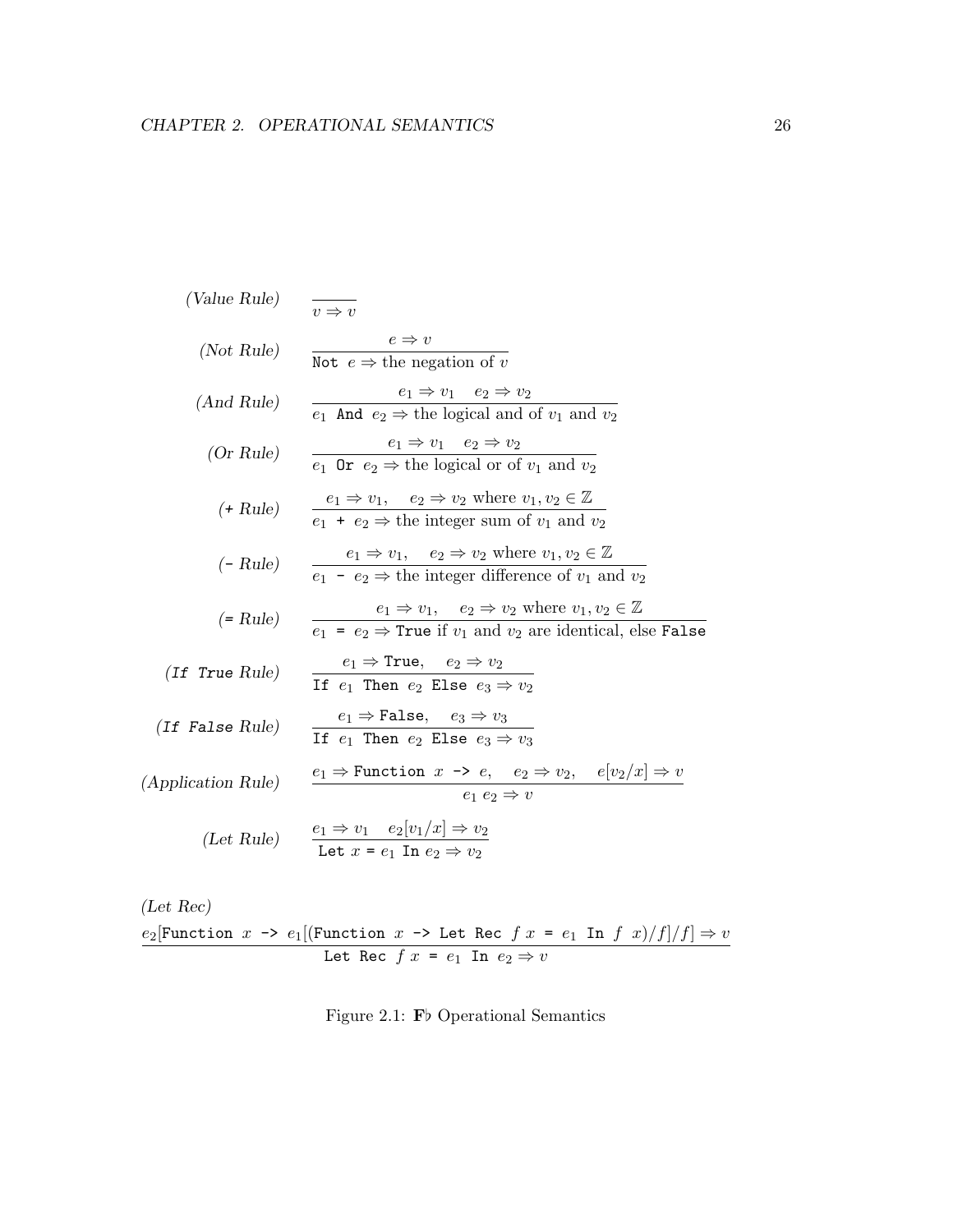(Value Rule)
$$\frac{}{v \Rightarrow v}$$

(Not Rule)
$$\frac{e \Rightarrow v}{\texttt{Not}\ e \Rightarrow \text{the negation of } v}$$

(And Rule)
$$\frac{e_1 \Rightarrow v_1 \quad e_2 \Rightarrow v_2}{e_1\ \texttt{And}\ e_2 \Rightarrow \text{the logical and of } v_1 \text{ and } v_2}$$

(Or Rule)
$$\frac{e_1 \Rightarrow v_1 \quad e_2 \Rightarrow v_2}{e_1\ \texttt{Or}\ e_2 \Rightarrow \text{the logical or of } v_1 \text{ and } v_2}$$

(+ Rule)
$$\frac{e_1 \Rightarrow v_1, \quad e_2 \Rightarrow v_2 \text{ where } v_1, v_2 \in \mathbb{Z}}{e_1\ \texttt{+}\ e_2 \Rightarrow \text{the integer sum of } v_1 \text{ and } v_2}$$

(- Rule)
$$\frac{e_1 \Rightarrow v_1, \quad e_2 \Rightarrow v_2 \text{ where } v_1, v_2 \in \mathbb{Z}}{e_1\ \texttt{-}\ e_2 \Rightarrow \text{the integer difference of } v_1 \text{ and } v_2}$$

(= Rule)
$$\frac{e_1 \Rightarrow v_1, \quad e_2 \Rightarrow v_2 \text{ where } v_1, v_2 \in \mathbb{Z}}{e_1\ \texttt{=}\ e_2 \Rightarrow \texttt{True} \text{ if } v_1 \text{ and } v_2 \text{ are identical, else } \texttt{False}}$$

(If True Rule)
$$\frac{e_1 \Rightarrow \texttt{True}, \quad e_2 \Rightarrow v_2}{\texttt{If}\ e_1\ \texttt{Then}\ e_2\ \texttt{Else}\ e_3 \Rightarrow v_2}$$

(If False Rule)
$$\frac{e_1 \Rightarrow \texttt{False}, \quad e_3 \Rightarrow v_3}{\texttt{If}\ e_1\ \texttt{Then}\ e_2\ \texttt{Else}\ e_3 \Rightarrow v_3}$$

(Application Rule)
$$\frac{e_1 \Rightarrow \texttt{Function}\ x\ \texttt{->}\ e, \quad e_2 \Rightarrow v_2, \quad e[v_2/x] \Rightarrow v}{e_1\ e_2 \Rightarrow v}$$

(Let Rule)
$$\frac{e_1 \Rightarrow v_1 \quad e_2[v_1/x] \Rightarrow v_2}{\texttt{Let}\ x\ \texttt{=}\ e_1\ \texttt{In}\ e_2 \Rightarrow v_2}$$

(Let Rec)
$$\frac{e_2[\texttt{Function}\ x\ \texttt{->}\ e_1[(\texttt{Function}\ x\ \texttt{->}\ \texttt{Let Rec}\ f\ x\ \texttt{=}\ e_1\ \texttt{In}\ f\ x)/f]/f] \Rightarrow v}{\texttt{Let Rec}\ f\ x\ \texttt{=}\ e_1\ \texttt{In}\ e_2 \Rightarrow v}$$

Figure 2.1: **F**♭ Operational Semantics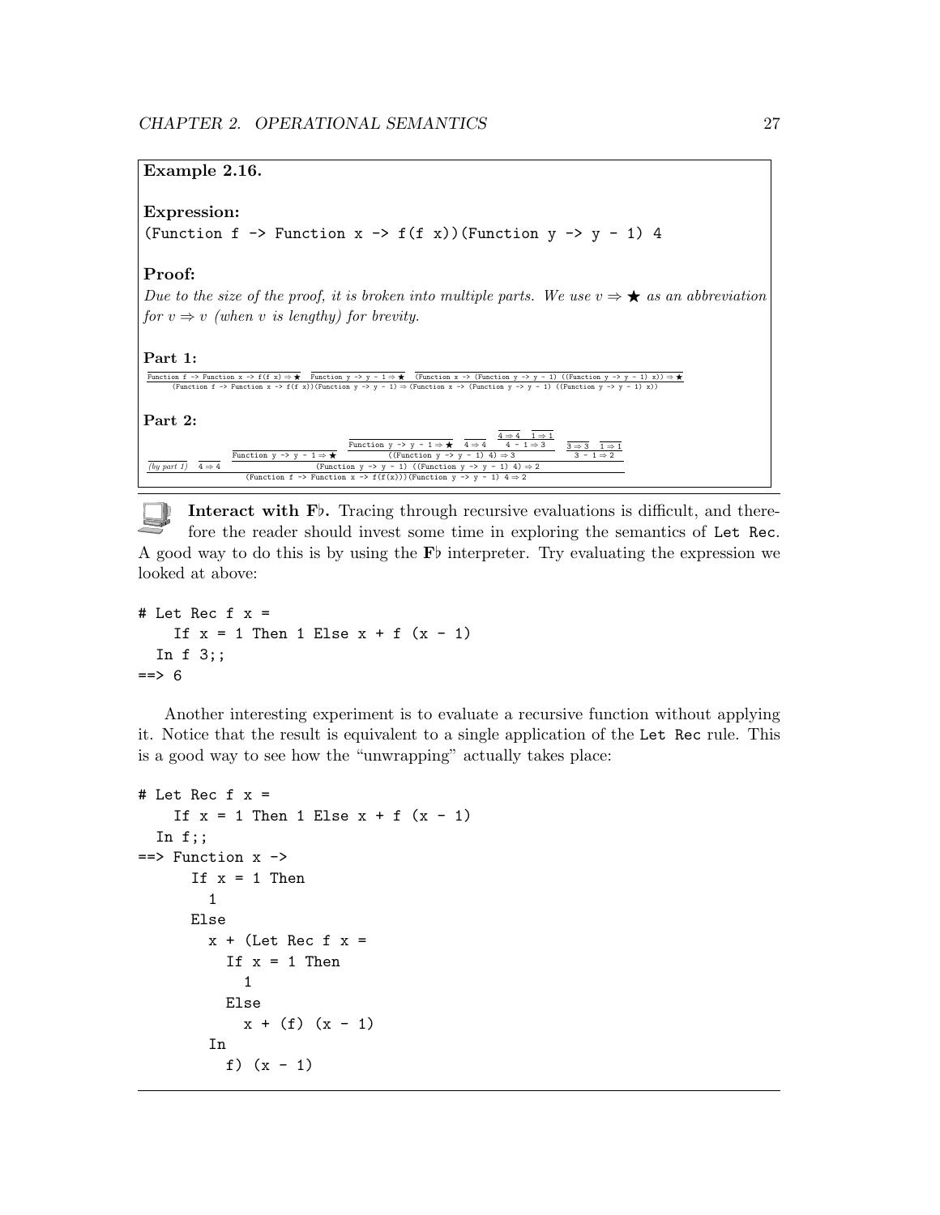**Example 2.16.**

**Expression:**
`(Function f -> Function x -> f(f x))(Function y -> y - 1) 4`

**Proof:**
*Due to the size of the proof, it is broken into multiple parts. We use $v \Rightarrow \bigstar$ as an abbreviation for $v \Rightarrow v$ (when $v$ is lengthy) for brevity.*

**Part 1:**

$$\dfrac{\overline{\texttt{Function f -> Function x -> f(f x)} \Rightarrow \bigstar} \quad \overline{\texttt{Function y -> y - 1} \Rightarrow \bigstar} \quad \overline{\texttt{(Function x -> (Function y -> y - 1) ((Function y -> y - 1) x))} \Rightarrow \bigstar}}{\texttt{(Function f -> Function x -> f(f x))(Function y -> y - 1)} \Rightarrow \texttt{(Function x -> (Function y -> y - 1) ((Function y -> y - 1) x))}}$$

**Part 2:**

$$\dfrac{\overline{\textit{(by part 1)}} \quad \overline{4 \Rightarrow 4} \quad \dfrac{\overline{\texttt{Function y -> y - 1} \Rightarrow \bigstar} \quad \dfrac{\overline{\texttt{Function y -> y - 1} \Rightarrow \bigstar} \quad \overline{4 \Rightarrow 4} \quad \dfrac{\overline{4 \Rightarrow 4} \quad \overline{1 \Rightarrow 1}}{\texttt{4 - 1} \Rightarrow 3}}{\texttt{((Function y -> y - 1) 4)} \Rightarrow 3} \quad \dfrac{\overline{3 \Rightarrow 3} \quad \overline{1 \Rightarrow 1}}{\texttt{3 - 1} \Rightarrow 2}}{\texttt{(Function y -> y - 1) ((Function y -> y - 1) 4)} \Rightarrow 2}}{\texttt{(Function f -> Function x -> f(f(x)))(Function y -> y - 1) 4} \Rightarrow 2}$$

---

**Interact with F♭.** Tracing through recursive evaluations is difficult, and therefore the reader should invest some time in exploring the semantics of `Let Rec`. A good way to do this is by using the **F♭** interpreter. Try evaluating the expression we looked at above:

```
# Let Rec f x =
    If x = 1 Then 1 Else x + f (x - 1)
  In f 3;;
==> 6
```

Another interesting experiment is to evaluate a recursive function without applying it. Notice that the result is equivalent to a single application of the `Let Rec` rule. This is a good way to see how the "unwrapping" actually takes place:

```
# Let Rec f x =
    If x = 1 Then 1 Else x + f (x - 1)
  In f;;
==> Function x ->
      If x = 1 Then
        1
      Else
        x + (Let Rec f x =
          If x = 1 Then
            1
          Else
            x + (f) (x - 1)
        In
          f) (x - 1)
```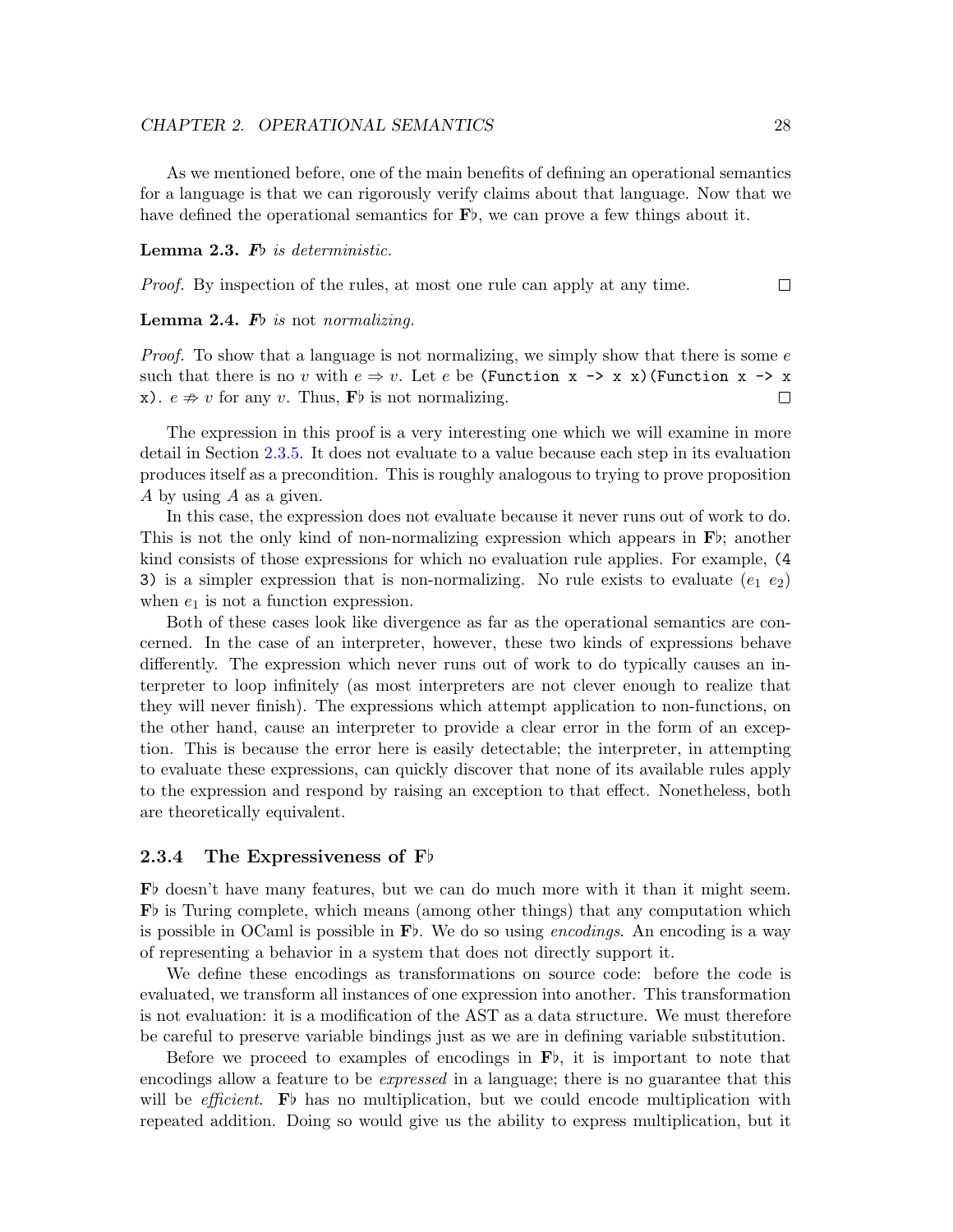As we mentioned before, one of the main benefits of defining an operational semantics for a language is that we can rigorously verify claims about that language. Now that we have defined the operational semantics for **F♭**, we can prove a few things about it.

**Lemma 2.3.** ***F♭*** *is deterministic.*

*Proof.* By inspection of the rules, at most one rule can apply at any time. ☐

**Lemma 2.4.** ***F♭*** *is* not *normalizing.*

*Proof.* To show that a language is not normalizing, we simply show that there is some $e$ such that there is no $v$ with $e \Rightarrow v$. Let $e$ be `(Function x -> x x)(Function x -> x x)`. $e \not\Rightarrow v$ for any $v$. Thus, **F♭** is not normalizing. ☐

The expression in this proof is a very interesting one which we will examine in more detail in Section 2.3.5. It does not evaluate to a value because each step in its evaluation produces itself as a precondition. This is roughly analogous to trying to prove proposition $A$ by using $A$ as a given.

In this case, the expression does not evaluate because it never runs out of work to do. This is not the only kind of non-normalizing expression which appears in **F♭**; another kind consists of those expressions for which no evaluation rule applies. For example, `(4 3)` is a simpler expression that is non-normalizing. No rule exists to evaluate $(e_1\ e_2)$ when $e_1$ is not a function expression.

Both of these cases look like divergence as far as the operational semantics are concerned. In the case of an interpreter, however, these two kinds of expressions behave differently. The expression which never runs out of work to do typically causes an interpreter to loop infinitely (as most interpreters are not clever enough to realize that they will never finish). The expressions which attempt application to non-functions, on the other hand, cause an interpreter to provide a clear error in the form of an exception. This is because the error here is easily detectable; the interpreter, in attempting to evaluate these expressions, can quickly discover that none of its available rules apply to the expression and respond by raising an exception to that effect. Nonetheless, both are theoretically equivalent.

### 2.3.4 The Expressiveness of F♭

**F♭** doesn't have many features, but we can do much more with it than it might seem. **F♭** is Turing complete, which means (among other things) that any computation which is possible in OCaml is possible in **F♭**. We do so using *encodings*. An encoding is a way of representing a behavior in a system that does not directly support it.

We define these encodings as transformations on source code: before the code is evaluated, we transform all instances of one expression into another. This transformation is not evaluation: it is a modification of the AST as a data structure. We must therefore be careful to preserve variable bindings just as we are in defining variable substitution.

Before we proceed to examples of encodings in **F♭**, it is important to note that encodings allow a feature to be *expressed* in a language; there is no guarantee that this will be *efficient*. **F♭** has no multiplication, but we could encode multiplication with repeated addition. Doing so would give us the ability to express multiplication, but it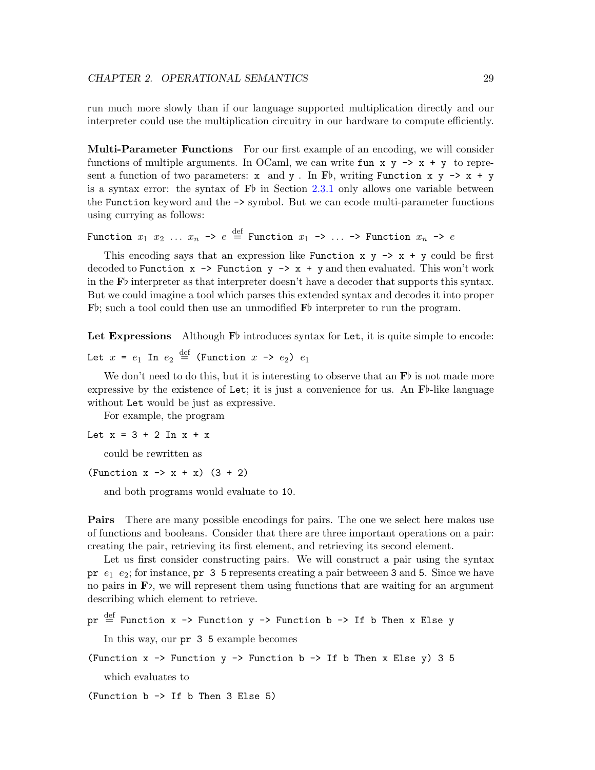run much more slowly than if our language supported multiplication directly and our interpreter could use the multiplication circuitry in our hardware to compute efficiently.

**Multi-Parameter Functions** For our first example of an encoding, we will consider functions of multiple arguments. In OCaml, we can write `fun x y -> x + y` to represent a function of two parameters: `x` and `y`. In **F♭**, writing `Function x y -> x + y` is a syntax error: the syntax of **F♭** in Section 2.3.1 only allows one variable between the `Function` keyword and the `->` symbol. But we can ecode multi-parameter functions using currying as follows:

`Function` $x_1$ $x_2$ ... $x_n$ `->` $e \stackrel{\text{def}}{=}$ `Function` $x_1$ `->` ... `->` `Function` $x_n$ `->` $e$

This encoding says that an expression like `Function x y -> x + y` could be first decoded to `Function x -> Function y -> x + y` and then evaluated. This won't work in the **F♭** interpreter as that interpreter doesn't have a decoder that supports this syntax. But we could imagine a tool which parses this extended syntax and decodes it into proper **F♭**; such a tool could then use an unmodified **F♭** interpreter to run the program.

**Let Expressions** Although **F♭** introduces syntax for `Let`, it is quite simple to encode:

`Let` $x$ `=` $e_1$ `In` $e_2 \stackrel{\text{def}}{=}$ `(Function` $x$ `->` $e_2$`)` $e_1$

We don't need to do this, but it is interesting to observe that an **F♭** is not made more expressive by the existence of `Let`; it is just a convenience for us. An **F♭**-like language without `Let` would be just as expressive.

For example, the program

```
Let x = 3 + 2 In x + x
```

could be rewritten as

```
(Function x -> x + x) (3 + 2)
```

and both programs would evaluate to `10`.

**Pairs** There are many possible encodings for pairs. The one we select here makes use of functions and booleans. Consider that there are three important operations on a pair: creating the pair, retrieving its first element, and retrieving its second element.

Let us first consider constructing pairs. We will construct a pair using the syntax `pr` $e_1$ $e_2$; for instance, `pr 3 5` represents creating a pair betweeen `3` and `5`. Since we have no pairs in **F♭**, we will represent them using functions that are waiting for an argument describing which element to retrieve.

`pr` $\stackrel{\text{def}}{=}$ `Function x -> Function y -> Function b -> If b Then x Else y`

In this way, our `pr 3 5` example becomes

```
(Function x -> Function y -> Function b -> If b Then x Else y) 3 5
```

which evaluates to

```
(Function b -> If b Then 3 Else 5)
```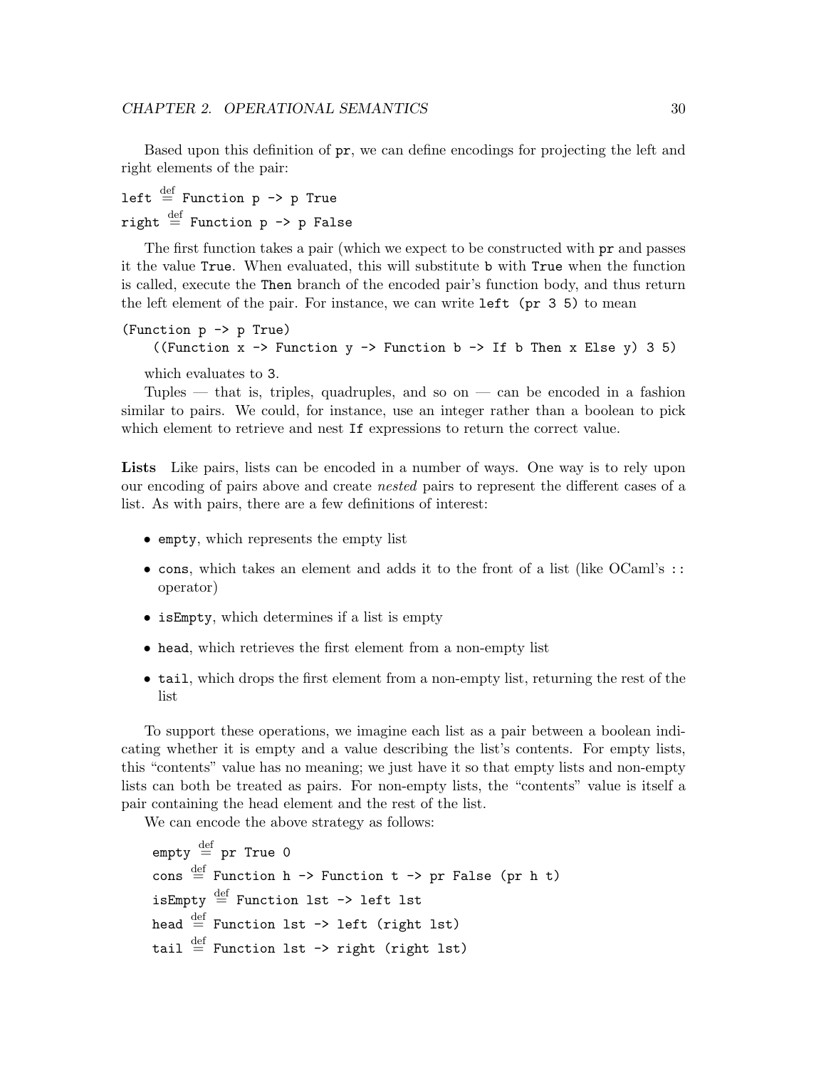Based upon this definition of `pr`, we can define encodings for projecting the left and right elements of the pair:

`left` $\stackrel{\text{def}}{=}$ `Function p -> p True`

`right` $\stackrel{\text{def}}{=}$ `Function p -> p False`

The first function takes a pair (which we expect to be constructed with `pr` and passes it the value `True`. When evaluated, this will substitute `b` with `True` when the function is called, execute the `Then` branch of the encoded pair's function body, and thus return the left element of the pair. For instance, we can write `left (pr 3 5)` to mean

```
(Function p -> p True)
    ((Function x -> Function y -> Function b -> If b Then x Else y) 3 5)
```

which evaluates to `3`.

Tuples — that is, triples, quadruples, and so on — can be encoded in a fashion similar to pairs. We could, for instance, use an integer rather than a boolean to pick which element to retrieve and nest `If` expressions to return the correct value.

**Lists** Like pairs, lists can be encoded in a number of ways. One way is to rely upon our encoding of pairs above and create *nested* pairs to represent the different cases of a list. As with pairs, there are a few definitions of interest:

- `empty`, which represents the empty list
- `cons`, which takes an element and adds it to the front of a list (like OCaml's `::` operator)
- `isEmpty`, which determines if a list is empty
- `head`, which retrieves the first element from a non-empty list
- `tail`, which drops the first element from a non-empty list, returning the rest of the list

To support these operations, we imagine each list as a pair between a boolean indicating whether it is empty and a value describing the list's contents. For empty lists, this "contents" value has no meaning; we just have it so that empty lists and non-empty lists can both be treated as pairs. For non-empty lists, the "contents" value is itself a pair containing the head element and the rest of the list.

We can encode the above strategy as follows:

`empty` $\stackrel{\text{def}}{=}$ `pr True 0`

`cons` $\stackrel{\text{def}}{=}$ `Function h -> Function t -> pr False (pr h t)`

`isEmpty` $\stackrel{\text{def}}{=}$ `Function lst -> left lst`

`head` $\stackrel{\text{def}}{=}$ `Function lst -> left (right lst)`

`tail` $\stackrel{\text{def}}{=}$ `Function lst -> right (right lst)`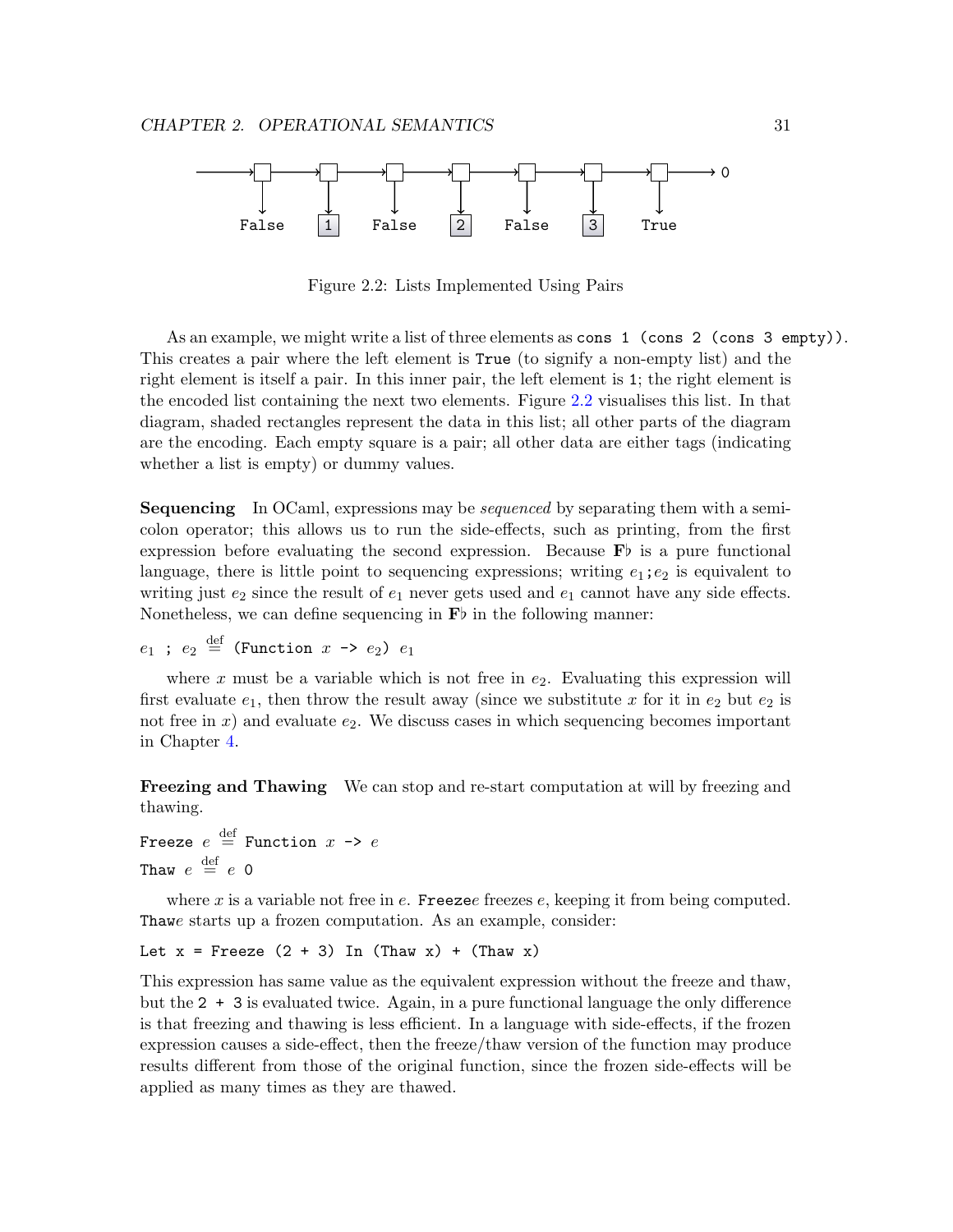Figure 2.2: Lists Implemented Using Pairs

As an example, we might write a list of three elements as `cons 1 (cons 2 (cons 3 empty))`. This creates a pair where the left element is `True` (to signify a non-empty list) and the right element is itself a pair. In this inner pair, the left element is `1`; the right element is the encoded list containing the next two elements. Figure 2.2 visualises this list. In that diagram, shaded rectangles represent the data in this list; all other parts of the diagram are the encoding. Each empty square is a pair; all other data are either tags (indicating whether a list is empty) or dummy values.

**Sequencing** In OCaml, expressions may be *sequenced* by separating them with a semicolon operator; this allows us to run the side-effects, such as printing, from the first expression before evaluating the second expression. Because **F**♭ is a pure functional language, there is little point to sequencing expressions; writing $e_1$`;`$e_2$ is equivalent to writing just $e_2$ since the result of $e_1$ never gets used and $e_1$ cannot have any side effects. Nonetheless, we can define sequencing in **F**♭ in the following manner:

$e_1$ `;` $e_2 \stackrel{\text{def}}{=}$ `(Function` $x$ `->` $e_2$`)` $e_1$

where $x$ must be a variable which is not free in $e_2$. Evaluating this expression will first evaluate $e_1$, then throw the result away (since we substitute $x$ for it in $e_2$ but $e_2$ is not free in $x$) and evaluate $e_2$. We discuss cases in which sequencing becomes important in Chapter 4.

**Freezing and Thawing** We can stop and re-start computation at will by freezing and thawing.

`Freeze` $e \stackrel{\text{def}}{=}$ `Function` $x$ `->` $e$

`Thaw` $e \stackrel{\text{def}}{=}$ $e$ `0`

where $x$ is a variable not free in $e$. `Freeze`$e$ freezes $e$, keeping it from being computed. `Thaw`$e$ starts up a frozen computation. As an example, consider:

```
Let x = Freeze (2 + 3) In (Thaw x) + (Thaw x)
```

This expression has same value as the equivalent expression without the freeze and thaw, but the `2 + 3` is evaluated twice. Again, in a pure functional language the only difference is that freezing and thawing is less efficient. In a language with side-effects, if the frozen expression causes a side-effect, then the freeze/thaw version of the function may produce results different from those of the original function, since the frozen side-effects will be applied as many times as they are thawed.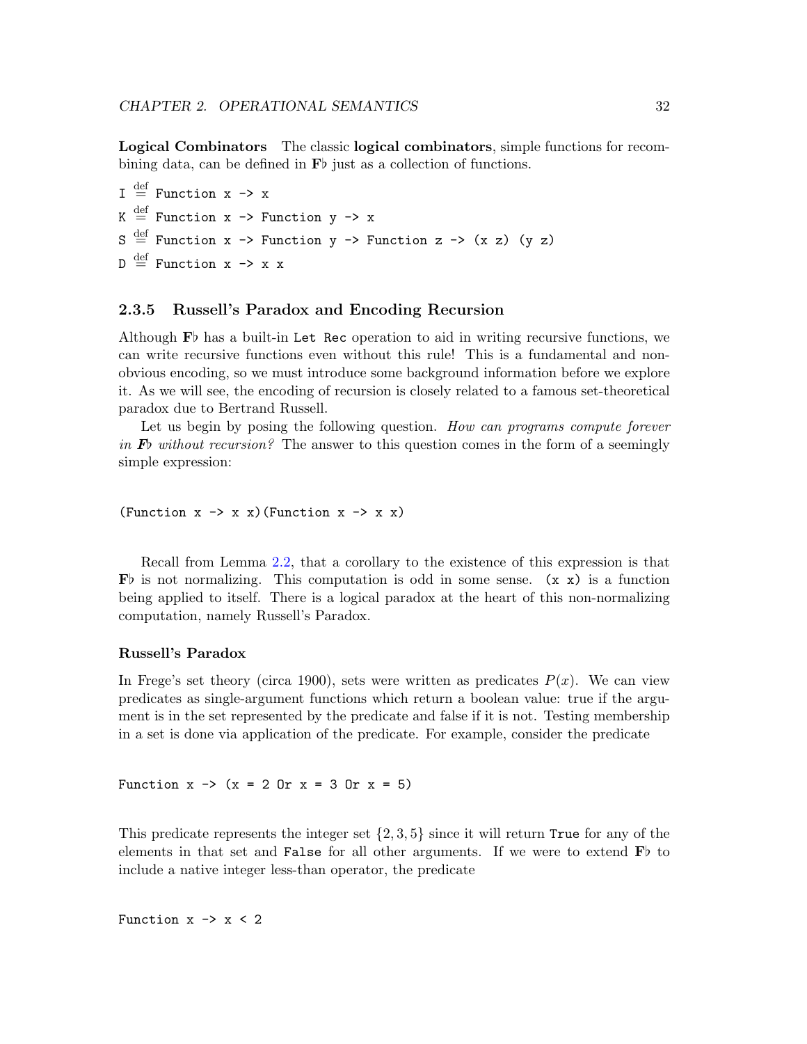**Logical Combinators** The classic **logical combinators**, simple functions for recombining data, can be defined in **F♭** just as a collection of functions.

```
I =def Function x -> x
K =def Function x -> Function y -> x
S =def Function x -> Function y -> Function z -> (x z) (y z)
D =def Function x -> x x
```

### 2.3.5 Russell's Paradox and Encoding Recursion

Although **F♭** has a built-in `Let Rec` operation to aid in writing recursive functions, we can write recursive functions even without this rule! This is a fundamental and non-obvious encoding, so we must introduce some background information before we explore it. As we will see, the encoding of recursion is closely related to a famous set-theoretical paradox due to Bertrand Russell.

Let us begin by posing the following question. *How can programs compute forever in **F♭** without recursion?* The answer to this question comes in the form of a seemingly simple expression:

```
(Function x -> x x)(Function x -> x x)
```

Recall from Lemma 2.2, that a corollary to the existence of this expression is that **F♭** is not normalizing. This computation is odd in some sense. `(x x)` is a function being applied to itself. There is a logical paradox at the heart of this non-normalizing computation, namely Russell's Paradox.

#### Russell's Paradox

In Frege's set theory (circa 1900), sets were written as predicates $P(x)$. We can view predicates as single-argument functions which return a boolean value: true if the argument is in the set represented by the predicate and false if it is not. Testing membership in a set is done via application of the predicate. For example, consider the predicate

```
Function x -> (x = 2 Or x = 3 Or x = 5)
```

This predicate represents the integer set $\{2, 3, 5\}$ since it will return `True` for any of the elements in that set and `False` for all other arguments. If we were to extend **F♭** to include a native integer less-than operator, the predicate

```
Function x -> x < 2
```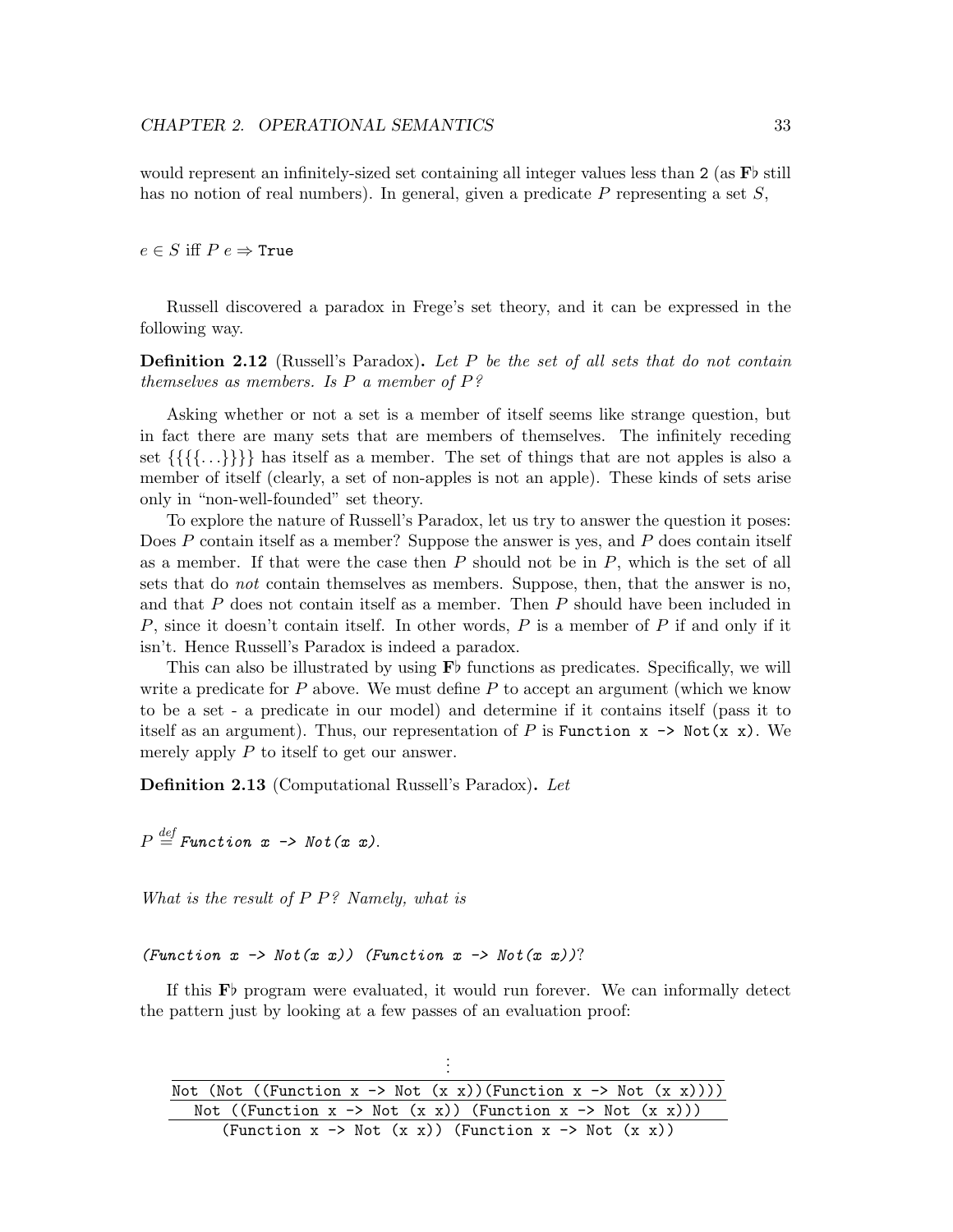would represent an infinitely-sized set containing all integer values less than `2` (as **F♭** still has no notion of real numbers). In general, given a predicate $P$ representing a set $S$,

$e \in S$ iff $P\ e \Rightarrow$ `True`

Russell discovered a paradox in Frege's set theory, and it can be expressed in the following way.

**Definition 2.12** (Russell's Paradox)**.** *Let $P$ be the set of all sets that do not contain themselves as members. Is $P$ a member of $P$?*

Asking whether or not a set is a member of itself seems like strange question, but in fact there are many sets that are members of themselves. The infinitely receding set $\{\{\{\{\ldots\}\}\}\}$ has itself as a member. The set of things that are not apples is also a member of itself (clearly, a set of non-apples is not an apple). These kinds of sets arise only in "non-well-founded" set theory.

To explore the nature of Russell's Paradox, let us try to answer the question it poses: Does $P$ contain itself as a member? Suppose the answer is yes, and $P$ does contain itself as a member. If that were the case then $P$ should not be in $P$, which is the set of all sets that do *not* contain themselves as members. Suppose, then, that the answer is no, and that $P$ does not contain itself as a member. Then $P$ should have been included in $P$, since it doesn't contain itself. In other words, $P$ is a member of $P$ if and only if it isn't. Hence Russell's Paradox is indeed a paradox.

This can also be illustrated by using **F♭** functions as predicates. Specifically, we will write a predicate for $P$ above. We must define $P$ to accept an argument (which we know to be a set - a predicate in our model) and determine if it contains itself (pass it to itself as an argument). Thus, our representation of $P$ is `Function x -> Not(x x)`. We merely apply $P$ to itself to get our answer.

**Definition 2.13** (Computational Russell's Paradox)**.** *Let*

$P \overset{def}{=}$ *`Function x -> Not(x x)`.*

*What is the result of $P\ P$? Namely, what is*

*`(Function x -> Not(x x)) (Function x -> Not(x x))`?*

If this **F♭** program were evaluated, it would run forever. We can informally detect the pattern just by looking at a few passes of an evaluation proof:

```
                              ⋮
 ─────────────────────────────────────────────────────────────────
 Not (Not ((Function x -> Not (x x))(Function x -> Not (x x))))
 ─────────────────────────────────────────────────────────────────
   Not ((Function x -> Not (x x)) (Function x -> Not (x x)))
 ─────────────────────────────────────────────────────────────────
      (Function x -> Not (x x)) (Function x -> Not (x x))
```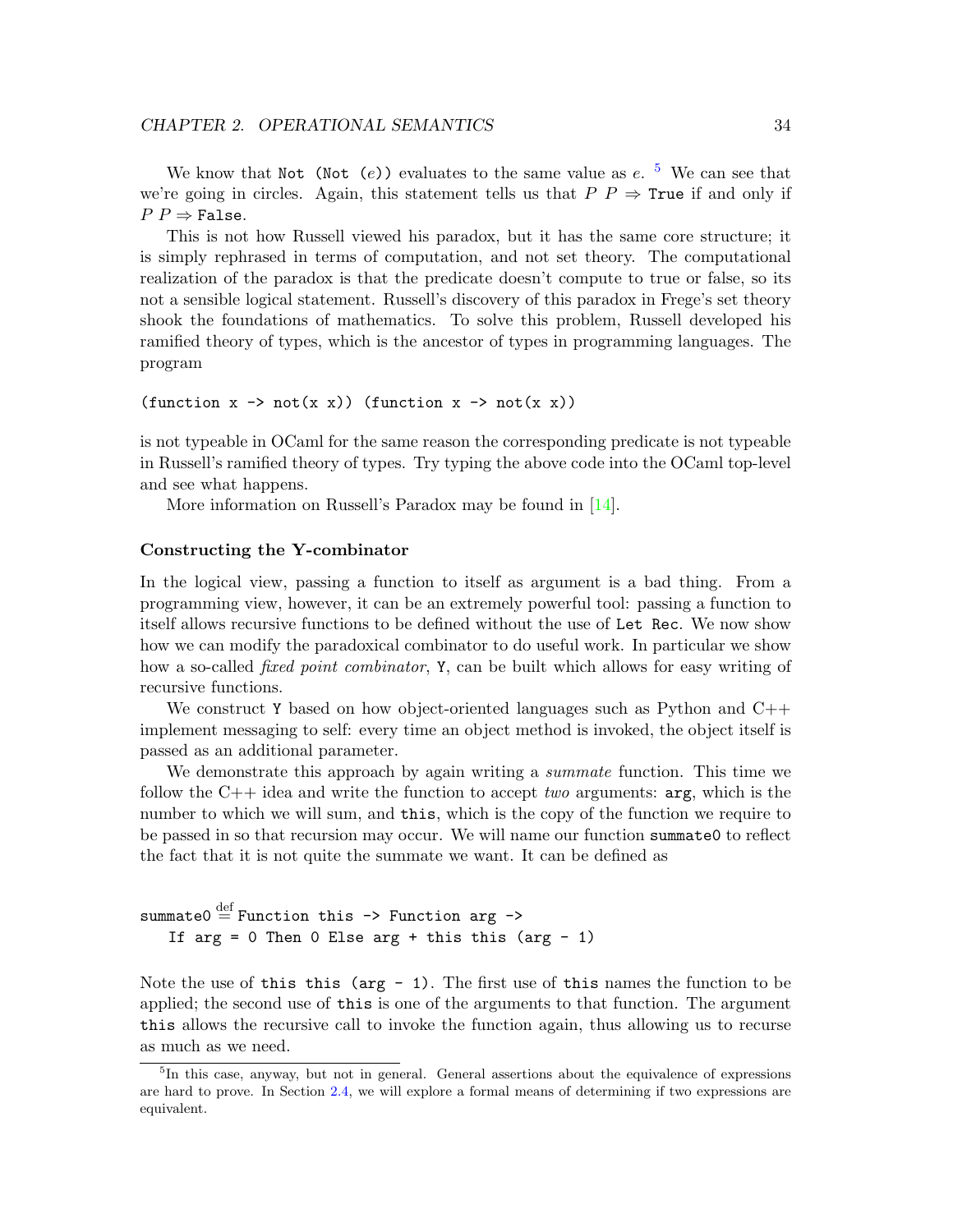We know that `Not (Not (`$e$`))` evaluates to the same value as $e$. [5] We can see that we're going in circles. Again, this statement tells us that $P\ P \Rightarrow$ `True` if and only if $P\ P \Rightarrow$ `False`.

This is not how Russell viewed his paradox, but it has the same core structure; it is simply rephrased in terms of computation, and not set theory. The computational realization of the paradox is that the predicate doesn't compute to true or false, so its not a sensible logical statement. Russell's discovery of this paradox in Frege's set theory shook the foundations of mathematics. To solve this problem, Russell developed his ramified theory of types, which is the ancestor of types in programming languages. The program

```
(function x -> not(x x)) (function x -> not(x x))
```

is not typeable in OCaml for the same reason the corresponding predicate is not typeable in Russell's ramified theory of types. Try typing the above code into the OCaml top-level and see what happens.

More information on Russell's Paradox may be found in [14].

#### Constructing the Y-combinator

In the logical view, passing a function to itself as argument is a bad thing. From a programming view, however, it can be an extremely powerful tool: passing a function to itself allows recursive functions to be defined without the use of `Let Rec`. We now show how we can modify the paradoxical combinator to do useful work. In particular we show how a so-called *fixed point combinator*, `Y`, can be built which allows for easy writing of recursive functions.

We construct `Y` based on how object-oriented languages such as Python and C++ implement messaging to self: every time an object method is invoked, the object itself is passed as an additional parameter.

We demonstrate this approach by again writing a *summate* function. This time we follow the C++ idea and write the function to accept *two* arguments: `arg`, which is the number to which we will sum, and `this`, which is the copy of the function we require to be passed in so that recursion may occur. We will name our function `summate0` to reflect the fact that it is not quite the summate we want. It can be defined as

```
summate0 =def Function this -> Function arg ->
   If arg = 0 Then 0 Else arg + this this (arg - 1)
```

Note the use of `this this (arg - 1)`. The first use of `this` names the function to be applied; the second use of `this` is one of the arguments to that function. The argument `this` allows the recursive call to invoke the function again, thus allowing us to recurse as much as we need.

---

[5] In this case, anyway, but not in general. General assertions about the equivalence of expressions are hard to prove. In Section 2.4, we will explore a formal means of determining if two expressions are equivalent.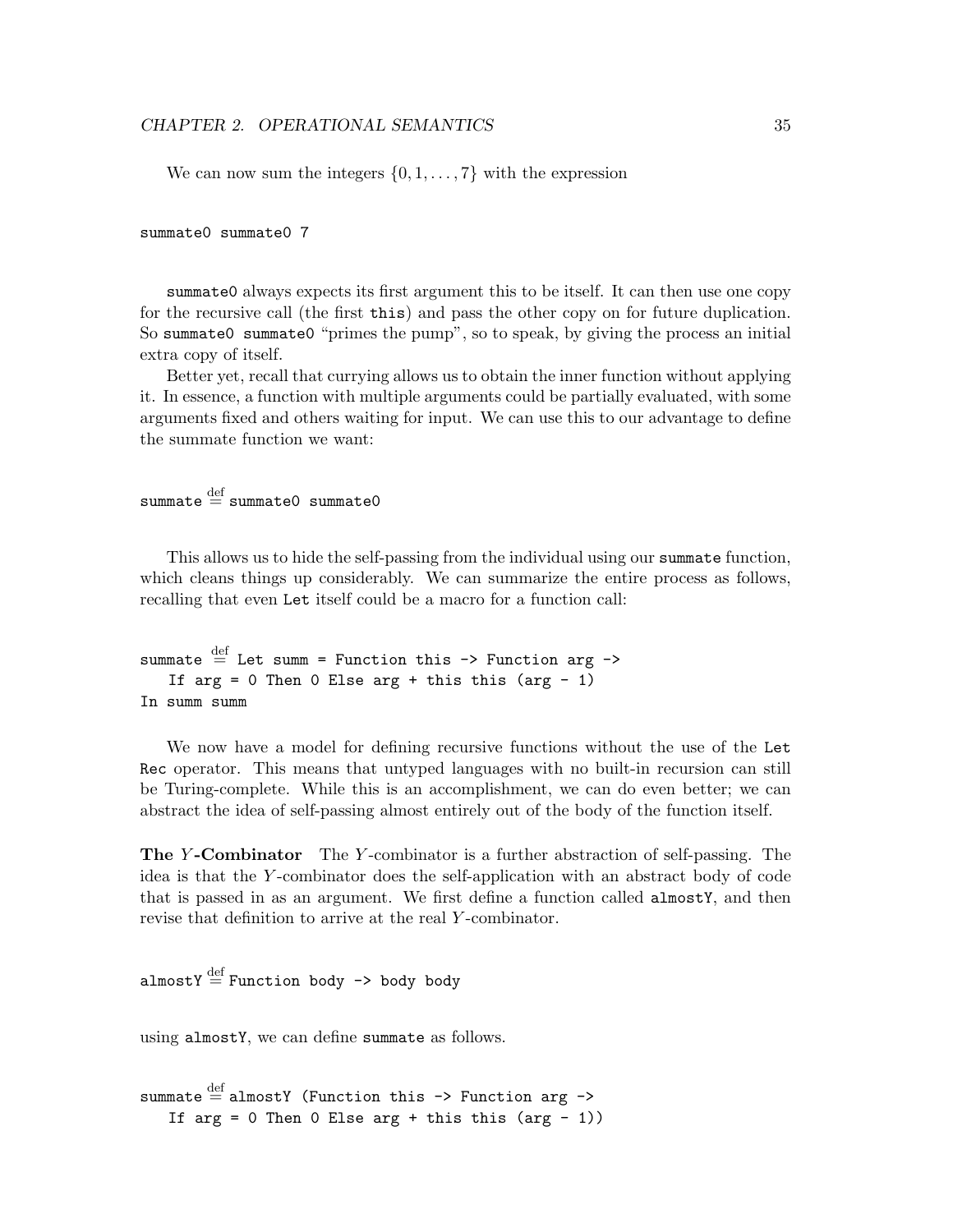We can now sum the integers $\{0, 1, \ldots, 7\}$ with the expression

```
summate0 summate0 7
```

`summate0` always expects its first argument `this` to be itself. It can then use one copy for the recursive call (the first `this`) and pass the other copy on for future duplication. So `summate0 summate0` "primes the pump", so to speak, by giving the process an initial extra copy of itself.

Better yet, recall that currying allows us to obtain the inner function without applying it. In essence, a function with multiple arguments could be partially evaluated, with some arguments fixed and others waiting for input. We can use this to our advantage to define the summate function we want:

```
summate =def summate0 summate0
```

This allows us to hide the self-passing from the individual using our `summate` function, which cleans things up considerably. We can summarize the entire process as follows, recalling that even `Let` itself could be a macro for a function call:

```
summate =def Let summ = Function this -> Function arg ->
    If arg = 0 Then 0 Else arg + this this (arg - 1)
In summ summ
```

We now have a model for defining recursive functions without the use of the `Let Rec` operator. This means that untyped languages with no built-in recursion can still be Turing-complete. While this is an accomplishment, we can do even better; we can abstract the idea of self-passing almost entirely out of the body of the function itself.

**The $Y$-Combinator** The $Y$-combinator is a further abstraction of self-passing. The idea is that the $Y$-combinator does the self-application with an abstract body of code that is passed in as an argument. We first define a function called `almostY`, and then revise that definition to arrive at the real $Y$-combinator.

```
almostY =def Function body -> body body
```

using `almostY`, we can define `summate` as follows.

```
summate =def almostY (Function this -> Function arg ->
    If arg = 0 Then 0 Else arg + this this (arg - 1))
```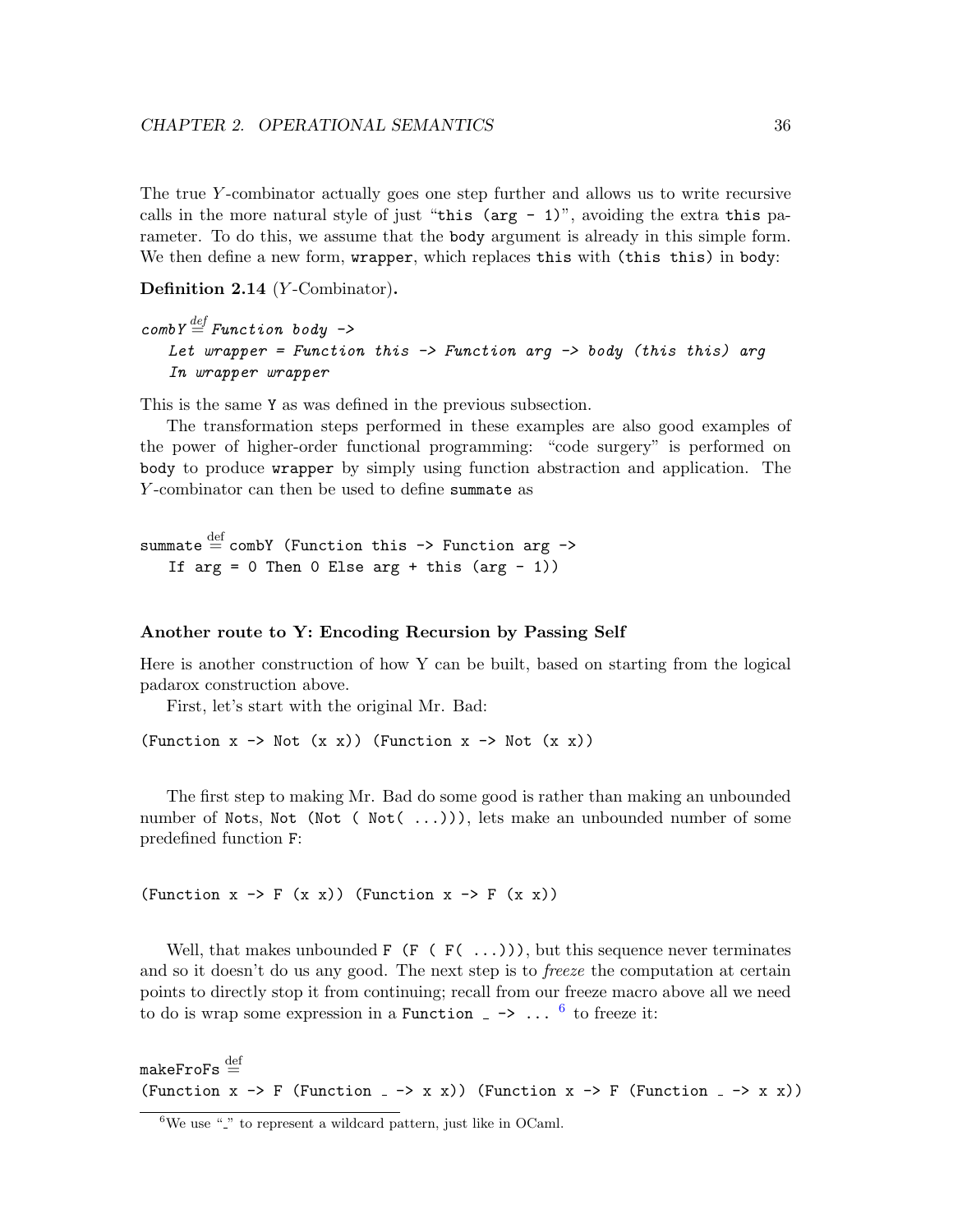The true $Y$-combinator actually goes one step further and allows us to write recursive calls in the more natural style of just "`this (arg - 1)`", avoiding the extra `this` parameter. To do this, we assume that the `body` argument is already in this simple form. We then define a new form, `wrapper`, which replaces `this` with `(this this)` in `body`:

**Definition 2.14** ($Y$-Combinator)**.**

```
combY =def Function body ->
   Let wrapper = Function this -> Function arg -> body (this this) arg
   In wrapper wrapper
```

This is the same `Y` as was defined in the previous subsection.

The transformation steps performed in these examples are also good examples of the power of higher-order functional programming: "code surgery" is performed on `body` to produce `wrapper` by simply using function abstraction and application. The $Y$-combinator can then be used to define `summate` as

```
summate =def combY (Function this -> Function arg ->
   If arg = 0 Then 0 Else arg + this (arg - 1))
```

#### Another route to Y: Encoding Recursion by Passing Self

Here is another construction of how Y can be built, based on starting from the logical padarox construction above.

First, let's start with the original Mr. Bad:

```
(Function x -> Not (x x)) (Function x -> Not (x x))
```

The first step to making Mr. Bad do some good is rather than making an unbounded number of Nots, `Not (Not ( Not( ...)))`, lets make an unbounded number of some predefined function `F`:

```
(Function x -> F (x x)) (Function x -> F (x x))
```

Well, that makes unbounded `F (F ( F( ...)))`, but this sequence never terminates and so it doesn't do us any good. The next step is to *freeze* the computation at certain points to directly stop it from continuing; recall from our freeze macro above all we need to do is wrap some expression in a `Function _ -> ...` [6] to freeze it:

```
makeFroFs =def
(Function x -> F (Function _ -> x x)) (Function x -> F (Function _ -> x x))
```

[6] We use "_" to represent a wildcard pattern, just like in OCaml.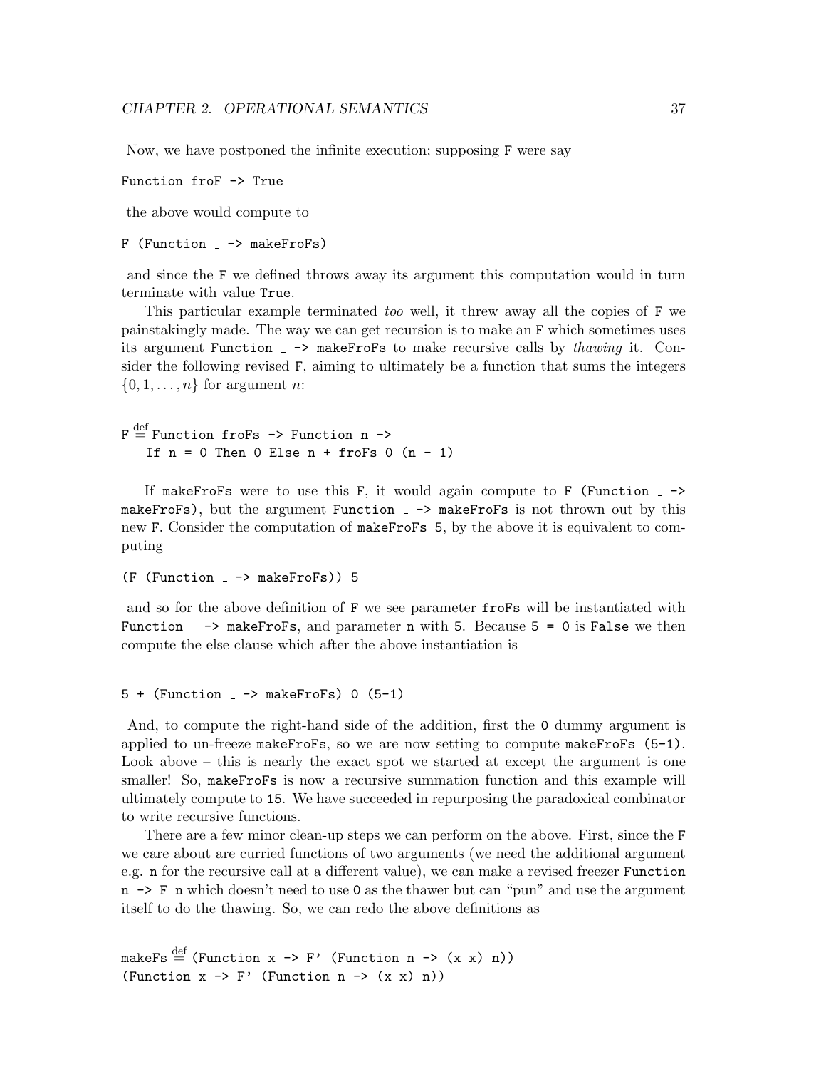Now, we have postponed the infinite execution; supposing `F` were say

```
Function froF -> True
```

the above would compute to

```
F (Function _ -> makeFroFs)
```

and since the `F` we defined throws away its argument this computation would in turn terminate with value `True`.

This particular example terminated *too* well, it threw away all the copies of `F` we painstakingly made. The way we can get recursion is to make an `F` which sometimes uses its argument `Function _ -> makeFroFs` to make recursive calls by *thawing* it. Consider the following revised `F`, aiming to ultimately be a function that sums the integers $\{0, 1, \ldots, n\}$ for argument $n$:

```
F =def Function froFs -> Function n ->
   If n = 0 Then 0 Else n + froFs 0 (n - 1)
```

If `makeFroFs` were to use this `F`, it would again compute to `F (Function _ -> makeFroFs)`, but the argument `Function _ -> makeFroFs` is not thrown out by this new `F`. Consider the computation of `makeFroFs 5`, by the above it is equivalent to computing

```
(F (Function _ -> makeFroFs)) 5
```

and so for the above definition of `F` we see parameter `froFs` will be instantiated with `Function _ -> makeFroFs`, and parameter `n` with `5`. Because `5 = 0` is `False` we then compute the else clause which after the above instantiation is

```
5 + (Function _ -> makeFroFs) 0 (5-1)
```

And, to compute the right-hand side of the addition, first the `0` dummy argument is applied to un-freeze `makeFroFs`, so we are now setting to compute `makeFroFs (5-1)`. Look above – this is nearly the exact spot we started at except the argument is one smaller! So, `makeFroFs` is now a recursive summation function and this example will ultimately compute to `15`. We have succeeded in repurposing the paradoxical combinator to write recursive functions.

There are a few minor clean-up steps we can perform on the above. First, since the `F` we care about are curried functions of two arguments (we need the additional argument e.g. `n` for the recursive call at a different value), we can make a revised freezer `Function n -> F n` which doesn't need to use `0` as the thawer but can "pun" and use the argument itself to do the thawing. So, we can redo the above definitions as

```
makeFs =def (Function x -> F' (Function n -> (x x) n))
(Function x -> F' (Function n -> (x x) n))
```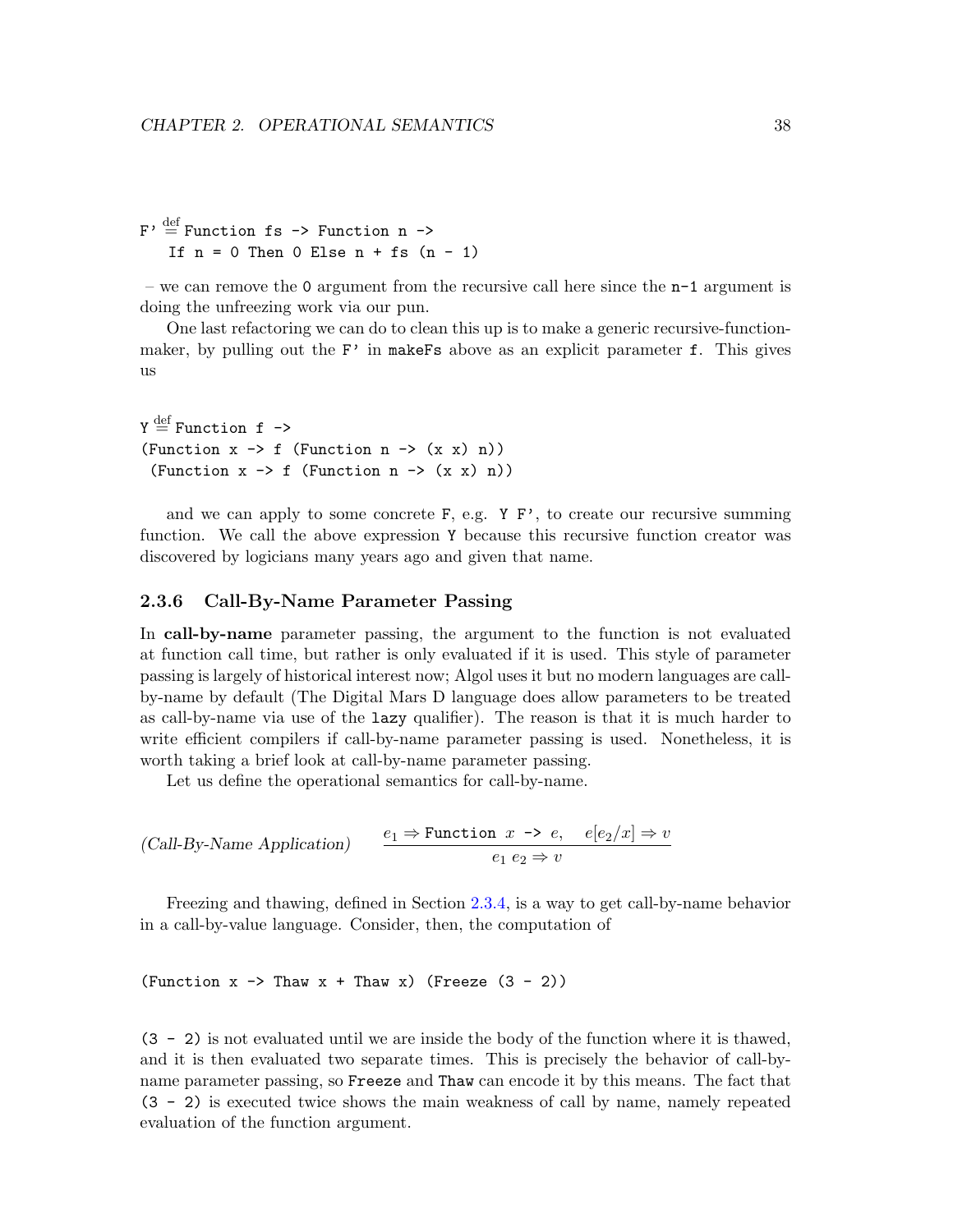```
F' =def Function fs -> Function n ->
    If n = 0 Then 0 Else n + fs (n - 1)
```

– we can remove the `0` argument from the recursive call here since the `n-1` argument is doing the unfreezing work via our pun.

One last refactoring we can do to clean this up is to make a generic recursive-function-maker, by pulling out the `F'` in `makeFs` above as an explicit parameter `f`. This gives us

```
Y =def Function f ->
(Function x -> f (Function n -> (x x) n))
 (Function x -> f (Function n -> (x x) n))
```

and we can apply to some concrete `F`, e.g. `Y F'`, to create our recursive summing function. We call the above expression `Y` because this recursive function creator was discovered by logicians many years ago and given that name.

### 2.3.6 Call-By-Name Parameter Passing

In **call-by-name** parameter passing, the argument to the function is not evaluated at function call time, but rather is only evaluated if it is used. This style of parameter passing is largely of historical interest now; Algol uses it but no modern languages are call-by-name by default (The Digital Mars D language does allow parameters to be treated as call-by-name via use of the `lazy` qualifier). The reason is that it is much harder to write efficient compilers if call-by-name parameter passing is used. Nonetheless, it is worth taking a brief look at call-by-name parameter passing.

Let us define the operational semantics for call-by-name.

$$\textit{(Call-By-Name Application)} \qquad \frac{e_1 \Rightarrow \texttt{Function } x \texttt{ -> } e, \quad e[e_2/x] \Rightarrow v}{e_1\ e_2 \Rightarrow v}$$

Freezing and thawing, defined in Section 2.3.4, is a way to get call-by-name behavior in a call-by-value language. Consider, then, the computation of

```
(Function x -> Thaw x + Thaw x) (Freeze (3 - 2))
```

`(3 - 2)` is not evaluated until we are inside the body of the function where it is thawed, and it is then evaluated two separate times. This is precisely the behavior of call-by-name parameter passing, so `Freeze` and `Thaw` can encode it by this means. The fact that `(3 - 2)` is executed twice shows the main weakness of call by name, namely repeated evaluation of the function argument.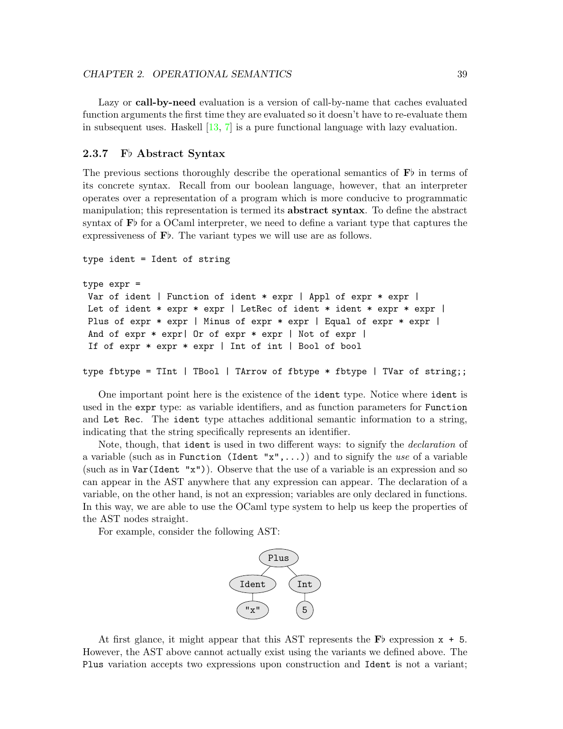Lazy or **call-by-need** evaluation is a version of call-by-name that caches evaluated function arguments the first time they are evaluated so it doesn't have to re-evaluate them in subsequent uses. Haskell [13, 7] is a pure functional language with lazy evaluation.

### 2.3.7 F♭ Abstract Syntax

The previous sections thoroughly describe the operational semantics of **F♭** in terms of its concrete syntax. Recall from our boolean language, however, that an interpreter operates over a representation of a program which is more conducive to programmatic manipulation; this representation is termed its **abstract syntax**. To define the abstract syntax of **F♭** for a OCaml interpreter, we need to define a variant type that captures the expressiveness of **F♭**. The variant types we will use are as follows.

```
type ident = Ident of string

type expr =
 Var of ident | Function of ident * expr | Appl of expr * expr |
 Let of ident * expr * expr | LetRec of ident * ident * expr * expr |
 Plus of expr * expr | Minus of expr * expr | Equal of expr * expr |
 And of expr * expr| Or of expr * expr | Not of expr |
 If of expr * expr * expr | Int of int | Bool of bool

type fbtype = TInt | TBool | TArrow of fbtype * fbtype | TVar of string;;
```

One important point here is the existence of the `ident` type. Notice where `ident` is used in the `expr` type: as variable identifiers, and as function parameters for `Function` and `Let Rec`. The `ident` type attaches additional semantic information to a string, indicating that the string specifically represents an identifier.

Note, though, that `ident` is used in two different ways: to signify the *declaration* of a variable (such as in `Function (Ident "x",...)`) and to signify the *use* of a variable (such as in `Var(Ident "x")`). Observe that the use of a variable is an expression and so can appear in the AST anywhere that any expression can appear. The declaration of a variable, on the other hand, is not an expression; variables are only declared in functions. In this way, we are able to use the OCaml type system to help us keep the properties of the AST nodes straight.

For example, consider the following AST:

```
          Plus
         /    \
     Ident    Int
       |       |
      "x"      5
```

At first glance, it might appear that this AST represents the **F♭** expression `x + 5`. However, the AST above cannot actually exist using the variants we defined above. The `Plus` variation accepts two expressions upon construction and `Ident` is not a variant;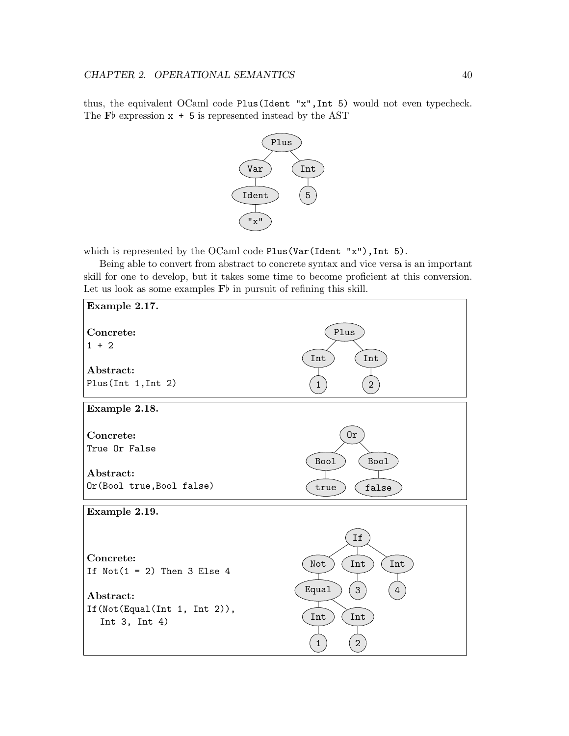thus, the equivalent OCaml code `Plus(Ident "x",Int 5)` would not even typecheck. The **F♭** expression `x + 5` is represented instead by the AST

```
        Plus
       /    \
     Var    Int
      |      |
    Ident    5
      |
     "x"
```

which is represented by the OCaml code `Plus(Var(Ident "x"),Int 5)`.

Being able to convert from abstract to concrete syntax and vice versa is an important skill for one to develop, but it takes some time to become proficient at this conversion. Let us look as some examples **F♭** in pursuit of refining this skill.

**Example 2.17.**

**Concrete:**
`1 + 2`

**Abstract:**
`Plus(Int 1,Int 2)`

```
     Plus
    /    \
  Int    Int
   |      |
   1      2
```

**Example 2.18.**

**Concrete:**
`True Or False`

**Abstract:**
`Or(Bool true,Bool false)`

```
       Or
      /  \
   Bool   Bool
    |      |
   true   false
```

**Example 2.19.**

**Concrete:**
`If Not(1 = 2) Then 3 Else 4`

**Abstract:**
```
If(Not(Equal(Int 1, Int 2)),
  Int 3, Int 4)
```

```
          If
       /   |   \
     Not  Int  Int
      |    |    |
    Equal  3    4
    /   \
  Int   Int
   |     |
   1     2
```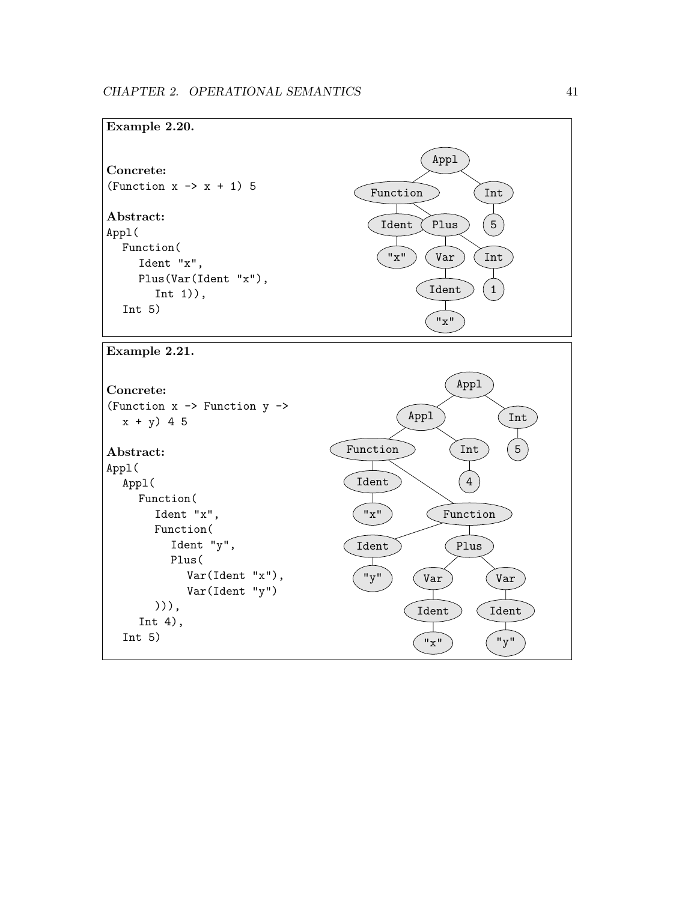**Example 2.20.**

**Concrete:**

```
(Function x -> x + 1) 5
```

**Abstract:**

```
Appl(
  Function(
    Ident "x",
    Plus(Var(Ident "x"),
      Int 1)),
  Int 5)
```

**Example 2.21.**

**Concrete:**

```
(Function x -> Function y ->
  x + y) 4 5
```

**Abstract:**

```
Appl(
  Appl(
    Function(
      Ident "x",
      Function(
        Ident "y",
        Plus(
          Var(Ident "x"),
          Var(Ident "y")
      ))),
    Int 4),
  Int 5)
```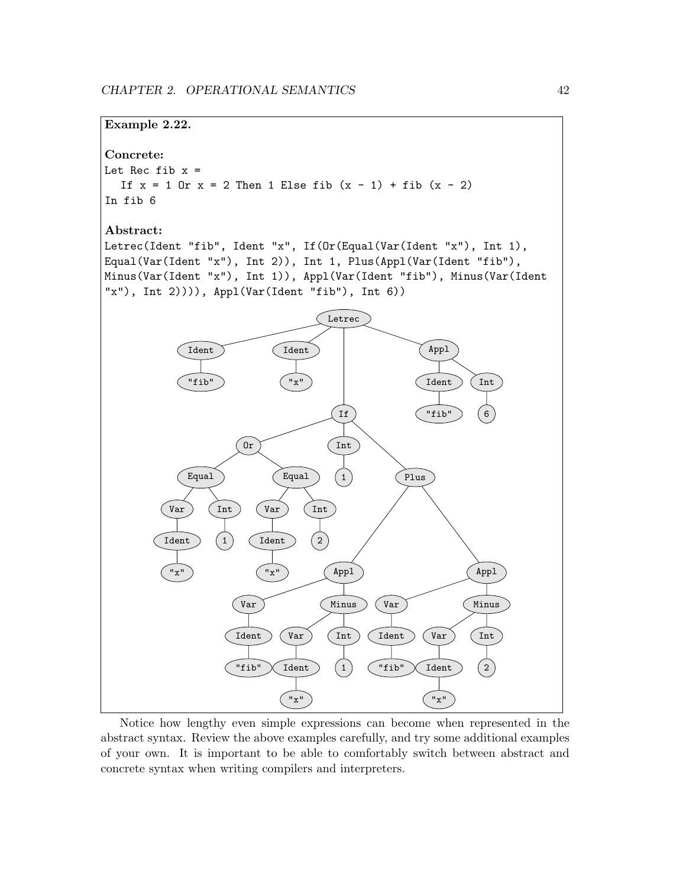**Example 2.22.**

**Concrete:**

```
Let Rec fib x =
  If x = 1 Or x = 2 Then 1 Else fib (x - 1) + fib (x - 2)
In fib 6
```

**Abstract:**

```
Letrec(Ident "fib", Ident "x", If(Or(Equal(Var(Ident "x"), Int 1),
Equal(Var(Ident "x"), Int 2)), Int 1, Plus(Appl(Var(Ident "fib"),
Minus(Var(Ident "x"), Int 1)), Appl(Var(Ident "fib"), Minus(Var(Ident
"x"), Int 2)))), Appl(Var(Ident "fib"), Int 6))
```

Notice how lengthy even simple expressions can become when represented in the abstract syntax. Review the above examples carefully, and try some additional examples of your own. It is important to be able to comfortably switch between abstract and concrete syntax when writing compilers and interpreters.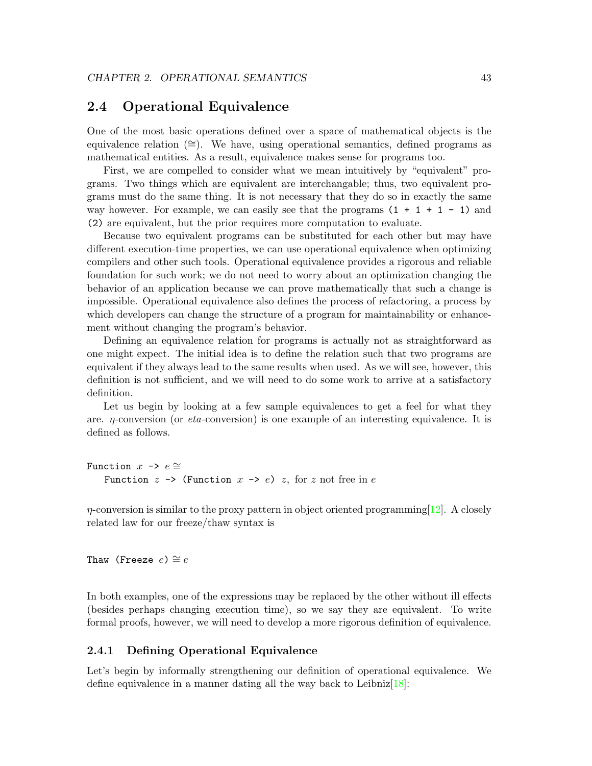## 2.4 Operational Equivalence

One of the most basic operations defined over a space of mathematical objects is the equivalence relation ($\cong$). We have, using operational semantics, defined programs as mathematical entities. As a result, equivalence makes sense for programs too.

First, we are compelled to consider what we mean intuitively by "equivalent" programs. Two things which are equivalent are interchangable; thus, two equivalent programs must do the same thing. It is not necessary that they do so in exactly the same way however. For example, we can easily see that the programs `(1 + 1 + 1 - 1)` and `(2)` are equivalent, but the prior requires more computation to evaluate.

Because two equivalent programs can be substituted for each other but may have different execution-time properties, we can use operational equivalence when optimizing compilers and other such tools. Operational equivalence provides a rigorous and reliable foundation for such work; we do not need to worry about an optimization changing the behavior of an application because we can prove mathematically that such a change is impossible. Operational equivalence also defines the process of refactoring, a process by which developers can change the structure of a program for maintainability or enhancement without changing the program's behavior.

Defining an equivalence relation for programs is actually not as straightforward as one might expect. The initial idea is to define the relation such that two programs are equivalent if they always lead to the same results when used. As we will see, however, this definition is not sufficient, and we will need to do some work to arrive at a satisfactory definition.

Let us begin by looking at a few sample equivalences to get a feel for what they are. $\eta$-conversion (or *eta*-conversion) is one example of an interesting equivalence. It is defined as follows.

`Function` $x$ `->` $e \cong$
&nbsp;&nbsp;&nbsp;&nbsp;`Function` $z$ `-> (Function` $x$ `->` $e$`)` $z$, for $z$ not free in $e$

$\eta$-conversion is similar to the proxy pattern in object oriented programming[12]. A closely related law for our freeze/thaw syntax is

`Thaw (Freeze` $e$`)` $\cong e$

In both examples, one of the expressions may be replaced by the other without ill effects (besides perhaps changing execution time), so we say they are equivalent. To write formal proofs, however, we will need to develop a more rigorous definition of equivalence.

### 2.4.1 Defining Operational Equivalence

Let's begin by informally strengthening our definition of operational equivalence. We define equivalence in a manner dating all the way back to Leibniz[18]: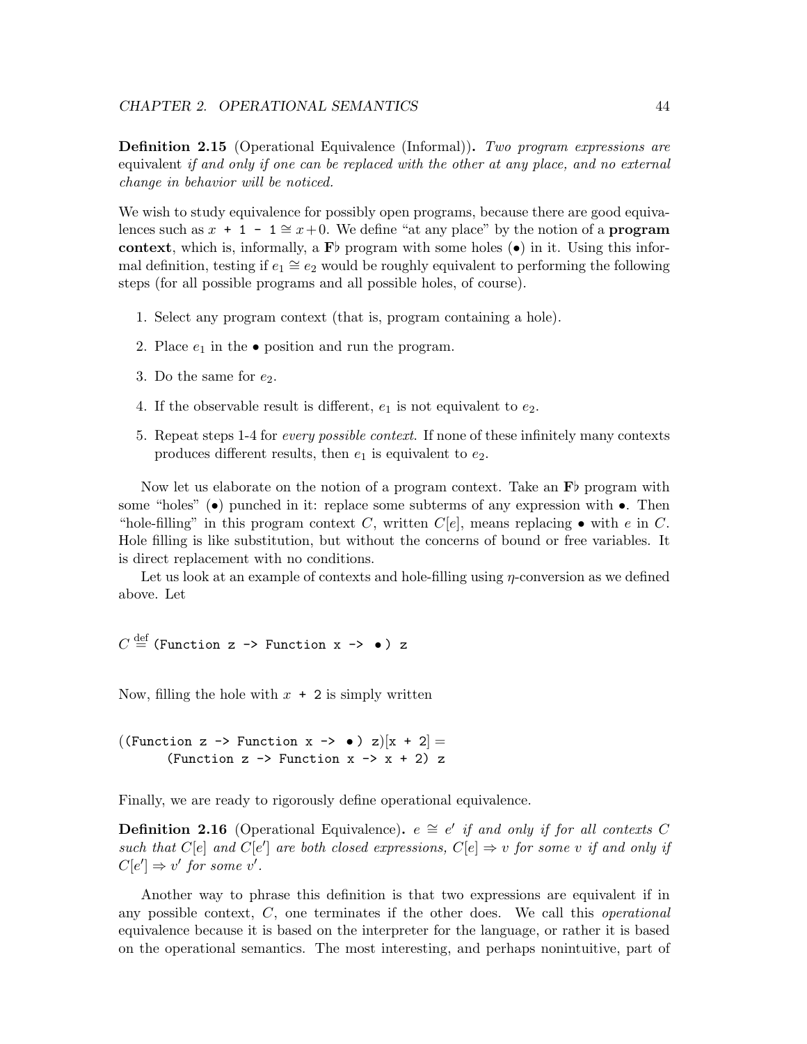**Definition 2.15** (Operational Equivalence (Informal))**.** *Two program expressions are* equivalent *if and only if one can be replaced with the other at any place, and no external change in behavior will be noticed.*

We wish to study equivalence for possibly open programs, because there are good equivalences such as `x + 1 - 1` $\cong x + 0$. We define "at any place" by the notion of a **program context**, which is, informally, a **F**♭ program with some holes ($\bullet$) in it. Using this informal definition, testing if $e_1 \cong e_2$ would be roughly equivalent to performing the following steps (for all possible programs and all possible holes, of course).

1. Select any program context (that is, program containing a hole).
2. Place $e_1$ in the $\bullet$ position and run the program.
3. Do the same for $e_2$.
4. If the observable result is different, $e_1$ is not equivalent to $e_2$.
5. Repeat steps 1-4 for *every possible context*. If none of these infinitely many contexts produces different results, then $e_1$ is equivalent to $e_2$.

Now let us elaborate on the notion of a program context. Take an **F**♭ program with some "holes" ($\bullet$) punched in it: replace some subterms of any expression with $\bullet$. Then "hole-filling" in this program context $C$, written $C[e]$, means replacing $\bullet$ with $e$ in $C$. Hole filling is like substitution, but without the concerns of bound or free variables. It is direct replacement with no conditions.

Let us look at an example of contexts and hole-filling using $\eta$-conversion as we defined above. Let

$C \stackrel{\text{def}}{=}$ `(Function z -> Function x -> •) z`

Now, filling the hole with `x + 2` is simply written

```
((Function z -> Function x -> • ) z)[x + 2] =
      (Function z -> Function x -> x + 2) z
```

Finally, we are ready to rigorously define operational equivalence.

**Definition 2.16** (Operational Equivalence)**.** *$e \cong e'$ if and only if for all contexts $C$ such that $C[e]$ and $C[e']$ are both closed expressions, $C[e] \Rightarrow v$ for some $v$ if and only if $C[e'] \Rightarrow v'$ for some $v'$.*

Another way to phrase this definition is that two expressions are equivalent if in any possible context, $C$, one terminates if the other does. We call this *operational* equivalence because it is based on the interpreter for the language, or rather it is based on the operational semantics. The most interesting, and perhaps nonintuitive, part of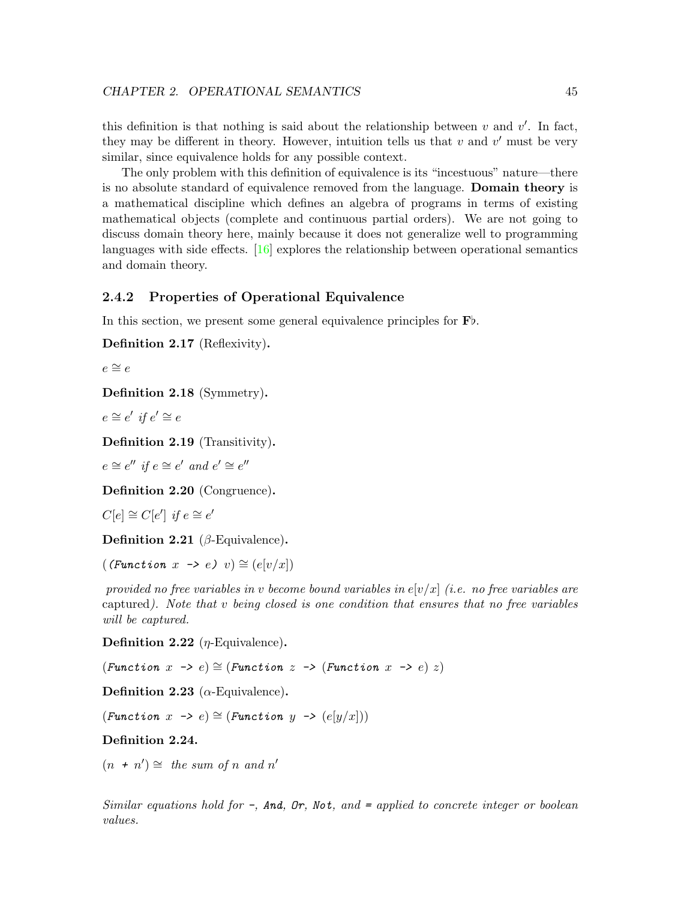this definition is that nothing is said about the relationship between $v$ and $v'$. In fact, they may be different in theory. However, intuition tells us that $v$ and $v'$ must be very similar, since equivalence holds for any possible context.

The only problem with this definition of equivalence is its "incestuous" nature—there is no absolute standard of equivalence removed from the language. **Domain theory** is a mathematical discipline which defines an algebra of programs in terms of existing mathematical objects (complete and continuous partial orders). We are not going to discuss domain theory here, mainly because it does not generalize well to programming languages with side effects. [16] explores the relationship between operational semantics and domain theory.

### 2.4.2 Properties of Operational Equivalence

In this section, we present some general equivalence principles for $\mathbf{F}\flat$.

**Definition 2.17** (Reflexivity)**.**

$e \cong e$

**Definition 2.18** (Symmetry)**.**

$e \cong e'$ *if* $e' \cong e$

**Definition 2.19** (Transitivity)**.**

$e \cong e''$ *if* $e \cong e'$ *and* $e' \cong e''$

**Definition 2.20** (Congruence)**.**

$C[e] \cong C[e']$ *if* $e \cong e'$

**Definition 2.21** ($\beta$-Equivalence)**.**

$(\texttt{(Function } x \texttt{ -> } e\texttt{)}\ v) \cong (e[v/x])$

*provided no free variables in $v$ become bound variables in $e[v/x]$ (i.e. no free variables are* captured*). Note that $v$ being closed is one condition that ensures that no free variables will be captured.*

**Definition 2.22** ($\eta$-Equivalence)**.**

$(\texttt{Function } x \texttt{ -> } e) \cong (\texttt{Function } z \texttt{ -> } (\texttt{Function } x \texttt{ -> } e)\ z)$

**Definition 2.23** ($\alpha$-Equivalence)**.**

$(\texttt{Function } x \texttt{ -> } e) \cong (\texttt{Function } y \texttt{ -> } (e[y/x]))$

**Definition 2.24.**

$(n \texttt{ + } n') \cong$ *the sum of $n$ and $n'$*

*Similar equations hold for* `-`*,* `And`*,* `Or`*,* `Not`*, and* `=` *applied to concrete integer or boolean values.*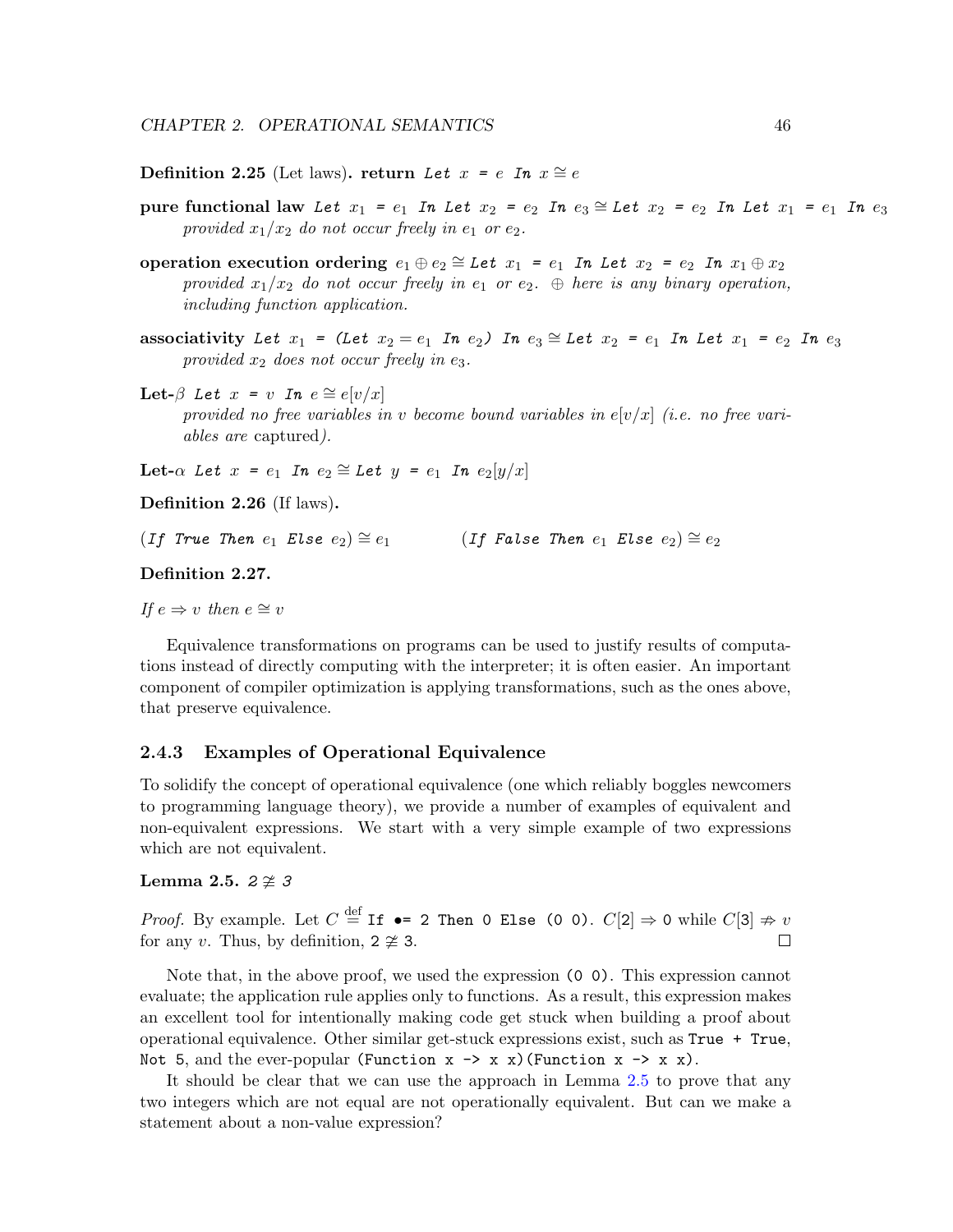**Definition 2.25** (Let laws)**.** **return** *Let* $x$ *=* $e$ *In* $x \cong e$

**pure functional law** *Let* $x_1$ *=* $e_1$ *In Let* $x_2$ *=* $e_2$ *In* $e_3 \cong$ *Let* $x_2$ *=* $e_2$ *In Let* $x_1$ *=* $e_1$ *In* $e_3$
*provided $x_1/x_2$ do not occur freely in $e_1$ or $e_2$.*

**operation execution ordering** $e_1 \oplus e_2 \cong$ *Let* $x_1$ *=* $e_1$ *In Let* $x_2$ *=* $e_2$ *In* $x_1 \oplus x_2$
*provided $x_1/x_2$ do not occur freely in $e_1$ or $e_2$. $\oplus$ here is any binary operation, including function application.*

**associativity** *Let* $x_1$ *= (Let* $x_2 = e_1$ *In* $e_2$*) In* $e_3 \cong$ *Let* $x_2$ *=* $e_1$ *In Let* $x_1$ *=* $e_2$ *In* $e_3$
*provided $x_2$ does not occur freely in $e_3$.*

**Let-$\beta$** *Let* $x$ *=* $v$ *In* $e \cong e[v/x]$
*provided no free variables in $v$ become bound variables in $e[v/x]$ (i.e. no free variables are* captured*).*

**Let-$\alpha$** *Let* $x$ *=* $e_1$ *In* $e_2 \cong$ *Let* $y$ *=* $e_1$ *In* $e_2[y/x]$

**Definition 2.26** (If laws)**.**

(*If True Then* $e_1$ *Else* $e_2$) $\cong e_1$ (*If False Then* $e_1$ *Else* $e_2$) $\cong e_2$

**Definition 2.27.**

*If $e \Rightarrow v$ then $e \cong v$*

Equivalence transformations on programs can be used to justify results of computations instead of directly computing with the interpreter; it is often easier. An important component of compiler optimization is applying transformations, such as the ones above, that preserve equivalence.

### 2.4.3 Examples of Operational Equivalence

To solidify the concept of operational equivalence (one which reliably boggles newcomers to programming language theory), we provide a number of examples of equivalent and non-equivalent expressions. We start with a very simple example of two expressions which are not equivalent.

**Lemma 2.5.** *2* $\ncong$ *3*

*Proof.* By example. Let $C \stackrel{\text{def}}{=}$ `If •= 2 Then 0 Else (0 0)`. $C[2] \Rightarrow$ `0` while $C[3] \not\Rightarrow v$ for any $v$. Thus, by definition, `2` $\ncong$ `3`. □

Note that, in the above proof, we used the expression `(0 0)`. This expression cannot evaluate; the application rule applies only to functions. As a result, this expression makes an excellent tool for intentionally making code get stuck when building a proof about operational equivalence. Other similar get-stuck expressions exist, such as `True + True`, `Not 5`, and the ever-popular `(Function x -> x x)(Function x -> x x)`.

It should be clear that we can use the approach in Lemma 2.5 to prove that any two integers which are not equal are not operationally equivalent. But can we make a statement about a non-value expression?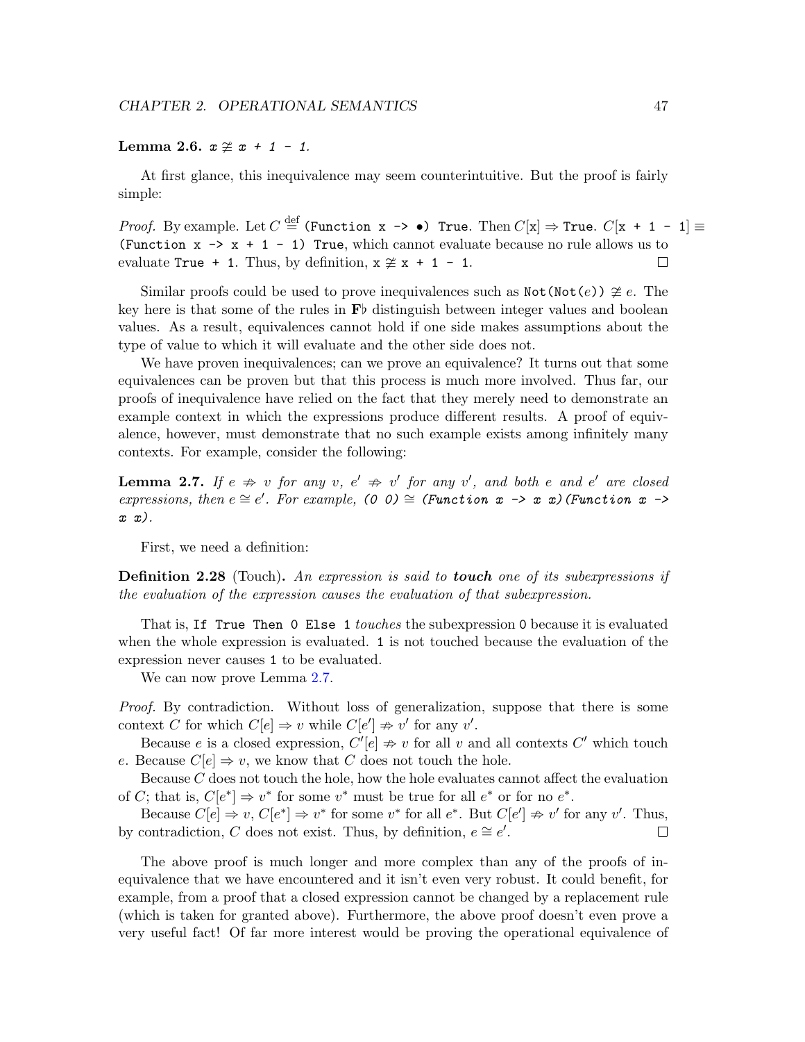**Lemma 2.6.** *`x` $\not\cong$ `x + 1 - 1`.*

At first glance, this inequivalence may seem counterintuitive. But the proof is fairly simple:

*Proof.* By example. Let $C \stackrel{\text{def}}{=}$ `(Function x -> •) True`. Then $C[$`x`$] \Rightarrow$ `True`. $C[$`x + 1 - 1`$] \equiv$ `(Function x -> x + 1 - 1) True`, which cannot evaluate because no rule allows us to evaluate `True + 1`. Thus, by definition, `x` $\not\cong$ `x + 1 - 1`. $\square$

Similar proofs could be used to prove inequivalences such as `Not(Not(`$e$`))` $\not\cong e$. The key here is that some of the rules in $\mathbf{F}\flat$ distinguish between integer values and boolean values. As a result, equivalences cannot hold if one side makes assumptions about the type of value to which it will evaluate and the other side does not.

We have proven inequivalences; can we prove an equivalence? It turns out that some equivalences can be proven but that this process is much more involved. Thus far, our proofs of inequivalence have relied on the fact that they merely need to demonstrate an example context in which the expressions produce different results. A proof of equivalence, however, must demonstrate that no such example exists among infinitely many contexts. For example, consider the following:

**Lemma 2.7.** *If $e \not\Rightarrow v$ for any $v$, $e' \not\Rightarrow v'$ for any $v'$, and both $e$ and $e'$ are closed expressions, then $e \cong e'$. For example, `(0 0)` $\cong$ `(Function x -> x x)(Function x -> x x)`.*

First, we need a definition:

**Definition 2.28** (Touch)**.** *An expression is said to **touch** one of its subexpressions if the evaluation of the expression causes the evaluation of that subexpression.*

That is, `If True Then 0 Else 1` *touches* the subexpression `0` because it is evaluated when the whole expression is evaluated. `1` is not touched because the evaluation of the expression never causes `1` to be evaluated.

We can now prove Lemma 2.7.

*Proof.* By contradiction. Without loss of generalization, suppose that there is some context $C$ for which $C[e] \Rightarrow v$ while $C[e'] \not\Rightarrow v'$ for any $v'$.

Because $e$ is a closed expression, $C'[e] \not\Rightarrow v$ for all $v$ and all contexts $C'$ which touch $e$. Because $C[e] \Rightarrow v$, we know that $C$ does not touch the hole.

Because $C$ does not touch the hole, how the hole evaluates cannot affect the evaluation of $C$; that is, $C[e^*] \Rightarrow v^*$ for some $v^*$ must be true for all $e^*$ or for no $e^*$.

Because $C[e] \Rightarrow v$, $C[e^*] \Rightarrow v^*$ for some $v^*$ for all $e^*$. But $C[e'] \not\Rightarrow v'$ for any $v'$. Thus, by contradiction, $C$ does not exist. Thus, by definition, $e \cong e'$. $\square$

The above proof is much longer and more complex than any of the proofs of inequivalence that we have encountered and it isn't even very robust. It could benefit, for example, from a proof that a closed expression cannot be changed by a replacement rule (which is taken for granted above). Furthermore, the above proof doesn't even prove a very useful fact! Of far more interest would be proving the operational equivalence of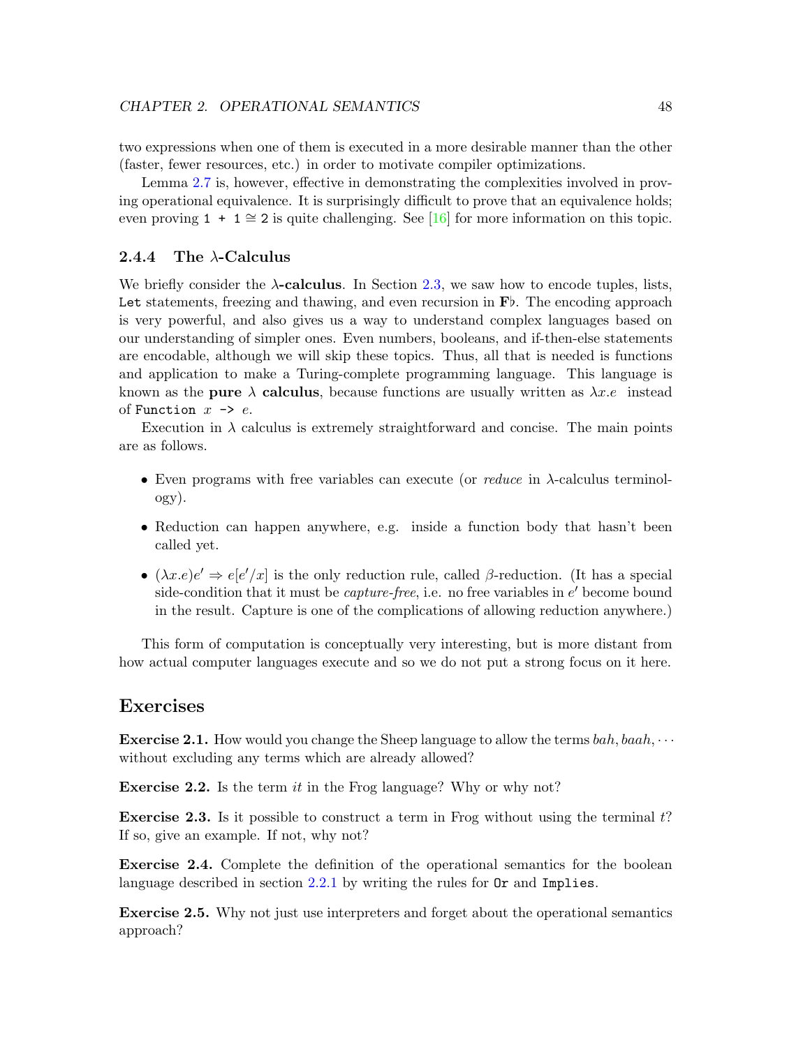two expressions when one of them is executed in a more desirable manner than the other (faster, fewer resources, etc.) in order to motivate compiler optimizations.

Lemma 2.7 is, however, effective in demonstrating the complexities involved in proving operational equivalence. It is surprisingly difficult to prove that an equivalence holds; even proving `1 + 1` $\cong$ `2` is quite challenging. See [16] for more information on this topic.

### 2.4.4 The $\lambda$-Calculus

We briefly consider the **$\lambda$-calculus**. In Section 2.3, we saw how to encode tuples, lists, `Let` statements, freezing and thawing, and even recursion in **F**$\flat$. The encoding approach is very powerful, and also gives us a way to understand complex languages based on our understanding of simpler ones. Even numbers, booleans, and if-then-else statements are encodable, although we will skip these topics. Thus, all that is needed is functions and application to make a Turing-complete programming language. This language is known as the **pure $\lambda$ calculus**, because functions are usually written as $\lambda x.e$ instead of `Function` $x$ `->` $e$.

Execution in $\lambda$ calculus is extremely straightforward and concise. The main points are as follows.

- Even programs with free variables can execute (or *reduce* in $\lambda$-calculus terminology).
- Reduction can happen anywhere, e.g. inside a function body that hasn't been called yet.
- $(\lambda x.e)e' \Rightarrow e[e'/x]$ is the only reduction rule, called $\beta$-reduction. (It has a special side-condition that it must be *capture-free*, i.e. no free variables in $e'$ become bound in the result. Capture is one of the complications of allowing reduction anywhere.)

This form of computation is conceptually very interesting, but is more distant from how actual computer languages execute and so we do not put a strong focus on it here.

## Exercises

**Exercise 2.1.** How would you change the Sheep language to allow the terms $bah, baah, \cdots$ without excluding any terms which are already allowed?

**Exercise 2.2.** Is the term *it* in the Frog language? Why or why not?

**Exercise 2.3.** Is it possible to construct a term in Frog without using the terminal $t$? If so, give an example. If not, why not?

**Exercise 2.4.** Complete the definition of the operational semantics for the boolean language described in section 2.2.1 by writing the rules for `Or` and `Implies`.

**Exercise 2.5.** Why not just use interpreters and forget about the operational semantics approach?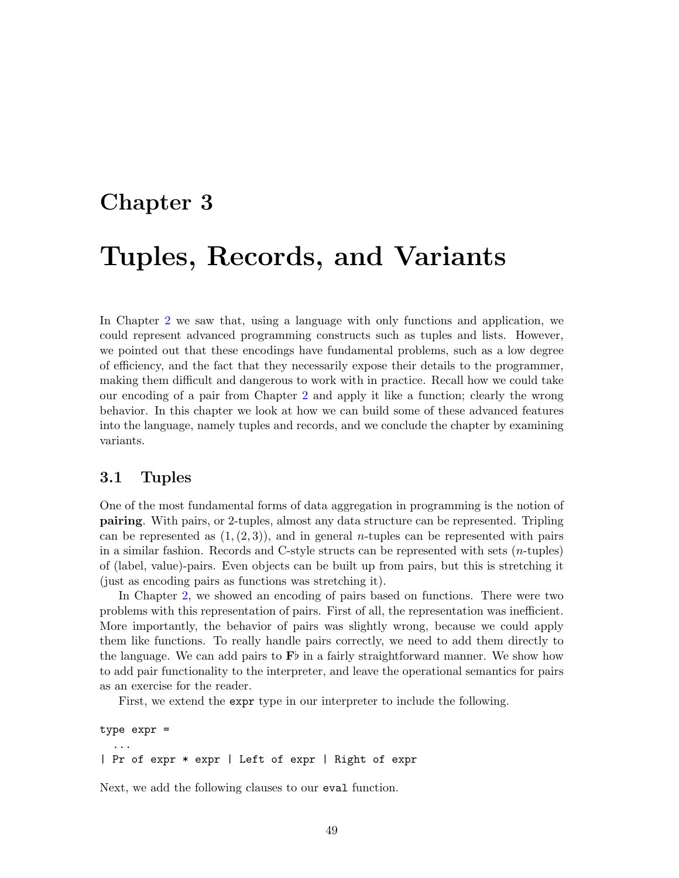# Chapter 3

# Tuples, Records, and Variants

In Chapter 2 we saw that, using a language with only functions and application, we could represent advanced programming constructs such as tuples and lists. However, we pointed out that these encodings have fundamental problems, such as a low degree of efficiency, and the fact that they necessarily expose their details to the programmer, making them difficult and dangerous to work with in practice. Recall how we could take our encoding of a pair from Chapter 2 and apply it like a function; clearly the wrong behavior. In this chapter we look at how we can build some of these advanced features into the language, namely tuples and records, and we conclude the chapter by examining variants.

## 3.1 Tuples

One of the most fundamental forms of data aggregation in programming is the notion of **pairing**. With pairs, or 2-tuples, almost any data structure can be represented. Tripling can be represented as $(1,(2,3))$, and in general $n$-tuples can be represented with pairs in a similar fashion. Records and C-style structs can be represented with sets ($n$-tuples) of (label, value)-pairs. Even objects can be built up from pairs, but this is stretching it (just as encoding pairs as functions was stretching it).

In Chapter 2, we showed an encoding of pairs based on functions. There were two problems with this representation of pairs. First of all, the representation was inefficient. More importantly, the behavior of pairs was slightly wrong, because we could apply them like functions. To really handle pairs correctly, we need to add them directly to the language. We can add pairs to $\mathbf{F}\flat$ in a fairly straightforward manner. We show how to add pair functionality to the interpreter, and leave the operational semantics for pairs as an exercise for the reader.

First, we extend the `expr` type in our interpreter to include the following.

```
type expr =
  ...
| Pr of expr * expr | Left of expr | Right of expr
```

Next, we add the following clauses to our `eval` function.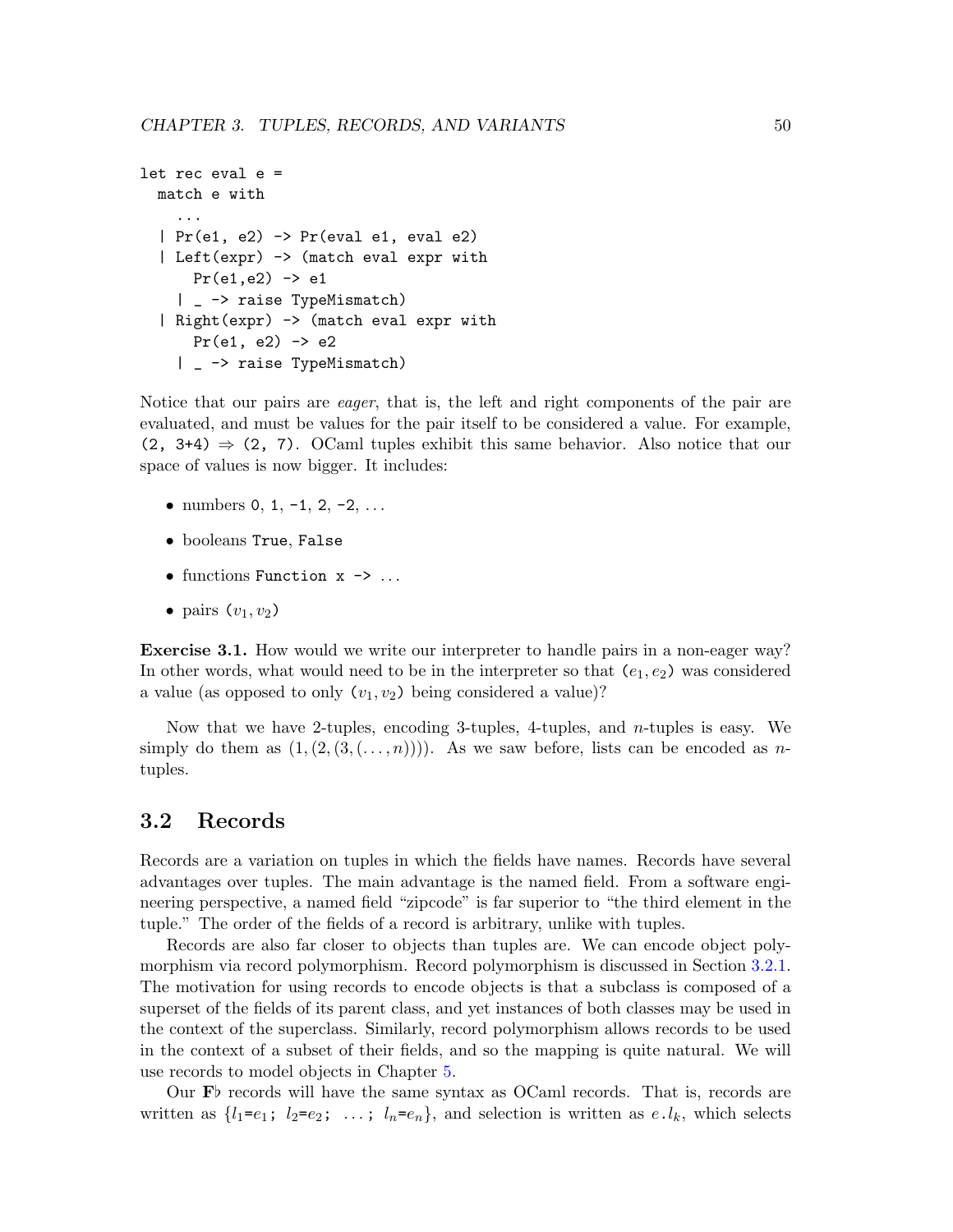```
let rec eval e =
  match e with
    ...
  | Pr(e1, e2) -> Pr(eval e1, eval e2)
  | Left(expr) -> (match eval expr with
      Pr(e1,e2) -> e1
    | _ -> raise TypeMismatch)
  | Right(expr) -> (match eval expr with
      Pr(e1, e2) -> e2
    | _ -> raise TypeMismatch)
```

Notice that our pairs are *eager*, that is, the left and right components of the pair are evaluated, and must be values for the pair itself to be considered a value. For example, `(2, 3+4)` $\Rightarrow$ `(2, 7)`. OCaml tuples exhibit this same behavior. Also notice that our space of values is now bigger. It includes:

- numbers `0`, `1`, `-1`, `2`, `-2`, ...
- booleans `True`, `False`
- functions `Function x -> ...`
- pairs $(v_1, v_2)$

**Exercise 3.1.** How would we write our interpreter to handle pairs in a non-eager way? In other words, what would need to be in the interpreter so that $(e_1, e_2)$ was considered a value (as opposed to only $(v_1, v_2)$ being considered a value)?

Now that we have 2-tuples, encoding 3-tuples, 4-tuples, and $n$-tuples is easy. We simply do them as $(1, (2, (3, (\ldots, n))))$. As we saw before, lists can be encoded as $n$-tuples.

## 3.2 Records

Records are a variation on tuples in which the fields have names. Records have several advantages over tuples. The main advantage is the named field. From a software engineering perspective, a named field "zipcode" is far superior to "the third element in the tuple." The order of the fields of a record is arbitrary, unlike with tuples.

Records are also far closer to objects than tuples are. We can encode object polymorphism via record polymorphism. Record polymorphism is discussed in Section 3.2.1. The motivation for using records to encode objects is that a subclass is composed of a superset of the fields of its parent class, and yet instances of both classes may be used in the context of the superclass. Similarly, record polymorphism allows records to be used in the context of a subset of their fields, and so the mapping is quite natural. We will use records to model objects in Chapter 5.

Our **F**♭ records will have the same syntax as OCaml records. That is, records are written as $\{l_1$`=`$e_1$`;` $l_2$`=`$e_2$`;` $\ldots$`;` $l_n$`=`$e_n\}$, and selection is written as $e$`.`$l_k$, which selects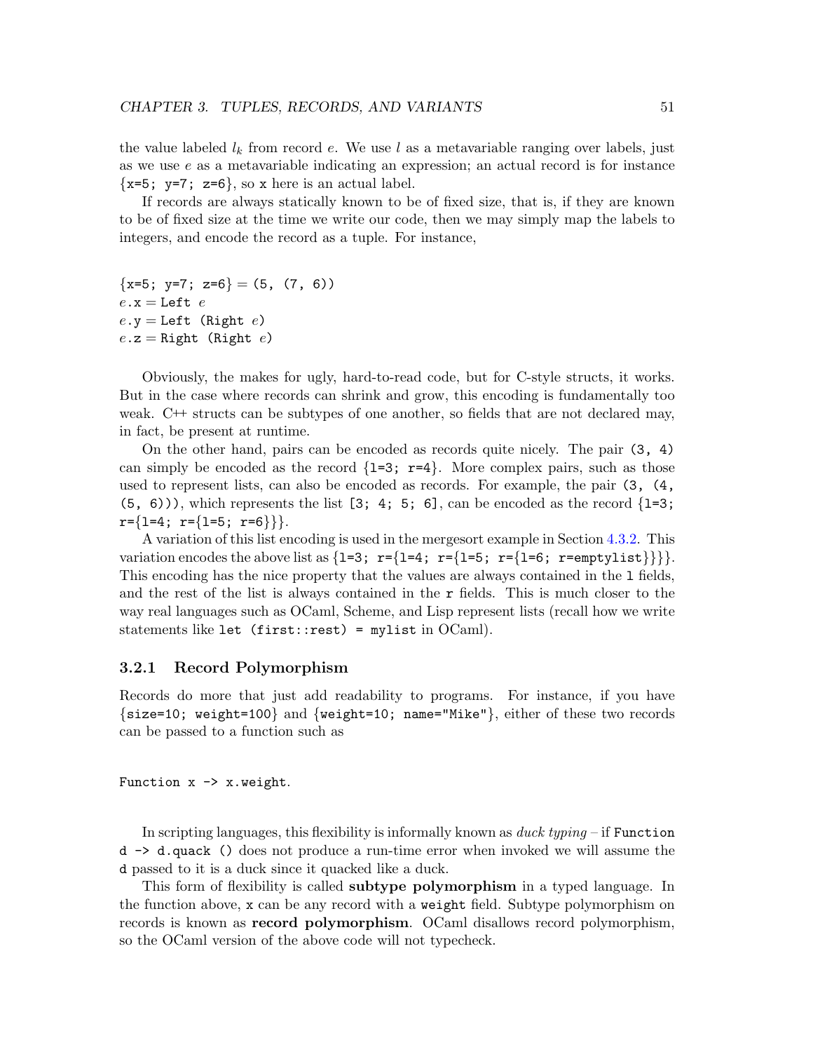the value labeled $l_k$ from record $e$. We use $l$ as a metavariable ranging over labels, just as we use $e$ as a metavariable indicating an expression; an actual record is for instance {x=5; y=7; z=6}, so x here is an actual label.

If records are always statically known to be of fixed size, that is, if they are known to be of fixed size at the time we write our code, then we may simply map the labels to integers, and encode the record as a tuple. For instance,

```
{x=5; y=7; z=6} = (5, (7, 6))
e.x = Left e
e.y = Left (Right e)
e.z = Right (Right e)
```

Obviously, the makes for ugly, hard-to-read code, but for C-style structs, it works. But in the case where records can shrink and grow, this encoding is fundamentally too weak. C++ structs can be subtypes of one another, so fields that are not declared may, in fact, be present at runtime.

On the other hand, pairs can be encoded as records quite nicely. The pair (3, 4) can simply be encoded as the record {l=3; r=4}. More complex pairs, such as those used to represent lists, can also be encoded as records. For example, the pair (3, (4, (5, 6))), which represents the list [3; 4; 5; 6], can be encoded as the record {l=3; r={l=4; r={l=5; r=6}}}.

A variation of this list encoding is used in the mergesort example in Section 4.3.2. This variation encodes the above list as {l=3; r={l=4; r={l=5; r={l=6; r=emptylist}}}}. This encoding has the nice property that the values are always contained in the l fields, and the rest of the list is always contained in the r fields. This is much closer to the way real languages such as OCaml, Scheme, and Lisp represent lists (recall how we write statements like let (first::rest) = mylist in OCaml).

### 3.2.1 Record Polymorphism

Records do more that just add readability to programs. For instance, if you have {size=10; weight=100} and {weight=10; name="Mike"}, either of these two records can be passed to a function such as

```
Function x -> x.weight.
```

In scripting languages, this flexibility is informally known as *duck typing* – if Function d -> d.quack () does not produce a run-time error when invoked we will assume the d passed to it is a duck since it quacked like a duck.

This form of flexibility is called **subtype polymorphism** in a typed language. In the function above, x can be any record with a weight field. Subtype polymorphism on records is known as **record polymorphism**. OCaml disallows record polymorphism, so the OCaml version of the above code will not typecheck.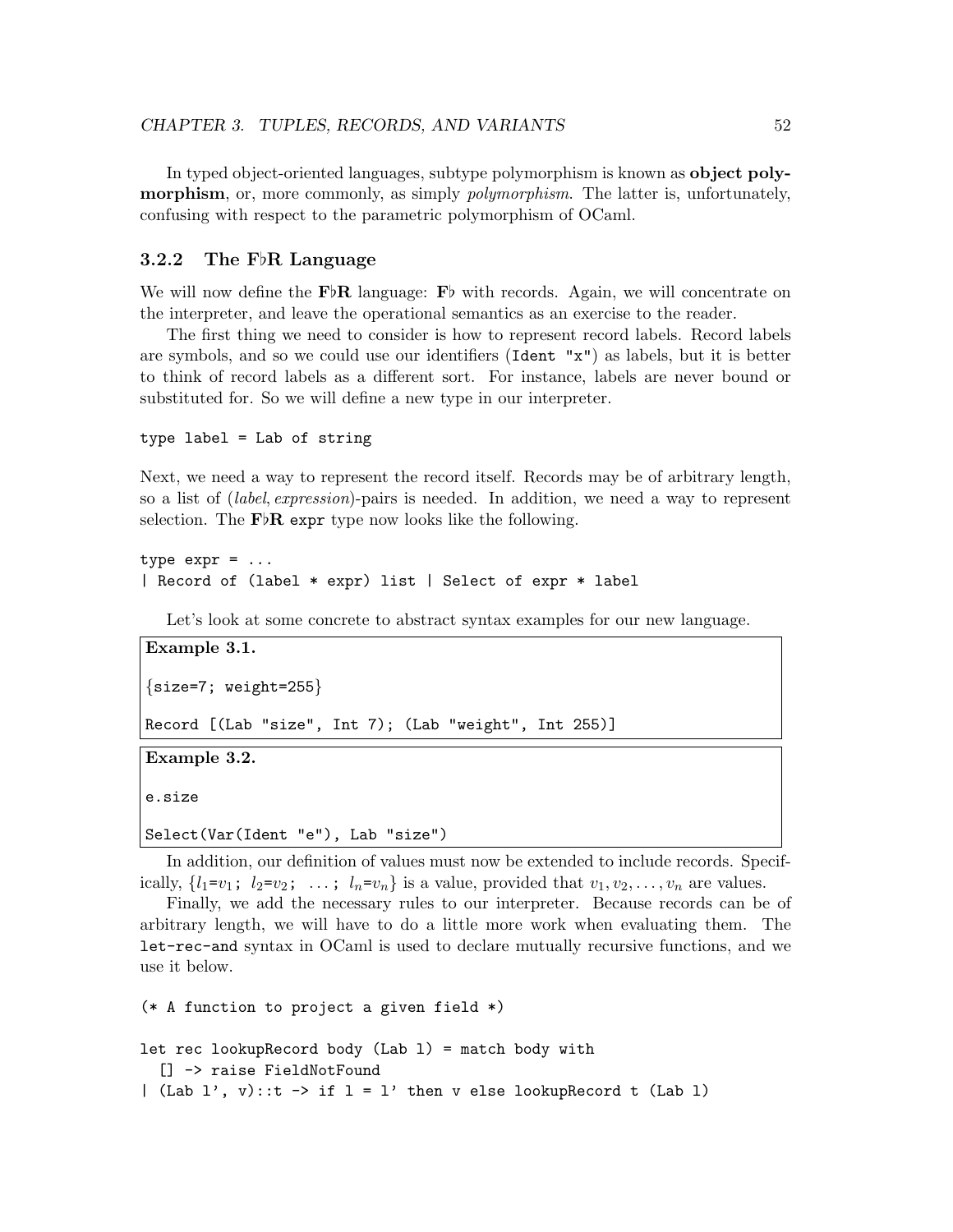In typed object-oriented languages, subtype polymorphism is known as **object polymorphism**, or, more commonly, as simply *polymorphism*. The latter is, unfortunately, confusing with respect to the parametric polymorphism of OCaml.

### 3.2.2 The F♭R Language

We will now define the **F♭R** language: **F♭** with records. Again, we will concentrate on the interpreter, and leave the operational semantics as an exercise to the reader.

The first thing we need to consider is how to represent record labels. Record labels are symbols, and so we could use our identifiers (`Ident "x"`) as labels, but it is better to think of record labels as a different sort. For instance, labels are never bound or substituted for. So we will define a new type in our interpreter.

```
type label = Lab of string
```

Next, we need a way to represent the record itself. Records may be of arbitrary length, so a list of (*label*, *expression*)-pairs is needed. In addition, we need a way to represent selection. The **F♭R** `expr` type now looks like the following.

```
type expr = ...
| Record of (label * expr) list | Select of expr * label
```

Let's look at some concrete to abstract syntax examples for our new language.

**Example 3.1.**

```
{size=7; weight=255}

Record [(Lab "size", Int 7); (Lab "weight", Int 255)]
```

**Example 3.2.**

```
e.size

Select(Var(Ident "e"), Lab "size")
```

In addition, our definition of values must now be extended to include records. Specifically, {$l_1$=$v_1$; $l_2$=$v_2$; ... ; $l_n$=$v_n$} is a value, provided that $v_1, v_2, \ldots, v_n$ are values.

Finally, we add the necessary rules to our interpreter. Because records can be of arbitrary length, we will have to do a little more work when evaluating them. The `let-rec-and` syntax in OCaml is used to declare mutually recursive functions, and we use it below.

```
(* A function to project a given field *)

let rec lookupRecord body (Lab l) = match body with
  [] -> raise FieldNotFound
| (Lab l', v)::t -> if l = l' then v else lookupRecord t (Lab l)
```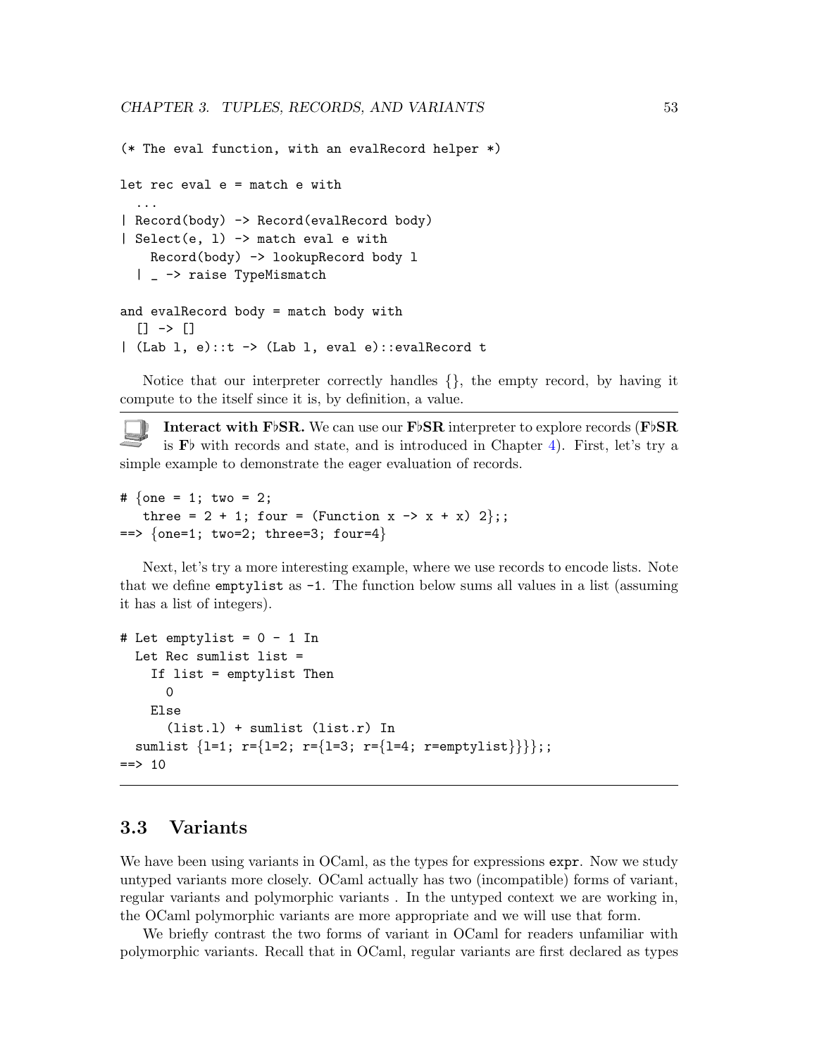```
(* The eval function, with an evalRecord helper *)

let rec eval e = match e with
  ...
| Record(body) -> Record(evalRecord body)
| Select(e, l) -> match eval e with
    Record(body) -> lookupRecord body l
  | _ -> raise TypeMismatch

and evalRecord body = match body with
  [] -> []
| (Lab l, e)::t -> (Lab l, eval e)::evalRecord t
```

Notice that our interpreter correctly handles {}, the empty record, by having it compute to the itself since it is, by definition, a value.

---

**Interact with F♭SR.** We can use our **F♭SR** interpreter to explore records (**F♭SR** is **F♭** with records and state, and is introduced in Chapter 4). First, let's try a simple example to demonstrate the eager evaluation of records.

```
# {one = 1; two = 2;
   three = 2 + 1; four = (Function x -> x + x) 2};;
==> {one=1; two=2; three=3; four=4}
```

Next, let's try a more interesting example, where we use records to encode lists. Note that we define `emptylist` as `-1`. The function below sums all values in a list (assuming it has a list of integers).

```
# Let emptylist = 0 - 1 In
  Let Rec sumlist list =
    If list = emptylist Then
      0
    Else
      (list.l) + sumlist (list.r) In
  sumlist {l=1; r={l=2; r={l=3; r={l=4; r=emptylist}}}};;
==> 10
```

---

## 3.3 Variants

We have been using variants in OCaml, as the types for expressions `expr`. Now we study untyped variants more closely. OCaml actually has two (incompatible) forms of variant, regular variants and polymorphic variants . In the untyped context we are working in, the OCaml polymorphic variants are more appropriate and we will use that form.

We briefly contrast the two forms of variant in OCaml for readers unfamiliar with polymorphic variants. Recall that in OCaml, regular variants are first declared as types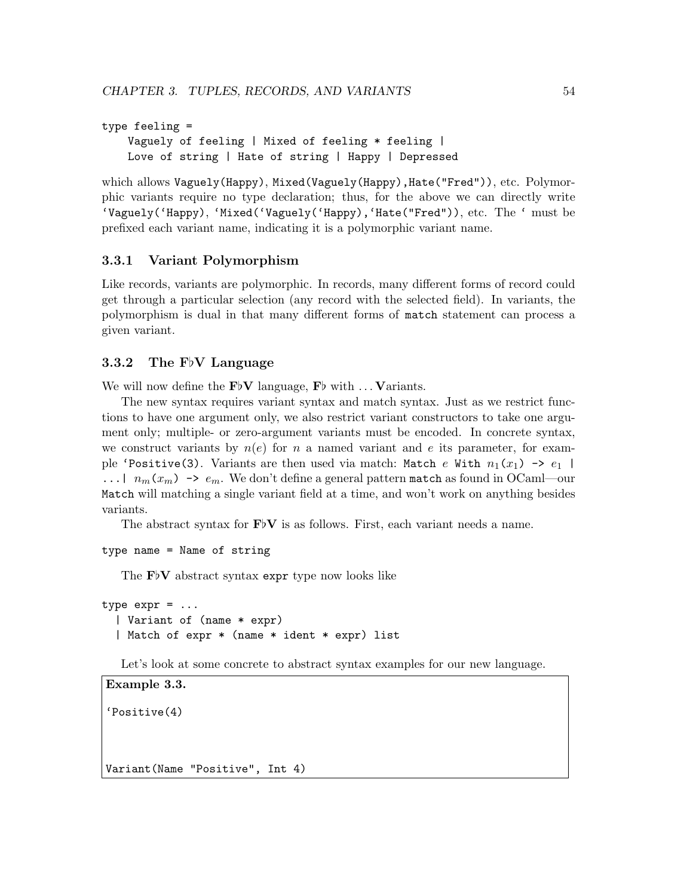```
type feeling =
    Vaguely of feeling | Mixed of feeling * feeling |
    Love of string | Hate of string | Happy | Depressed
```

which allows `Vaguely(Happy)`, `Mixed(Vaguely(Happy),Hate("Fred"))`, etc. Polymorphic variants require no type declaration; thus, for the above we can directly write `` `Vaguely(`Happy) ``, `` `Mixed(`Vaguely(`Happy),`Hate("Fred")) ``, etc. The `` ` `` must be prefixed each variant name, indicating it is a polymorphic variant name.

### 3.3.1 Variant Polymorphism

Like records, variants are polymorphic. In records, many different forms of record could get through a particular selection (any record with the selected field). In variants, the polymorphism is dual in that many different forms of `match` statement can process a given variant.

### 3.3.2 The F♭V Language

We will now define the **F♭V** language, **F♭** with . . . **V**ariants.

The new syntax requires variant syntax and match syntax. Just as we restrict functions to have one argument only, we also restrict variant constructors to take one argument only; multiple- or zero-argument variants must be encoded. In concrete syntax, we construct variants by $n(e)$ for $n$ a named variant and $e$ its parameter, for example `` `Positive(3) ``. Variants are then used via match: `Match` $e$ `With` $n_1(x_1)$ `->` $e_1$ `|` `...|` $n_m(x_m)$ `->` $e_m$. We don't define a general pattern `match` as found in OCaml—our `Match` will matching a single variant field at a time, and won't work on anything besides variants.

The abstract syntax for **F♭V** is as follows. First, each variant needs a name.

```
type name = Name of string
```

The **F♭V** abstract syntax `expr` type now looks like

```
type expr = ...
  | Variant of (name * expr)
  | Match of expr * (name * ident * expr) list
```

Let's look at some concrete to abstract syntax examples for our new language.

**Example 3.3.**

```
`Positive(4)
```

```
Variant(Name "Positive", Int 4)
```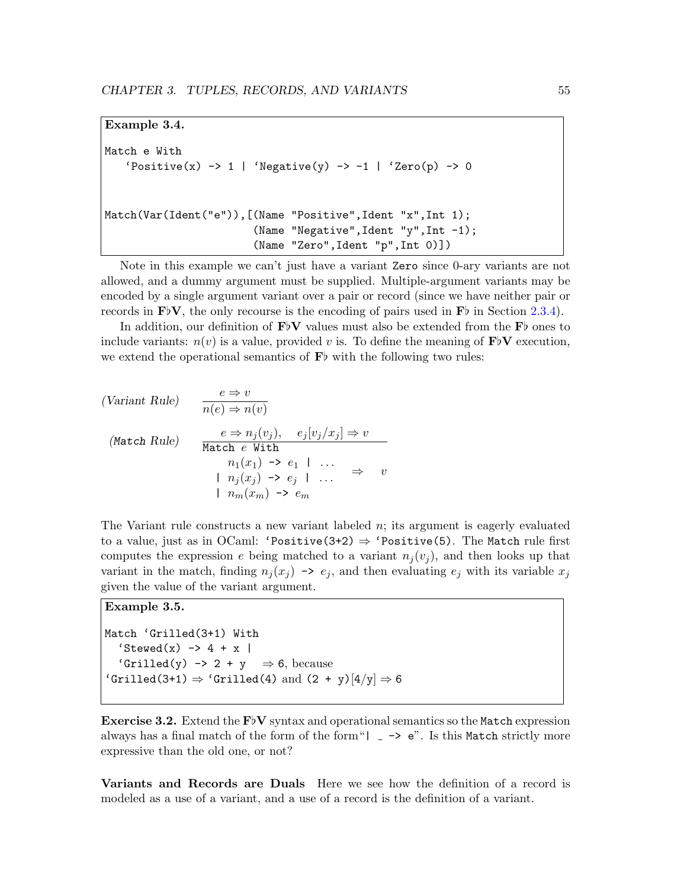**Example 3.4.**

```
Match e With
   ‘Positive(x) -> 1 | ‘Negative(y) -> -1 | ‘Zero(p) -> 0


Match(Var(Ident("e")),[(Name "Positive",Ident "x",Int 1);
                       (Name "Negative",Ident "y",Int -1);
                       (Name "Zero",Ident "p",Int 0)])
```

Note in this example we can't just have a variant `Zero` since 0-ary variants are not allowed, and a dummy argument must be supplied. Multiple-argument variants may be encoded by a single argument variant over a pair or record (since we have neither pair or records in **F♭V**, the only recourse is the encoding of pairs used in **F♭** in Section 2.3.4).

In addition, our definition of **F♭V** values must also be extended from the **F♭** ones to include variants: $n(v)$ is a value, provided $v$ is. To define the meaning of **F♭V** execution, we extend the operational semantics of **F♭** with the following two rules:

*(Variant Rule)*
$$\frac{e \Rightarrow v}{n(e) \Rightarrow n(v)}$$

*(`Match` Rule)*
$$\frac{e \Rightarrow n_j(v_j), \quad e_j[v_j/x_j] \Rightarrow v}{\begin{array}{l}\texttt{Match } e \texttt{ With} \\ \quad n_1(x_1) \texttt{ -> } e_1 \texttt{ | } \ldots \\ \quad \texttt{| } n_j(x_j) \texttt{ -> } e_j \texttt{ | } \ldots \\ \quad \texttt{| } n_m(x_m) \texttt{ -> } e_m \end{array} \quad \Rightarrow \quad v}$$

The Variant rule constructs a new variant labeled $n$; its argument is eagerly evaluated to a value, just as in OCaml: `‘Positive(3+2)` $\Rightarrow$ `‘Positive(5)`. The `Match` rule first computes the expression $e$ being matched to a variant $n_j(v_j)$, and then looks up that variant in the match, finding $n_j(x_j)$ `->` $e_j$, and then evaluating $e_j$ with its variable $x_j$ given the value of the variant argument.

**Example 3.5.**

```
Match ‘Grilled(3+1) With
  ‘Stewed(x) -> 4 + x |
  ‘Grilled(y) -> 2 + y
```
$\Rightarrow$ `6`, because
`‘Grilled(3+1)` $\Rightarrow$ `‘Grilled(4)` and `(2 + y)`$[4/$`y`$]$ $\Rightarrow$ `6`

**Exercise 3.2.** Extend the **F♭V** syntax and operational semantics so the `Match` expression always has a final match of the form of the form "`| _ -> e`". Is this `Match` strictly more expressive than the old one, or not?

**Variants and Records are Duals** Here we see how the definition of a record is modeled as a use of a variant, and a use of a record is the definition of a variant.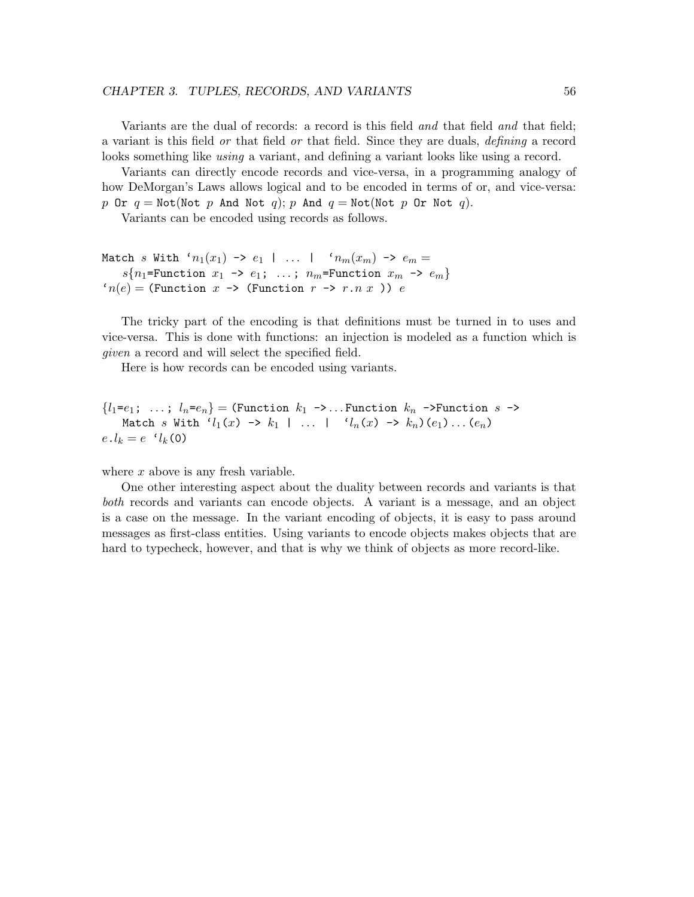Variants are the dual of records: a record is this field *and* that field *and* that field; a variant is this field *or* that field *or* that field. Since they are duals, *defining* a record looks something like *using* a variant, and defining a variant looks like using a record.

Variants can directly encode records and vice-versa, in a programming analogy of how DeMorgan's Laws allows logical and to be encoded in terms of or, and vice-versa: $p$ `Or` $q$ = `Not(Not` $p$ `And Not` $q$`)`; $p$ `And` $q$ = `Not(Not` $p$ `Or Not` $q$`)`.

Variants can be encoded using records as follows.

$$\texttt{Match } s \texttt{ With `}n_1(x_1) \texttt{ -> } e_1 \texttt{ | } \ldots \texttt{ | `}n_m(x_m) \texttt{ -> } e_m =$$
$$s\{n_1\texttt{=Function } x_1 \texttt{ -> } e_1\texttt{; } \ldots\texttt{; } n_m\texttt{=Function } x_m \texttt{ -> } e_m\}$$
$$\texttt{`}n(e) = \texttt{(Function } x \texttt{ -> (Function } r \texttt{ -> } r\texttt{.}n\ x \texttt{ )) } e$$

The tricky part of the encoding is that definitions must be turned in to uses and vice-versa. This is done with functions: an injection is modeled as a function which is *given* a record and will select the specified field.

Here is how records can be encoded using variants.

$$\{l_1\texttt{=}e_1\texttt{; } \ldots\texttt{; } l_n\texttt{=}e_n\} = \texttt{(Function } k_1 \texttt{ ->} \ldots \texttt{Function } k_n \texttt{ ->Function } s \texttt{ ->}$$
$$\texttt{Match } s \texttt{ With `}l_1(x) \texttt{ -> } k_1 \texttt{ | } \ldots \texttt{ | `}l_n(x) \texttt{ -> } k_n\texttt{)}(e_1)\ldots(e_n)$$
$$e\texttt{.}l_k = e \texttt{ `}l_k\texttt{(0)}$$

where $x$ above is any fresh variable.

One other interesting aspect about the duality between records and variants is that *both* records and variants can encode objects. A variant is a message, and an object is a case on the message. In the variant encoding of objects, it is easy to pass around messages as first-class entities. Using variants to encode objects makes objects that are hard to typecheck, however, and that is why we think of objects as more record-like.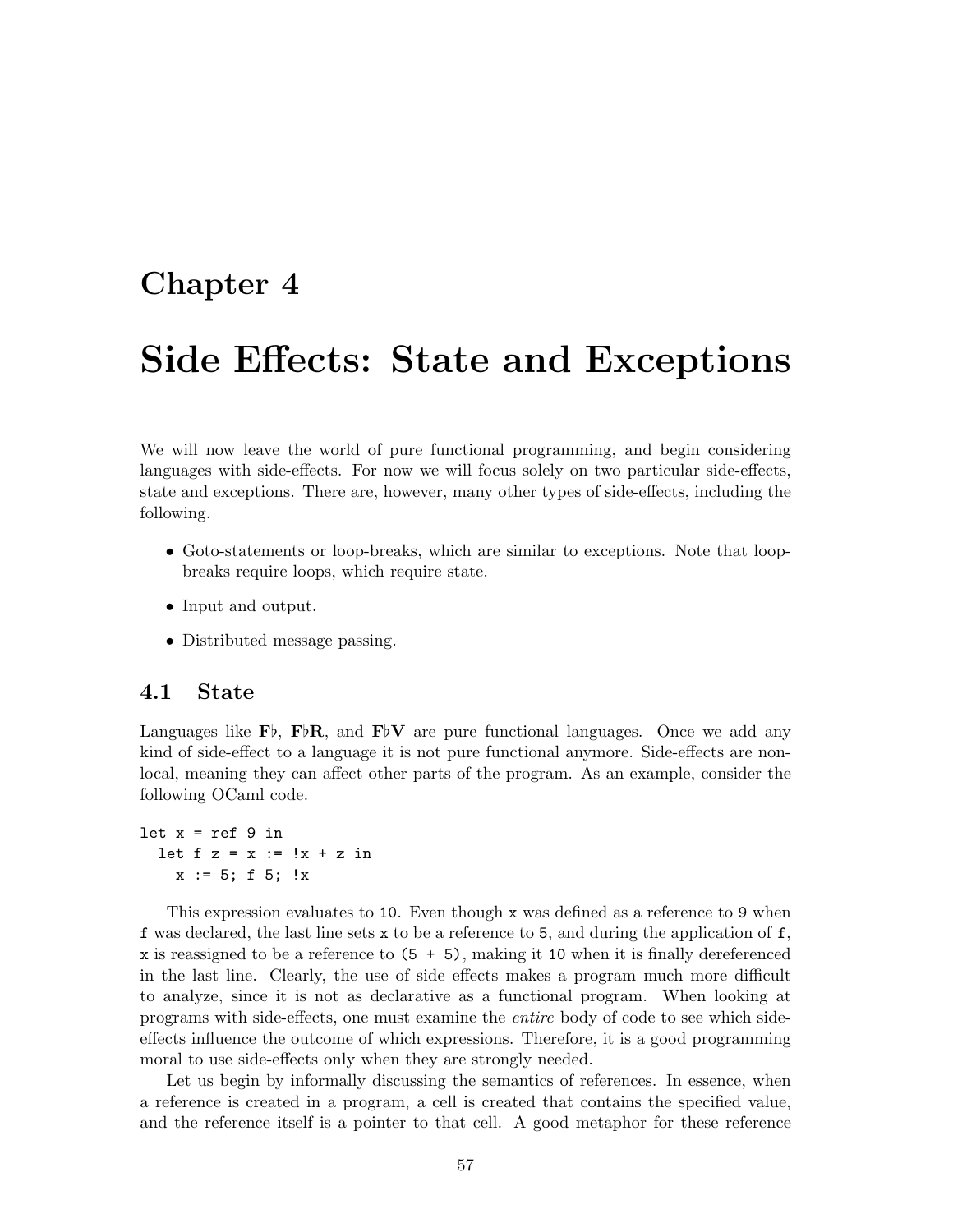# Chapter 4

# Side Effects: State and Exceptions

We will now leave the world of pure functional programming, and begin considering languages with side-effects. For now we will focus solely on two particular side-effects, state and exceptions. There are, however, many other types of side-effects, including the following.

- Goto-statements or loop-breaks, which are similar to exceptions. Note that loop-breaks require loops, which require state.
- Input and output.
- Distributed message passing.

## 4.1 State

Languages like **F♭**, **F♭R**, and **F♭V** are pure functional languages. Once we add any kind of side-effect to a language it is not pure functional anymore. Side-effects are non-local, meaning they can affect other parts of the program. As an example, consider the following OCaml code.

```
let x = ref 9 in
  let f z = x := !x + z in
    x := 5; f 5; !x
```

This expression evaluates to `10`. Even though `x` was defined as a reference to `9` when `f` was declared, the last line sets `x` to be a reference to `5`, and during the application of `f`, `x` is reassigned to be a reference to `(5 + 5)`, making it `10` when it is finally dereferenced in the last line. Clearly, the use of side effects makes a program much more difficult to analyze, since it is not as declarative as a functional program. When looking at programs with side-effects, one must examine the *entire* body of code to see which side-effects influence the outcome of which expressions. Therefore, it is a good programming moral to use side-effects only when they are strongly needed.

Let us begin by informally discussing the semantics of references. In essence, when a reference is created in a program, a cell is created that contains the specified value, and the reference itself is a pointer to that cell. A good metaphor for these reference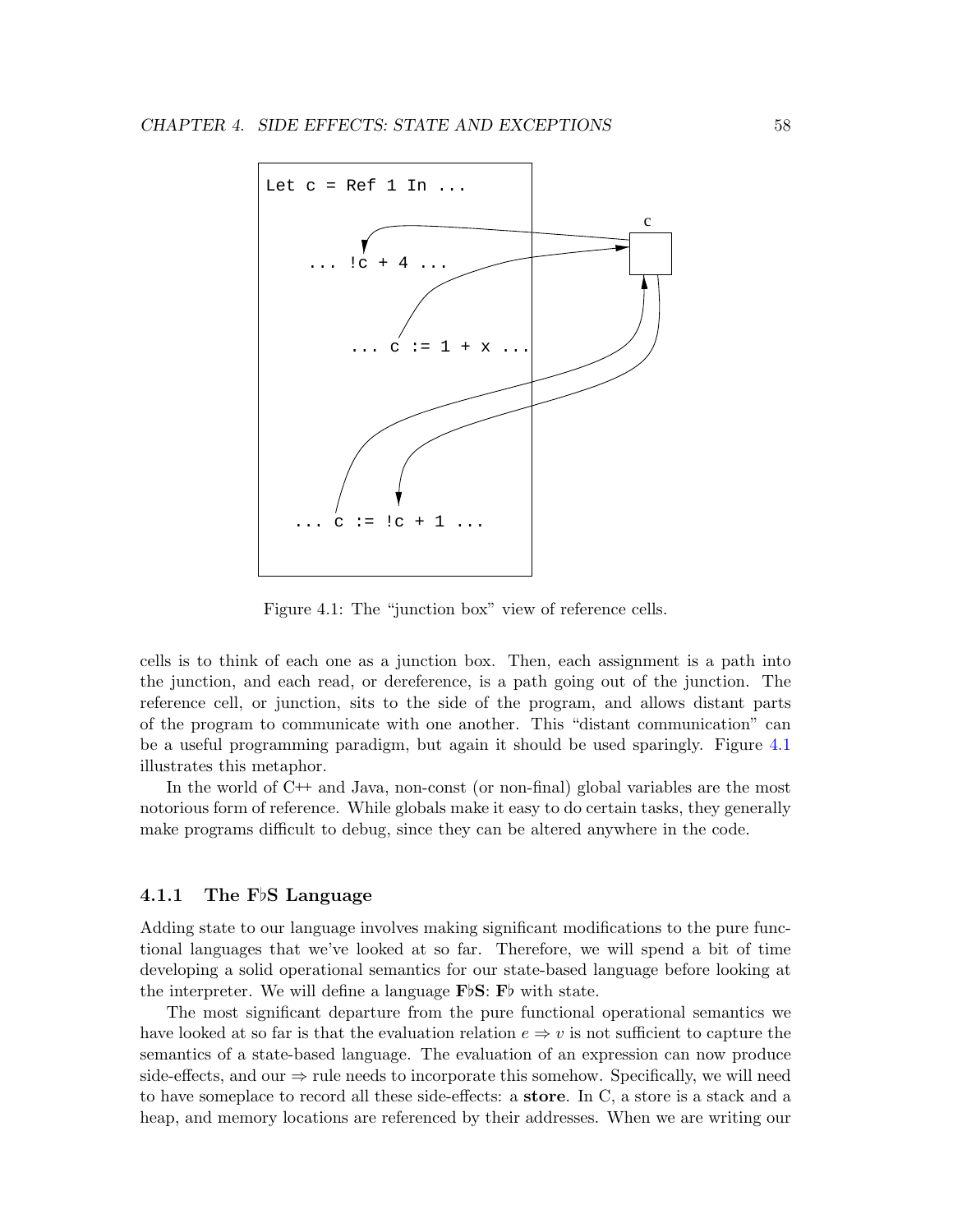Figure 4.1: The "junction box" view of reference cells.

cells is to think of each one as a junction box. Then, each assignment is a path into the junction, and each read, or dereference, is a path going out of the junction. The reference cell, or junction, sits to the side of the program, and allows distant parts of the program to communicate with one another. This "distant communication" can be a useful programming paradigm, but again it should be used sparingly. Figure 4.1 illustrates this metaphor.

In the world of C++ and Java, non-const (or non-final) global variables are the most notorious form of reference. While globals make it easy to do certain tasks, they generally make programs difficult to debug, since they can be altered anywhere in the code.

### 4.1.1 The F♭S Language

Adding state to our language involves making significant modifications to the pure functional languages that we've looked at so far. Therefore, we will spend a bit of time developing a solid operational semantics for our state-based language before looking at the interpreter. We will define a language **F♭S**: **F♭** with state.

The most significant departure from the pure functional operational semantics we have looked at so far is that the evaluation relation $e \Rightarrow v$ is not sufficient to capture the semantics of a state-based language. The evaluation of an expression can now produce side-effects, and our $\Rightarrow$ rule needs to incorporate this somehow. Specifically, we will need to have someplace to record all these side-effects: a **store**. In C, a store is a stack and a heap, and memory locations are referenced by their addresses. When we are writing our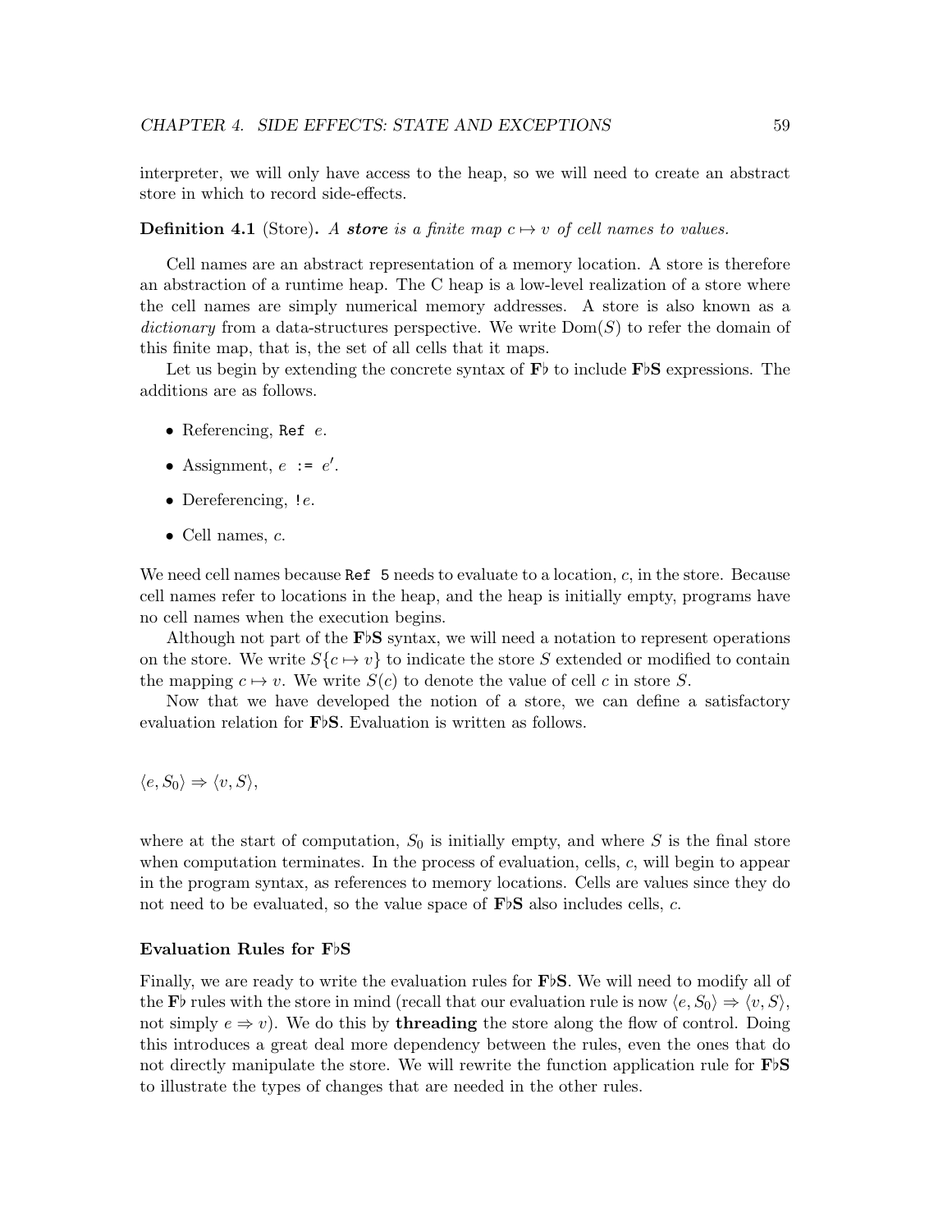interpreter, we will only have access to the heap, so we will need to create an abstract store in which to record side-effects.

**Definition 4.1** (Store)**.** *A **store** is a finite map $c \mapsto v$ of cell names to values.*

Cell names are an abstract representation of a memory location. A store is therefore an abstraction of a runtime heap. The C heap is a low-level realization of a store where the cell names are simply numerical memory addresses. A store is also known as a *dictionary* from a data-structures perspective. We write $\mathrm{Dom}(S)$ to refer the domain of this finite map, that is, the set of all cells that it maps.

Let us begin by extending the concrete syntax of **F♭** to include **F♭S** expressions. The additions are as follows.

- Referencing, `Ref` $e$.
- Assignment, $e$ `:=` $e'$.
- Dereferencing, `!`$e$.
- Cell names, $c$.

We need cell names because `Ref 5` needs to evaluate to a location, $c$, in the store. Because cell names refer to locations in the heap, and the heap is initially empty, programs have no cell names when the execution begins.

Although not part of the **F♭S** syntax, we will need a notation to represent operations on the store. We write $S\{c \mapsto v\}$ to indicate the store $S$ extended or modified to contain the mapping $c \mapsto v$. We write $S(c)$ to denote the value of cell $c$ in store $S$.

Now that we have developed the notion of a store, we can define a satisfactory evaluation relation for **F♭S**. Evaluation is written as follows.

$$\langle e, S_0 \rangle \Rightarrow \langle v, S \rangle,$$

where at the start of computation, $S_0$ is initially empty, and where $S$ is the final store when computation terminates. In the process of evaluation, cells, $c$, will begin to appear in the program syntax, as references to memory locations. Cells are values since they do not need to be evaluated, so the value space of **F♭S** also includes cells, $c$.

### Evaluation Rules for F♭S

Finally, we are ready to write the evaluation rules for **F♭S**. We will need to modify all of the **F♭** rules with the store in mind (recall that our evaluation rule is now $\langle e, S_0 \rangle \Rightarrow \langle v, S \rangle$, not simply $e \Rightarrow v$). We do this by **threading** the store along the flow of control. Doing this introduces a great deal more dependency between the rules, even the ones that do not directly manipulate the store. We will rewrite the function application rule for **F♭S** to illustrate the types of changes that are needed in the other rules.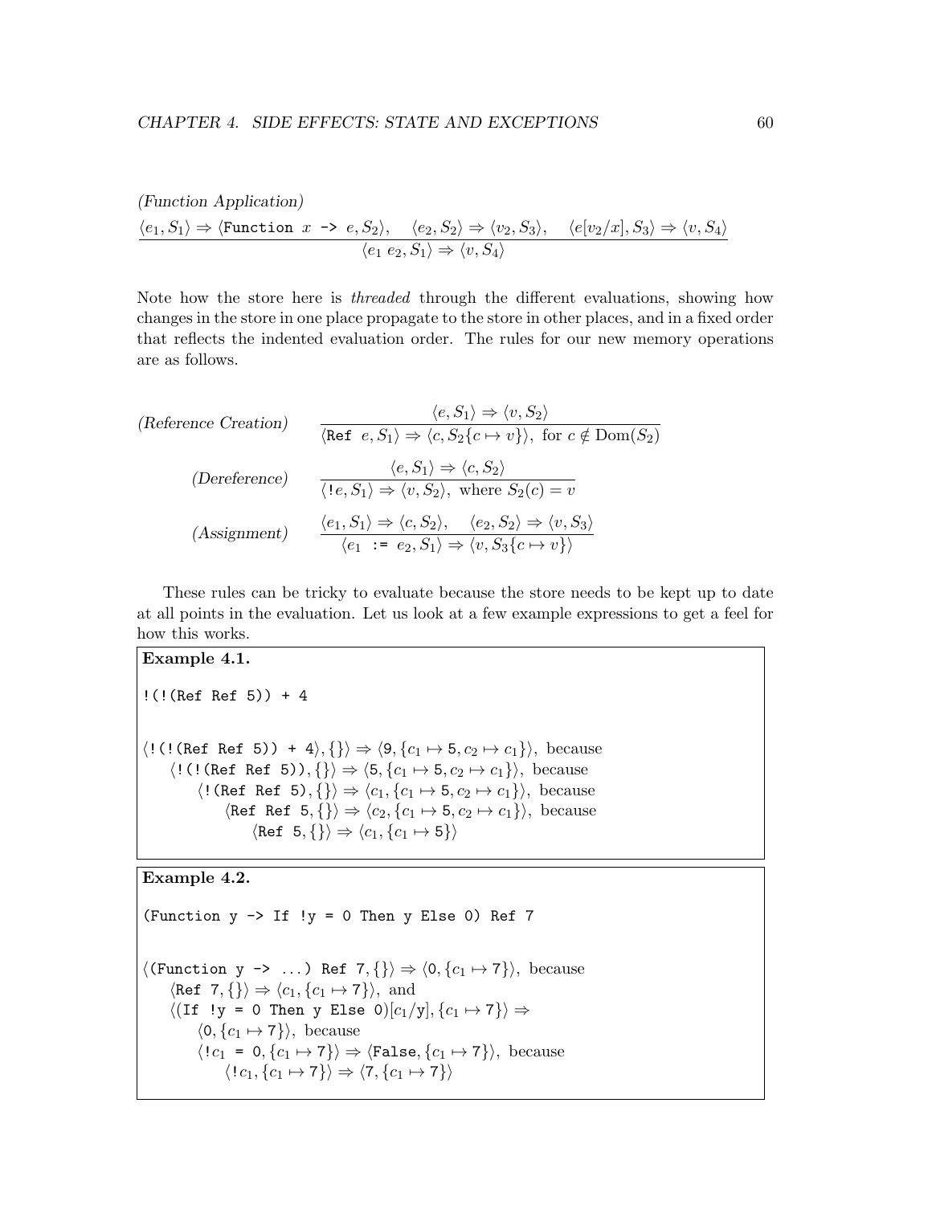*(Function Application)*

$$\frac{\langle e_1, S_1\rangle \Rightarrow \langle \texttt{Function } x \texttt{ -> } e, S_2\rangle, \quad \langle e_2, S_2\rangle \Rightarrow \langle v_2, S_3\rangle, \quad \langle e[v_2/x], S_3\rangle \Rightarrow \langle v, S_4\rangle}{\langle e_1\ e_2, S_1\rangle \Rightarrow \langle v, S_4\rangle}$$

Note how the store here is *threaded* through the different evaluations, showing how changes in the store in one place propagate to the store in other places, and in a fixed order that reflects the indented evaluation order. The rules for our new memory operations are as follows.

*(Reference Creation)*

$$\frac{\langle e, S_1\rangle \Rightarrow \langle v, S_2\rangle}{\langle \texttt{Ref } e, S_1\rangle \Rightarrow \langle c, S_2\{c \mapsto v\}\rangle, \text{ for } c \notin \mathrm{Dom}(S_2)}$$

*(Dereference)*

$$\frac{\langle e, S_1\rangle \Rightarrow \langle c, S_2\rangle}{\langle \texttt{!}e, S_1\rangle \Rightarrow \langle v, S_2\rangle, \text{ where } S_2(c) = v}$$

*(Assignment)*

$$\frac{\langle e_1, S_1\rangle \Rightarrow \langle c, S_2\rangle, \quad \langle e_2, S_2\rangle \Rightarrow \langle v, S_3\rangle}{\langle e_1 \texttt{ := } e_2, S_1\rangle \Rightarrow \langle v, S_3\{c \mapsto v\}\rangle}$$

These rules can be tricky to evaluate because the store needs to be kept up to date at all points in the evaluation. Let us look at a few example expressions to get a feel for how this works.

**Example 4.1.**

```
!(!(Ref Ref 5)) + 4
```

$\langle \texttt{!(!(Ref Ref 5)) + 4}, \{\}\rangle \Rightarrow \langle \texttt{9}, \{c_1 \mapsto \texttt{5}, c_2 \mapsto c_1\}\rangle$, because
 $\langle \texttt{!(!(Ref Ref 5))}, \{\}\rangle \Rightarrow \langle \texttt{5}, \{c_1 \mapsto \texttt{5}, c_2 \mapsto c_1\}\rangle$, because
  $\langle \texttt{!(Ref Ref 5)}, \{\}\rangle \Rightarrow \langle c_1, \{c_1 \mapsto \texttt{5}, c_2 \mapsto c_1\}\rangle$, because
   $\langle \texttt{Ref Ref 5}, \{\}\rangle \Rightarrow \langle c_2, \{c_1 \mapsto \texttt{5}, c_2 \mapsto c_1\}\rangle$, because
    $\langle \texttt{Ref 5}, \{\}\rangle \Rightarrow \langle c_1, \{c_1 \mapsto \texttt{5}\}\rangle$

**Example 4.2.**

```
(Function y -> If !y = 0 Then y Else 0) Ref 7
```

$\langle \texttt{(Function y -> ...) Ref 7}, \{\}\rangle \Rightarrow \langle \texttt{0}, \{c_1 \mapsto \texttt{7}\}\rangle$, because
 $\langle \texttt{Ref 7}, \{\}\rangle \Rightarrow \langle c_1, \{c_1 \mapsto \texttt{7}\}\rangle$, and
 $\langle \texttt{(If !y = 0 Then y Else 0)}[c_1/\texttt{y}], \{c_1 \mapsto \texttt{7}\}\rangle \Rightarrow$
  $\langle \texttt{0}, \{c_1 \mapsto \texttt{7}\}\rangle$, because
  $\langle \texttt{!}c_1 \texttt{ = 0}, \{c_1 \mapsto \texttt{7}\}\rangle \Rightarrow \langle \texttt{False}, \{c_1 \mapsto \texttt{7}\}\rangle$, because
   $\langle \texttt{!}c_1, \{c_1 \mapsto \texttt{7}\}\rangle \Rightarrow \langle \texttt{7}, \{c_1 \mapsto \texttt{7}\}\rangle$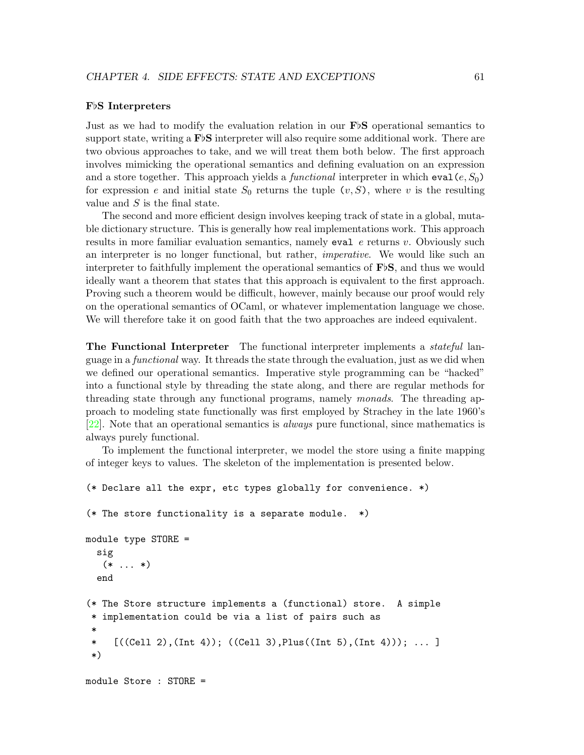### F♭S Interpreters

Just as we had to modify the evaluation relation in our **F♭S** operational semantics to support state, writing a **F♭S** interpreter will also require some additional work. There are two obvious approaches to take, and we will treat them both below. The first approach involves mimicking the operational semantics and defining evaluation on an expression and a store together. This approach yields a *functional* interpreter in which `eval`$(e, S_0)$ for expression $e$ and initial state $S_0$ returns the tuple $(v, S)$, where $v$ is the resulting value and $S$ is the final state.

The second and more efficient design involves keeping track of state in a global, mutable dictionary structure. This is generally how real implementations work. This approach results in more familiar evaluation semantics, namely `eval` $e$ returns $v$. Obviously such an interpreter is no longer functional, but rather, *imperative*. We would like such an interpreter to faithfully implement the operational semantics of **F♭S**, and thus we would ideally want a theorem that states that this approach is equivalent to the first approach. Proving such a theorem would be difficult, however, mainly because our proof would rely on the operational semantics of OCaml, or whatever implementation language we chose. We will therefore take it on good faith that the two approaches are indeed equivalent.

**The Functional Interpreter** The functional interpreter implements a *stateful* language in a *functional* way. It threads the state through the evaluation, just as we did when we defined our operational semantics. Imperative style programming can be "hacked" into a functional style by threading the state along, and there are regular methods for threading state through any functional programs, namely *monads*. The threading approach to modeling state functionally was first employed by Strachey in the late 1960's [22]. Note that an operational semantics is *always* pure functional, since mathematics is always purely functional.

To implement the functional interpreter, we model the store using a finite mapping of integer keys to values. The skeleton of the implementation is presented below.

```
(* Declare all the expr, etc types globally for convenience. *)

(* The store functionality is a separate module.  *)

module type STORE =
  sig
   (* ... *)
  end

(* The Store structure implements a (functional) store.  A simple
 * implementation could be via a list of pairs such as
 *
 *   [((Cell 2),(Int 4)); ((Cell 3),Plus((Int 5),(Int 4))); ... ]
 *)

module Store : STORE =
```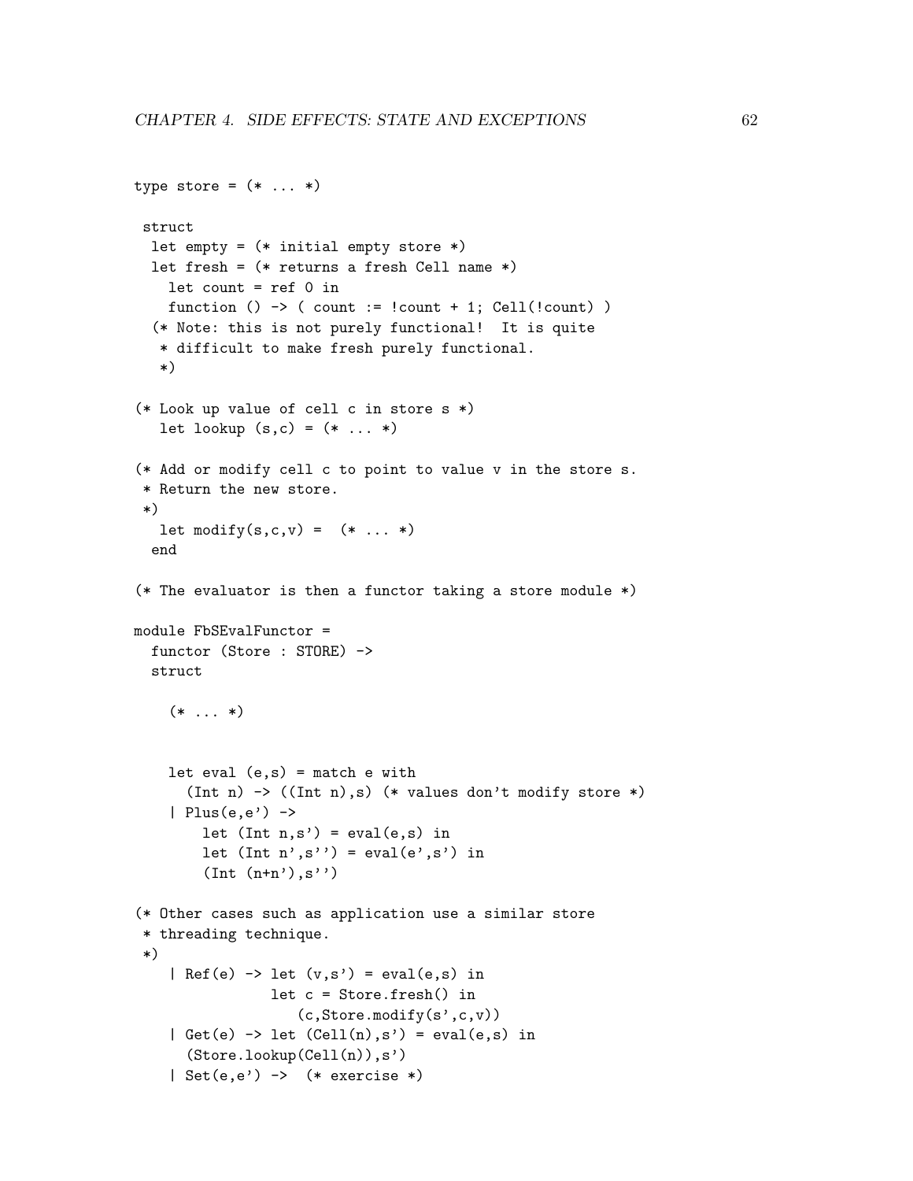```
type store = (* ... *)

 struct
  let empty = (* initial empty store *)
  let fresh = (* returns a fresh Cell name *)
    let count = ref 0 in
    function () -> ( count := !count + 1; Cell(!count) )
  (* Note: this is not purely functional!  It is quite
   * difficult to make fresh purely functional.
   *)

(* Look up value of cell c in store s *)
   let lookup (s,c) = (* ... *)

(* Add or modify cell c to point to value v in the store s.
 * Return the new store.
 *)
   let modify(s,c,v) =  (* ... *)
  end

(* The evaluator is then a functor taking a store module *)

module FbSEvalFunctor =
  functor (Store : STORE) ->
  struct

    (* ... *)


    let eval (e,s) = match e with
      (Int n) -> ((Int n),s) (* values don't modify store *)
    | Plus(e,e') ->
        let (Int n,s') = eval(e,s) in
        let (Int n',s'') = eval(e',s') in
        (Int (n+n'),s'')

(* Other cases such as application use a similar store
 * threading technique.
 *)
    | Ref(e) -> let (v,s') = eval(e,s) in
                let c = Store.fresh() in
                   (c,Store.modify(s',c,v))
    | Get(e) -> let (Cell(n),s') = eval(e,s) in
      (Store.lookup(Cell(n)),s')
    | Set(e,e') ->  (* exercise *)
```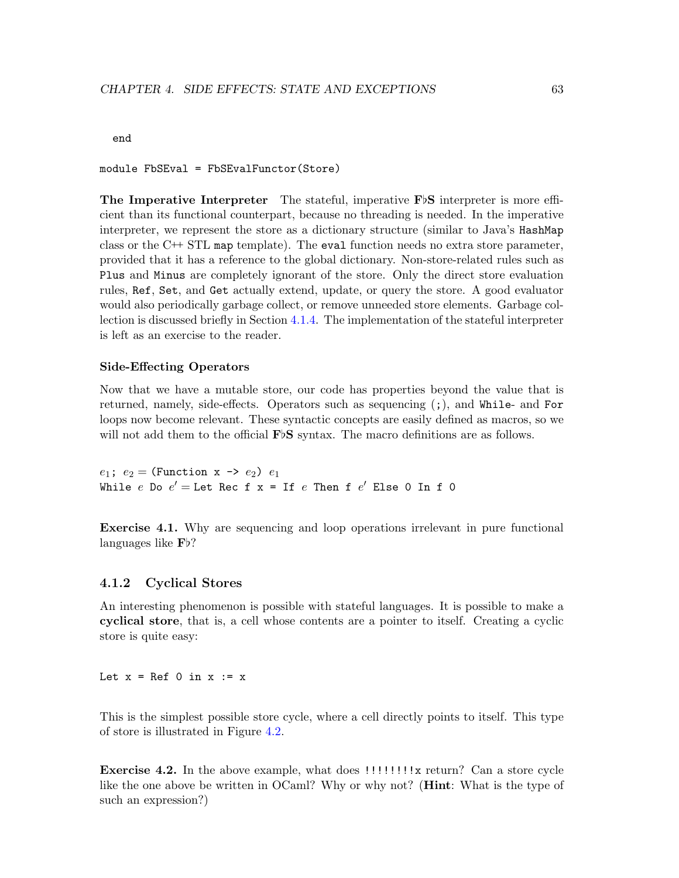```
  end

module FbSEval = FbSEvalFunctor(Store)
```

**The Imperative Interpreter** The stateful, imperative **F♭S** interpreter is more efficient than its functional counterpart, because no threading is needed. In the imperative interpreter, we represent the store as a dictionary structure (similar to Java's `HashMap` class or the C++ STL `map` template). The `eval` function needs no extra store parameter, provided that it has a reference to the global dictionary. Non-store-related rules such as `Plus` and `Minus` are completely ignorant of the store. Only the direct store evaluation rules, `Ref`, `Set`, and `Get` actually extend, update, or query the store. A good evaluator would also periodically garbage collect, or remove unneeded store elements. Garbage collection is discussed briefly in Section 4.1.4. The implementation of the stateful interpreter is left as an exercise to the reader.

### Side-Effecting Operators

Now that we have a mutable store, our code has properties beyond the value that is returned, namely, side-effects. Operators such as sequencing (`;`), and `While`- and `For` loops now become relevant. These syntactic concepts are easily defined as macros, so we will not add them to the official **F♭S** syntax. The macro definitions are as follows.

$e_1$`;` $e_2$ = `(Function x ->` $e_2$`)` $e_1$
`While` $e$ `Do` $e'$ = `Let Rec f x = If` $e$ `Then f` $e'$ `Else 0 In f 0`

**Exercise 4.1.** Why are sequencing and loop operations irrelevant in pure functional languages like **F♭**?

## 4.1.2 Cyclical Stores

An interesting phenomenon is possible with stateful languages. It is possible to make a **cyclical store**, that is, a cell whose contents are a pointer to itself. Creating a cyclic store is quite easy:

```
Let x = Ref 0 in x := x
```

This is the simplest possible store cycle, where a cell directly points to itself. This type of store is illustrated in Figure 4.2.

**Exercise 4.2.** In the above example, what does `!!!!!!!!x` return? Can a store cycle like the one above be written in OCaml? Why or why not? (**Hint**: What is the type of such an expression?)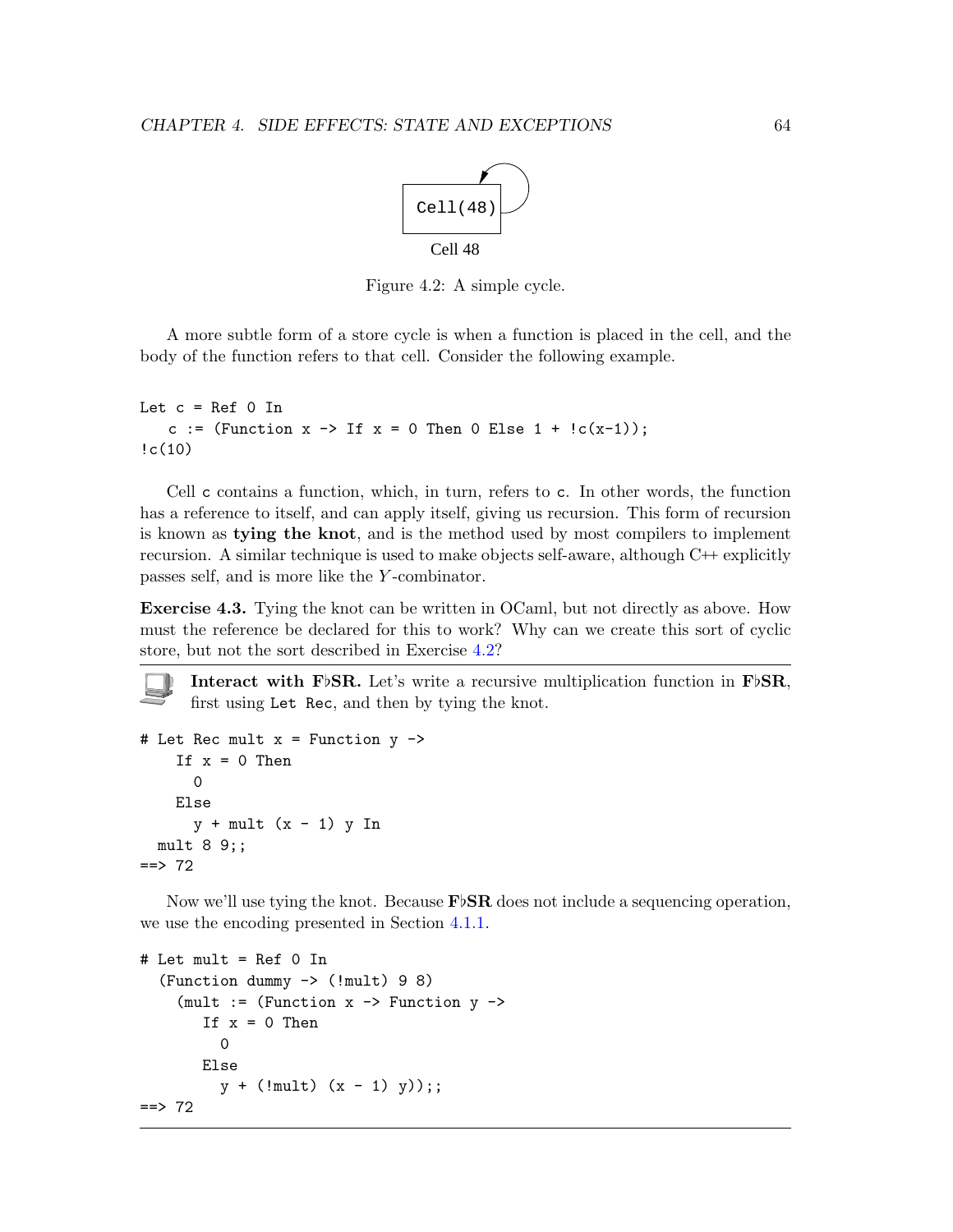Cell(48)

Cell 48

Figure 4.2: A simple cycle.

A more subtle form of a store cycle is when a function is placed in the cell, and the body of the function refers to that cell. Consider the following example.

```
Let c = Ref 0 In
   c := (Function x -> If x = 0 Then 0 Else 1 + !c(x-1));
!c(10)
```

Cell `c` contains a function, which, in turn, refers to `c`. In other words, the function has a reference to itself, and can apply itself, giving us recursion. This form of recursion is known as **tying the knot**, and is the method used by most compilers to implement recursion. A similar technique is used to make objects self-aware, although C++ explicitly passes self, and is more like the $Y$-combinator.

**Exercise 4.3.** Tying the knot can be written in OCaml, but not directly as above. How must the reference be declared for this to work? Why can we create this sort of cyclic store, but not the sort described in Exercise 4.2?

---

**Interact with F♭SR.** Let's write a recursive multiplication function in **F♭SR**, first using `Let Rec`, and then by tying the knot.

```
# Let Rec mult x = Function y ->
    If x = 0 Then
      0
    Else
      y + mult (x - 1) y In
  mult 8 9;;
==> 72
```

Now we'll use tying the knot. Because **F♭SR** does not include a sequencing operation, we use the encoding presented in Section 4.1.1.

```
# Let mult = Ref 0 In
  (Function dummy -> (!mult) 9 8)
    (mult := (Function x -> Function y ->
       If x = 0 Then
         0
       Else
         y + (!mult) (x - 1) y));;
==> 72
```

---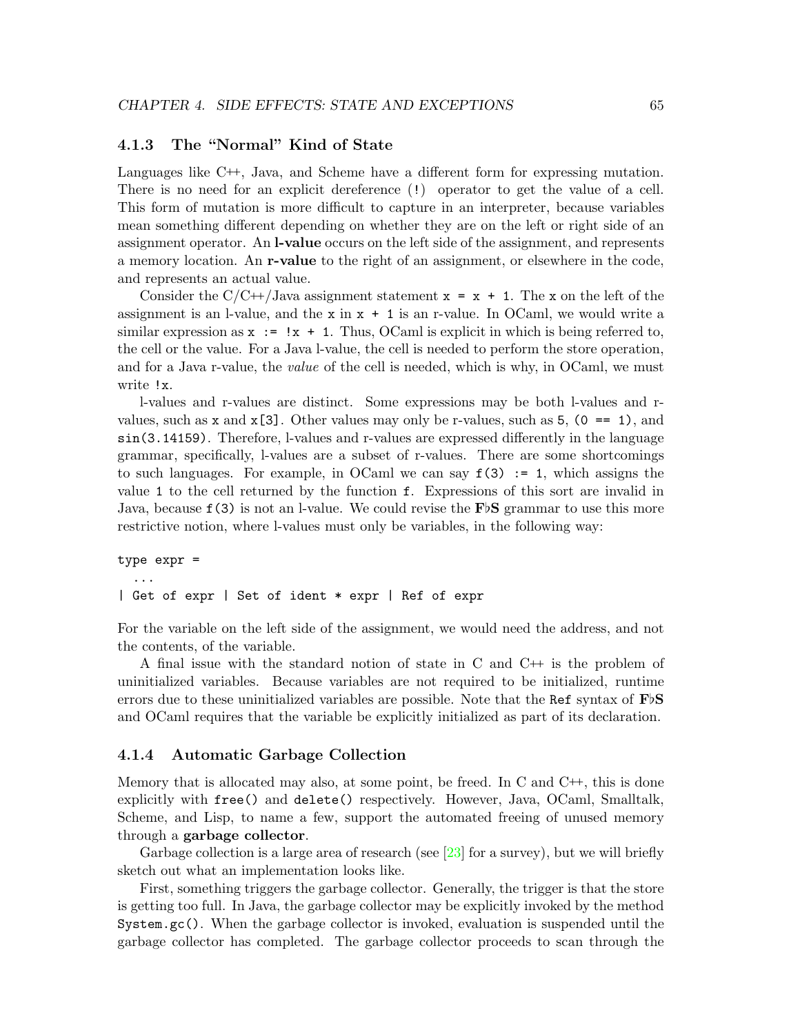### 4.1.3 The "Normal" Kind of State

Languages like C++, Java, and Scheme have a different form for expressing mutation. There is no need for an explicit dereference (`!`) operator to get the value of a cell. This form of mutation is more difficult to capture in an interpreter, because variables mean something different depending on whether they are on the left or right side of an assignment operator. An **l-value** occurs on the left side of the assignment, and represents a memory location. An **r-value** to the right of an assignment, or elsewhere in the code, and represents an actual value.

Consider the C/C++/Java assignment statement `x = x + 1`. The `x` on the left of the assignment is an l-value, and the `x` in `x + 1` is an r-value. In OCaml, we would write a similar expression as `x := !x + 1`. Thus, OCaml is explicit in which is being referred to, the cell or the value. For a Java l-value, the cell is needed to perform the store operation, and for a Java r-value, the *value* of the cell is needed, which is why, in OCaml, we must write `!x`.

l-values and r-values are distinct. Some expressions may be both l-values and r-values, such as `x` and `x[3]`. Other values may only be r-values, such as `5`, `(0 == 1)`, and `sin(3.14159)`. Therefore, l-values and r-values are expressed differently in the language grammar, specifically, l-values are a subset of r-values. There are some shortcomings to such languages. For example, in OCaml we can say `f(3) := 1`, which assigns the value `1` to the cell returned by the function `f`. Expressions of this sort are invalid in Java, because `f(3)` is not an l-value. We could revise the **F♭S** grammar to use this more restrictive notion, where l-values must only be variables, in the following way:

```
type expr =
  ...
| Get of expr | Set of ident * expr | Ref of expr
```

For the variable on the left side of the assignment, we would need the address, and not the contents, of the variable.

A final issue with the standard notion of state in C and C++ is the problem of uninitialized variables. Because variables are not required to be initialized, runtime errors due to these uninitialized variables are possible. Note that the `Ref` syntax of **F♭S** and OCaml requires that the variable be explicitly initialized as part of its declaration.

### 4.1.4 Automatic Garbage Collection

Memory that is allocated may also, at some point, be freed. In C and C++, this is done explicitly with `free()` and `delete()` respectively. However, Java, OCaml, Smalltalk, Scheme, and Lisp, to name a few, support the automated freeing of unused memory through a **garbage collector**.

Garbage collection is a large area of research (see [23] for a survey), but we will briefly sketch out what an implementation looks like.

First, something triggers the garbage collector. Generally, the trigger is that the store is getting too full. In Java, the garbage collector may be explicitly invoked by the method `System.gc()`. When the garbage collector is invoked, evaluation is suspended until the garbage collector has completed. The garbage collector proceeds to scan through the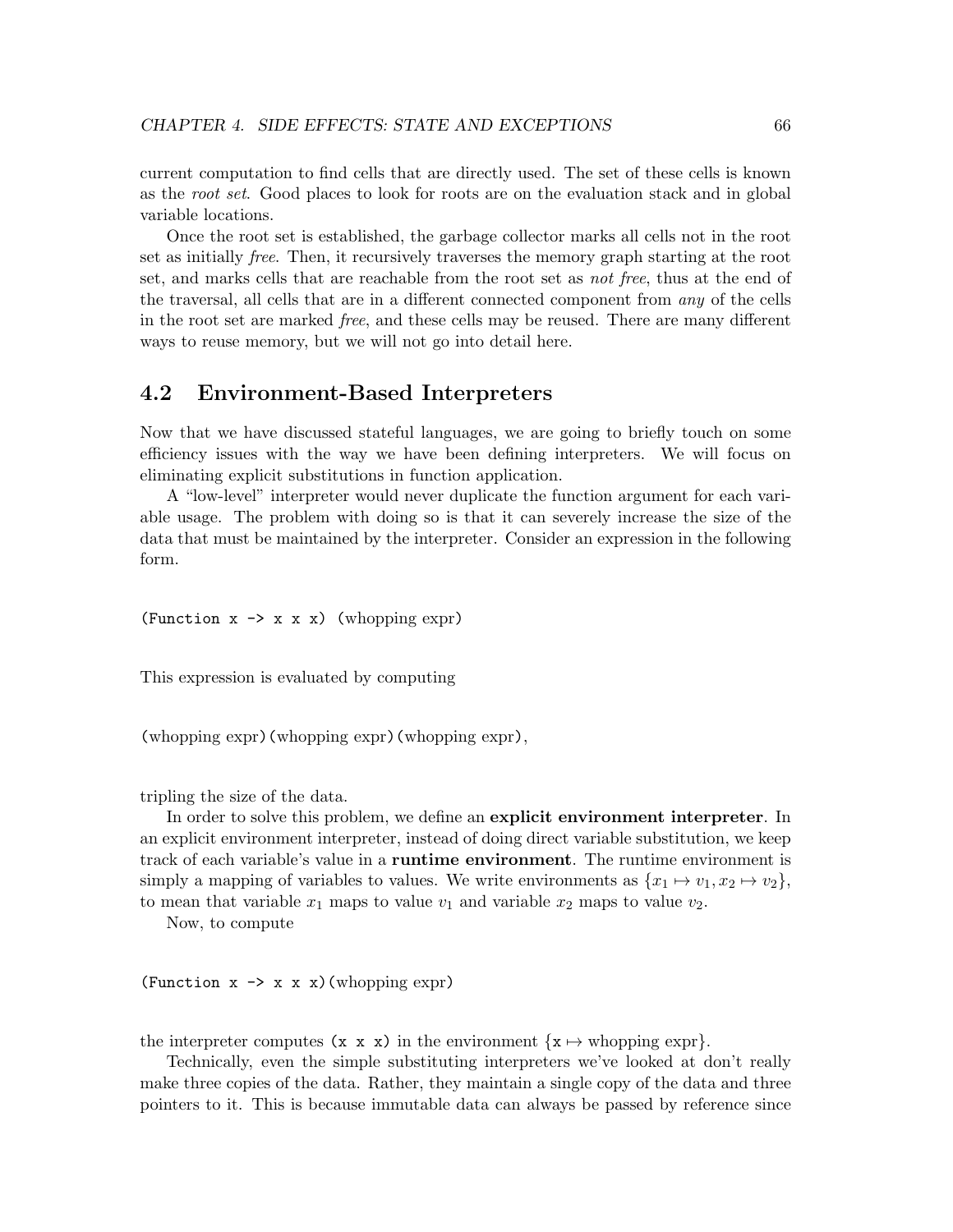current computation to find cells that are directly used. The set of these cells is known as the *root set*. Good places to look for roots are on the evaluation stack and in global variable locations.

Once the root set is established, the garbage collector marks all cells not in the root set as initially *free*. Then, it recursively traverses the memory graph starting at the root set, and marks cells that are reachable from the root set as *not free*, thus at the end of the traversal, all cells that are in a different connected component from *any* of the cells in the root set are marked *free*, and these cells may be reused. There are many different ways to reuse memory, but we will not go into detail here.

## 4.2 Environment-Based Interpreters

Now that we have discussed stateful languages, we are going to briefly touch on some efficiency issues with the way we have been defining interpreters. We will focus on eliminating explicit substitutions in function application.

A "low-level" interpreter would never duplicate the function argument for each variable usage. The problem with doing so is that it can severely increase the size of the data that must be maintained by the interpreter. Consider an expression in the following form.

```
(Function x -> x x x) (whopping expr)
```

This expression is evaluated by computing

```
(whopping expr)(whopping expr)(whopping expr),
```

tripling the size of the data.

In order to solve this problem, we define an **explicit environment interpreter**. In an explicit environment interpreter, instead of doing direct variable substitution, we keep track of each variable's value in a **runtime environment**. The runtime environment is simply a mapping of variables to values. We write environments as $\{x_1 \mapsto v_1, x_2 \mapsto v_2\}$, to mean that variable $x_1$ maps to value $v_1$ and variable $x_2$ maps to value $v_2$.

Now, to compute

```
(Function x -> x x x)(whopping expr)
```

the interpreter computes `(x x x)` in the environment $\{\texttt{x} \mapsto \text{whopping expr}\}$.

Technically, even the simple substituting interpreters we've looked at don't really make three copies of the data. Rather, they maintain a single copy of the data and three pointers to it. This is because immutable data can always be passed by reference since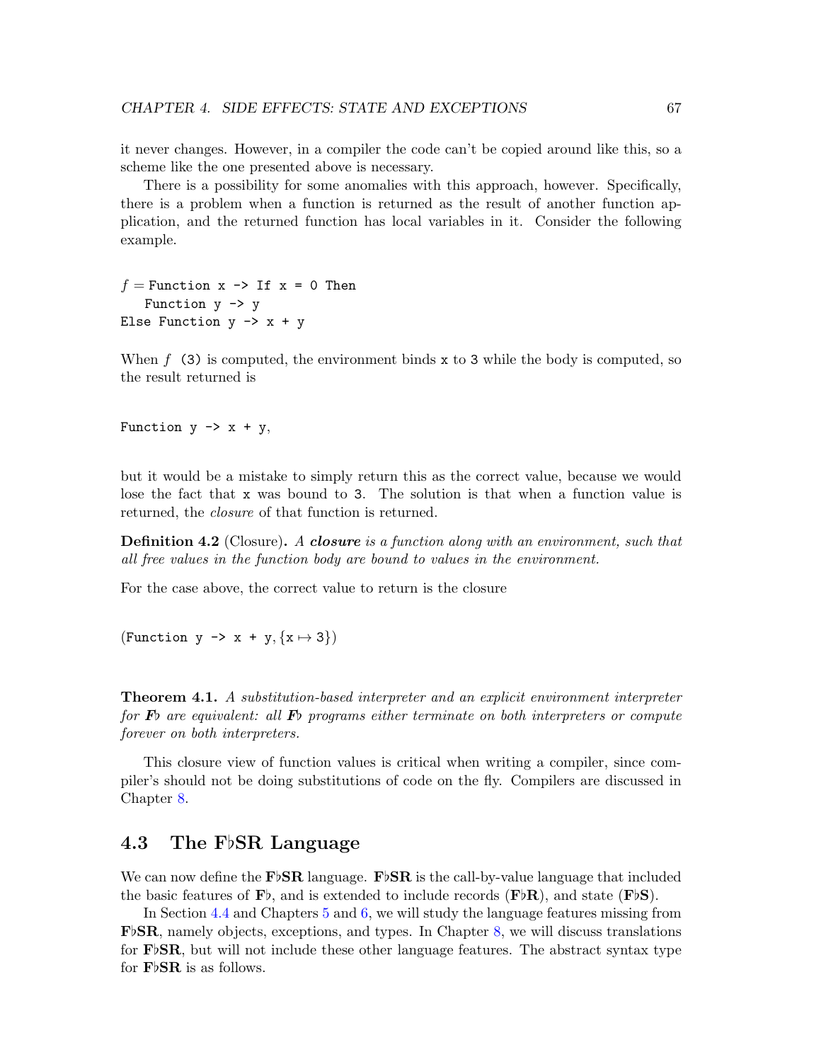it never changes. However, in a compiler the code can't be copied around like this, so a scheme like the one presented above is necessary.

There is a possibility for some anomalies with this approach, however. Specifically, there is a problem when a function is returned as the result of another function application, and the returned function has local variables in it. Consider the following example.

```
f = Function x -> If x = 0 Then
   Function y -> y
Else Function y -> x + y
```

When $f$ (3) is computed, the environment binds x to 3 while the body is computed, so the result returned is

```
Function y -> x + y,
```

but it would be a mistake to simply return this as the correct value, because we would lose the fact that x was bound to 3. The solution is that when a function value is returned, the *closure* of that function is returned.

**Definition 4.2** (Closure)**.** *A **closure** is a function along with an environment, such that all free values in the function body are bound to values in the environment.*

For the case above, the correct value to return is the closure

(Function y -> x + y, $\{x \mapsto 3\}$)

**Theorem 4.1.** *A substitution-based interpreter and an explicit environment interpreter for **F♭** are equivalent: all **F♭** programs either terminate on both interpreters or compute forever on both interpreters.*

This closure view of function values is critical when writing a compiler, since compiler's should not be doing substitutions of code on the fly. Compilers are discussed in Chapter 8.

## 4.3 The F♭SR Language

We can now define the **F♭SR** language. **F♭SR** is the call-by-value language that included the basic features of **F♭**, and is extended to include records (**F♭R**), and state (**F♭S**).

In Section 4.4 and Chapters 5 and 6, we will study the language features missing from **F♭SR**, namely objects, exceptions, and types. In Chapter 8, we will discuss translations for **F♭SR**, but will not include these other language features. The abstract syntax type for **F♭SR** is as follows.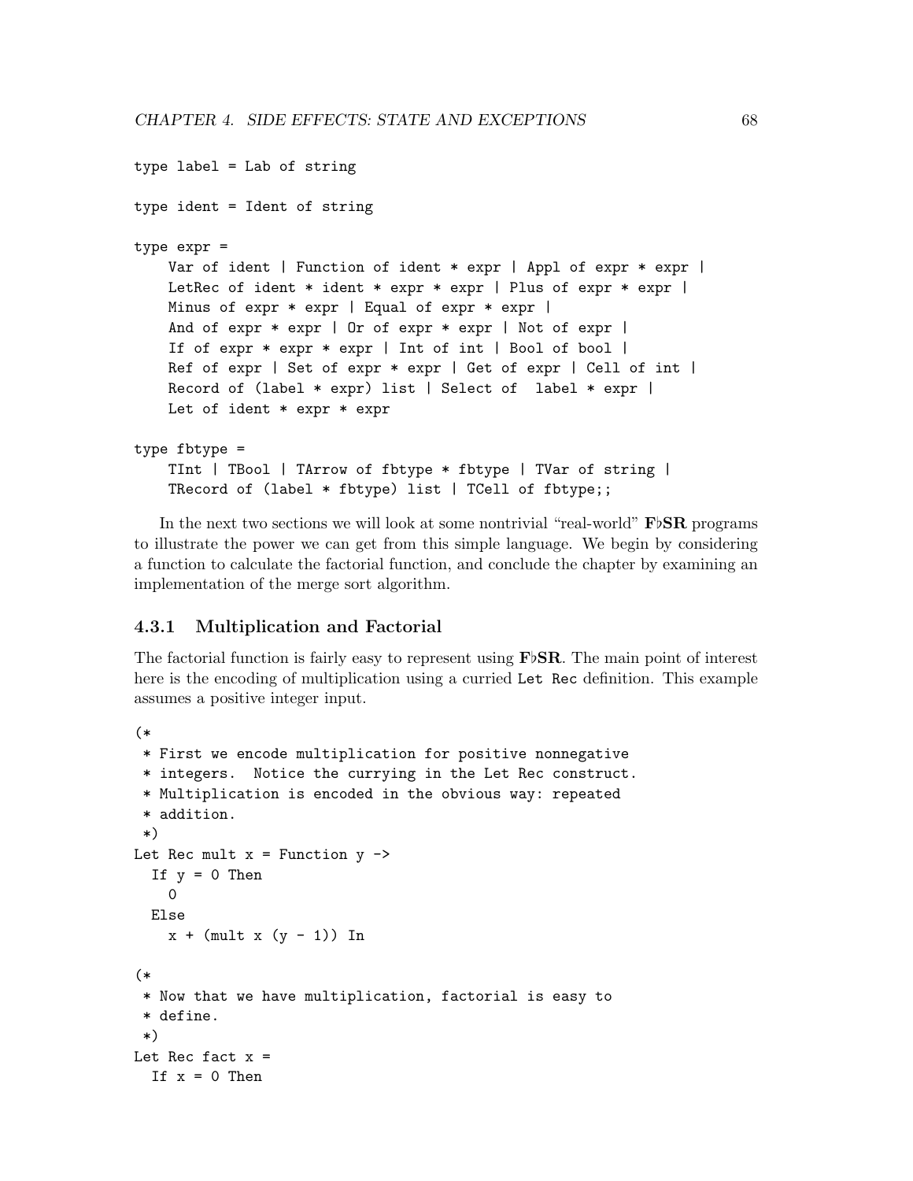```
type label = Lab of string

type ident = Ident of string

type expr =
    Var of ident | Function of ident * expr | Appl of expr * expr |
    LetRec of ident * ident * expr * expr | Plus of expr * expr |
    Minus of expr * expr | Equal of expr * expr |
    And of expr * expr | Or of expr * expr | Not of expr |
    If of expr * expr * expr | Int of int | Bool of bool |
    Ref of expr | Set of expr * expr | Get of expr | Cell of int |
    Record of (label * expr) list | Select of  label * expr |
    Let of ident * expr * expr

type fbtype =
    TInt | TBool | TArrow of fbtype * fbtype | TVar of string |
    TRecord of (label * fbtype) list | TCell of fbtype;;
```

In the next two sections we will look at some nontrivial "real-world" **F♭SR** programs to illustrate the power we can get from this simple language. We begin by considering a function to calculate the factorial function, and conclude the chapter by examining an implementation of the merge sort algorithm.

### 4.3.1 Multiplication and Factorial

The factorial function is fairly easy to represent using **F♭SR**. The main point of interest here is the encoding of multiplication using a curried `Let Rec` definition. This example assumes a positive integer input.

```
(*
 * First we encode multiplication for positive nonnegative
 * integers.  Notice the currying in the Let Rec construct.
 * Multiplication is encoded in the obvious way: repeated
 * addition.
 *)
Let Rec mult x = Function y ->
  If y = 0 Then
    0
  Else
    x + (mult x (y - 1)) In

(*
 * Now that we have multiplication, factorial is easy to
 * define.
 *)
Let Rec fact x =
  If x = 0 Then
```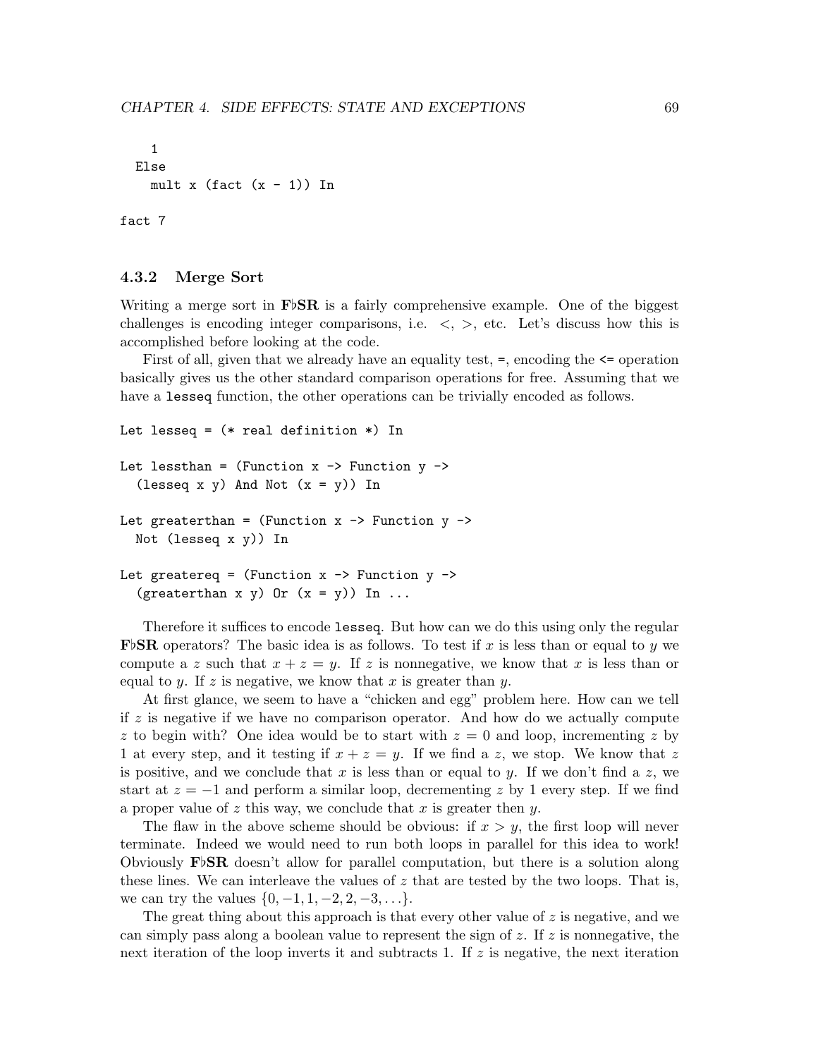```
    1
  Else
    mult x (fact (x - 1)) In

fact 7
```

### 4.3.2 Merge Sort

Writing a merge sort in **F♭SR** is a fairly comprehensive example. One of the biggest challenges is encoding integer comparisons, i.e. $<$, $>$, etc. Let's discuss how this is accomplished before looking at the code.

First of all, given that we already have an equality test, `=`, encoding the `<=` operation basically gives us the other standard comparison operations for free. Assuming that we have a `lesseq` function, the other operations can be trivially encoded as follows.

```
Let lesseq = (* real definition *) In

Let lessthan = (Function x -> Function y ->
  (lesseq x y) And Not (x = y)) In

Let greaterthan = (Function x -> Function y ->
  Not (lesseq x y)) In

Let greatereq = (Function x -> Function y ->
  (greaterthan x y) Or (x = y)) In ...
```

Therefore it suffices to encode `lesseq`. But how can we do this using only the regular **F♭SR** operators? The basic idea is as follows. To test if $x$ is less than or equal to $y$ we compute a $z$ such that $x + z = y$. If $z$ is nonnegative, we know that $x$ is less than or equal to $y$. If $z$ is negative, we know that $x$ is greater than $y$.

At first glance, we seem to have a "chicken and egg" problem here. How can we tell if $z$ is negative if we have no comparison operator. And how do we actually compute $z$ to begin with? One idea would be to start with $z = 0$ and loop, incrementing $z$ by 1 at every step, and it testing if $x + z = y$. If we find a $z$, we stop. We know that $z$ is positive, and we conclude that $x$ is less than or equal to $y$. If we don't find a $z$, we start at $z = -1$ and perform a similar loop, decrementing $z$ by 1 every step. If we find a proper value of $z$ this way, we conclude that $x$ is greater then $y$.

The flaw in the above scheme should be obvious: if $x > y$, the first loop will never terminate. Indeed we would need to run both loops in parallel for this idea to work! Obviously **F♭SR** doesn't allow for parallel computation, but there is a solution along these lines. We can interleave the values of $z$ that are tested by the two loops. That is, we can try the values $\{0, -1, 1, -2, 2, -3, \ldots\}$.

The great thing about this approach is that every other value of $z$ is negative, and we can simply pass along a boolean value to represent the sign of $z$. If $z$ is nonnegative, the next iteration of the loop inverts it and subtracts 1. If $z$ is negative, the next iteration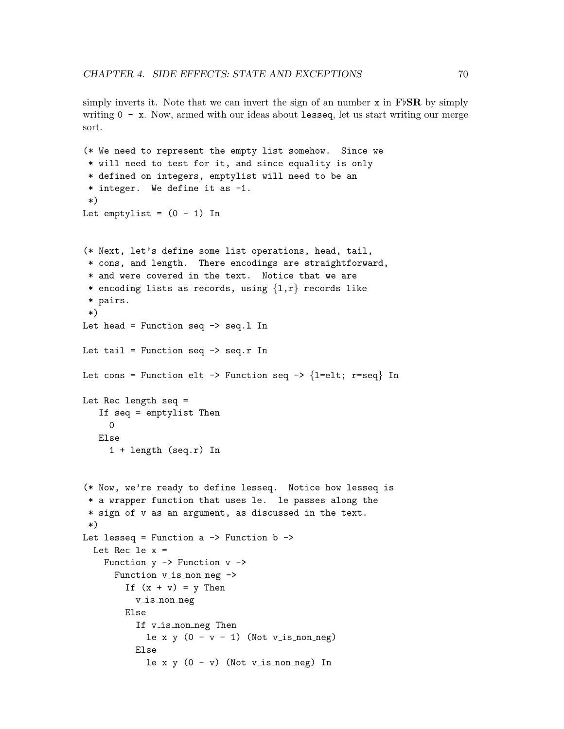simply inverts it. Note that we can invert the sign of an number x in **F♭SR** by simply writing `0 - x`. Now, armed with our ideas about `lesseq`, let us start writing our merge sort.

```
(* We need to represent the empty list somehow.  Since we
 * will need to test for it, and since equality is only
 * defined on integers, emptylist will need to be an
 * integer.  We define it as -1.
 *)
Let emptylist = (0 - 1) In


(* Next, let's define some list operations, head, tail,
 * cons, and length.  There encodings are straightforward,
 * and were covered in the text.  Notice that we are
 * encoding lists as records, using {l,r} records like
 * pairs.
 *)
Let head = Function seq -> seq.l In

Let tail = Function seq -> seq.r In

Let cons = Function elt -> Function seq -> {l=elt; r=seq} In

Let Rec length seq =
   If seq = emptylist Then
     0
   Else
     1 + length (seq.r) In


(* Now, we're ready to define lesseq.  Notice how lesseq is
 * a wrapper function that uses le.  le passes along the
 * sign of v as an argument, as discussed in the text.
 *)
Let lesseq = Function a -> Function b ->
  Let Rec le x =
    Function y -> Function v ->
      Function v_is_non_neg ->
        If (x + v) = y Then
          v_is_non_neg
        Else
          If v_is_non_neg Then
            le x y (0 - v - 1) (Not v_is_non_neg)
          Else
            le x y (0 - v) (Not v_is_non_neg) In
```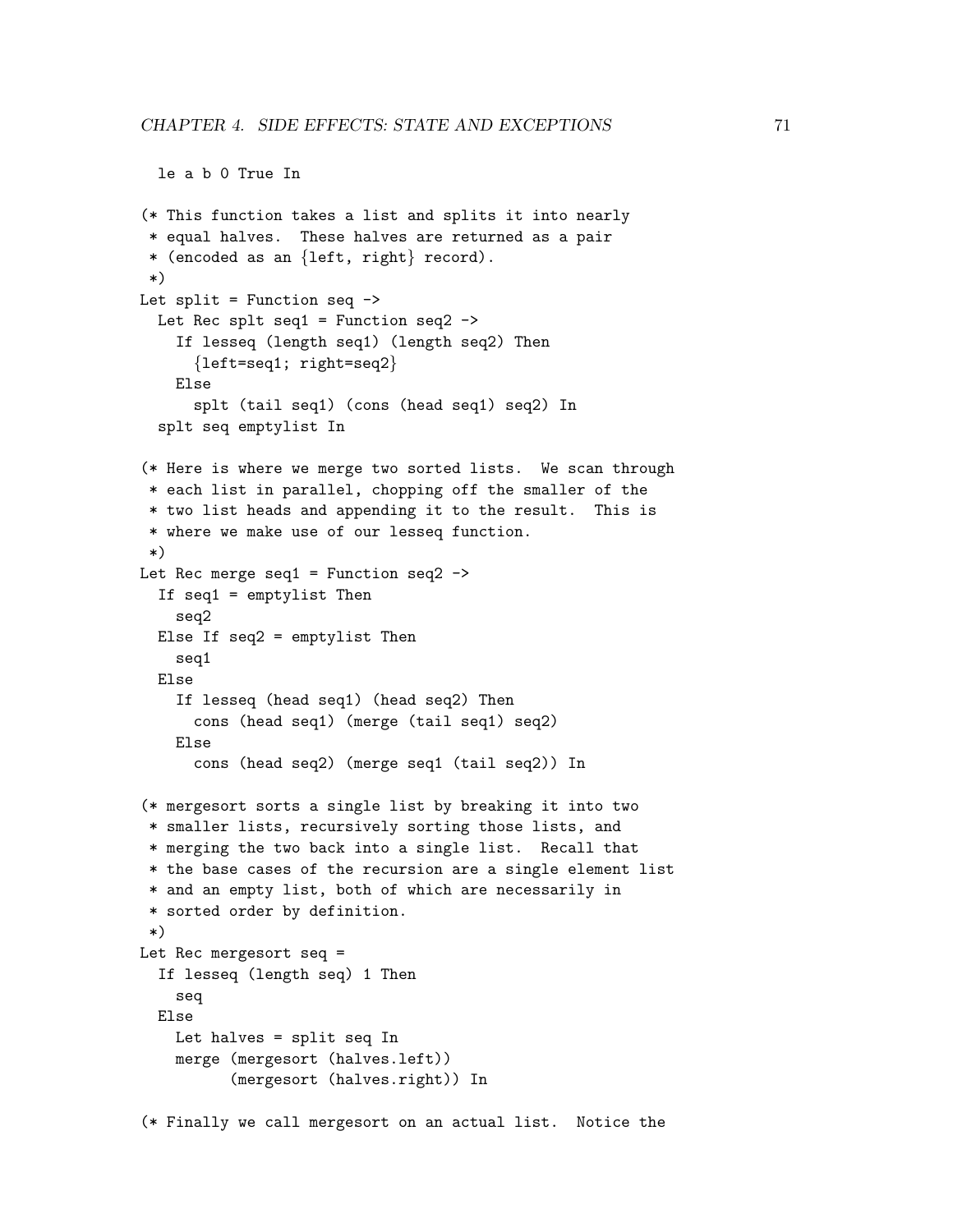```
  le a b 0 True In

(* This function takes a list and splits it into nearly
 * equal halves.  These halves are returned as a pair
 * (encoded as an {left, right} record).
 *)
Let split = Function seq ->
  Let Rec splt seq1 = Function seq2 ->
    If lesseq (length seq1) (length seq2) Then
      {left=seq1; right=seq2}
    Else
      splt (tail seq1) (cons (head seq1) seq2) In
  splt seq emptylist In

(* Here is where we merge two sorted lists.  We scan through
 * each list in parallel, chopping off the smaller of the
 * two list heads and appending it to the result.  This is
 * where we make use of our lesseq function.
 *)
Let Rec merge seq1 = Function seq2 ->
  If seq1 = emptylist Then
    seq2
  Else If seq2 = emptylist Then
    seq1
  Else
    If lesseq (head seq1) (head seq2) Then
      cons (head seq1) (merge (tail seq1) seq2)
    Else
      cons (head seq2) (merge seq1 (tail seq2)) In

(* mergesort sorts a single list by breaking it into two
 * smaller lists, recursively sorting those lists, and
 * merging the two back into a single list.  Recall that
 * the base cases of the recursion are a single element list
 * and an empty list, both of which are necessarily in
 * sorted order by definition.
 *)
Let Rec mergesort seq =
  If lesseq (length seq) 1 Then
    seq
  Else
    Let halves = split seq In
    merge (mergesort (halves.left))
          (mergesort (halves.right)) In

(* Finally we call mergesort on an actual list.  Notice the
```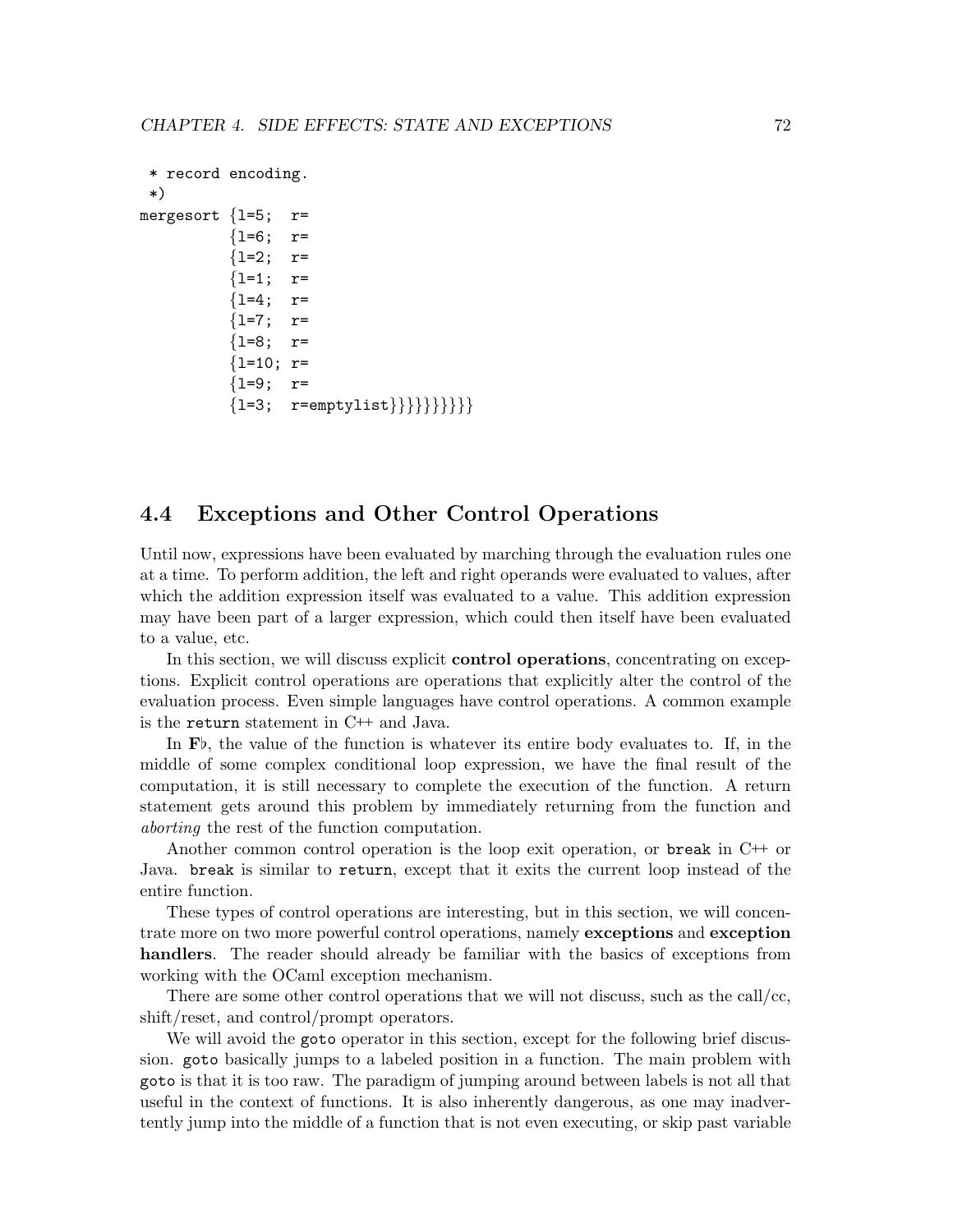```
 * record encoding.
 *)
mergesort {l=5;  r=
          {l=6;  r=
          {l=2;  r=
          {l=1;  r=
          {l=4;  r=
          {l=7;  r=
          {l=8;  r=
          {l=10; r=
          {l=9;  r=
          {l=3;  r=emptylist}}}}}}}}}}
```

## 4.4 Exceptions and Other Control Operations

Until now, expressions have been evaluated by marching through the evaluation rules one at a time. To perform addition, the left and right operands were evaluated to values, after which the addition expression itself was evaluated to a value. This addition expression may have been part of a larger expression, which could then itself have been evaluated to a value, etc.

In this section, we will discuss explicit **control operations**, concentrating on exceptions. Explicit control operations are operations that explicitly alter the control of the evaluation process. Even simple languages have control operations. A common example is the `return` statement in C++ and Java.

In **F**♭, the value of the function is whatever its entire body evaluates to. If, in the middle of some complex conditional loop expression, we have the final result of the computation, it is still necessary to complete the execution of the function. A return statement gets around this problem by immediately returning from the function and *aborting* the rest of the function computation.

Another common control operation is the loop exit operation, or `break` in C++ or Java. `break` is similar to `return`, except that it exits the current loop instead of the entire function.

These types of control operations are interesting, but in this section, we will concentrate more on two more powerful control operations, namely **exceptions** and **exception handlers**. The reader should already be familiar with the basics of exceptions from working with the OCaml exception mechanism.

There are some other control operations that we will not discuss, such as the call/cc, shift/reset, and control/prompt operators.

We will avoid the `goto` operator in this section, except for the following brief discussion. `goto` basically jumps to a labeled position in a function. The main problem with `goto` is that it is too raw. The paradigm of jumping around between labels is not all that useful in the context of functions. It is also inherently dangerous, as one may inadvertently jump into the middle of a function that is not even executing, or skip past variable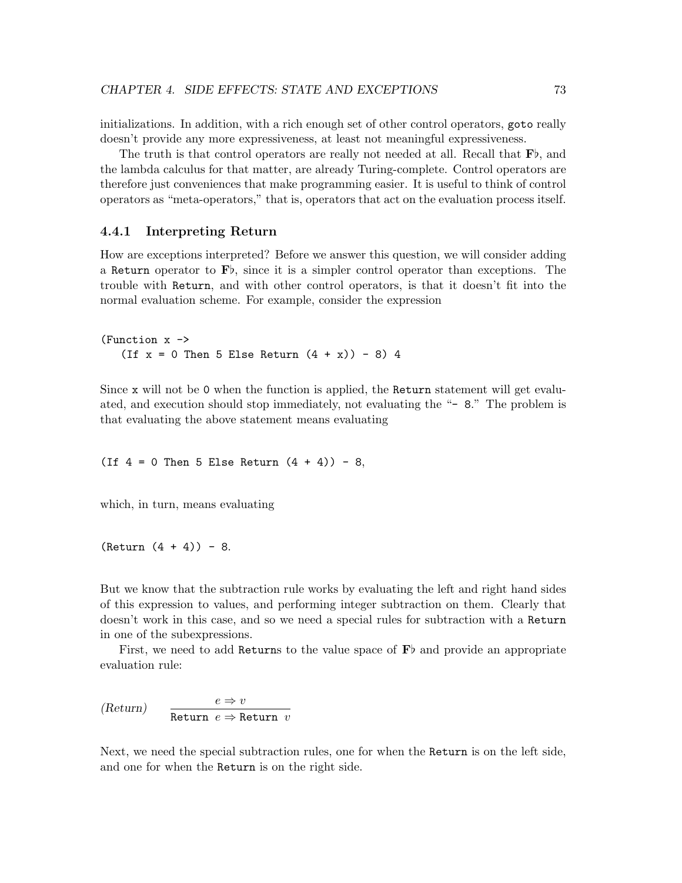initializations. In addition, with a rich enough set of other control operators, `goto` really doesn't provide any more expressiveness, at least not meaningful expressiveness.

The truth is that control operators are really not needed at all. Recall that **F**♭, and the lambda calculus for that matter, are already Turing-complete. Control operators are therefore just conveniences that make programming easier. It is useful to think of control operators as "meta-operators," that is, operators that act on the evaluation process itself.

### 4.4.1 Interpreting Return

How are exceptions interpreted? Before we answer this question, we will consider adding a `Return` operator to **F**♭, since it is a simpler control operator than exceptions. The trouble with `Return`, and with other control operators, is that it doesn't fit into the normal evaluation scheme. For example, consider the expression

```
(Function x ->
   (If x = 0 Then 5 Else Return (4 + x)) - 8) 4
```

Since `x` will not be `0` when the function is applied, the `Return` statement will get evaluated, and execution should stop immediately, not evaluating the "`- 8`." The problem is that evaluating the above statement means evaluating

```
(If 4 = 0 Then 5 Else Return (4 + 4)) - 8,
```

which, in turn, means evaluating

```
(Return (4 + 4)) - 8.
```

But we know that the subtraction rule works by evaluating the left and right hand sides of this expression to values, and performing integer subtraction on them. Clearly that doesn't work in this case, and so we need a special rules for subtraction with a `Return` in one of the subexpressions.

First, we need to add `Return`s to the value space of **F**♭ and provide an appropriate evaluation rule:

$$(Return) \qquad \frac{e \Rightarrow v}{\texttt{Return } e \Rightarrow \texttt{Return } v}$$

Next, we need the special subtraction rules, one for when the `Return` is on the left side, and one for when the `Return` is on the right side.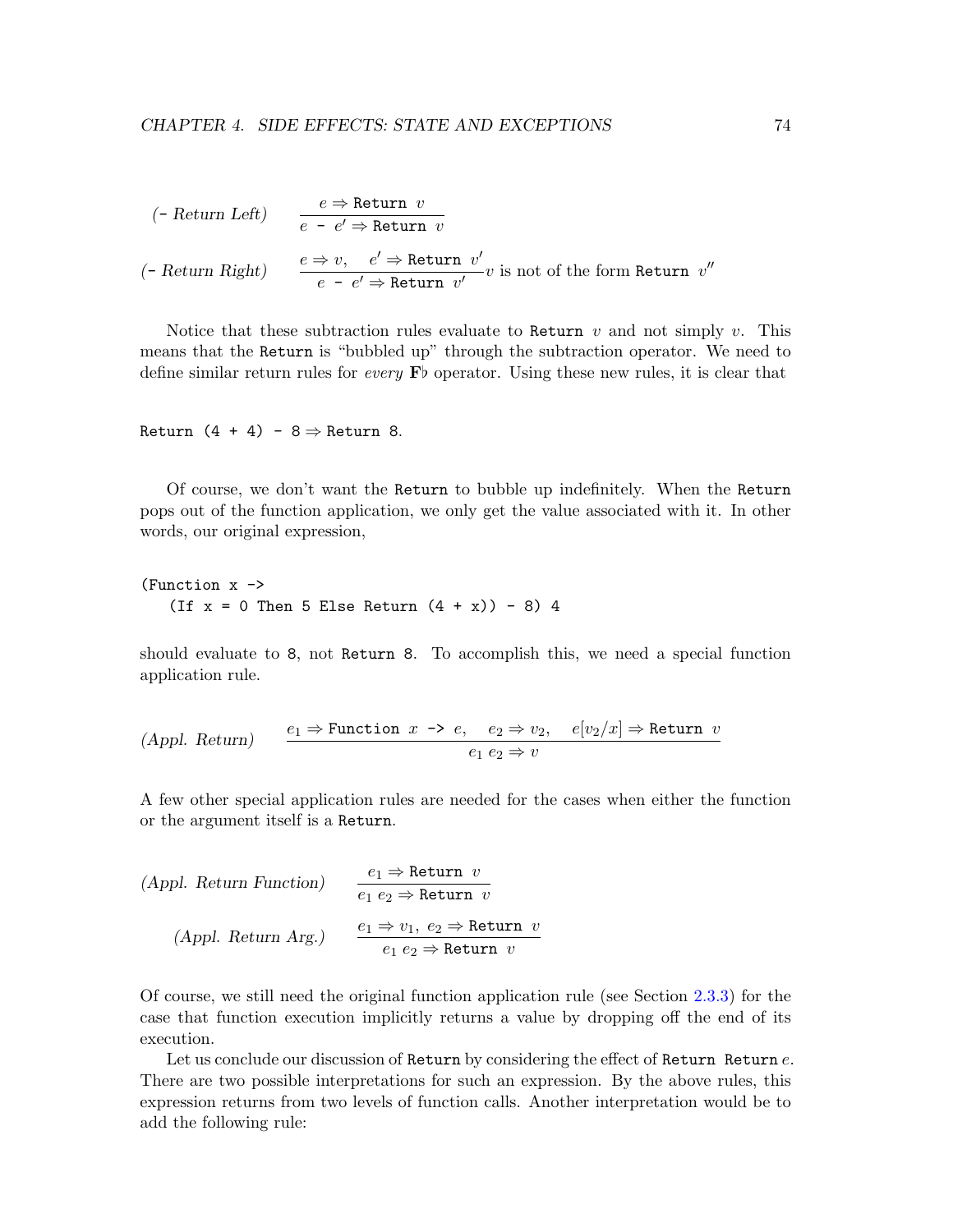$$\textit{(- Return Left)} \qquad \frac{e \Rightarrow \texttt{Return } v}{e \texttt{ - } e' \Rightarrow \texttt{Return } v}$$

$$\textit{(- Return Right)} \qquad \frac{e \Rightarrow v, \quad e' \Rightarrow \texttt{Return } v'}{e \texttt{ - } e' \Rightarrow \texttt{Return } v'} v \text{ is not of the form } \texttt{Return } v''$$

Notice that these subtraction rules evaluate to `Return` $v$ and not simply $v$. This means that the `Return` is "bubbled up" through the subtraction operator. We need to define similar return rules for *every* $\mathbf{F}\flat$ operator. Using these new rules, it is clear that

`Return (4 + 4) - 8` $\Rightarrow$ `Return 8`.

Of course, we don't want the `Return` to bubble up indefinitely. When the `Return` pops out of the function application, we only get the value associated with it. In other words, our original expression,

```
(Function x ->
   (If x = 0 Then 5 Else Return (4 + x)) - 8) 4
```

should evaluate to `8`, not `Return 8`. To accomplish this, we need a special function application rule.

$$\textit{(Appl. Return)} \qquad \frac{e_1 \Rightarrow \texttt{Function } x \texttt{ -> } e, \quad e_2 \Rightarrow v_2, \quad e[v_2/x] \Rightarrow \texttt{Return } v}{e_1\ e_2 \Rightarrow v}$$

A few other special application rules are needed for the cases when either the function or the argument itself is a `Return`.

$$\textit{(Appl. Return Function)} \qquad \frac{e_1 \Rightarrow \texttt{Return } v}{e_1\ e_2 \Rightarrow \texttt{Return } v}$$

$$\textit{(Appl. Return Arg.)} \qquad \frac{e_1 \Rightarrow v_1,\ e_2 \Rightarrow \texttt{Return } v}{e_1\ e_2 \Rightarrow \texttt{Return } v}$$

Of course, we still need the original function application rule (see Section 2.3.3) for the case that function execution implicitly returns a value by dropping off the end of its execution.

Let us conclude our discussion of `Return` by considering the effect of `Return Return` $e$. There are two possible interpretations for such an expression. By the above rules, this expression returns from two levels of function calls. Another interpretation would be to add the following rule: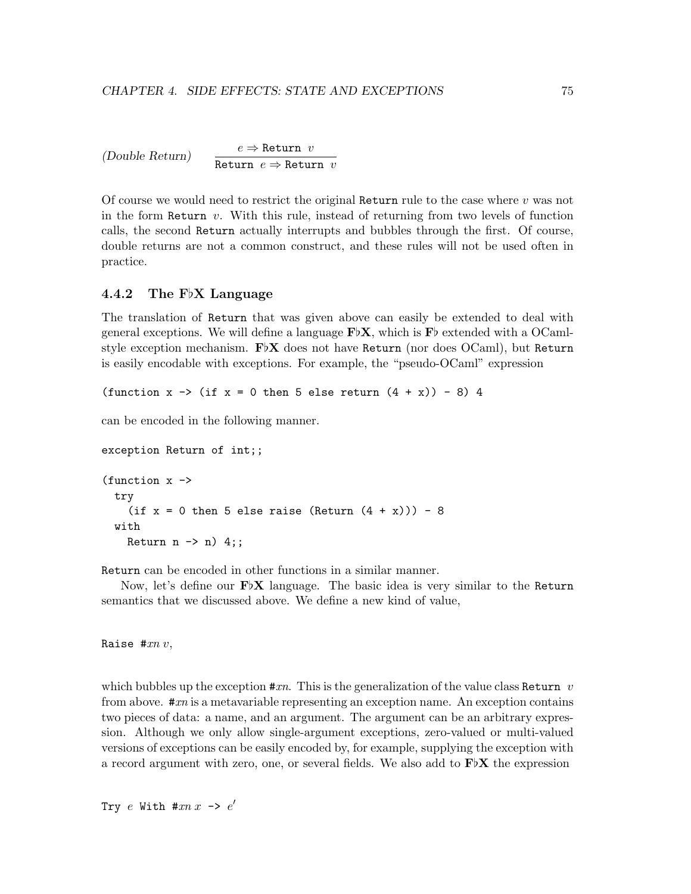*(Double Return)*
$$\frac{e \Rightarrow \texttt{Return}\ v}{\texttt{Return}\ e \Rightarrow \texttt{Return}\ v}$$

Of course we would need to restrict the original `Return` rule to the case where $v$ was not in the form `Return` $v$. With this rule, instead of returning from two levels of function calls, the second `Return` actually interrupts and bubbles through the first. Of course, double returns are not a common construct, and these rules will not be used often in practice.

### 4.4.2 The F♭X Language

The translation of `Return` that was given above can easily be extended to deal with general exceptions. We will define a language **F♭X**, which is **F♭** extended with a OCaml-style exception mechanism. **F♭X** does not have `Return` (nor does OCaml), but `Return` is easily encodable with exceptions. For example, the "pseudo-OCaml" expression

```
(function x -> (if x = 0 then 5 else return (4 + x)) - 8) 4
```

can be encoded in the following manner.

```
exception Return of int;;

(function x ->
  try
    (if x = 0 then 5 else raise (Return (4 + x))) - 8
  with
    Return n -> n) 4;;
```

`Return` can be encoded in other functions in a similar manner.

Now, let's define our **F♭X** language. The basic idea is very similar to the `Return` semantics that we discussed above. We define a new kind of value,

`Raise #`$xn$ $v$,

which bubbles up the exception `#`$xn$. This is the generalization of the value class `Return` $v$ from above. `#`$xn$ is a metavariable representing an exception name. An exception contains two pieces of data: a name, and an argument. The argument can be an arbitrary expression. Although we only allow single-argument exceptions, zero-valued or multi-valued versions of exceptions can be easily encoded by, for example, supplying the exception with a record argument with zero, one, or several fields. We also add to **F♭X** the expression

`Try` $e$ `With #`$xn$ $x$ `->` $e'$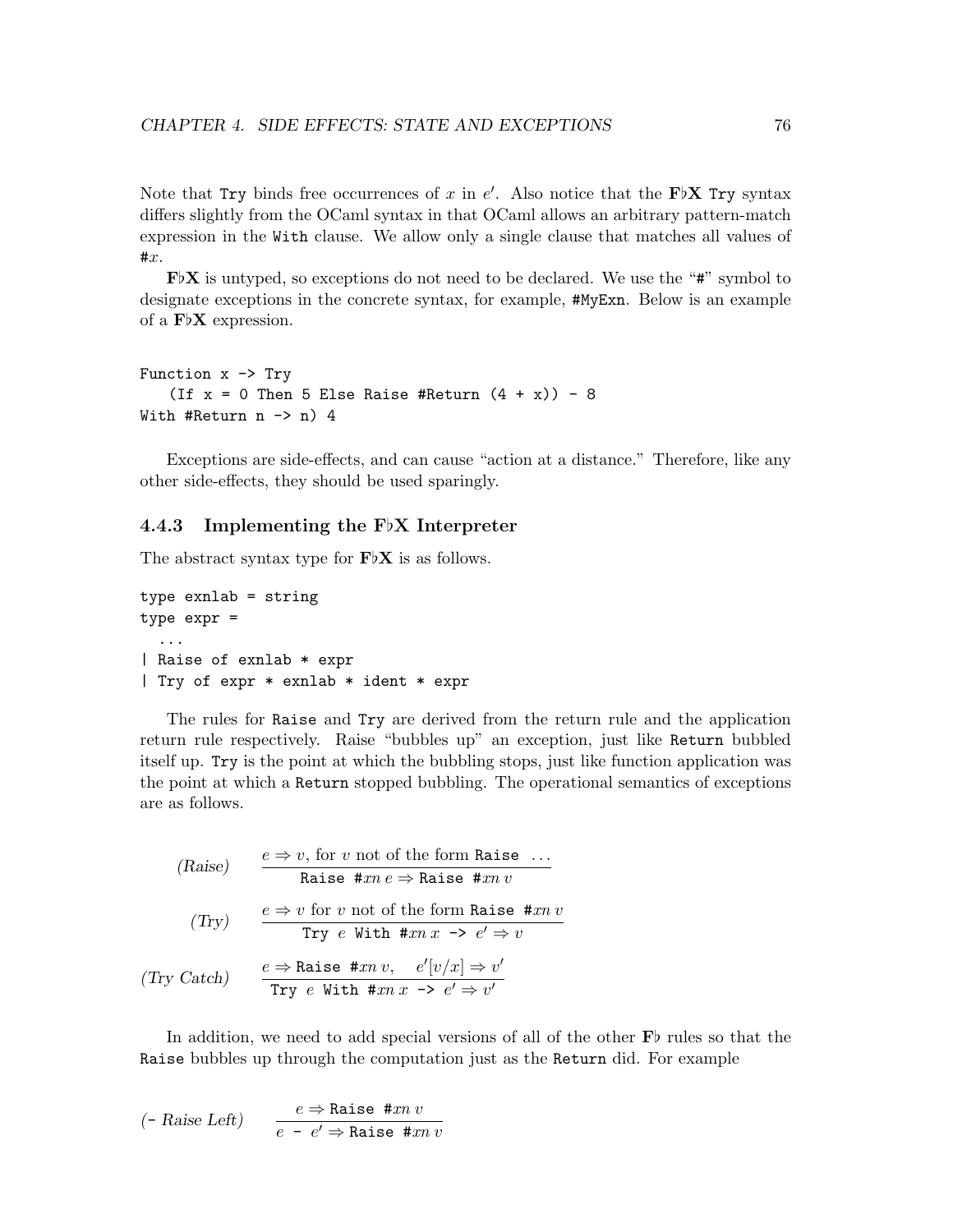Note that `Try` binds free occurrences of $x$ in $e'$. Also notice that the **F♭X** `Try` syntax differs slightly from the OCaml syntax in that OCaml allows an arbitrary pattern-match expression in the `With` clause. We allow only a single clause that matches all values of `#`$x$.

**F♭X** is untyped, so exceptions do not need to be declared. We use the "`#`" symbol to designate exceptions in the concrete syntax, for example, `#MyExn`. Below is an example of a **F♭X** expression.

```
Function x -> Try
    (If x = 0 Then 5 Else Raise #Return (4 + x)) - 8
With #Return n -> n) 4
```

Exceptions are side-effects, and can cause "action at a distance." Therefore, like any other side-effects, they should be used sparingly.

### 4.4.3 Implementing the F♭X Interpreter

The abstract syntax type for **F♭X** is as follows.

```
type exnlab = string
type expr =
  ...
| Raise of exnlab * expr
| Try of expr * exnlab * ident * expr
```

The rules for `Raise` and `Try` are derived from the return rule and the application return rule respectively. Raise "bubbles up" an exception, just like `Return` bubbled itself up. `Try` is the point at which the bubbling stops, just like function application was the point at which a `Return` stopped bubbling. The operational semantics of exceptions are as follows.

$$(\textit{Raise}) \qquad \frac{e \Rightarrow v, \text{ for } v \text{ not of the form } \texttt{Raise} \;\ldots}{\texttt{Raise \#}xn\; e \Rightarrow \texttt{Raise \#}xn\; v}$$

$$(\textit{Try}) \qquad \frac{e \Rightarrow v \text{ for } v \text{ not of the form } \texttt{Raise \#}xn\; v}{\texttt{Try } e \texttt{ With \#}xn\; x \texttt{ -> } e' \Rightarrow v}$$

$$(\textit{Try Catch}) \qquad \frac{e \Rightarrow \texttt{Raise \#}xn\; v, \quad e'[v/x] \Rightarrow v'}{\texttt{Try } e \texttt{ With \#}xn\; x \texttt{ -> } e' \Rightarrow v'}$$

In addition, we need to add special versions of all of the other **F♭** rules so that the `Raise` bubbles up through the computation just as the `Return` did. For example

$$(\textit{- Raise Left}) \qquad \frac{e \Rightarrow \texttt{Raise \#}xn\; v}{e \texttt{ - } e' \Rightarrow \texttt{Raise \#}xn\; v}$$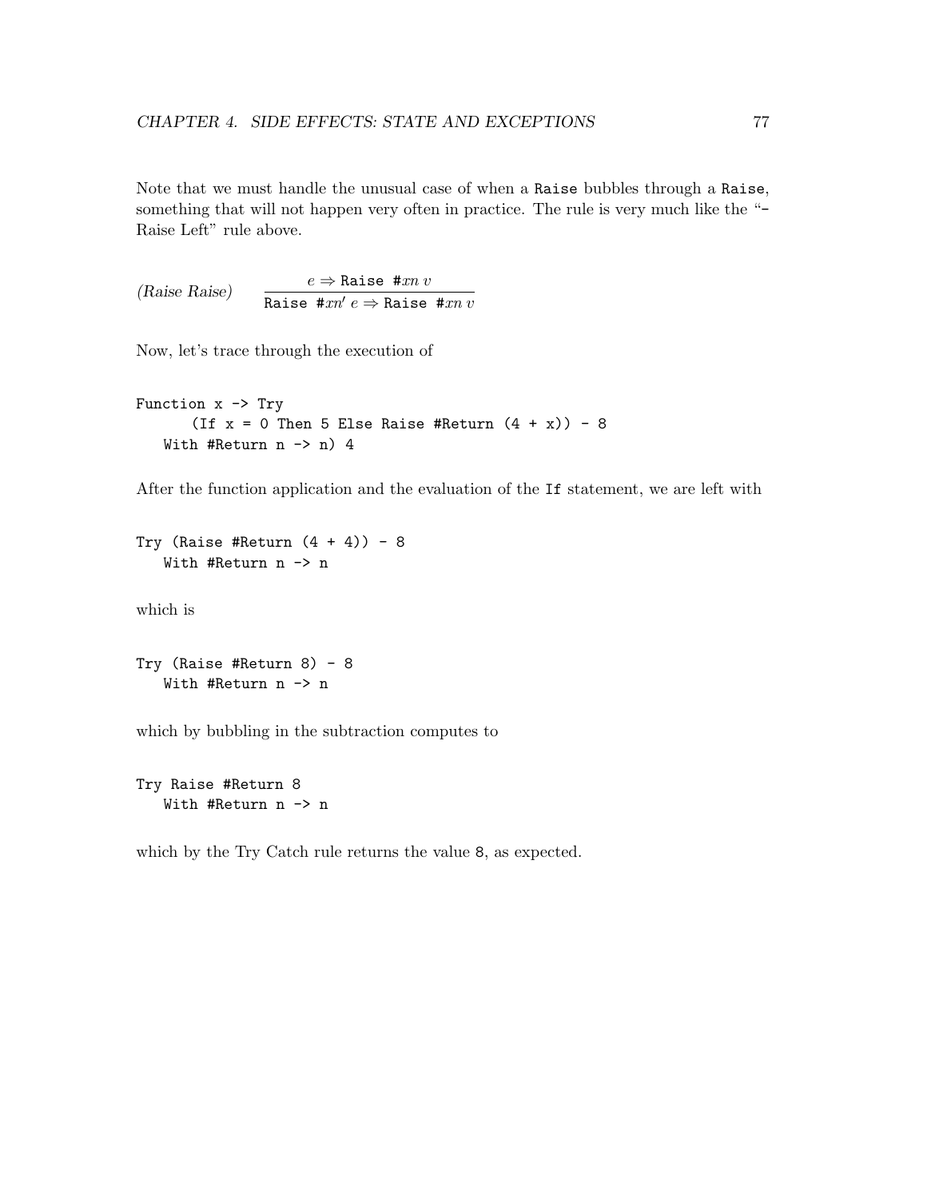Note that we must handle the unusual case of when a `Raise` bubbles through a `Raise`, something that will not happen very often in practice. The rule is very much like the "- Raise Left" rule above.

$$(\textit{Raise Raise}) \qquad \frac{e \Rightarrow \texttt{Raise \#}xn\ v}{\texttt{Raise \#}xn'\ e \Rightarrow \texttt{Raise \#}xn\ v}$$

Now, let's trace through the execution of

```
Function x -> Try
      (If x = 0 Then 5 Else Raise #Return (4 + x)) - 8
   With #Return n -> n) 4
```

After the function application and the evaluation of the `If` statement, we are left with

```
Try (Raise #Return (4 + 4)) - 8
   With #Return n -> n
```

which is

```
Try (Raise #Return 8) - 8
   With #Return n -> n
```

which by bubbling in the subtraction computes to

```
Try Raise #Return 8
   With #Return n -> n
```

which by the Try Catch rule returns the value `8`, as expected.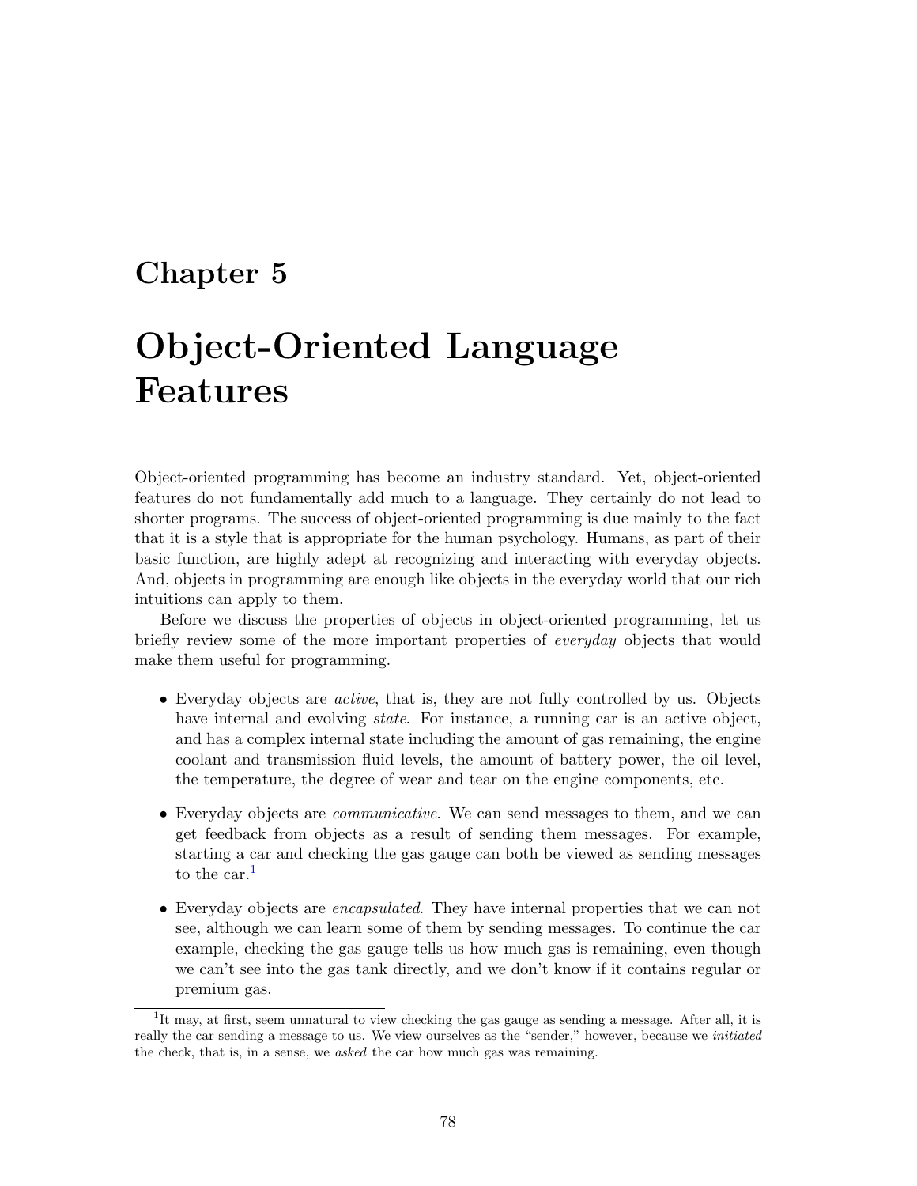# Chapter 5

# Object-Oriented Language Features

Object-oriented programming has become an industry standard. Yet, object-oriented features do not fundamentally add much to a language. They certainly do not lead to shorter programs. The success of object-oriented programming is due mainly to the fact that it is a style that is appropriate for the human psychology. Humans, as part of their basic function, are highly adept at recognizing and interacting with everyday objects. And, objects in programming are enough like objects in the everyday world that our rich intuitions can apply to them.

Before we discuss the properties of objects in object-oriented programming, let us briefly review some of the more important properties of *everyday* objects that would make them useful for programming.

- Everyday objects are *active*, that is, they are not fully controlled by us. Objects have internal and evolving *state*. For instance, a running car is an active object, and has a complex internal state including the amount of gas remaining, the engine coolant and transmission fluid levels, the amount of battery power, the oil level, the temperature, the degree of wear and tear on the engine components, etc.

- Everyday objects are *communicative*. We can send messages to them, and we can get feedback from objects as a result of sending them messages. For example, starting a car and checking the gas gauge can both be viewed as sending messages to the car.[1]

- Everyday objects are *encapsulated*. They have internal properties that we can not see, although we can learn some of them by sending messages. To continue the car example, checking the gas gauge tells us how much gas is remaining, even though we can't see into the gas tank directly, and we don't know if it contains regular or premium gas.

[1] It may, at first, seem unnatural to view checking the gas gauge as sending a message. After all, it is really the car sending a message to us. We view ourselves as the "sender," however, because we *initiated* the check, that is, in a sense, we *asked* the car how much gas was remaining.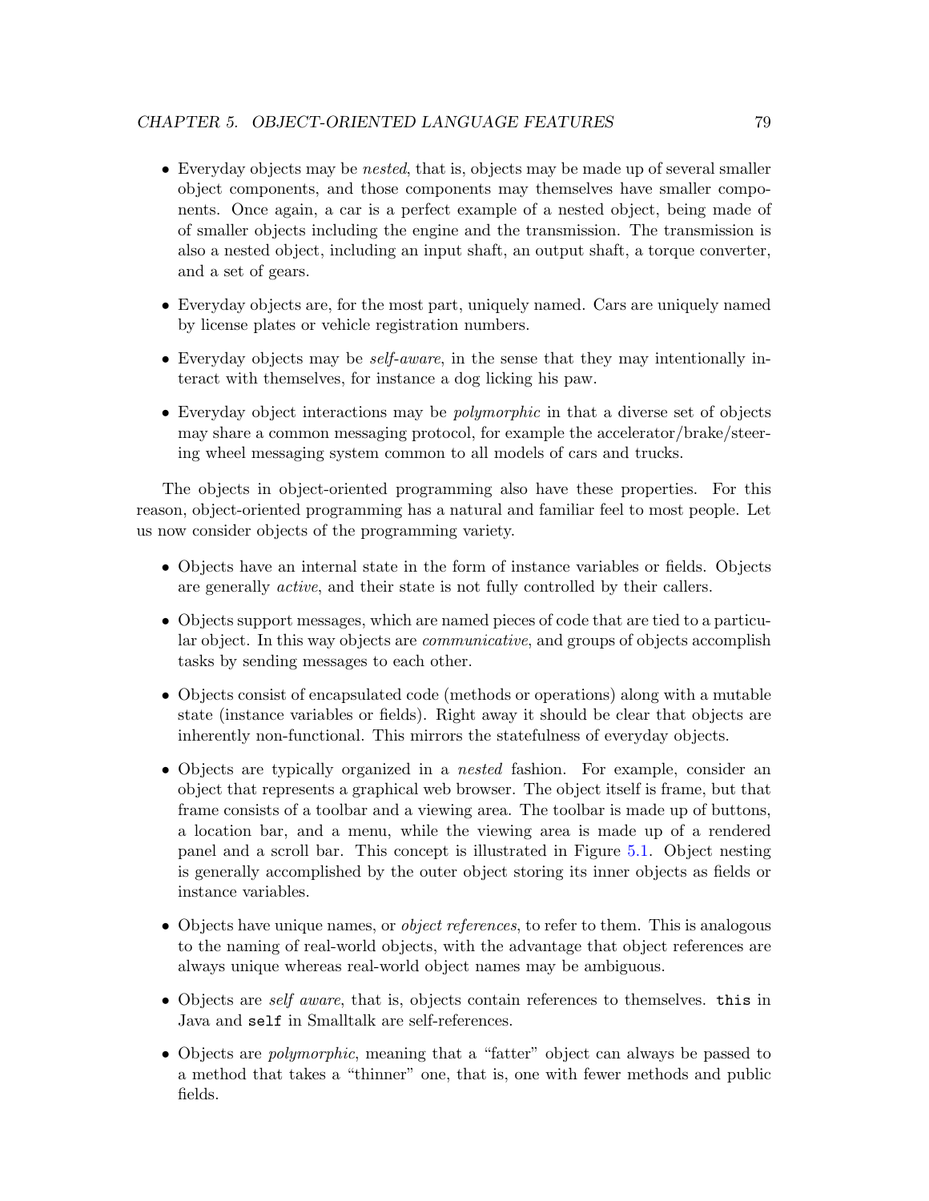- Everyday objects may be *nested*, that is, objects may be made up of several smaller object components, and those components may themselves have smaller components. Once again, a car is a perfect example of a nested object, being made of of smaller objects including the engine and the transmission. The transmission is also a nested object, including an input shaft, an output shaft, a torque converter, and a set of gears.

- Everyday objects are, for the most part, uniquely named. Cars are uniquely named by license plates or vehicle registration numbers.

- Everyday objects may be *self-aware*, in the sense that they may intentionally interact with themselves, for instance a dog licking his paw.

- Everyday object interactions may be *polymorphic* in that a diverse set of objects may share a common messaging protocol, for example the accelerator/brake/steering wheel messaging system common to all models of cars and trucks.

The objects in object-oriented programming also have these properties. For this reason, object-oriented programming has a natural and familiar feel to most people. Let us now consider objects of the programming variety.

- Objects have an internal state in the form of instance variables or fields. Objects are generally *active*, and their state is not fully controlled by their callers.

- Objects support messages, which are named pieces of code that are tied to a particular object. In this way objects are *communicative*, and groups of objects accomplish tasks by sending messages to each other.

- Objects consist of encapsulated code (methods or operations) along with a mutable state (instance variables or fields). Right away it should be clear that objects are inherently non-functional. This mirrors the statefulness of everyday objects.

- Objects are typically organized in a *nested* fashion. For example, consider an object that represents a graphical web browser. The object itself is frame, but that frame consists of a toolbar and a viewing area. The toolbar is made up of buttons, a location bar, and a menu, while the viewing area is made up of a rendered panel and a scroll bar. This concept is illustrated in Figure 5.1. Object nesting is generally accomplished by the outer object storing its inner objects as fields or instance variables.

- Objects have unique names, or *object references*, to refer to them. This is analogous to the naming of real-world objects, with the advantage that object references are always unique whereas real-world object names may be ambiguous.

- Objects are *self aware*, that is, objects contain references to themselves. `this` in Java and `self` in Smalltalk are self-references.

- Objects are *polymorphic*, meaning that a "fatter" object can always be passed to a method that takes a "thinner" one, that is, one with fewer methods and public fields.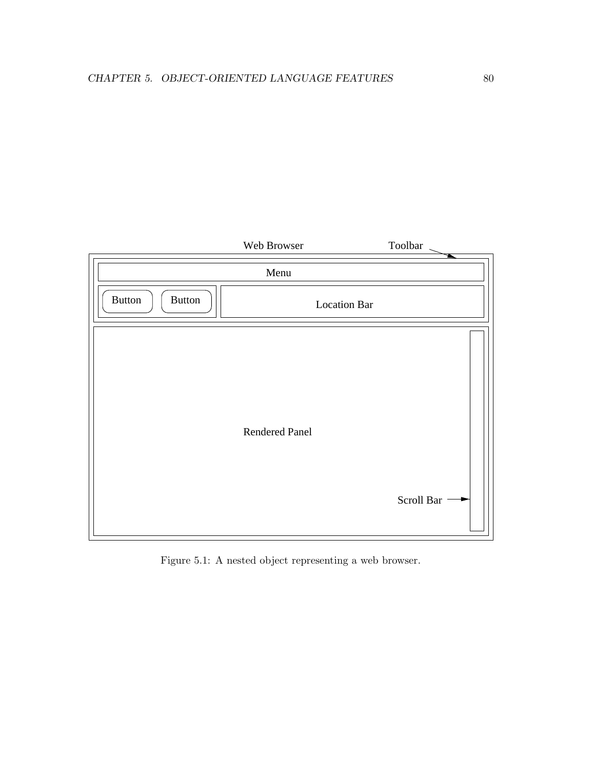Figure 5.1: A nested object representing a web browser.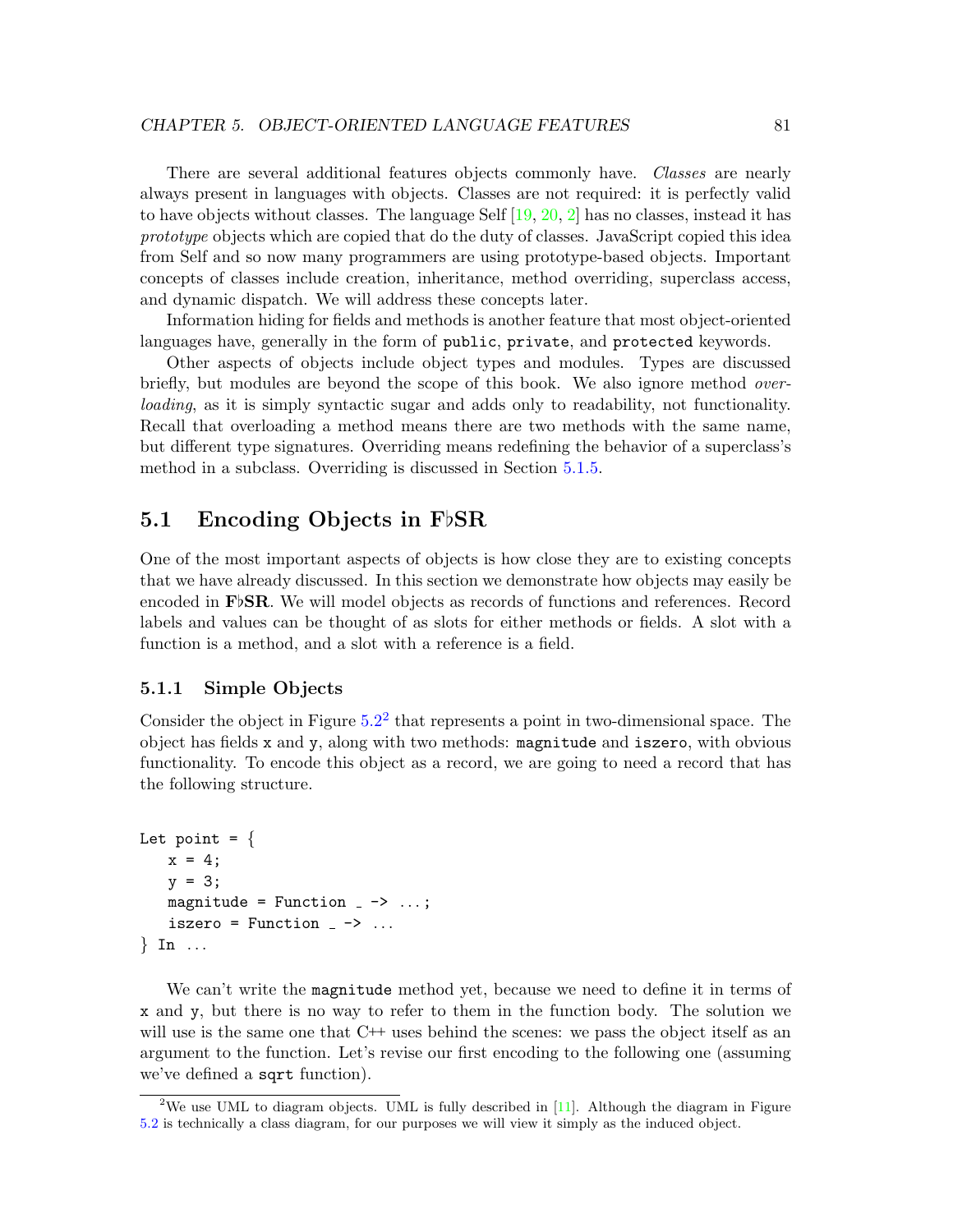There are several additional features objects commonly have. *Classes* are nearly always present in languages with objects. Classes are not required: it is perfectly valid to have objects without classes. The language Self [19, 20, 2] has no classes, instead it has *prototype* objects which are copied that do the duty of classes. JavaScript copied this idea from Self and so now many programmers are using prototype-based objects. Important concepts of classes include creation, inheritance, method overriding, superclass access, and dynamic dispatch. We will address these concepts later.

Information hiding for fields and methods is another feature that most object-oriented languages have, generally in the form of `public`, `private`, and `protected` keywords.

Other aspects of objects include object types and modules. Types are discussed briefly, but modules are beyond the scope of this book. We also ignore method *overloading*, as it is simply syntactic sugar and adds only to readability, not functionality. Recall that overloading a method means there are two methods with the same name, but different type signatures. Overriding means redefining the behavior of a superclass's method in a subclass. Overriding is discussed in Section 5.1.5.

## 5.1 Encoding Objects in F♭SR

One of the most important aspects of objects is how close they are to existing concepts that we have already discussed. In this section we demonstrate how objects may easily be encoded in **F♭SR**. We will model objects as records of functions and references. Record labels and values can be thought of as slots for either methods or fields. A slot with a function is a method, and a slot with a reference is a field.

### 5.1.1 Simple Objects

Consider the object in Figure 5.2[2] that represents a point in two-dimensional space. The object has fields `x` and `y`, along with two methods: `magnitude` and `iszero`, with obvious functionality. To encode this object as a record, we are going to need a record that has the following structure.

```
Let point = {
   x = 4;
   y = 3;
   magnitude = Function _ -> ...;
   iszero = Function _ -> ...
} In ...
```

We can't write the `magnitude` method yet, because we need to define it in terms of `x` and `y`, but there is no way to refer to them in the function body. The solution we will use is the same one that C++ uses behind the scenes: we pass the object itself as an argument to the function. Let's revise our first encoding to the following one (assuming we've defined a `sqrt` function).

---

[2] We use UML to diagram objects. UML is fully described in [11]. Although the diagram in Figure 5.2 is technically a class diagram, for our purposes we will view it simply as the induced object.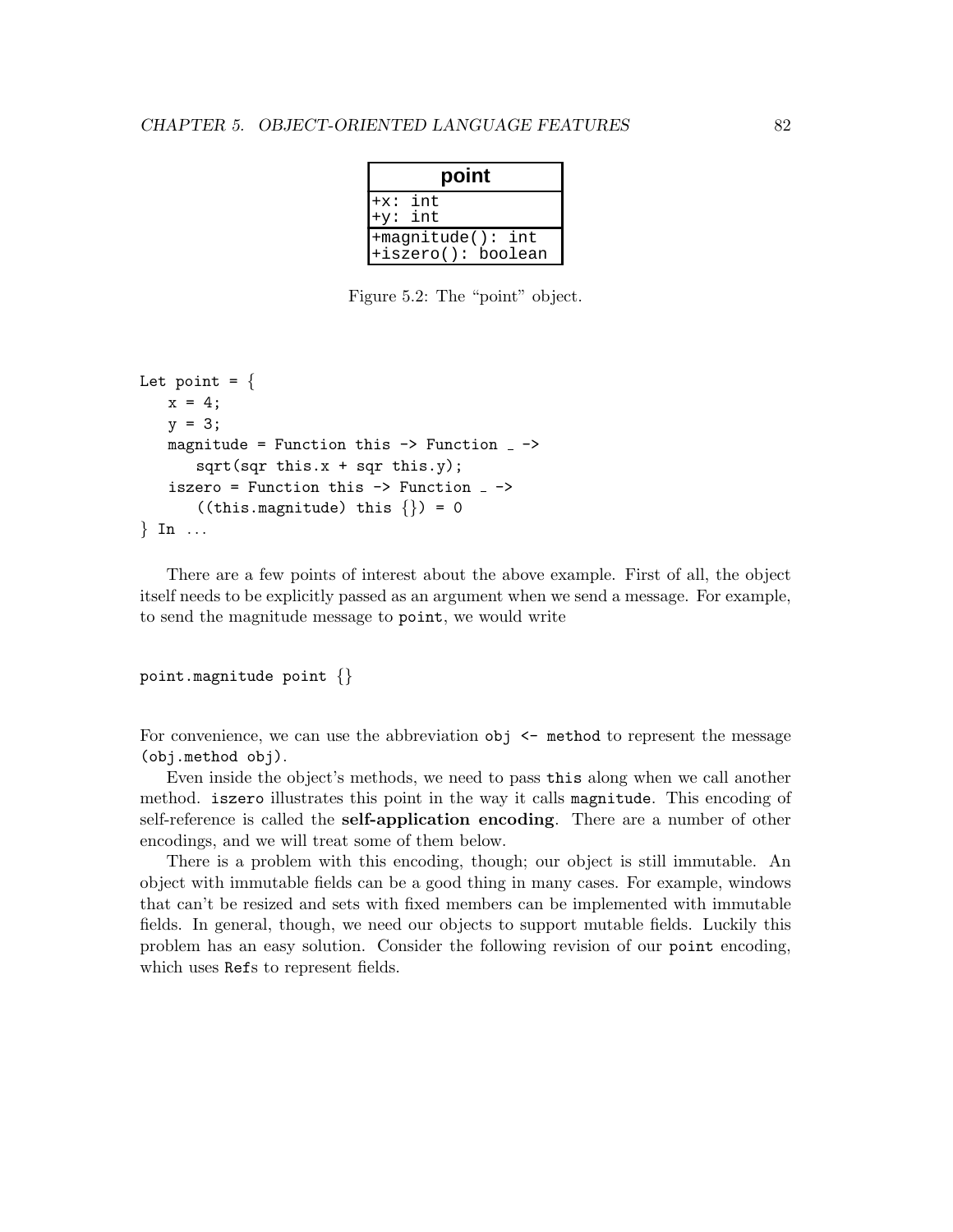| point |
| --- |
| +x: int<br>+y: int |
| +magnitude(): int<br>+iszero(): boolean |

Figure 5.2: The "point" object.

```
Let point = {
   x = 4;
   y = 3;
   magnitude = Function this -> Function _ ->
      sqrt(sqr this.x + sqr this.y);
   iszero = Function this -> Function _ ->
      ((this.magnitude) this {}) = 0
} In ...
```

There are a few points of interest about the above example. First of all, the object itself needs to be explicitly passed as an argument when we send a message. For example, to send the magnitude message to `point`, we would write

```
point.magnitude point {}
```

For convenience, we can use the abbreviation `obj <- method` to represent the message `(obj.method obj)`.

Even inside the object's methods, we need to pass `this` along when we call another method. `iszero` illustrates this point in the way it calls `magnitude`. This encoding of self-reference is called the **self-application encoding**. There are a number of other encodings, and we will treat some of them below.

There is a problem with this encoding, though; our object is still immutable. An object with immutable fields can be a good thing in many cases. For example, windows that can't be resized and sets with fixed members can be implemented with immutable fields. In general, though, we need our objects to support mutable fields. Luckily this problem has an easy solution. Consider the following revision of our `point` encoding, which uses `Ref`s to represent fields.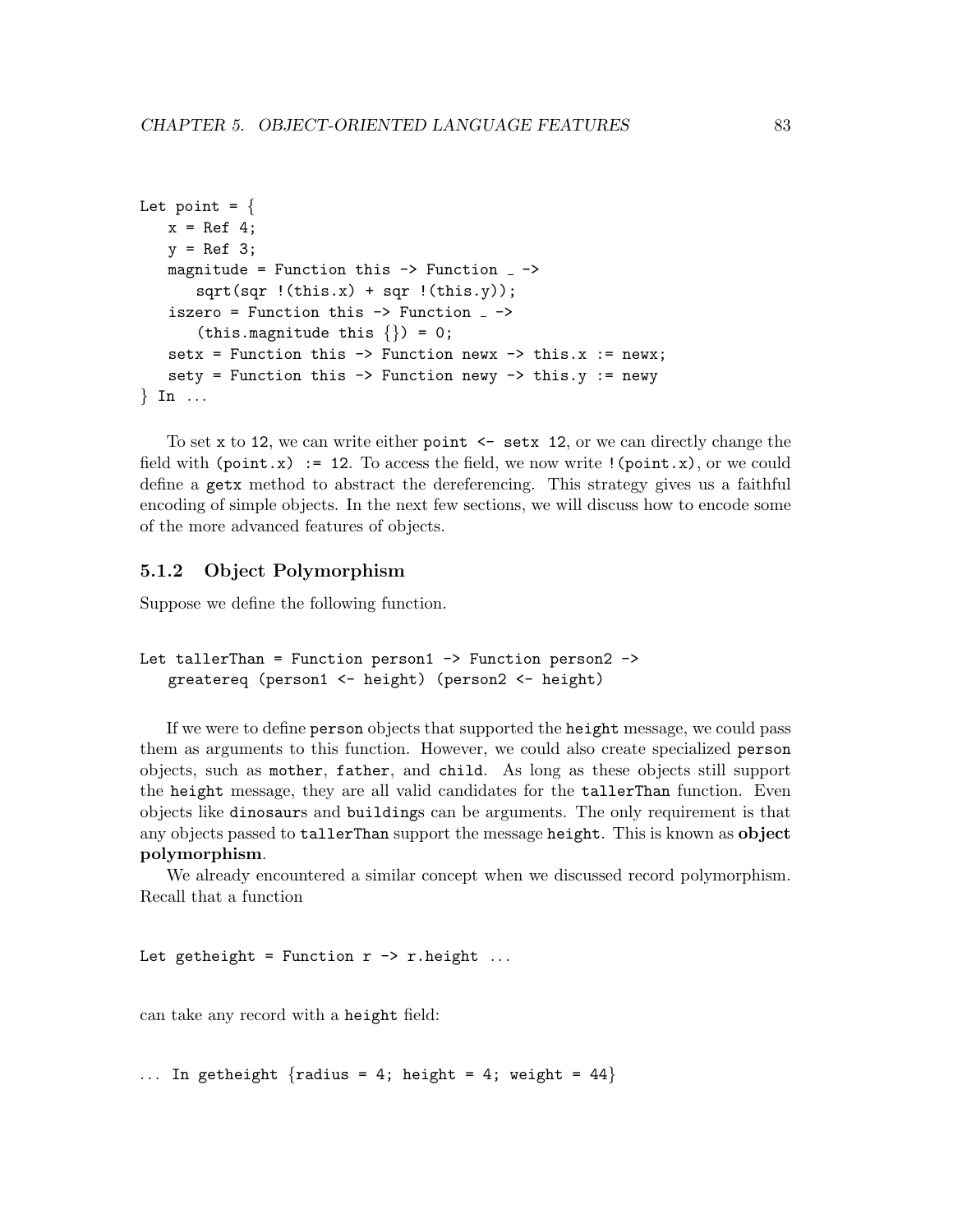```
Let point = {
   x = Ref 4;
   y = Ref 3;
   magnitude = Function this -> Function _ ->
      sqrt(sqr !(this.x) + sqr !(this.y));
   iszero = Function this -> Function _ ->
      (this.magnitude this {}) = 0;
   setx = Function this -> Function newx -> this.x := newx;
   sety = Function this -> Function newy -> this.y := newy
} In ...
```

To set `x` to `12`, we can write either `point <- setx 12`, or we can directly change the field with `(point.x) := 12`. To access the field, we now write `!(point.x)`, or we could define a `getx` method to abstract the dereferencing. This strategy gives us a faithful encoding of simple objects. In the next few sections, we will discuss how to encode some of the more advanced features of objects.

### 5.1.2 Object Polymorphism

Suppose we define the following function.

```
Let tallerThan = Function person1 -> Function person2 ->
   greatereq (person1 <- height) (person2 <- height)
```

If we were to define `person` objects that supported the `height` message, we could pass them as arguments to this function. However, we could also create specialized `person` objects, such as `mother`, `father`, and `child`. As long as these objects still support the `height` message, they are all valid candidates for the `tallerThan` function. Even objects like `dinosaur`s and `building`s can be arguments. The only requirement is that any objects passed to `tallerThan` support the message `height`. This is known as **object polymorphism**.

We already encountered a similar concept when we discussed record polymorphism. Recall that a function

```
Let getheight = Function r -> r.height ...
```

can take any record with a `height` field:

```
... In getheight {radius = 4; height = 4; weight = 44}
```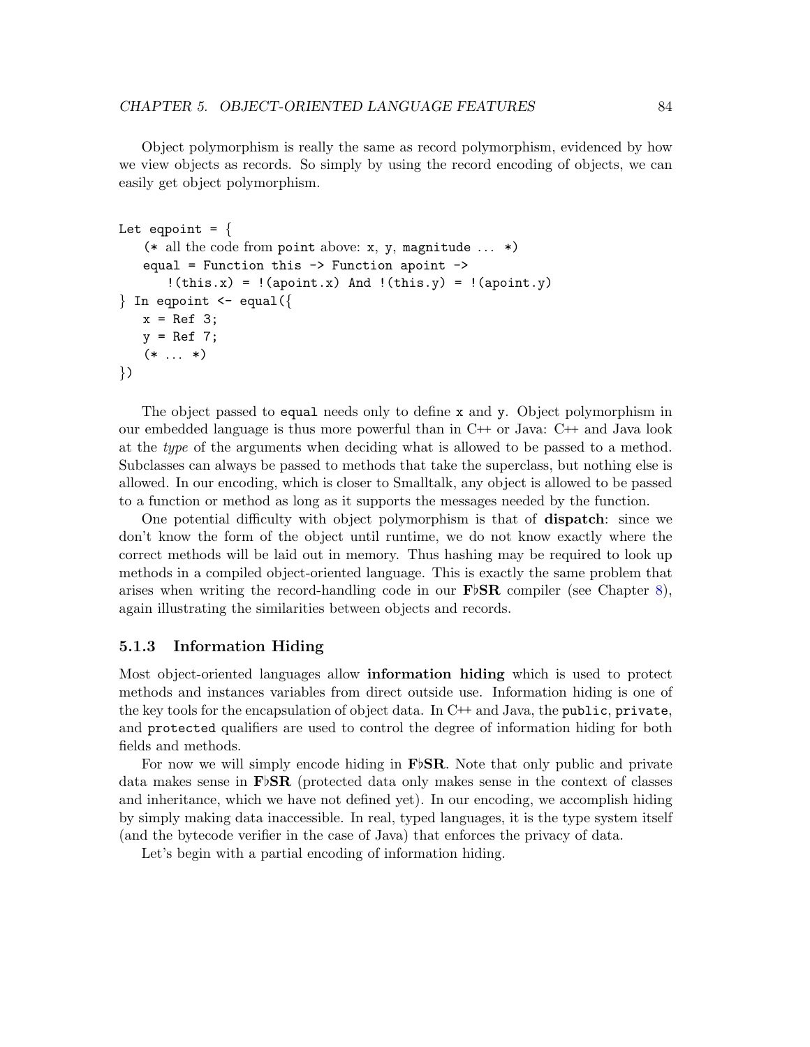Object polymorphism is really the same as record polymorphism, evidenced by how we view objects as records. So simply by using the record encoding of objects, we can easily get object polymorphism.

```
Let eqpoint = {
   (* all the code from point above: x, y, magnitude ... *)
   equal = Function this -> Function apoint ->
      !(this.x) = !(apoint.x) And !(this.y) = !(apoint.y)
} In eqpoint <- equal({
   x = Ref 3;
   y = Ref 7;
   (* ... *)
})
```

The object passed to `equal` needs only to define `x` and `y`. Object polymorphism in our embedded language is thus more powerful than in C++ or Java: C++ and Java look at the *type* of the arguments when deciding what is allowed to be passed to a method. Subclasses can always be passed to methods that take the superclass, but nothing else is allowed. In our encoding, which is closer to Smalltalk, any object is allowed to be passed to a function or method as long as it supports the messages needed by the function.

One potential difficulty with object polymorphism is that of **dispatch**: since we don't know the form of the object until runtime, we do not know exactly where the correct methods will be laid out in memory. Thus hashing may be required to look up methods in a compiled object-oriented language. This is exactly the same problem that arises when writing the record-handling code in our **F♭SR** compiler (see Chapter 8), again illustrating the similarities between objects and records.

### 5.1.3 Information Hiding

Most object-oriented languages allow **information hiding** which is used to protect methods and instances variables from direct outside use. Information hiding is one of the key tools for the encapsulation of object data. In C++ and Java, the `public`, `private`, and `protected` qualifiers are used to control the degree of information hiding for both fields and methods.

For now we will simply encode hiding in **F♭SR**. Note that only public and private data makes sense in **F♭SR** (protected data only makes sense in the context of classes and inheritance, which we have not defined yet). In our encoding, we accomplish hiding by simply making data inaccessible. In real, typed languages, it is the type system itself (and the bytecode verifier in the case of Java) that enforces the privacy of data.

Let's begin with a partial encoding of information hiding.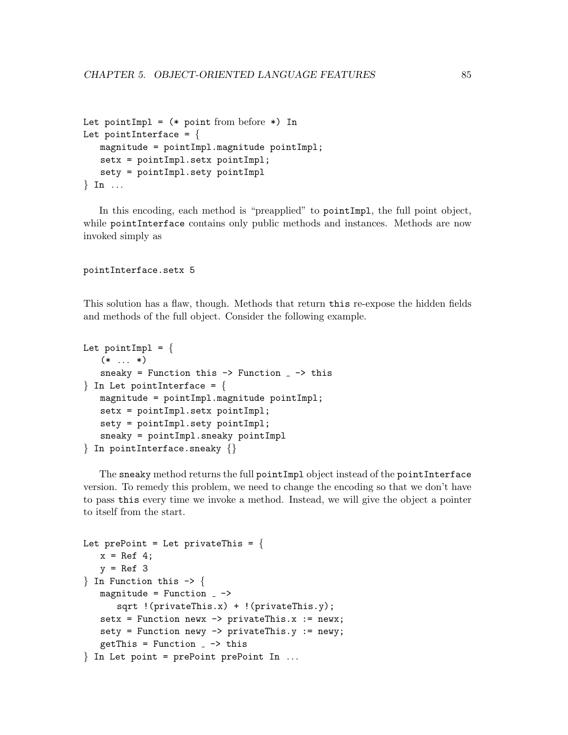```
Let pointImpl = (* point from before *) In
Let pointInterface = {
   magnitude = pointImpl.magnitude pointImpl;
   setx = pointImpl.setx pointImpl;
   sety = pointImpl.sety pointImpl
} In ...
```

In this encoding, each method is "preapplied" to `pointImpl`, the full point object, while `pointInterface` contains only public methods and instances. Methods are now invoked simply as

```
pointInterface.setx 5
```

This solution has a flaw, though. Methods that return `this` re-expose the hidden fields and methods of the full object. Consider the following example.

```
Let pointImpl = {
   (* ... *)
   sneaky = Function this -> Function _ -> this
} In Let pointInterface = {
   magnitude = pointImpl.magnitude pointImpl;
   setx = pointImpl.setx pointImpl;
   sety = pointImpl.sety pointImpl;
   sneaky = pointImpl.sneaky pointImpl
} In pointInterface.sneaky {}
```

The `sneaky` method returns the full `pointImpl` object instead of the `pointInterface` version. To remedy this problem, we need to change the encoding so that we don't have to pass `this` every time we invoke a method. Instead, we will give the object a pointer to itself from the start.

```
Let prePoint = Let privateThis = {
   x = Ref 4;
   y = Ref 3
} In Function this -> {
   magnitude = Function _ ->
      sqrt !(privateThis.x) + !(privateThis.y);
   setx = Function newx -> privateThis.x := newx;
   sety = Function newy -> privateThis.y := newy;
   getThis = Function _ -> this
} In Let point = prePoint prePoint In ...
```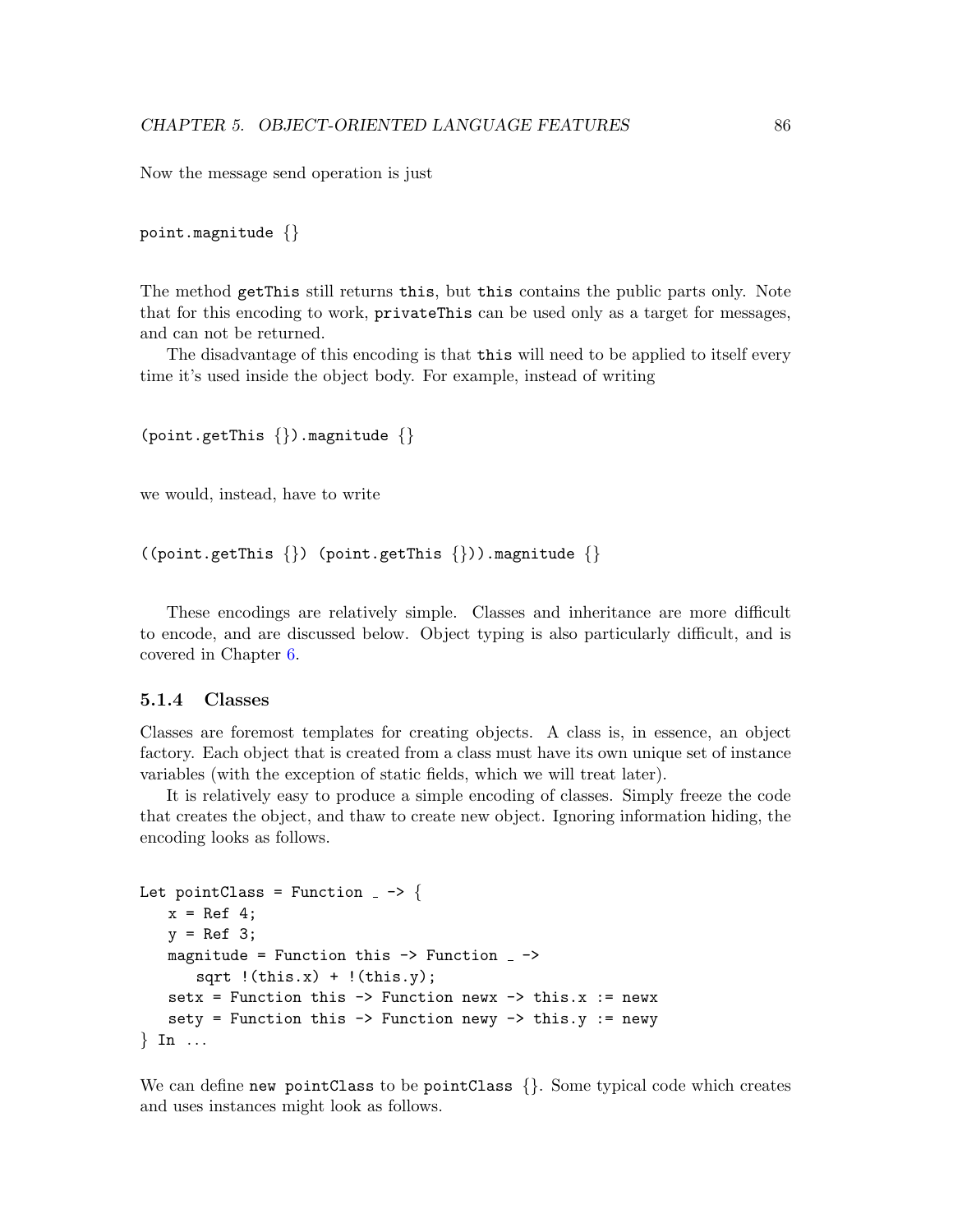Now the message send operation is just

```
point.magnitude {}
```

The method `getThis` still returns `this`, but `this` contains the public parts only. Note that for this encoding to work, `privateThis` can be used only as a target for messages, and can not be returned.

The disadvantage of this encoding is that `this` will need to be applied to itself every time it's used inside the object body. For example, instead of writing

```
(point.getThis {}).magnitude {}
```

we would, instead, have to write

```
((point.getThis {}) (point.getThis {})).magnitude {}
```

These encodings are relatively simple. Classes and inheritance are more difficult to encode, and are discussed below. Object typing is also particularly difficult, and is covered in Chapter 6.

### 5.1.4 Classes

Classes are foremost templates for creating objects. A class is, in essence, an object factory. Each object that is created from a class must have its own unique set of instance variables (with the exception of static fields, which we will treat later).

It is relatively easy to produce a simple encoding of classes. Simply freeze the code that creates the object, and thaw to create new object. Ignoring information hiding, the encoding looks as follows.

```
Let pointClass = Function _ -> {
   x = Ref 4;
   y = Ref 3;
   magnitude = Function this -> Function _ ->
      sqrt !(this.x) + !(this.y);
   setx = Function this -> Function newx -> this.x := newx
   sety = Function this -> Function newy -> this.y := newy
} In ...
```

We can define `new pointClass` to be `pointClass {}`. Some typical code which creates and uses instances might look as follows.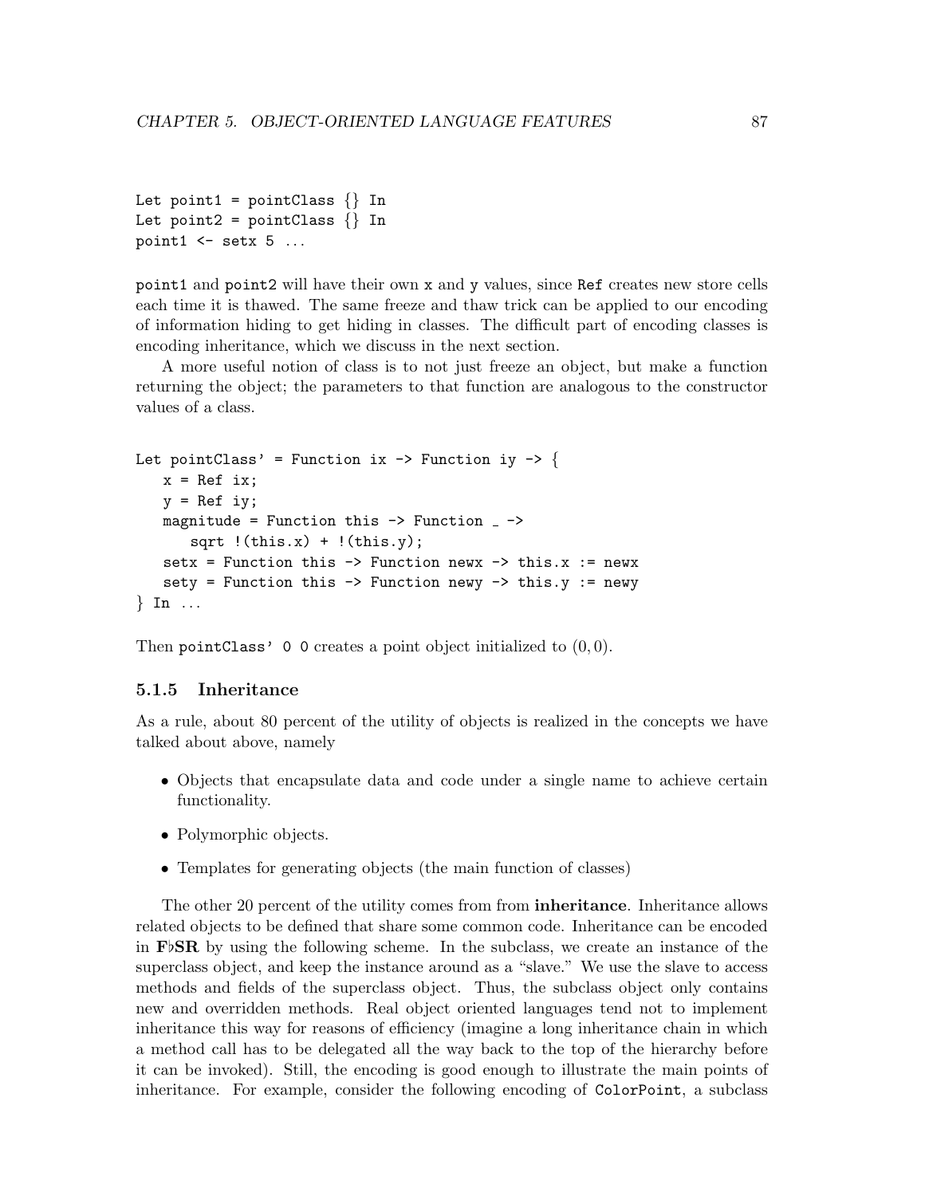```
Let point1 = pointClass {} In
Let point2 = pointClass {} In
point1 <- setx 5 ...
```

point1 and point2 will have their own x and y values, since Ref creates new store cells each time it is thawed. The same freeze and thaw trick can be applied to our encoding of information hiding to get hiding in classes. The difficult part of encoding classes is encoding inheritance, which we discuss in the next section.

A more useful notion of class is to not just freeze an object, but make a function returning the object; the parameters to that function are analogous to the constructor values of a class.

```
Let pointClass' = Function ix -> Function iy -> {
   x = Ref ix;
   y = Ref iy;
   magnitude = Function this -> Function _ ->
      sqrt !(this.x) + !(this.y);
   setx = Function this -> Function newx -> this.x := newx
   sety = Function this -> Function newy -> this.y := newy
} In ...
```

Then pointClass' 0 0 creates a point object initialized to $(0, 0)$.

### 5.1.5 Inheritance

As a rule, about 80 percent of the utility of objects is realized in the concepts we have talked about above, namely

- Objects that encapsulate data and code under a single name to achieve certain functionality.
- Polymorphic objects.
- Templates for generating objects (the main function of classes)

The other 20 percent of the utility comes from from **inheritance**. Inheritance allows related objects to be defined that share some common code. Inheritance can be encoded in **F♭SR** by using the following scheme. In the subclass, we create an instance of the superclass object, and keep the instance around as a "slave." We use the slave to access methods and fields of the superclass object. Thus, the subclass object only contains new and overridden methods. Real object oriented languages tend not to implement inheritance this way for reasons of efficiency (imagine a long inheritance chain in which a method call has to be delegated all the way back to the top of the hierarchy before it can be invoked). Still, the encoding is good enough to illustrate the main points of inheritance. For example, consider the following encoding of ColorPoint, a subclass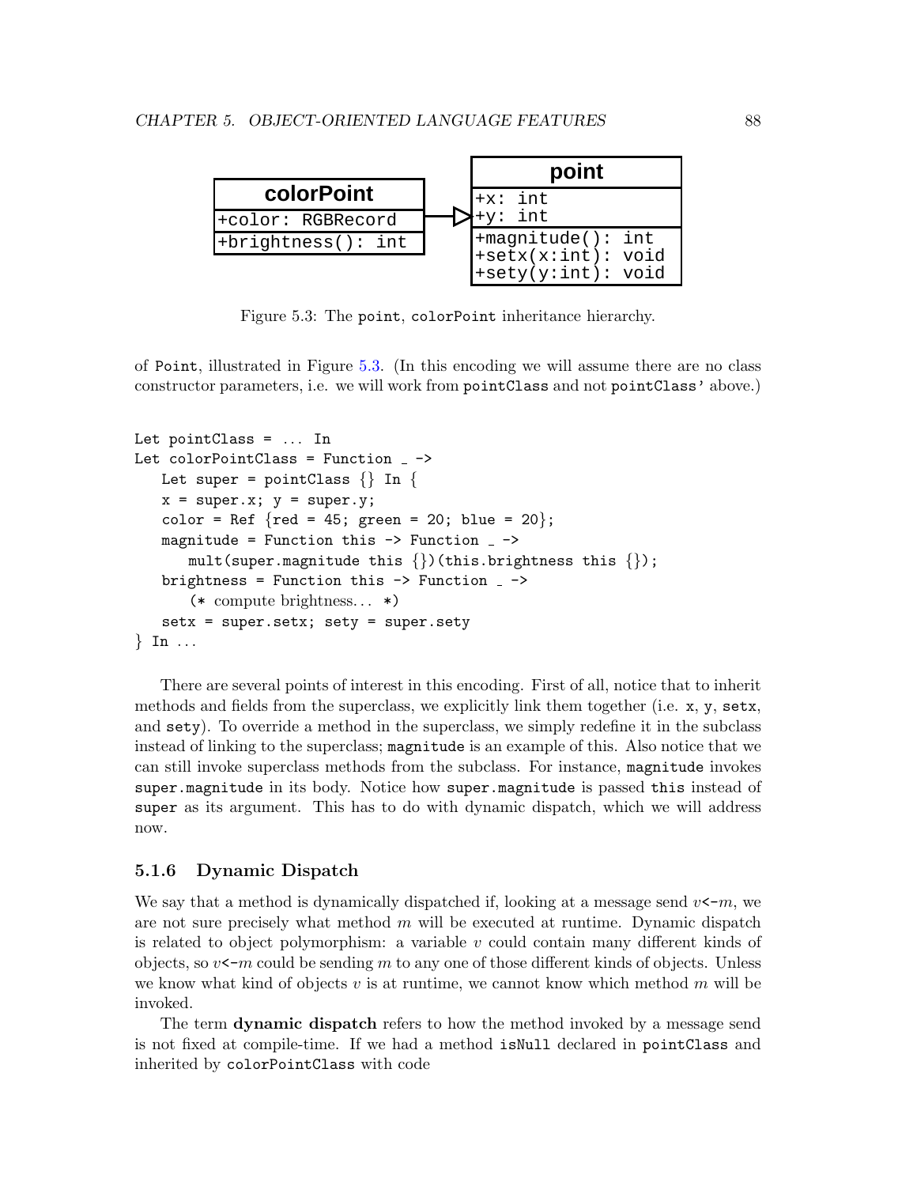| colorPoint | | point |
|---|---|---|
| +color: RGBRecord | ▷ | +x: int<br>+y: int |
| +brightness(): int | | +magnitude(): int<br>+setx(x:int): void<br>+sety(y:int): void |

Figure 5.3: The `point`, `colorPoint` inheritance hierarchy.

of `Point`, illustrated in Figure 5.3. (In this encoding we will assume there are no class constructor parameters, i.e. we will work from `pointClass` and not `pointClass'` above.)

```
Let pointClass = ... In
Let colorPointClass = Function _ ->
   Let super = pointClass {} In {
   x = super.x; y = super.y;
   color = Ref {red = 45; green = 20; blue = 20};
   magnitude = Function this -> Function _ ->
      mult(super.magnitude this {})(this.brightness this {});
   brightness = Function this -> Function _ ->
      (* compute brightness... *)
   setx = super.setx; sety = super.sety
} In ...
```

There are several points of interest in this encoding. First of all, notice that to inherit methods and fields from the superclass, we explicitly link them together (i.e. `x`, `y`, `setx`, and `sety`). To override a method in the superclass, we simply redefine it in the subclass instead of linking to the superclass; `magnitude` is an example of this. Also notice that we can still invoke superclass methods from the subclass. For instance, `magnitude` invokes `super.magnitude` in its body. Notice how `super.magnitude` is passed `this` instead of `super` as its argument. This has to do with dynamic dispatch, which we will address now.

### 5.1.6 Dynamic Dispatch

We say that a method is dynamically dispatched if, looking at a message send $v$`<-`$m$, we are not sure precisely what method $m$ will be executed at runtime. Dynamic dispatch is related to object polymorphism: a variable $v$ could contain many different kinds of objects, so $v$`<-`$m$ could be sending $m$ to any one of those different kinds of objects. Unless we know what kind of objects $v$ is at runtime, we cannot know which method $m$ will be invoked.

The term **dynamic dispatch** refers to how the method invoked by a message send is not fixed at compile-time. If we had a method `isNull` declared in `pointClass` and inherited by `colorPointClass` with code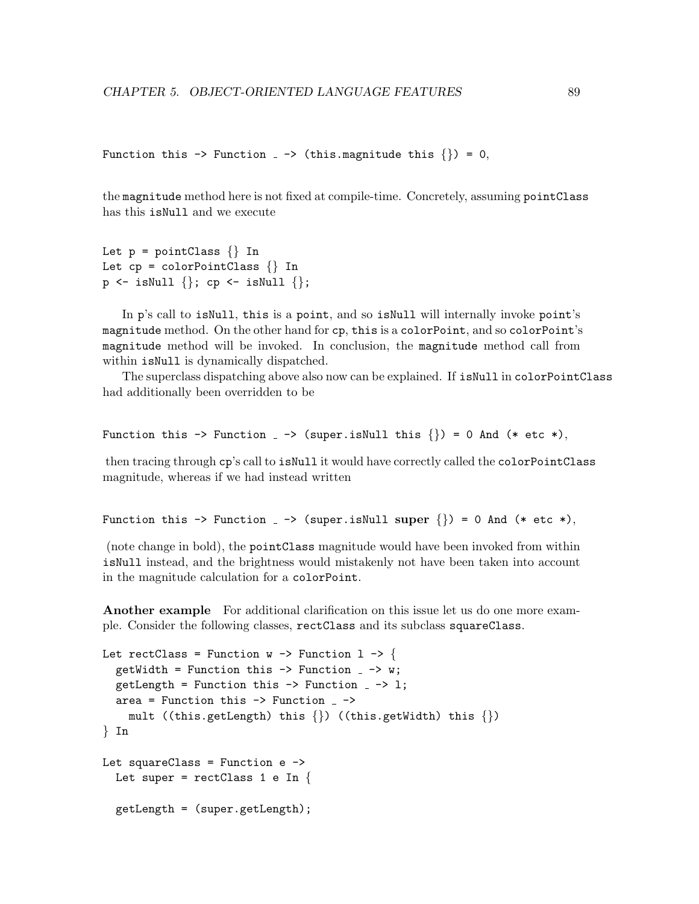```
Function this -> Function _ -> (this.magnitude this {}) = 0,
```

the `magnitude` method here is not fixed at compile-time. Concretely, assuming `pointClass` has this `isNull` and we execute

```
Let p = pointClass {} In
Let cp = colorPointClass {} In
p <- isNull {}; cp <- isNull {};
```

In `p`'s call to `isNull`, `this` is a `point`, and so `isNull` will internally invoke `point`'s `magnitude` method. On the other hand for `cp`, `this` is a `colorPoint`, and so `colorPoint`'s `magnitude` method will be invoked. In conclusion, the `magnitude` method call from within `isNull` is dynamically dispatched.

The superclass dispatching above also now can be explained. If `isNull` in `colorPointClass` had additionally been overridden to be

```
Function this -> Function _ -> (super.isNull this {}) = 0 And (* etc *),
```

then tracing through `cp`'s call to `isNull` it would have correctly called the `colorPointClass` magnitude, whereas if we had instead written

```
Function this -> Function _ -> (super.isNull super {}) = 0 And (* etc *),
```

(note change in bold), the `pointClass` magnitude would have been invoked from within `isNull` instead, and the brightness would mistakenly not have been taken into account in the magnitude calculation for a `colorPoint`.

**Another example** For additional clarification on this issue let us do one more example. Consider the following classes, `rectClass` and its subclass `squareClass`.

```
Let rectClass = Function w -> Function l -> {
  getWidth = Function this -> Function _ -> w;
  getLength = Function this -> Function _ -> l;
  area = Function this -> Function _ ->
    mult ((this.getLength) this {}) ((this.getWidth) this {})
} In

Let squareClass = Function e ->
  Let super = rectClass 1 e In {

  getLength = (super.getLength);
```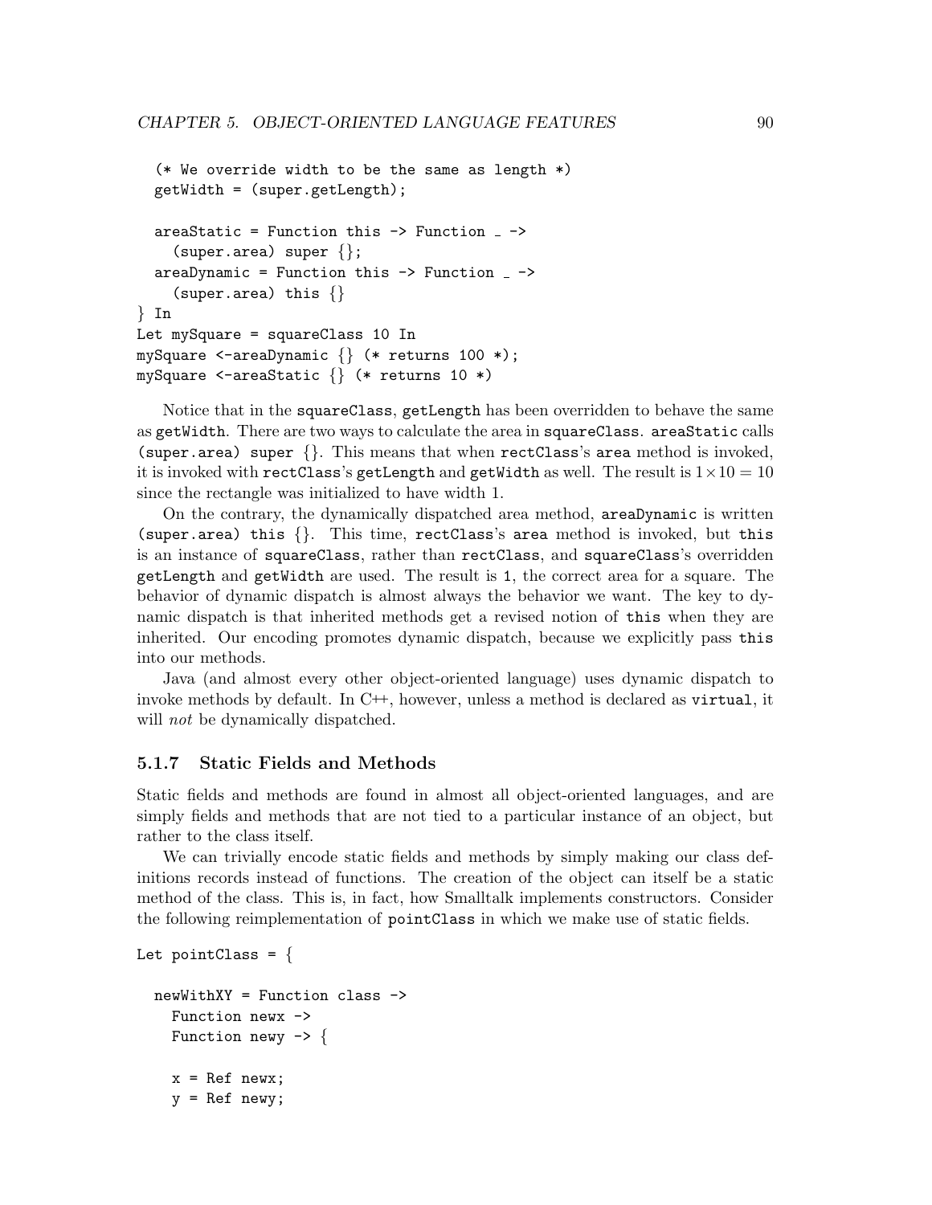```
  (* We override width to be the same as length *)
  getWidth = (super.getLength);

  areaStatic = Function this -> Function _ ->
    (super.area) super {};
  areaDynamic = Function this -> Function _ ->
    (super.area) this {}
} In
Let mySquare = squareClass 10 In
mySquare <-areaDynamic {} (* returns 100 *);
mySquare <-areaStatic {} (* returns 10 *)
```

Notice that in the `squareClass`, `getLength` has been overridden to behave the same as `getWidth`. There are two ways to calculate the area in `squareClass`. `areaStatic` calls `(super.area) super {}`. This means that when `rectClass`'s `area` method is invoked, it is invoked with `rectClass`'s `getLength` and `getWidth` as well. The result is $1 \times 10 = 10$ since the rectangle was initialized to have width 1.

On the contrary, the dynamically dispatched area method, `areaDynamic` is written `(super.area) this {}`. This time, `rectClass`'s `area` method is invoked, but `this` is an instance of `squareClass`, rather than `rectClass`, and `squareClass`'s overridden `getLength` and `getWidth` are used. The result is `1`, the correct area for a square. The behavior of dynamic dispatch is almost always the behavior we want. The key to dynamic dispatch is that inherited methods get a revised notion of `this` when they are inherited. Our encoding promotes dynamic dispatch, because we explicitly pass `this` into our methods.

Java (and almost every other object-oriented language) uses dynamic dispatch to invoke methods by default. In C++, however, unless a method is declared as `virtual`, it will *not* be dynamically dispatched.

### 5.1.7 Static Fields and Methods

Static fields and methods are found in almost all object-oriented languages, and are simply fields and methods that are not tied to a particular instance of an object, but rather to the class itself.

We can trivially encode static fields and methods by simply making our class definitions records instead of functions. The creation of the object can itself be a static method of the class. This is, in fact, how Smalltalk implements constructors. Consider the following reimplementation of `pointClass` in which we make use of static fields.

```
Let pointClass = {

  newWithXY = Function class ->
    Function newx ->
    Function newy -> {

    x = Ref newx;
    y = Ref newy;
```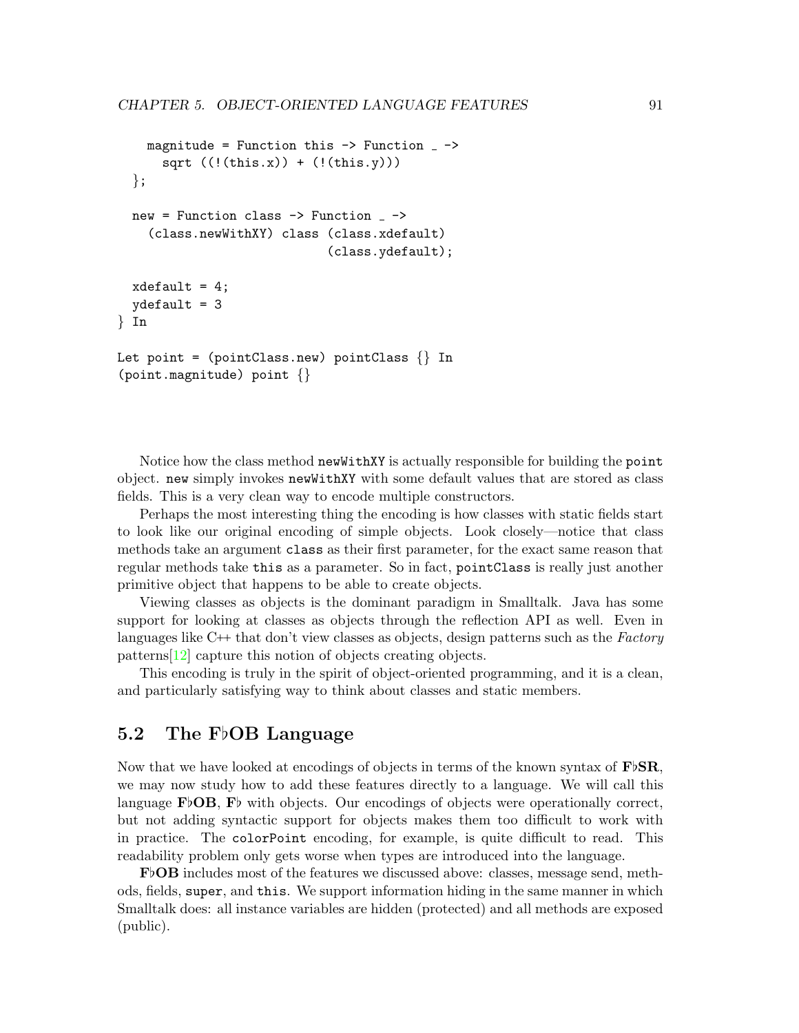```
    magnitude = Function this -> Function _ ->
      sqrt ((!(this.x)) + (!(this.y)))
  };

  new = Function class -> Function _ ->
    (class.newWithXY) class (class.xdefault)
                            (class.ydefault);

  xdefault = 4;
  ydefault = 3
} In

Let point = (pointClass.new) pointClass {} In
(point.magnitude) point {}
```

Notice how the class method `newWithXY` is actually responsible for building the `point` object. `new` simply invokes `newWithXY` with some default values that are stored as class fields. This is a very clean way to encode multiple constructors.

Perhaps the most interesting thing the encoding is how classes with static fields start to look like our original encoding of simple objects. Look closely—notice that class methods take an argument `class` as their first parameter, for the exact same reason that regular methods take `this` as a parameter. So in fact, `pointClass` is really just another primitive object that happens to be able to create objects.

Viewing classes as objects is the dominant paradigm in Smalltalk. Java has some support for looking at classes as objects through the reflection API as well. Even in languages like C++ that don't view classes as objects, design patterns such as the *Factory* patterns[12] capture this notion of objects creating objects.

This encoding is truly in the spirit of object-oriented programming, and it is a clean, and particularly satisfying way to think about classes and static members.

## 5.2 The F♭OB Language

Now that we have looked at encodings of objects in terms of the known syntax of **F♭SR**, we may now study how to add these features directly to a language. We will call this language **F♭OB**, **F♭** with objects. Our encodings of objects were operationally correct, but not adding syntactic support for objects makes them too difficult to work with in practice. The `colorPoint` encoding, for example, is quite difficult to read. This readability problem only gets worse when types are introduced into the language.

**F♭OB** includes most of the features we discussed above: classes, message send, methods, fields, `super`, and `this`. We support information hiding in the same manner in which Smalltalk does: all instance variables are hidden (protected) and all methods are exposed (public).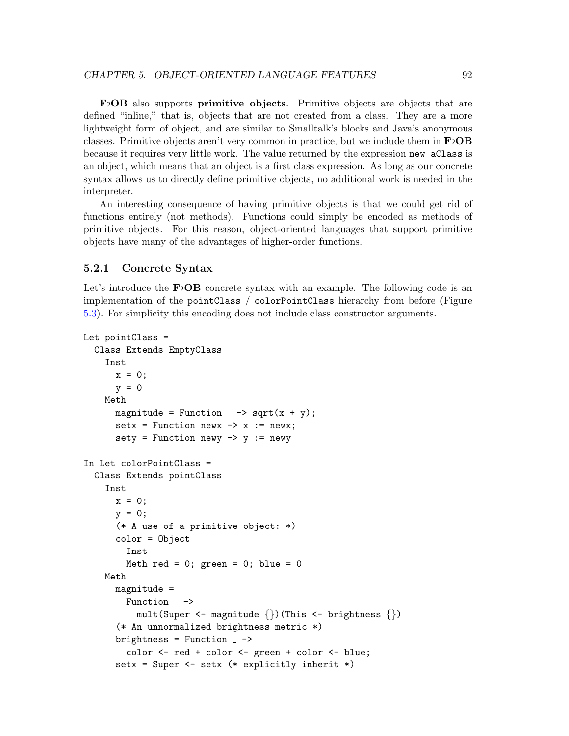**F♭OB** also supports **primitive objects**. Primitive objects are objects that are defined "inline," that is, objects that are not created from a class. They are a more lightweight form of object, and are similar to Smalltalk's blocks and Java's anonymous classes. Primitive objects aren't very common in practice, but we include them in **F♭OB** because it requires very little work. The value returned by the expression `new aClass` is an object, which means that an object is a first class expression. As long as our concrete syntax allows us to directly define primitive objects, no additional work is needed in the interpreter.

An interesting consequence of having primitive objects is that we could get rid of functions entirely (not methods). Functions could simply be encoded as methods of primitive objects. For this reason, object-oriented languages that support primitive objects have many of the advantages of higher-order functions.

### 5.2.1 Concrete Syntax

Let's introduce the **F♭OB** concrete syntax with an example. The following code is an implementation of the `pointClass` / `colorPointClass` hierarchy from before (Figure 5.3). For simplicity this encoding does not include class constructor arguments.

```
Let pointClass =
  Class Extends EmptyClass
    Inst
      x = 0;
      y = 0
    Meth
      magnitude = Function _ -> sqrt(x + y);
      setx = Function newx -> x := newx;
      sety = Function newy -> y := newy

In Let colorPointClass =
  Class Extends pointClass
    Inst
      x = 0;
      y = 0;
      (* A use of a primitive object: *)
      color = Object
        Inst
        Meth red = 0; green = 0; blue = 0
    Meth
      magnitude =
        Function _ ->
          mult(Super <- magnitude {})(This <- brightness {})
      (* An unnormalized brightness metric *)
      brightness = Function _ ->
        color <- red + color <- green + color <- blue;
      setx = Super <- setx (* explicitly inherit *)
```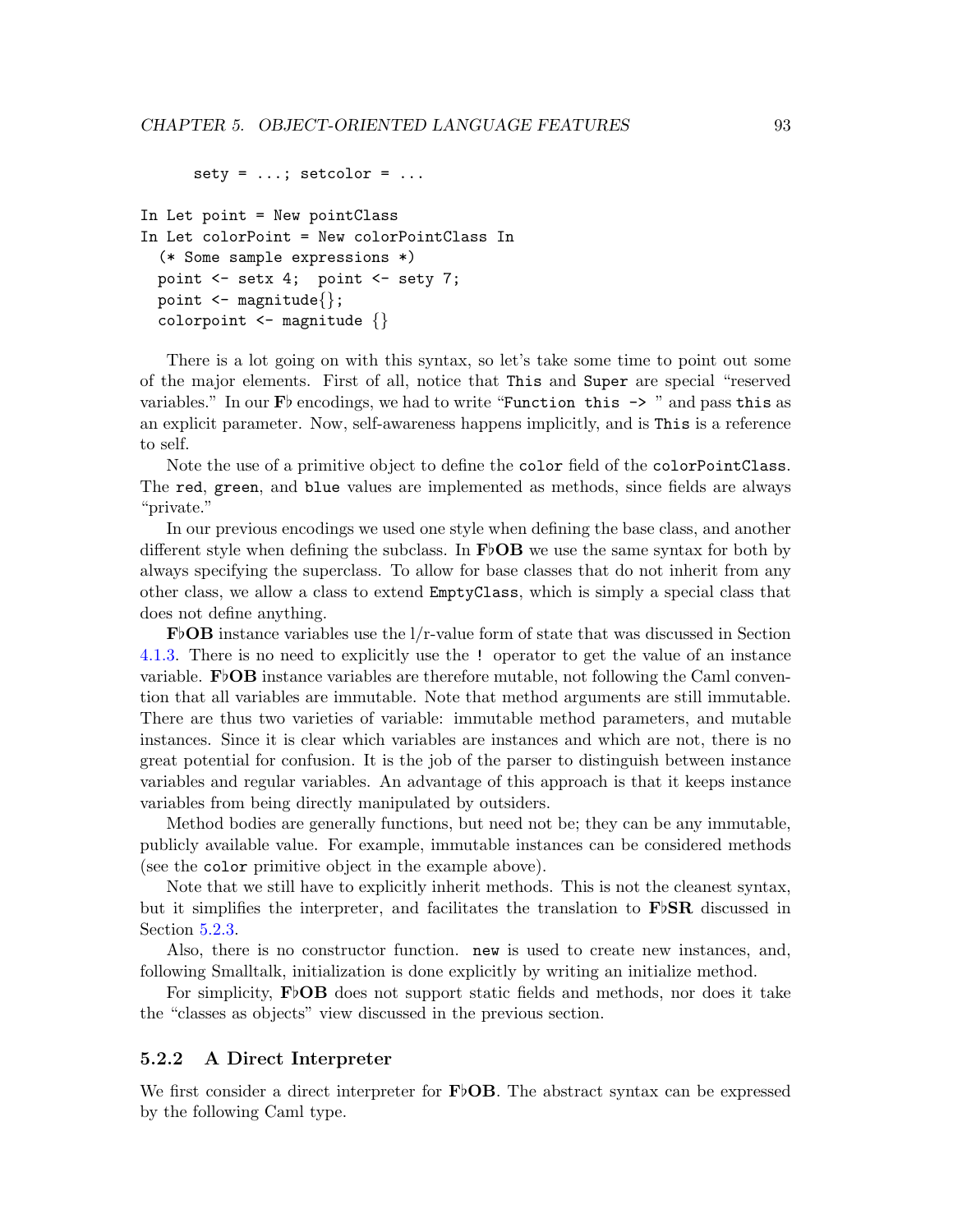```
      sety = ...; setcolor = ...

In Let point = New pointClass
In Let colorPoint = New colorPointClass In
  (* Some sample expressions *)
  point <- setx 4;  point <- sety 7;
  point <- magnitude{};
  colorpoint <- magnitude {}
```

There is a lot going on with this syntax, so let's take some time to point out some of the major elements. First of all, notice that `This` and `Super` are special "reserved variables." In our **F♭** encodings, we had to write "`Function this -> `" and pass `this` as an explicit parameter. Now, self-awareness happens implicitly, and is `This` is a reference to self.

Note the use of a primitive object to define the `color` field of the `colorPointClass`. The `red`, `green`, and `blue` values are implemented as methods, since fields are always "private."

In our previous encodings we used one style when defining the base class, and another different style when defining the subclass. In **F♭OB** we use the same syntax for both by always specifying the superclass. To allow for base classes that do not inherit from any other class, we allow a class to extend `EmptyClass`, which is simply a special class that does not define anything.

**F♭OB** instance variables use the l/r-value form of state that was discussed in Section 4.1.3. There is no need to explicitly use the `!` operator to get the value of an instance variable. **F♭OB** instance variables are therefore mutable, not following the Caml convention that all variables are immutable. Note that method arguments are still immutable. There are thus two varieties of variable: immutable method parameters, and mutable instances. Since it is clear which variables are instances and which are not, there is no great potential for confusion. It is the job of the parser to distinguish between instance variables and regular variables. An advantage of this approach is that it keeps instance variables from being directly manipulated by outsiders.

Method bodies are generally functions, but need not be; they can be any immutable, publicly available value. For example, immutable instances can be considered methods (see the `color` primitive object in the example above).

Note that we still have to explicitly inherit methods. This is not the cleanest syntax, but it simplifies the interpreter, and facilitates the translation to **F♭SR** discussed in Section 5.2.3.

Also, there is no constructor function. `new` is used to create new instances, and, following Smalltalk, initialization is done explicitly by writing an initialize method.

For simplicity, **F♭OB** does not support static fields and methods, nor does it take the "classes as objects" view discussed in the previous section.

### 5.2.2 A Direct Interpreter

We first consider a direct interpreter for **F♭OB**. The abstract syntax can be expressed by the following Caml type.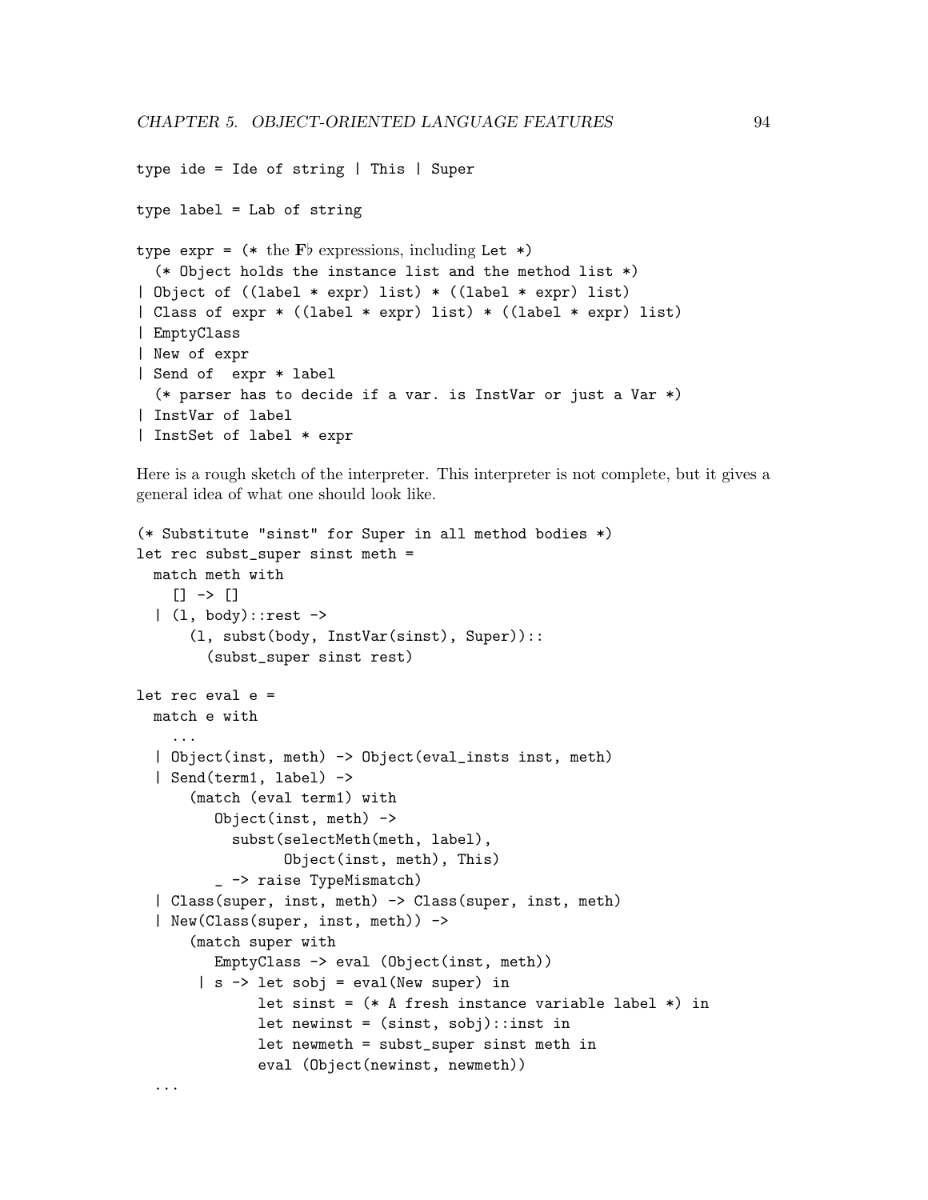```
type ide = Ide of string | This | Super

type label = Lab of string

type expr = (* the F♭ expressions, including Let *)
  (* Object holds the instance list and the method list *)
| Object of ((label * expr) list) * ((label * expr) list)
| Class of expr * ((label * expr) list) * ((label * expr) list)
| EmptyClass
| New of expr
| Send of  expr * label
  (* parser has to decide if a var. is InstVar or just a Var *)
| InstVar of label
| InstSet of label * expr
```

Here is a rough sketch of the interpreter. This interpreter is not complete, but it gives a general idea of what one should look like.

```
(* Substitute "sinst" for Super in all method bodies *)
let rec subst_super sinst meth =
  match meth with
    [] -> []
  | (l, body)::rest ->
      (l, subst(body, InstVar(sinst), Super))::
        (subst_super sinst rest)

let rec eval e =
  match e with
    ...
  | Object(inst, meth) -> Object(eval_insts inst, meth)
  | Send(term1, label) ->
      (match (eval term1) with
         Object(inst, meth) ->
           subst(selectMeth(meth, label),
                 Object(inst, meth), This)
         _ -> raise TypeMismatch)
  | Class(super, inst, meth) -> Class(super, inst, meth)
  | New(Class(super, inst, meth)) ->
      (match super with
         EmptyClass -> eval (Object(inst, meth))
       | s -> let sobj = eval(New super) in
              let sinst = (* A fresh instance variable label *) in
              let newinst = (sinst, sobj)::inst in
              let newmeth = subst_super sinst meth in
              eval (Object(newinst, newmeth))
  ...
```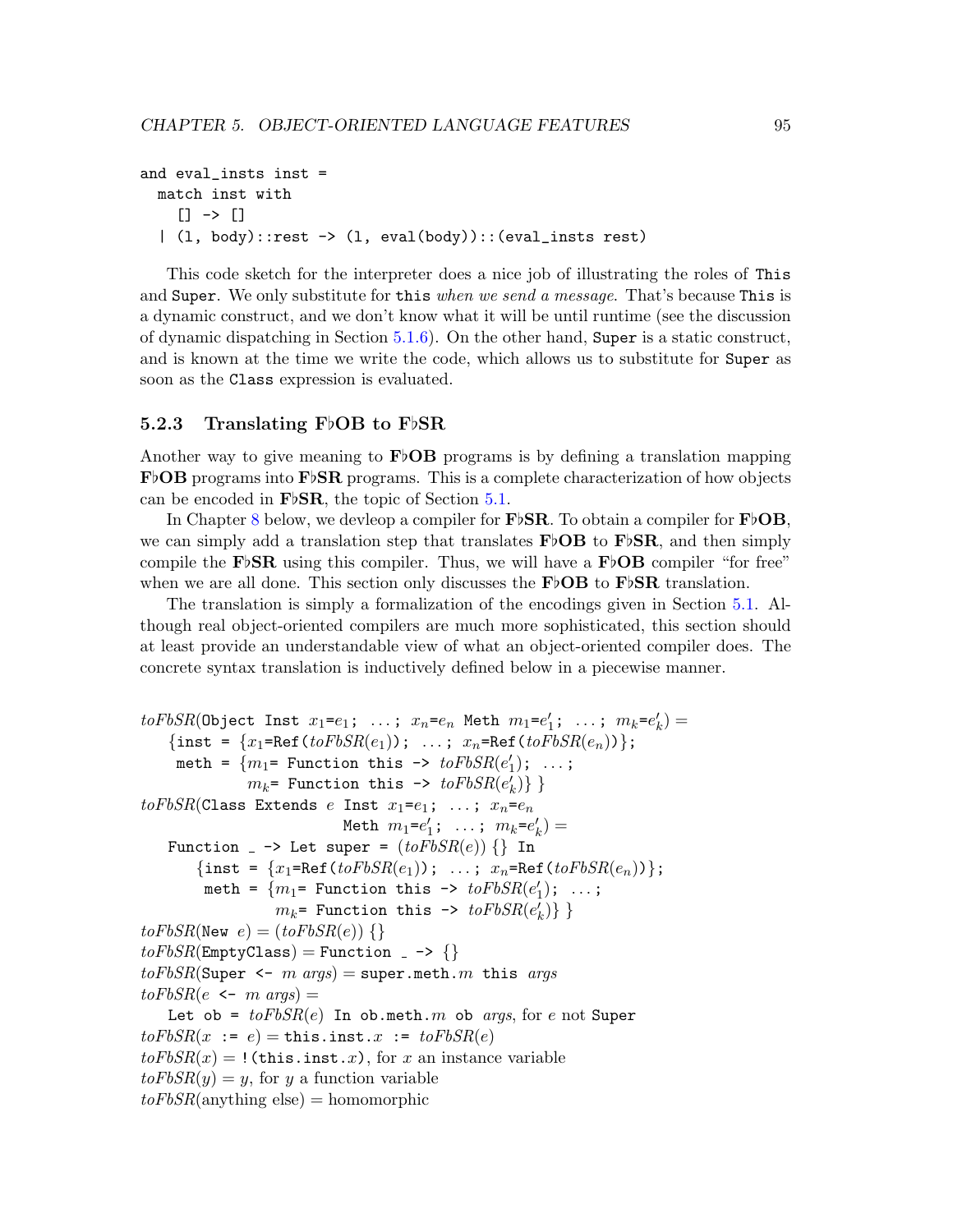```
and eval_insts inst =
  match inst with
    [] -> []
  | (l, body)::rest -> (l, eval(body))::(eval_insts rest)
```

This code sketch for the interpreter does a nice job of illustrating the roles of `This` and `Super`. We only substitute for `this` *when we send a message*. That's because `This` is a dynamic construct, and we don't know what it will be until runtime (see the discussion of dynamic dispatching in Section 5.1.6). On the other hand, `Super` is a static construct, and is known at the time we write the code, which allows us to substitute for `Super` as soon as the `Class` expression is evaluated.

### 5.2.3 Translating F♭OB to F♭SR

Another way to give meaning to **F♭OB** programs is by defining a translation mapping **F♭OB** programs into **F♭SR** programs. This is a complete characterization of how objects can be encoded in **F♭SR**, the topic of Section 5.1.

In Chapter 8 below, we devleop a compiler for **F♭SR**. To obtain a compiler for **F♭OB**, we can simply add a translation step that translates **F♭OB** to **F♭SR**, and then simply compile the **F♭SR** using this compiler. Thus, we will have a **F♭OB** compiler "for free" when we are all done. This section only discusses the **F♭OB** to **F♭SR** translation.

The translation is simply a formalization of the encodings given in Section 5.1. Although real object-oriented compilers are much more sophisticated, this section should at least provide an understandable view of what an object-oriented compiler does. The concrete syntax translation is inductively defined below in a piecewise manner.

*toFbSR*(`Object Inst` $x_1$`=`$e_1$`; ...;` $x_n$`=`$e_n$ `Meth` $m_1$`=`$e'_1$`; ...;` $m_k$`=`$e'_k$) =
    {`inst = `{$x_1$`=Ref(`*toFbSR*($e_1$)`); ...;` $x_n$`=Ref(`*toFbSR*($e_n$)`)`}`;`
     `meth = `{$m_1$`= Function this ->` *toFbSR*($e'_1$)`; ...;`
              $m_k$`= Function this ->` *toFbSR*($e'_k$)} }

*toFbSR*(`Class Extends` $e$ `Inst` $x_1$`=`$e_1$`; ...;` $x_n$`=`$e_n$
                           `Meth` $m_1$`=`$e'_1$`; ...;` $m_k$`=`$e'_k$) =
    `Function _ -> Let super = `(*toFbSR*($e$)) {} `In`
        {`inst = `{$x_1$`=Ref(`*toFbSR*($e_1$)`); ...;` $x_n$`=Ref(`*toFbSR*($e_n$)`)`}`;`
         `meth = `{$m_1$`= Function this ->` *toFbSR*($e'_1$)`; ...;`
                  $m_k$`= Function this ->` *toFbSR*($e'_k$)} }

*toFbSR*(`New` $e$) = (*toFbSR*($e$)) {}

*toFbSR*(`EmptyClass`) = `Function _ ->` {}

*toFbSR*(`Super <-` $m$ *args*) = `super.meth.`$m$ `this` *args*

*toFbSR*($e$ `<-` $m$ *args*) =
    `Let ob = ` *toFbSR*($e$) `In ob.meth.`$m$ `ob` *args*, for $e$ not `Super`

*toFbSR*($x$ `:=` $e$) = `this.inst.`$x$ `:=` *toFbSR*($e$)

*toFbSR*($x$) = `!(this.inst.`$x$`)`, for $x$ an instance variable

*toFbSR*($y$) = $y$, for $y$ a function variable

*toFbSR*(anything else) = homomorphic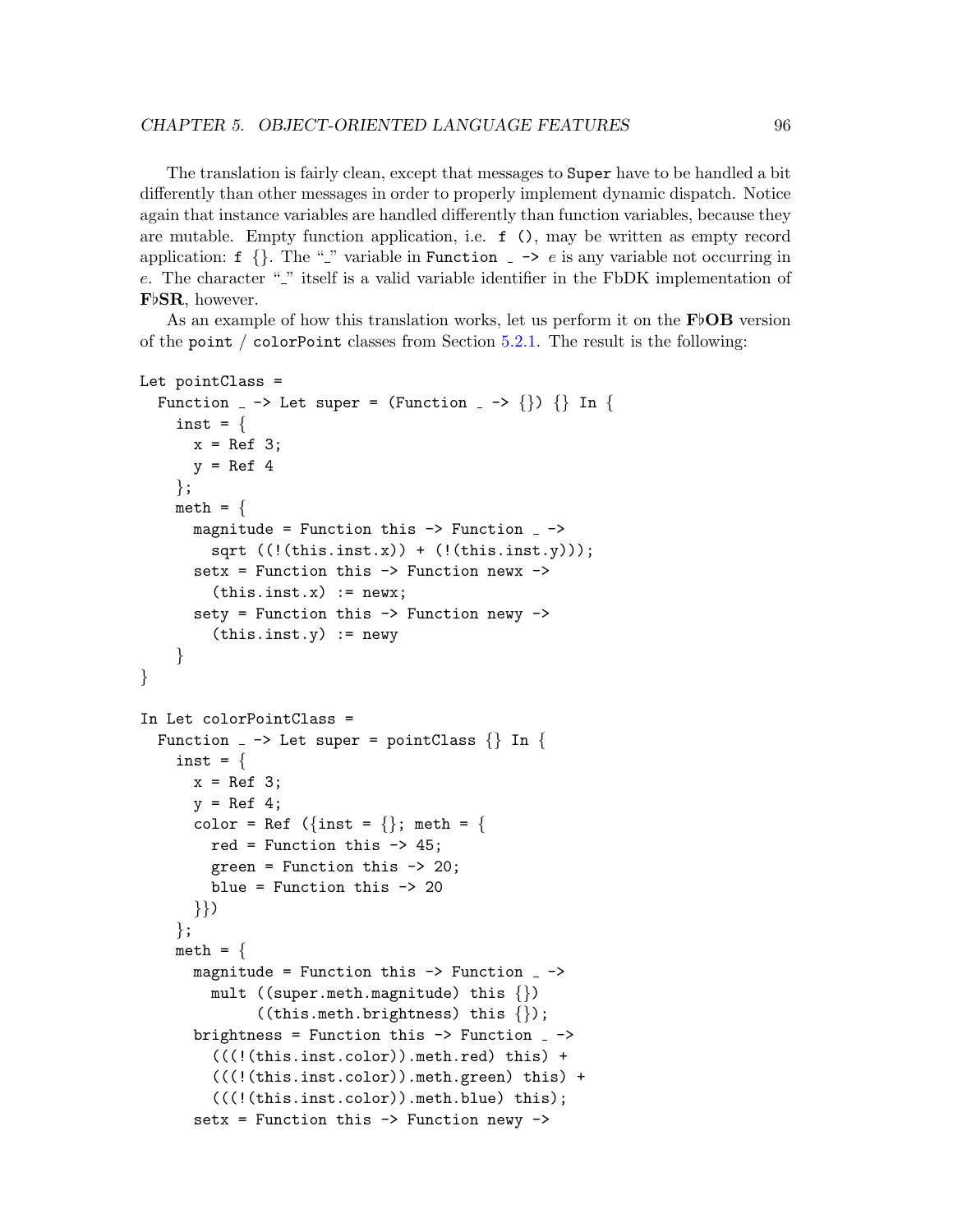The translation is fairly clean, except that messages to `Super` have to be handled a bit differently than other messages in order to properly implement dynamic dispatch. Notice again that instance variables are handled differently than function variables, because they are mutable. Empty function application, i.e. `f ()`, may be written as empty record application: `f {}`. The "_" variable in `Function _ ->` $e$ is any variable not occurring in $e$. The character "_" itself is a valid variable identifier in the FbDK implementation of **F♭SR**, however.

As an example of how this translation works, let us perform it on the **F♭OB** version of the `point` / `colorPoint` classes from Section 5.2.1. The result is the following:

```
Let pointClass =
  Function _ -> Let super = (Function _ -> {}) {} In {
    inst = {
      x = Ref 3;
      y = Ref 4
    };
    meth = {
      magnitude = Function this -> Function _ ->
        sqrt ((!(this.inst.x)) + (!(this.inst.y)));
      setx = Function this -> Function newx ->
        (this.inst.x) := newx;
      sety = Function this -> Function newy ->
        (this.inst.y) := newy
    }
}

In Let colorPointClass =
  Function _ -> Let super = pointClass {} In {
    inst = {
      x = Ref 3;
      y = Ref 4;
      color = Ref ({inst = {}; meth = {
        red = Function this -> 45;
        green = Function this -> 20;
        blue = Function this -> 20
      }})
    };
    meth = {
      magnitude = Function this -> Function _ ->
        mult ((super.meth.magnitude) this {})
             ((this.meth.brightness) this {});
      brightness = Function this -> Function _ ->
        (((!(this.inst.color)).meth.red) this) +
        (((!(this.inst.color)).meth.green) this) +
        (((!(this.inst.color)).meth.blue) this);
      setx = Function this -> Function newy ->
```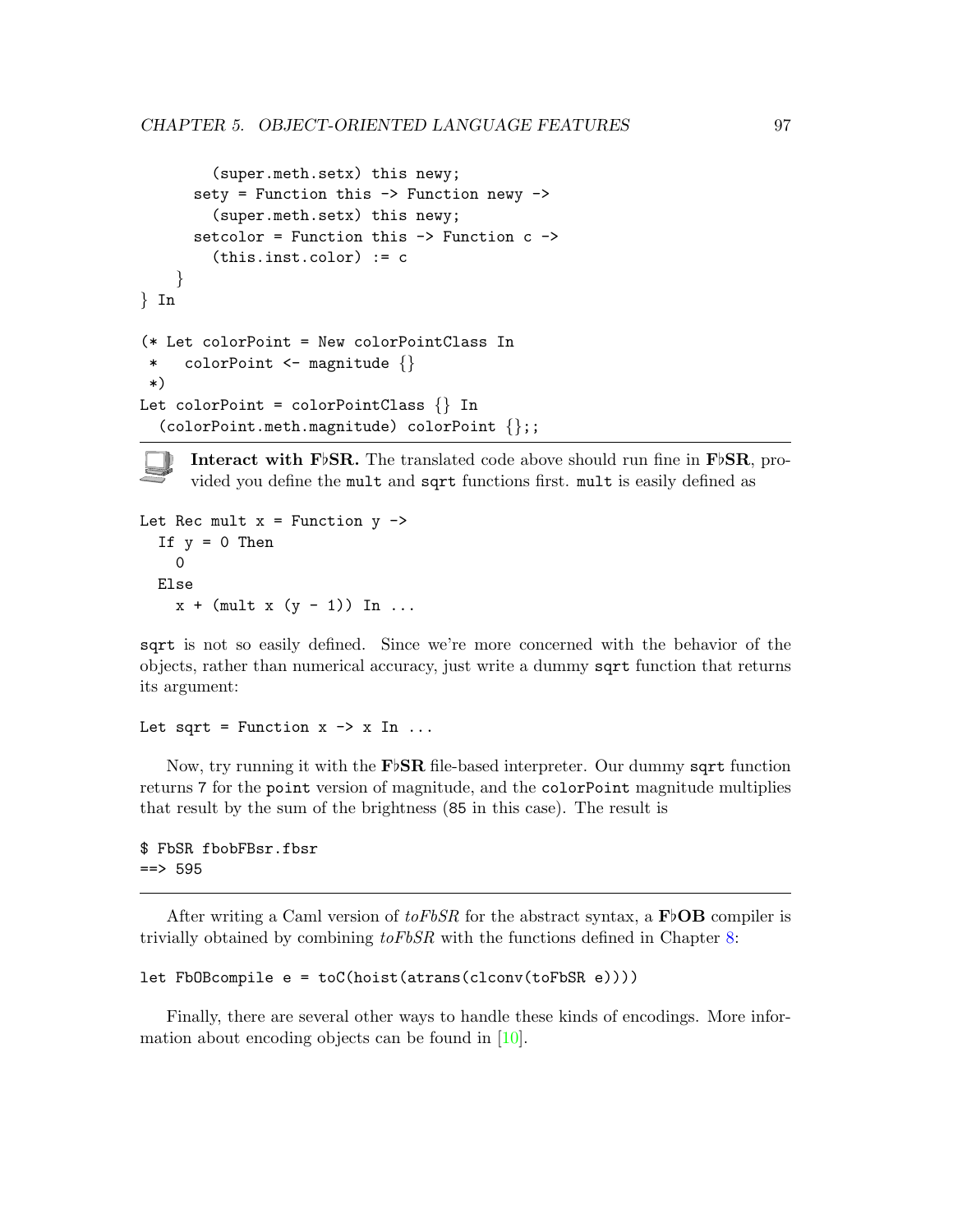```
        (super.meth.setx) this newy;
      sety = Function this -> Function newy ->
        (super.meth.setx) this newy;
      setcolor = Function this -> Function c ->
        (this.inst.color) := c
    }
} In

(* Let colorPoint = New colorPointClass In
 *   colorPoint <- magnitude {}
 *)
Let colorPoint = colorPointClass {} In
  (colorPoint.meth.magnitude) colorPoint {};;
```

---

**Interact with F♭SR.** The translated code above should run fine in **F♭SR**, provided you define the `mult` and `sqrt` functions first. `mult` is easily defined as

```
Let Rec mult x = Function y ->
  If y = 0 Then
    0
  Else
    x + (mult x (y - 1)) In ...
```

`sqrt` is not so easily defined. Since we're more concerned with the behavior of the objects, rather than numerical accuracy, just write a dummy `sqrt` function that returns its argument:

```
Let sqrt = Function x -> x In ...
```

Now, try running it with the **F♭SR** file-based interpreter. Our dummy `sqrt` function returns `7` for the `point` version of magnitude, and the `colorPoint` magnitude multiplies that result by the sum of the brightness (`85` in this case). The result is

```
$ FbSR fbobFBsr.fbsr
==> 595
```

---

After writing a Caml version of *toFbSR* for the abstract syntax, a **F♭OB** compiler is trivially obtained by combining *toFbSR* with the functions defined in Chapter 8:

```
let FbOBcompile e = toC(hoist(atrans(clconv(toFbSR e))))
```

Finally, there are several other ways to handle these kinds of encodings. More information about encoding objects can be found in [10].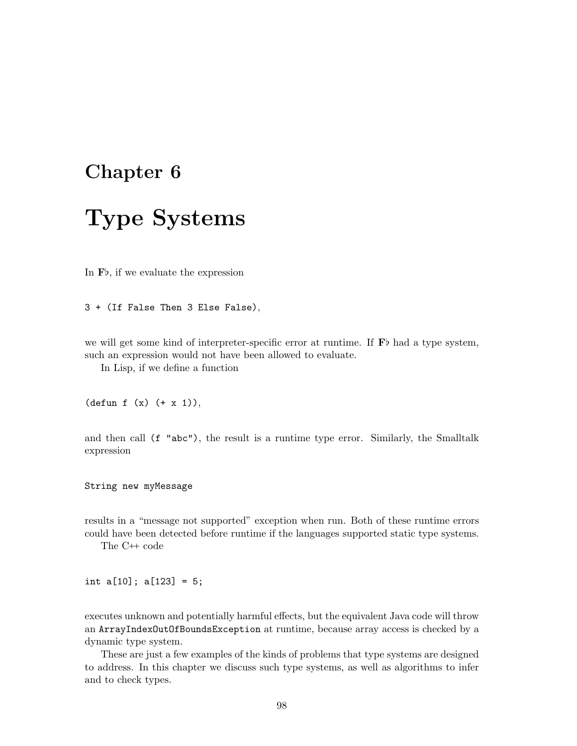# Chapter 6

# Type Systems

In **F♭**, if we evaluate the expression

```
3 + (If False Then 3 Else False),
```

we will get some kind of interpreter-specific error at runtime. If **F♭** had a type system, such an expression would not have been allowed to evaluate.

In Lisp, if we define a function

```
(defun f (x) (+ x 1)),
```

and then call `(f "abc")`, the result is a runtime type error. Similarly, the Smalltalk expression

```
String new myMessage
```

results in a "message not supported" exception when run. Both of these runtime errors could have been detected before runtime if the languages supported static type systems.

The C++ code

```
int a[10]; a[123] = 5;
```

executes unknown and potentially harmful effects, but the equivalent Java code will throw an `ArrayIndexOutOfBoundsException` at runtime, because array access is checked by a dynamic type system.

These are just a few examples of the kinds of problems that type systems are designed to address. In this chapter we discuss such type systems, as well as algorithms to infer and to check types.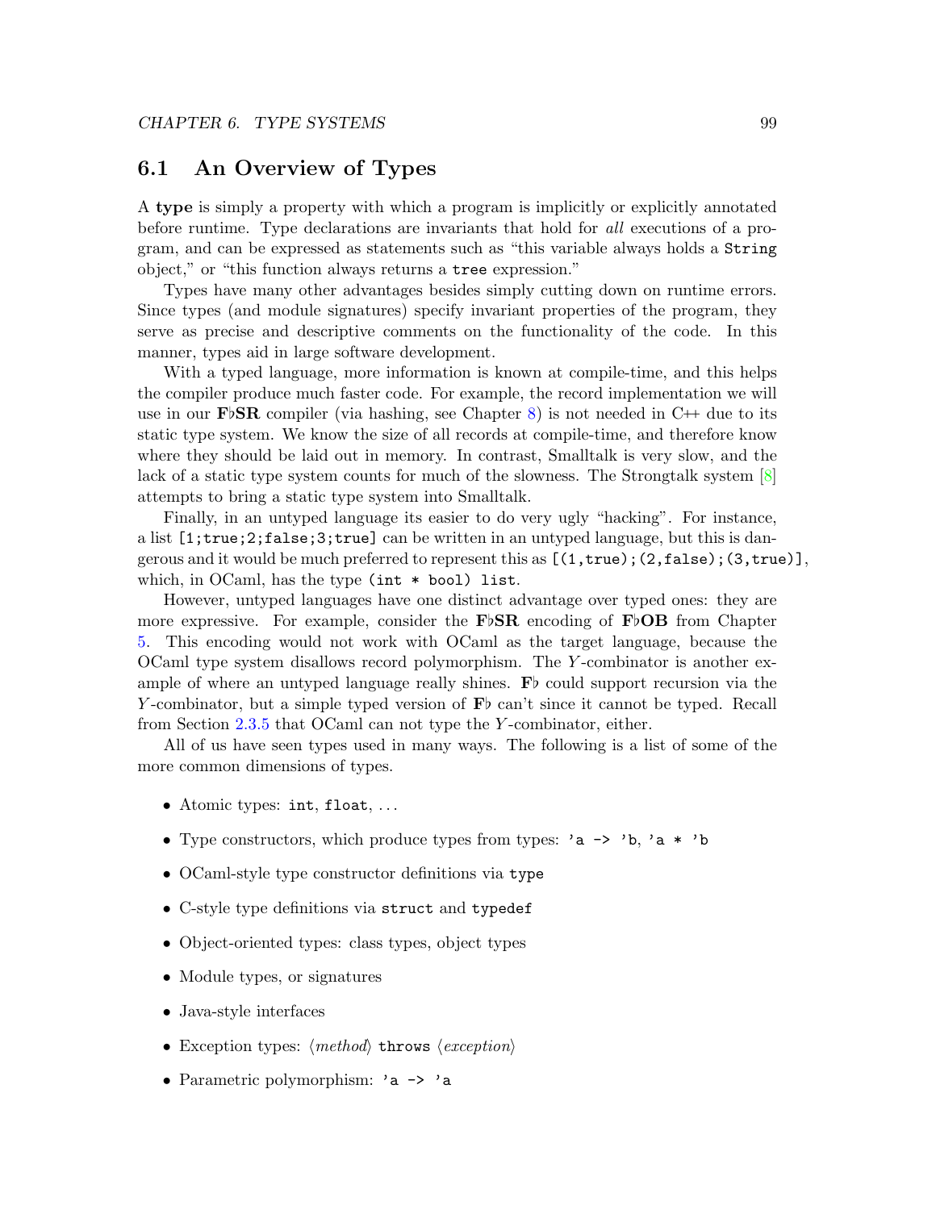## 6.1 An Overview of Types

A **type** is simply a property with which a program is implicitly or explicitly annotated before runtime. Type declarations are invariants that hold for *all* executions of a program, and can be expressed as statements such as "this variable always holds a `String` object," or "this function always returns a `tree` expression."

Types have many other advantages besides simply cutting down on runtime errors. Since types (and module signatures) specify invariant properties of the program, they serve as precise and descriptive comments on the functionality of the code. In this manner, types aid in large software development.

With a typed language, more information is known at compile-time, and this helps the compiler produce much faster code. For example, the record implementation we will use in our **F♭SR** compiler (via hashing, see Chapter 8) is not needed in C++ due to its static type system. We know the size of all records at compile-time, and therefore know where they should be laid out in memory. In contrast, Smalltalk is very slow, and the lack of a static type system counts for much of the slowness. The Strongtalk system [8] attempts to bring a static type system into Smalltalk.

Finally, in an untyped language its easier to do very ugly "hacking". For instance, a list `[1;true;2;false;3;true]` can be written in an untyped language, but this is dangerous and it would be much preferred to represent this as `[(1,true);(2,false);(3,true)]`, which, in OCaml, has the type `(int * bool) list`.

However, untyped languages have one distinct advantage over typed ones: they are more expressive. For example, consider the **F♭SR** encoding of **F♭OB** from Chapter 5. This encoding would not work with OCaml as the target language, because the OCaml type system disallows record polymorphism. The $Y$-combinator is another example of where an untyped language really shines. **F♭** could support recursion via the $Y$-combinator, but a simple typed version of **F♭** can't since it cannot be typed. Recall from Section 2.3.5 that OCaml can not type the $Y$-combinator, either.

All of us have seen types used in many ways. The following is a list of some of the more common dimensions of types.

- Atomic types: `int`, `float`, ...
- Type constructors, which produce types from types: `'a -> 'b`, `'a * 'b`
- OCaml-style type constructor definitions via `type`
- C-style type definitions via `struct` and `typedef`
- Object-oriented types: class types, object types
- Module types, or signatures
- Java-style interfaces
- Exception types: ⟨*method*⟩ `throws` ⟨*exception*⟩
- Parametric polymorphism: `'a -> 'a`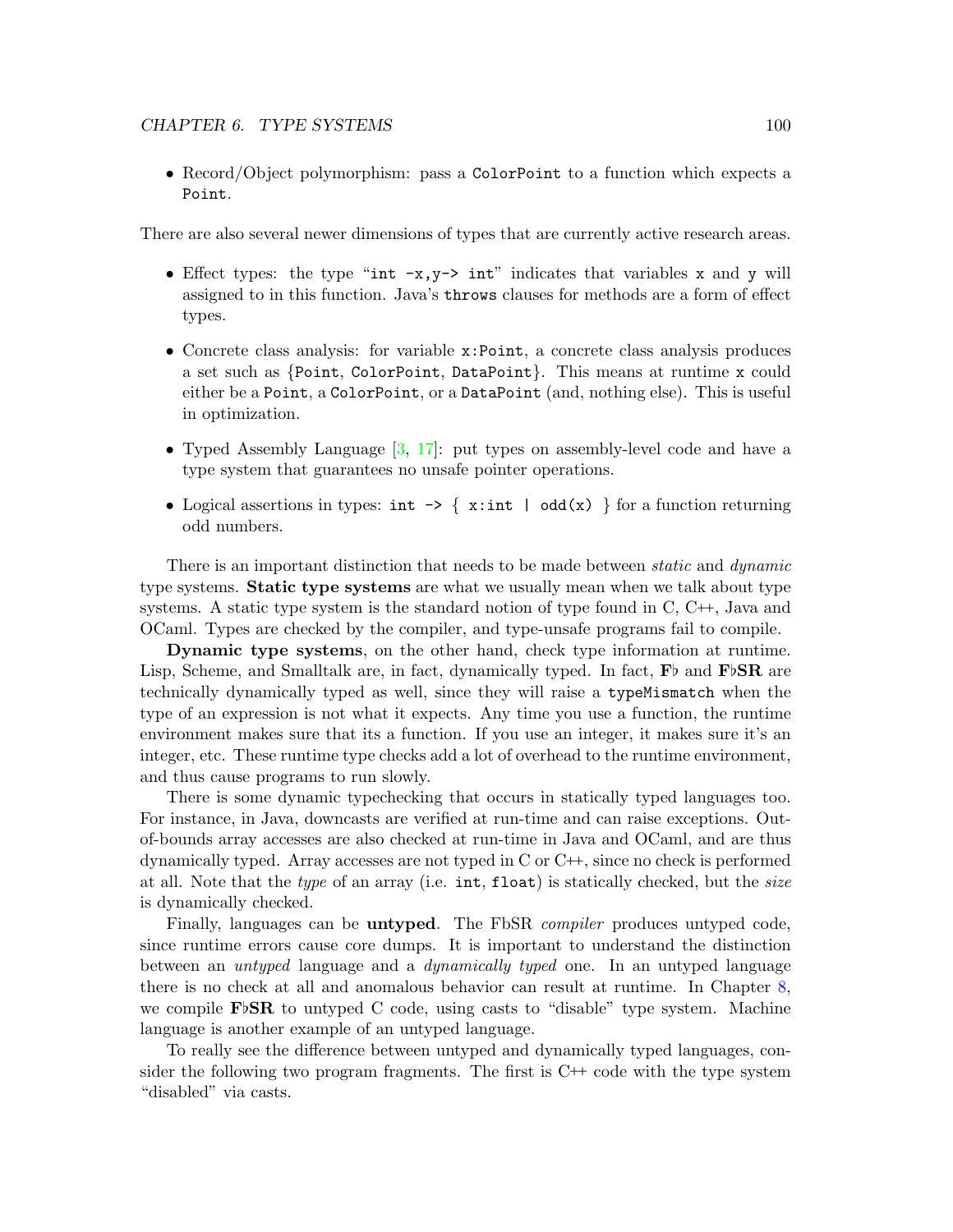- Record/Object polymorphism: pass a `ColorPoint` to a function which expects a `Point`.

There are also several newer dimensions of types that are currently active research areas.

- Effect types: the type "`int -x,y-> int`" indicates that variables `x` and `y` will assigned to in this function. Java's `throws` clauses for methods are a form of effect types.
- Concrete class analysis: for variable `x:Point`, a concrete class analysis produces a set such as {`Point`, `ColorPoint`, `DataPoint`}. This means at runtime `x` could either be a `Point`, a `ColorPoint`, or a `DataPoint` (and, nothing else). This is useful in optimization.
- Typed Assembly Language [3, 17]: put types on assembly-level code and have a type system that guarantees no unsafe pointer operations.
- Logical assertions in types: `int -> { x:int | odd(x) }` for a function returning odd numbers.

There is an important distinction that needs to be made between *static* and *dynamic* type systems. **Static type systems** are what we usually mean when we talk about type systems. A static type system is the standard notion of type found in C, C++, Java and OCaml. Types are checked by the compiler, and type-unsafe programs fail to compile.

**Dynamic type systems**, on the other hand, check type information at runtime. Lisp, Scheme, and Smalltalk are, in fact, dynamically typed. In fact, **F♭** and **F♭SR** are technically dynamically typed as well, since they will raise a `typeMismatch` when the type of an expression is not what it expects. Any time you use a function, the runtime environment makes sure that its a function. If you use an integer, it makes sure it's an integer, etc. These runtime type checks add a lot of overhead to the runtime environment, and thus cause programs to run slowly.

There is some dynamic typechecking that occurs in statically typed languages too. For instance, in Java, downcasts are verified at run-time and can raise exceptions. Out-of-bounds array accesses are also checked at run-time in Java and OCaml, and are thus dynamically typed. Array accesses are not typed in C or C++, since no check is performed at all. Note that the *type* of an array (i.e. `int`, `float`) is statically checked, but the *size* is dynamically checked.

Finally, languages can be **untyped**. The FbSR *compiler* produces untyped code, since runtime errors cause core dumps. It is important to understand the distinction between an *untyped* language and a *dynamically typed* one. In an untyped language there is no check at all and anomalous behavior can result at runtime. In Chapter 8, we compile **F♭SR** to untyped C code, using casts to "disable" type system. Machine language is another example of an untyped language.

To really see the difference between untyped and dynamically typed languages, consider the following two program fragments. The first is C++ code with the type system "disabled" via casts.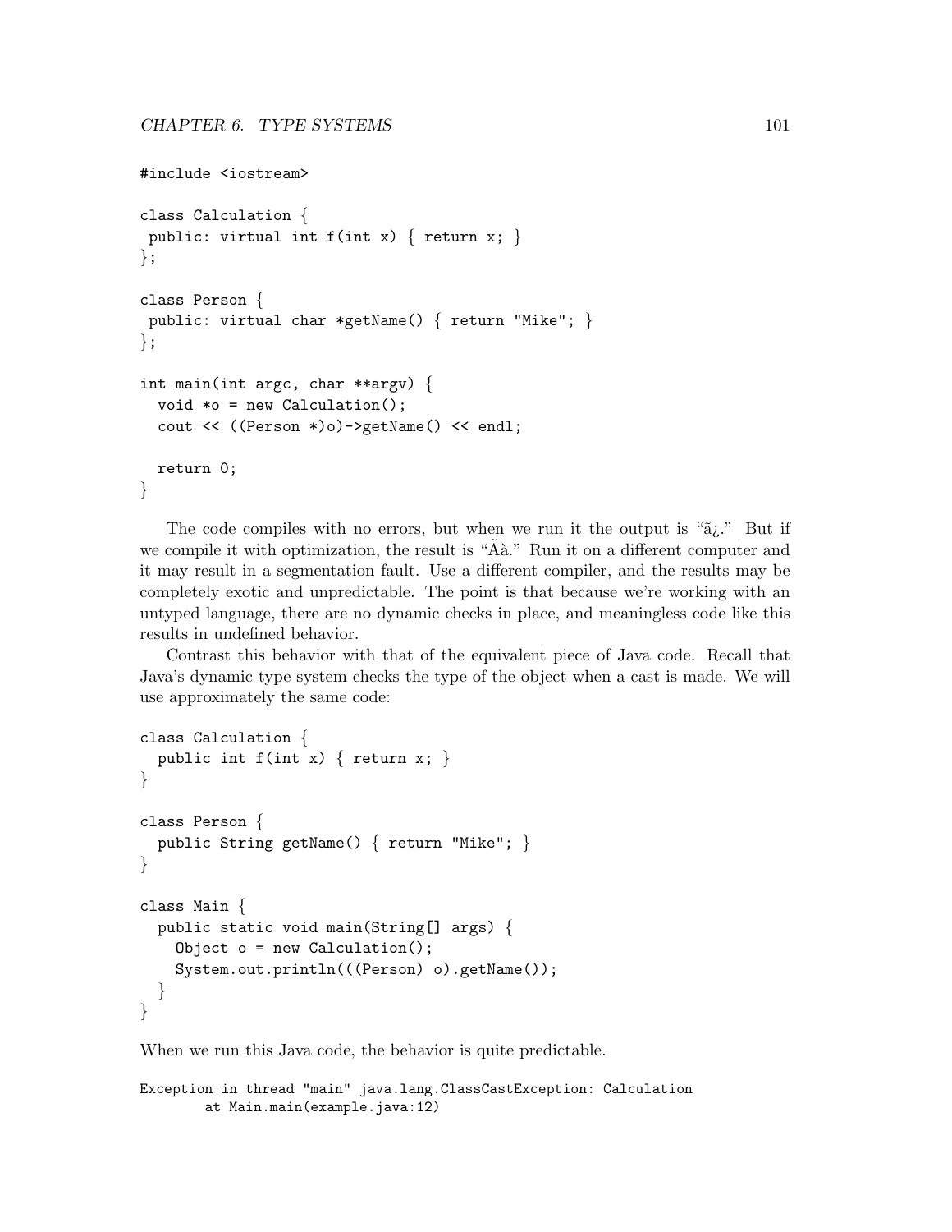```
#include <iostream>

class Calculation {
 public: virtual int f(int x) { return x; }
};

class Person {
 public: virtual char *getName() { return "Mike"; }
};

int main(int argc, char **argv) {
  void *o = new Calculation();
  cout << ((Person *)o)->getName() << endl;

  return 0;
}
```

The code compiles with no errors, but when we run it the output is "ã¿." But if we compile it with optimization, the result is "Ãà." Run it on a different computer and it may result in a segmentation fault. Use a different compiler, and the results may be completely exotic and unpredictable. The point is that because we're working with an untyped language, there are no dynamic checks in place, and meaningless code like this results in undefined behavior.

Contrast this behavior with that of the equivalent piece of Java code. Recall that Java's dynamic type system checks the type of the object when a cast is made. We will use approximately the same code:

```
class Calculation {
  public int f(int x) { return x; }
}

class Person {
  public String getName() { return "Mike"; }
}

class Main {
  public static void main(String[] args) {
    Object o = new Calculation();
    System.out.println(((Person) o).getName());
  }
}
```

When we run this Java code, the behavior is quite predictable.

```
Exception in thread "main" java.lang.ClassCastException: Calculation
        at Main.main(example.java:12)
```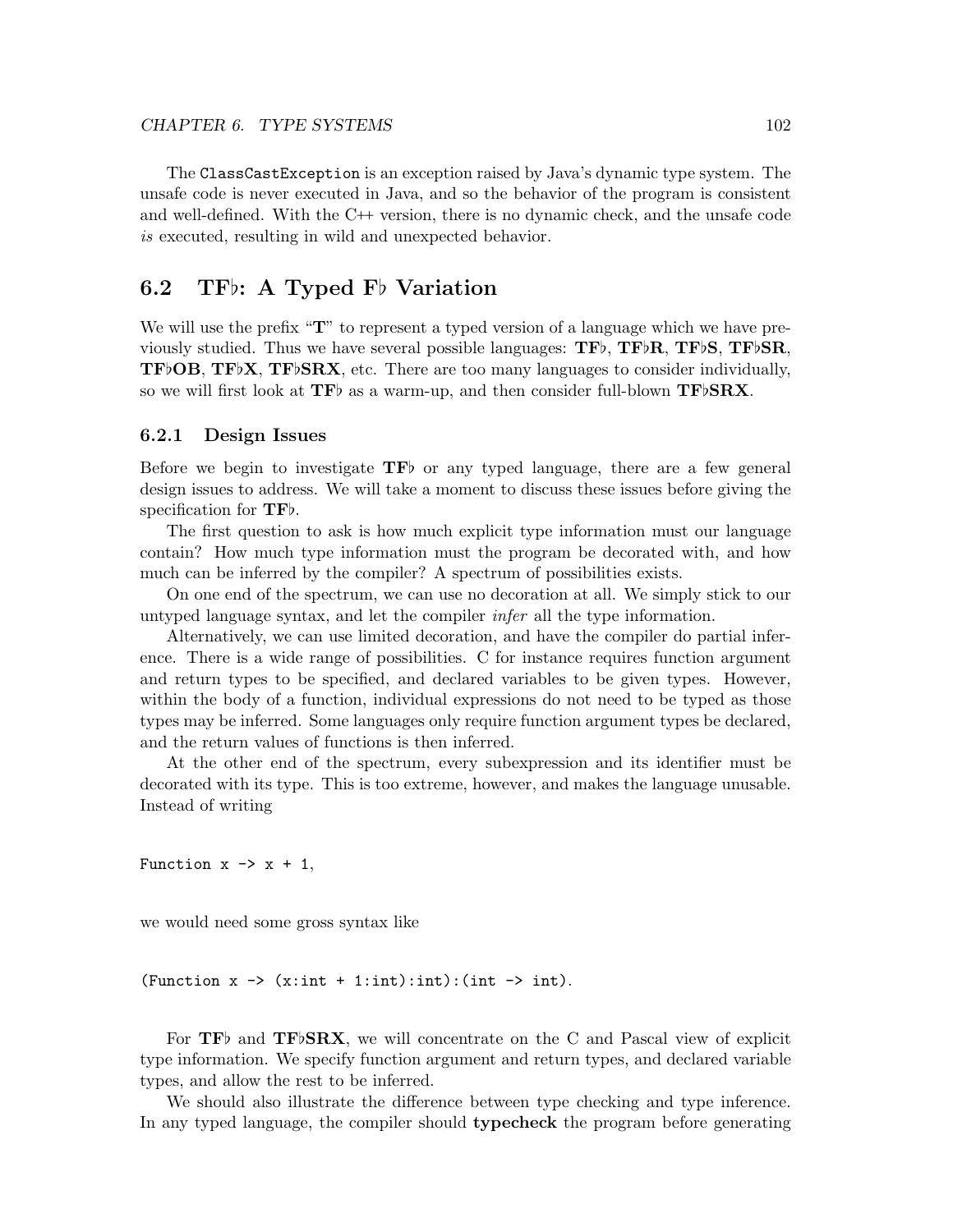The `ClassCastException` is an exception raised by Java's dynamic type system. The unsafe code is never executed in Java, and so the behavior of the program is consistent and well-defined. With the C++ version, there is no dynamic check, and the unsafe code *is* executed, resulting in wild and unexpected behavior.

## 6.2 TF♭: A Typed F♭ Variation

We will use the prefix "**T**" to represent a typed version of a language which we have previously studied. Thus we have several possible languages: **TF♭**, **TF♭R**, **TF♭S**, **TF♭SR**, **TF♭OB**, **TF♭X**, **TF♭SRX**, etc. There are too many languages to consider individually, so we will first look at **TF♭** as a warm-up, and then consider full-blown **TF♭SRX**.

### 6.2.1 Design Issues

Before we begin to investigate **TF♭** or any typed language, there are a few general design issues to address. We will take a moment to discuss these issues before giving the specification for **TF♭**.

The first question to ask is how much explicit type information must our language contain? How much type information must the program be decorated with, and how much can be inferred by the compiler? A spectrum of possibilities exists.

On one end of the spectrum, we can use no decoration at all. We simply stick to our untyped language syntax, and let the compiler *infer* all the type information.

Alternatively, we can use limited decoration, and have the compiler do partial inference. There is a wide range of possibilities. C for instance requires function argument and return types to be specified, and declared variables to be given types. However, within the body of a function, individual expressions do not need to be typed as those types may be inferred. Some languages only require function argument types be declared, and the return values of functions is then inferred.

At the other end of the spectrum, every subexpression and its identifier must be decorated with its type. This is too extreme, however, and makes the language unusable. Instead of writing

```
Function x -> x + 1,
```

we would need some gross syntax like

```
(Function x -> (x:int + 1:int):int):(int -> int).
```

For **TF♭** and **TF♭SRX**, we will concentrate on the C and Pascal view of explicit type information. We specify function argument and return types, and declared variable types, and allow the rest to be inferred.

We should also illustrate the difference between type checking and type inference. In any typed language, the compiler should **typecheck** the program before generating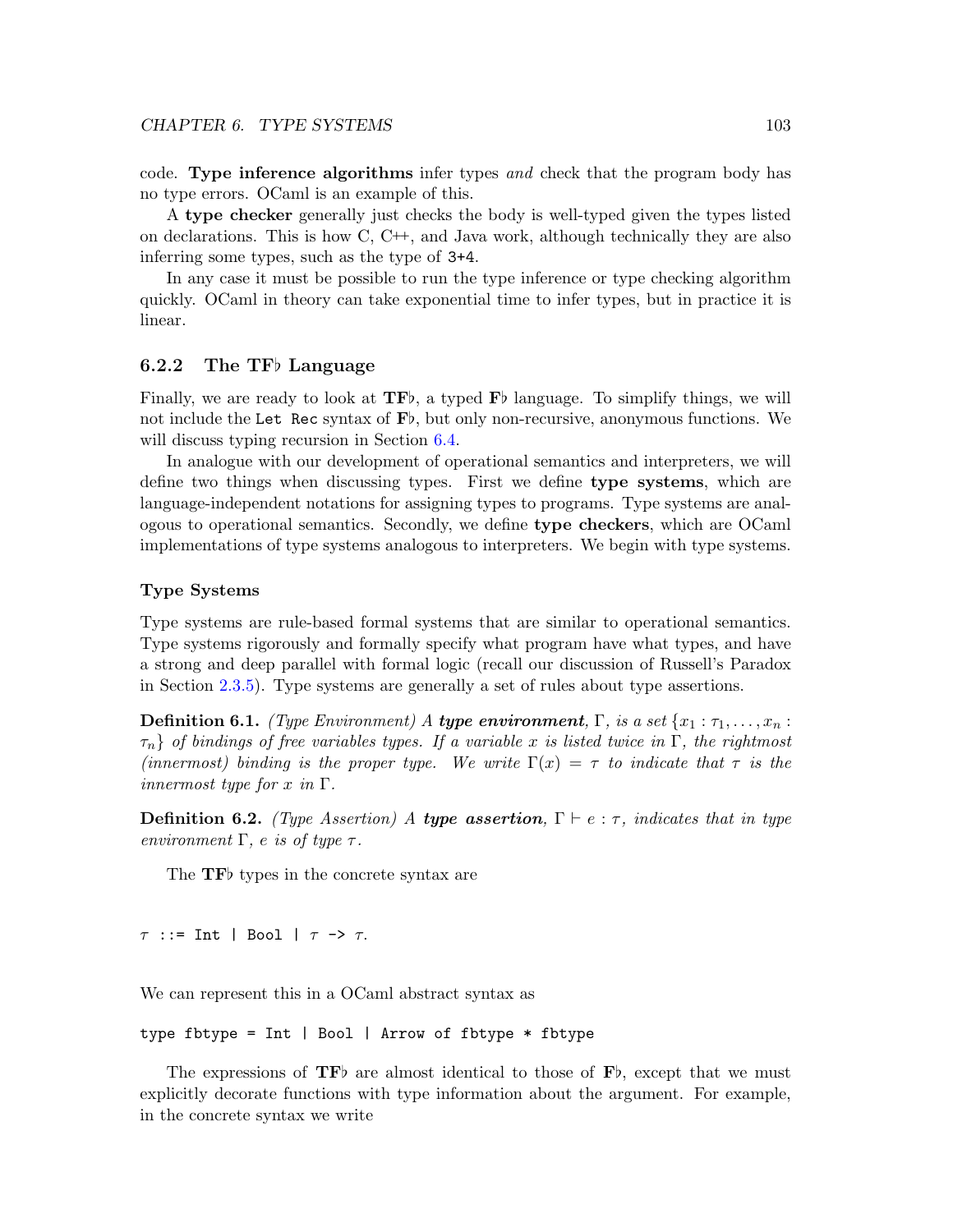code. **Type inference algorithms** infer types *and* check that the program body has no type errors. OCaml is an example of this.

A **type checker** generally just checks the body is well-typed given the types listed on declarations. This is how C, C++, and Java work, although technically they are also inferring some types, such as the type of `3+4`.

In any case it must be possible to run the type inference or type checking algorithm quickly. OCaml in theory can take exponential time to infer types, but in practice it is linear.

### 6.2.2 The TF♭ Language

Finally, we are ready to look at **TF♭**, a typed **F♭** language. To simplify things, we will not include the `Let Rec` syntax of **F♭**, but only non-recursive, anonymous functions. We will discuss typing recursion in Section 6.4.

In analogue with our development of operational semantics and interpreters, we will define two things when discussing types. First we define **type systems**, which are language-independent notations for assigning types to programs. Type systems are analogous to operational semantics. Secondly, we define **type checkers**, which are OCaml implementations of type systems analogous to interpreters. We begin with type systems.

#### Type Systems

Type systems are rule-based formal systems that are similar to operational semantics. Type systems rigorously and formally specify what program have what types, and have a strong and deep parallel with formal logic (recall our discussion of Russell's Paradox in Section 2.3.5). Type systems are generally a set of rules about type assertions.

**Definition 6.1.** *(Type Environment) A* ***type environment****,* $\Gamma$*, is a set* $\{x_1 : \tau_1, \ldots, x_n : \tau_n\}$ *of bindings of free variables types. If a variable* $x$ *is listed twice in* $\Gamma$*, the rightmost (innermost) binding is the proper type. We write* $\Gamma(x) = \tau$ *to indicate that* $\tau$ *is the innermost type for* $x$ *in* $\Gamma$*.*

**Definition 6.2.** *(Type Assertion) A* ***type assertion****,* $\Gamma \vdash e : \tau$*, indicates that in type environment* $\Gamma$*,* $e$ *is of type* $\tau$*.*

The **TF♭** types in the concrete syntax are

```
τ ::= Int | Bool | τ -> τ.
```

We can represent this in a OCaml abstract syntax as

```
type fbtype = Int | Bool | Arrow of fbtype * fbtype
```

The expressions of **TF♭** are almost identical to those of **F♭**, except that we must explicitly decorate functions with type information about the argument. For example, in the concrete syntax we write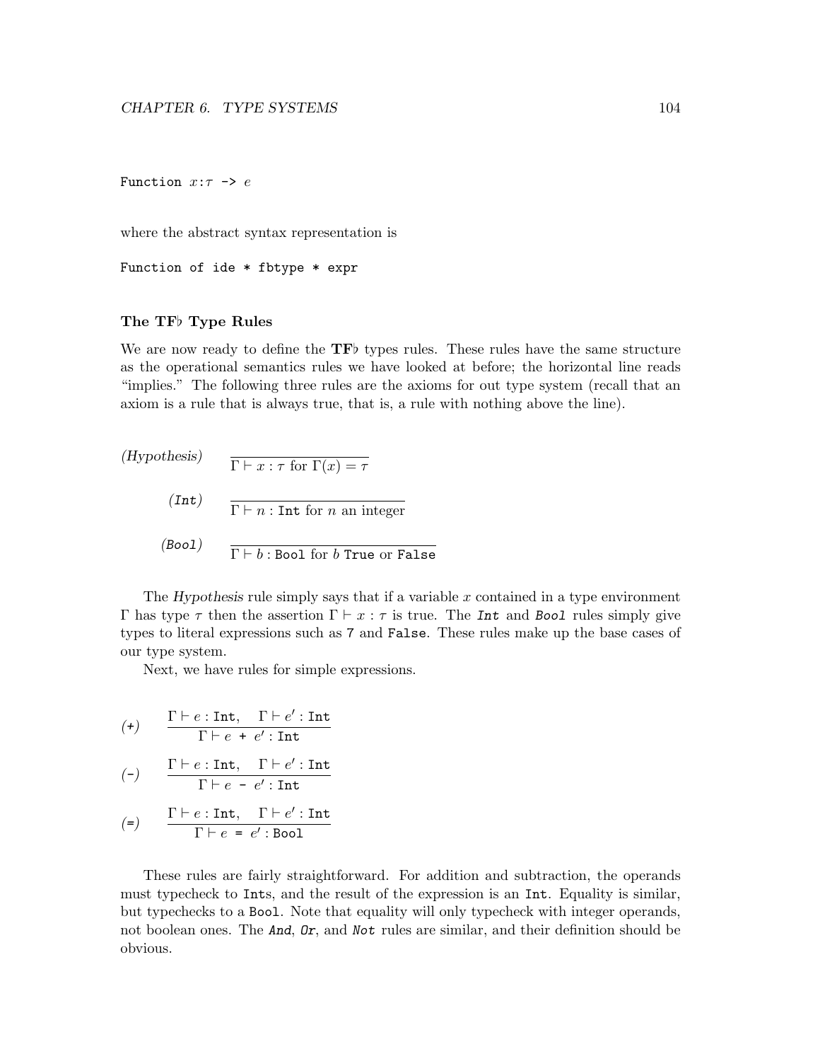```
Function x:τ -> e
```

where the abstract syntax representation is

```
Function of ide * fbtype * expr
```

### The TF♭ Type Rules

We are now ready to define the **TF♭** types rules. These rules have the same structure as the operational semantics rules we have looked at before; the horizontal line reads "implies." The following three rules are the axioms for out type system (recall that an axiom is a rule that is always true, that is, a rule with nothing above the line).

*(Hypothesis)* $$\frac{}{\Gamma \vdash x : \tau \text{ for } \Gamma(x) = \tau}$$

*(Int)* $$\frac{}{\Gamma \vdash n : \texttt{Int} \text{ for } n \text{ an integer}}$$

*(Bool)* $$\frac{}{\Gamma \vdash b : \texttt{Bool} \text{ for } b \; \texttt{True} \text{ or } \texttt{False}}$$

The *Hypothesis* rule simply says that if a variable $x$ contained in a type environment $\Gamma$ has type $\tau$ then the assertion $\Gamma \vdash x : \tau$ is true. The *Int* and *Bool* rules simply give types to literal expressions such as `7` and `False`. These rules make up the base cases of our type system.

Next, we have rules for simple expressions.

*(+)* $$\frac{\Gamma \vdash e : \texttt{Int}, \quad \Gamma \vdash e' : \texttt{Int}}{\Gamma \vdash e \texttt{ + } e' : \texttt{Int}}$$

*(-)* $$\frac{\Gamma \vdash e : \texttt{Int}, \quad \Gamma \vdash e' : \texttt{Int}}{\Gamma \vdash e \texttt{ - } e' : \texttt{Int}}$$

*(=)* $$\frac{\Gamma \vdash e : \texttt{Int}, \quad \Gamma \vdash e' : \texttt{Int}}{\Gamma \vdash e \texttt{ = } e' : \texttt{Bool}}$$

These rules are fairly straightforward. For addition and subtraction, the operands must typecheck to `Int`s, and the result of the expression is an `Int`. Equality is similar, but typechecks to a `Bool`. Note that equality will only typecheck with integer operands, not boolean ones. The *And*, *Or*, and *Not* rules are similar, and their definition should be obvious.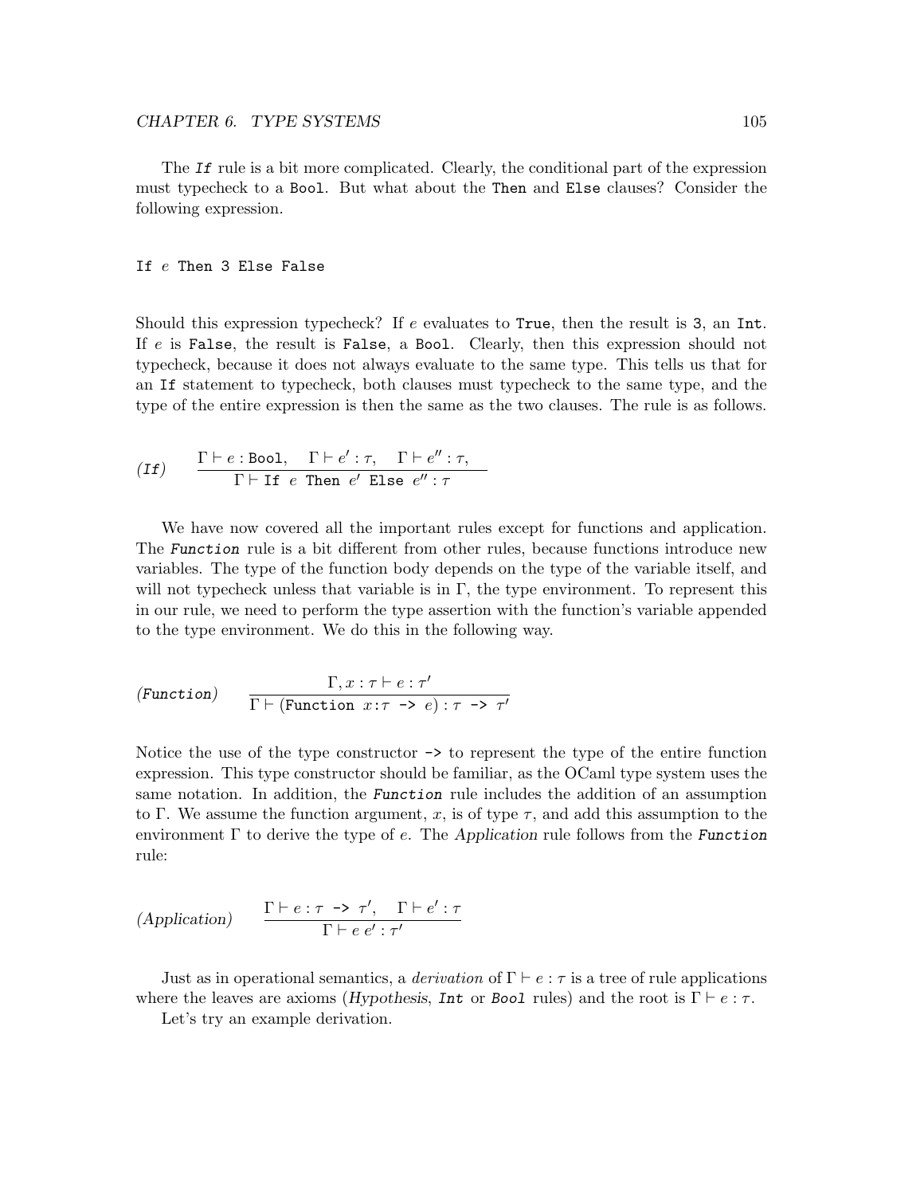The *If* rule is a bit more complicated. Clearly, the conditional part of the expression must typecheck to a `Bool`. But what about the `Then` and `Else` clauses? Consider the following expression.

```
If e Then 3 Else False
```

Should this expression typecheck? If $e$ evaluates to `True`, then the result is `3`, an `Int`. If $e$ is `False`, the result is `False`, a `Bool`. Clearly, then this expression should not typecheck, because it does not always evaluate to the same type. This tells us that for an `If` statement to typecheck, both clauses must typecheck to the same type, and the type of the entire expression is then the same as the two clauses. The rule is as follows.

$$(\textit{If}) \qquad \frac{\Gamma \vdash e : \texttt{Bool}, \quad \Gamma \vdash e' : \tau, \quad \Gamma \vdash e'' : \tau,}{\Gamma \vdash \texttt{If}\ e\ \texttt{Then}\ e'\ \texttt{Else}\ e'' : \tau}$$

We have now covered all the important rules except for functions and application. The *Function* rule is a bit different from other rules, because functions introduce new variables. The type of the function body depends on the type of the variable itself, and will not typecheck unless that variable is in $\Gamma$, the type environment. To represent this in our rule, we need to perform the type assertion with the function's variable appended to the type environment. We do this in the following way.

$$(\textit{Function}) \qquad \frac{\Gamma, x : \tau \vdash e : \tau'}{\Gamma \vdash (\texttt{Function}\ x{:}\tau\ \texttt{->}\ e) : \tau\ \texttt{->}\ \tau'}$$

Notice the use of the type constructor `->` to represent the type of the entire function expression. This type constructor should be familiar, as the OCaml type system uses the same notation. In addition, the *Function* rule includes the addition of an assumption to $\Gamma$. We assume the function argument, $x$, is of type $\tau$, and add this assumption to the environment $\Gamma$ to derive the type of $e$. The *Application* rule follows from the *Function* rule:

$$(\textit{Application}) \qquad \frac{\Gamma \vdash e : \tau\ \texttt{->}\ \tau', \quad \Gamma \vdash e' : \tau}{\Gamma \vdash e\ e' : \tau'}$$

Just as in operational semantics, a *derivation* of $\Gamma \vdash e : \tau$ is a tree of rule applications where the leaves are axioms (*Hypothesis*, *Int* or *Bool* rules) and the root is $\Gamma \vdash e : \tau$.

Let's try an example derivation.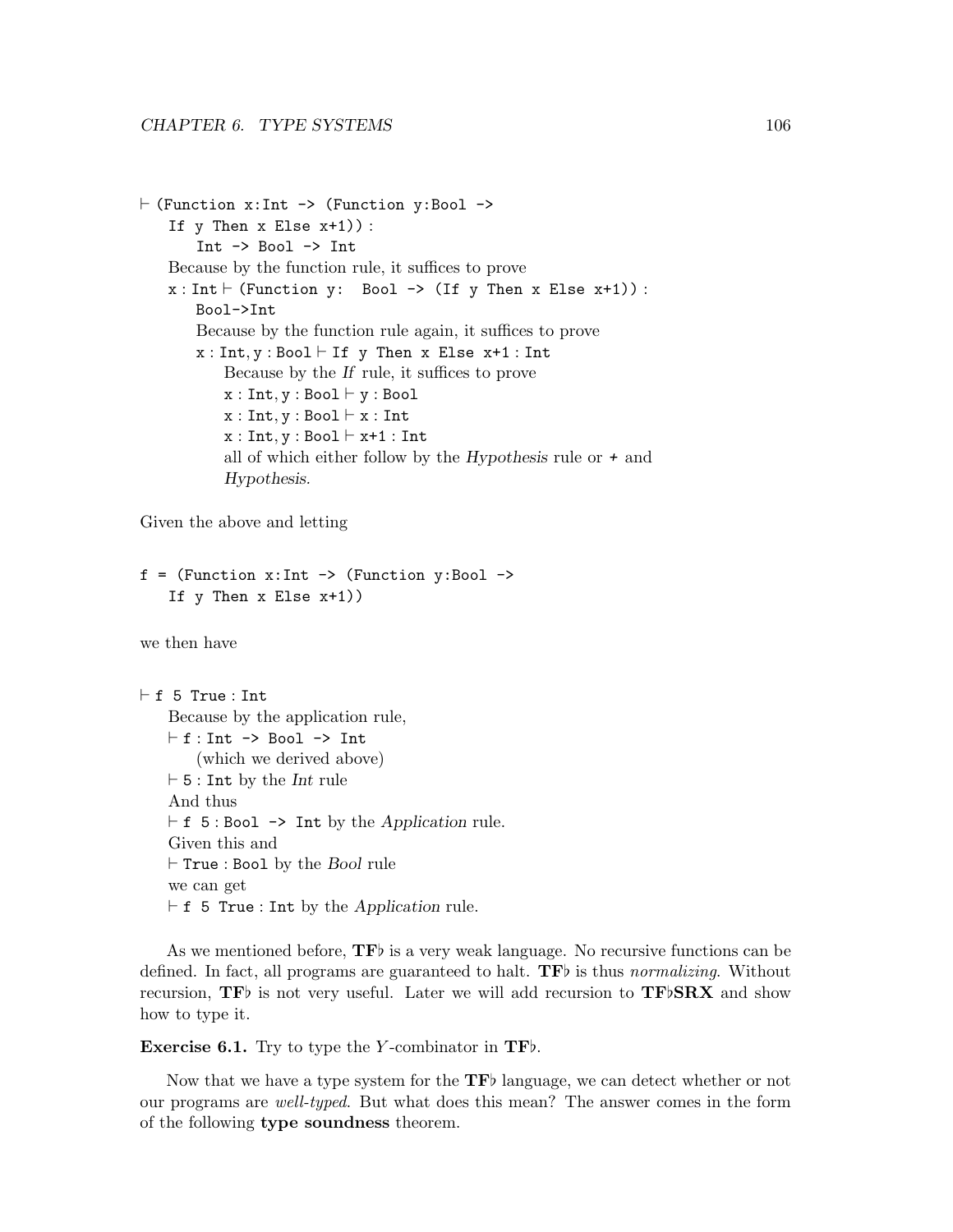⊢ `(Function x:Int -> (Function y:Bool -> If y Then x Else x+1))` : `Int -> Bool -> Int`

  Because by the function rule, it suffices to prove

  `x` : `Int` ⊢ `(Function y: Bool -> (If y Then x Else x+1))` : `Bool->Int`

    Because by the function rule again, it suffices to prove

    `x` : `Int`, `y` : `Bool` ⊢ `If y Then x Else x+1` : `Int`

      Because by the *If* rule, it suffices to prove

      `x` : `Int`, `y` : `Bool` ⊢ `y` : `Bool`

      `x` : `Int`, `y` : `Bool` ⊢ `x` : `Int`

      `x` : `Int`, `y` : `Bool` ⊢ `x+1` : `Int`

      all of which either follow by the *Hypothesis* rule or `+` and *Hypothesis*.

Given the above and letting

```
f = (Function x:Int -> (Function y:Bool ->
    If y Then x Else x+1))
```

we then have

⊢ `f 5 True` : `Int`

  Because by the application rule,

  ⊢ `f` : `Int -> Bool -> Int`

    (which we derived above)

  ⊢ `5` : `Int` by the *Int* rule

  And thus

  ⊢ `f 5` : `Bool -> Int` by the *Application* rule.

  Given this and

  ⊢ `True` : `Bool` by the *Bool* rule

  we can get

  ⊢ `f 5 True` : `Int` by the *Application* rule.

As we mentioned before, **TF♭** is a very weak language. No recursive functions can be defined. In fact, all programs are guaranteed to halt. **TF♭** is thus *normalizing*. Without recursion, **TF♭** is not very useful. Later we will add recursion to **TF♭SRX** and show how to type it.

**Exercise 6.1.** Try to type the $Y$-combinator in **TF♭**.

Now that we have a type system for the **TF♭** language, we can detect whether or not our programs are *well-typed*. But what does this mean? The answer comes in the form of the following **type soundness** theorem.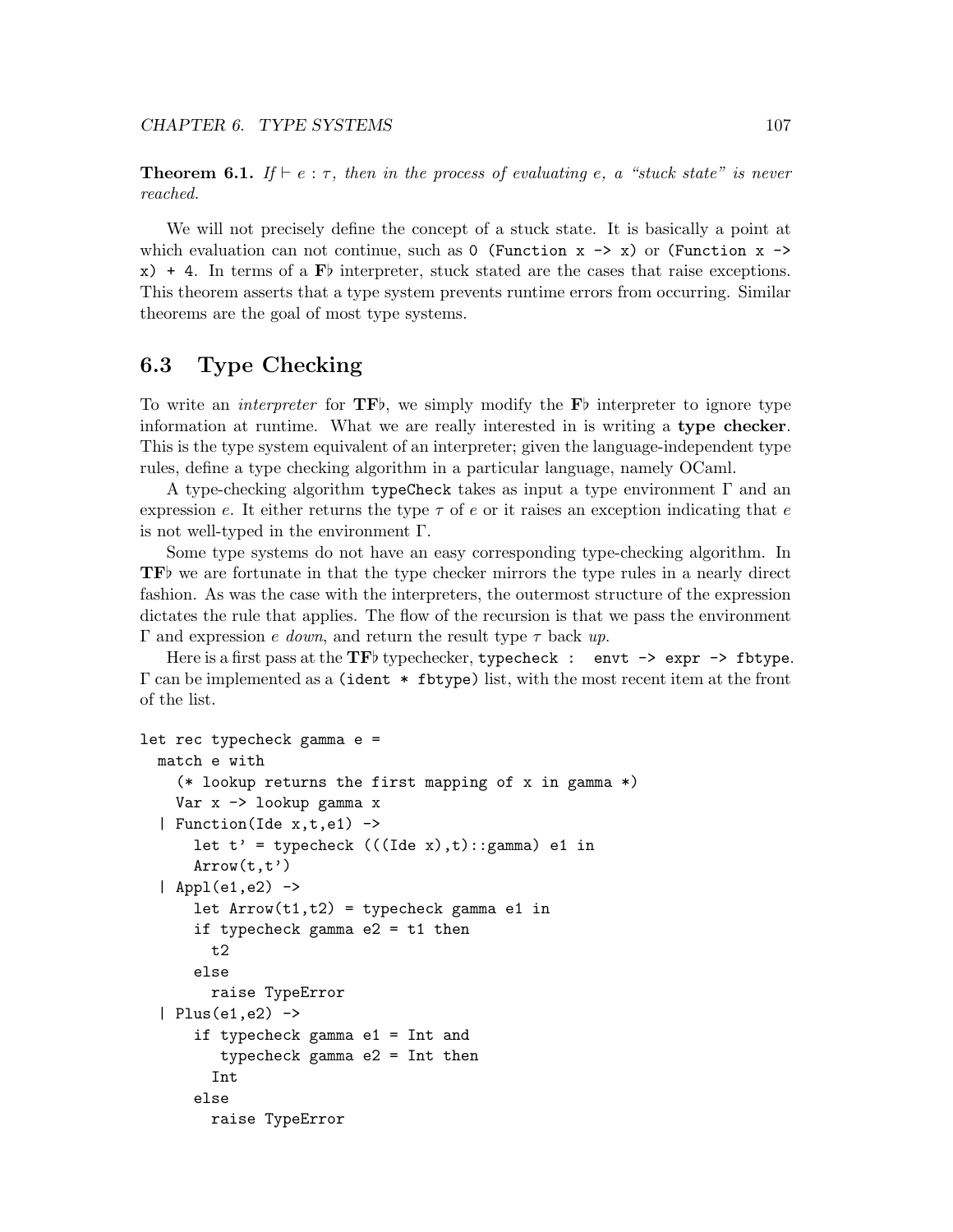**Theorem 6.1.** *If $\vdash e : \tau$, then in the process of evaluating $e$, a "stuck state" is never reached.*

We will not precisely define the concept of a stuck state. It is basically a point at which evaluation can not continue, such as `0 (Function x -> x)` or `(Function x -> x) + 4`. In terms of a **F♭** interpreter, stuck stated are the cases that raise exceptions. This theorem asserts that a type system prevents runtime errors from occurring. Similar theorems are the goal of most type systems.

## 6.3 Type Checking

To write an *interpreter* for **TF♭**, we simply modify the **F♭** interpreter to ignore type information at runtime. What we are really interested in is writing a **type checker**. This is the type system equivalent of an interpreter; given the language-independent type rules, define a type checking algorithm in a particular language, namely OCaml.

A type-checking algorithm `typeCheck` takes as input a type environment $\Gamma$ and an expression $e$. It either returns the type $\tau$ of $e$ or it raises an exception indicating that $e$ is not well-typed in the environment $\Gamma$.

Some type systems do not have an easy corresponding type-checking algorithm. In **TF♭** we are fortunate in that the type checker mirrors the type rules in a nearly direct fashion. As was the case with the interpreters, the outermost structure of the expression dictates the rule that applies. The flow of the recursion is that we pass the environment $\Gamma$ and expression $e$ *down*, and return the result type $\tau$ back *up*.

Here is a first pass at the **TF♭** typechecker, `typecheck : envt -> expr -> fbtype`. $\Gamma$ can be implemented as a `(ident * fbtype)` list, with the most recent item at the front of the list.

```
let rec typecheck gamma e =
  match e with
    (* lookup returns the first mapping of x in gamma *)
    Var x -> lookup gamma x
  | Function(Ide x,t,e1) ->
      let t' = typecheck (((Ide x),t)::gamma) e1 in
      Arrow(t,t')
  | Appl(e1,e2) ->
      let Arrow(t1,t2) = typecheck gamma e1 in
      if typecheck gamma e2 = t1 then
        t2
      else
        raise TypeError
  | Plus(e1,e2) ->
      if typecheck gamma e1 = Int and
         typecheck gamma e2 = Int then
        Int
      else
        raise TypeError
```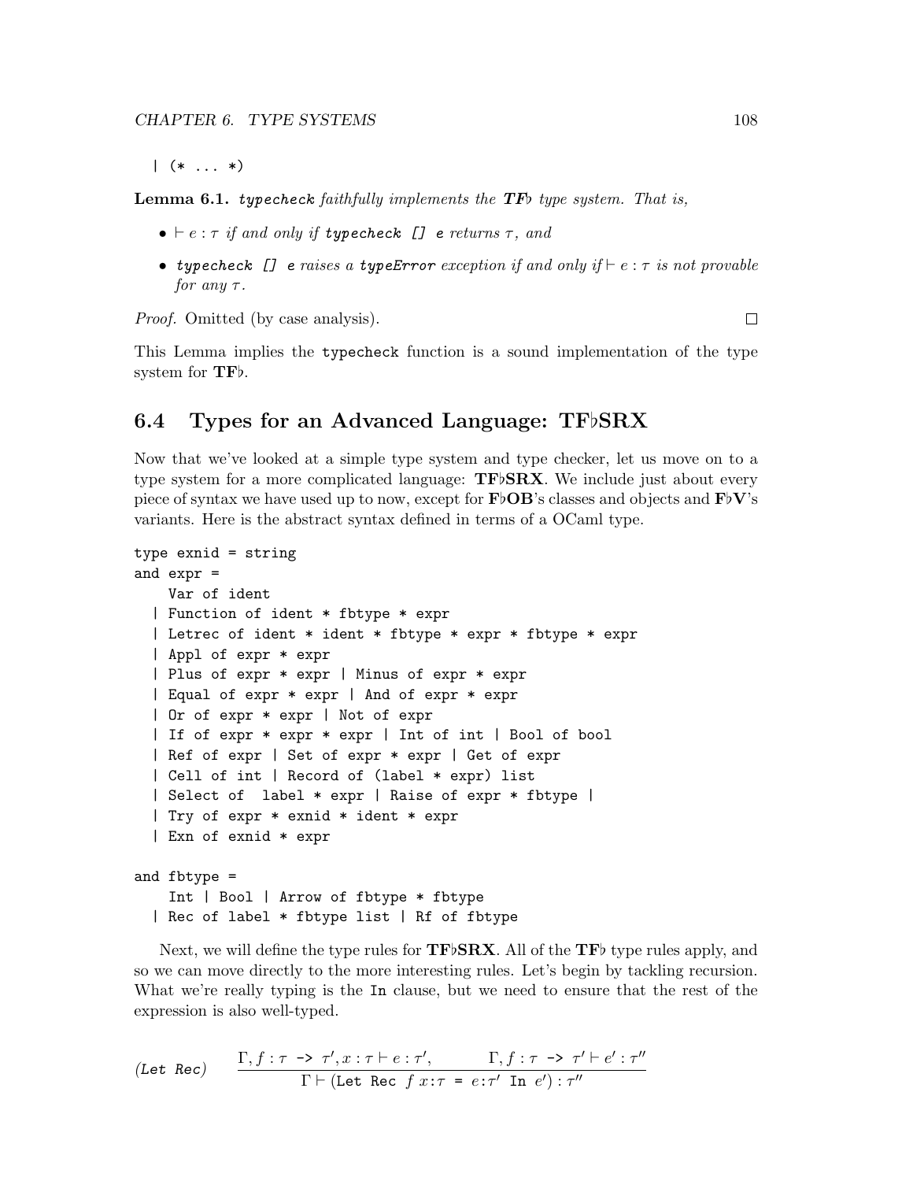```
  | (* ... *)
```

**Lemma 6.1.** *typecheck faithfully implements the* ***TF♭*** *type system. That is,*

- $\vdash e : \tau$ *if and only if* `typecheck [] e` *returns* $\tau$*, and*
- `typecheck [] e` *raises a* `typeError` *exception if and only if* $\vdash e : \tau$ *is not provable for any* $\tau$*.*

*Proof.* Omitted (by case analysis). □

This Lemma implies the `typecheck` function is a sound implementation of the type system for **TF♭**.

## 6.4 Types for an Advanced Language: TF♭SRX

Now that we've looked at a simple type system and type checker, let us move on to a type system for a more complicated language: **TF♭SRX**. We include just about every piece of syntax we have used up to now, except for **F♭OB**'s classes and objects and **F♭V**'s variants. Here is the abstract syntax defined in terms of a OCaml type.

```
type exnid = string
and expr =
    Var of ident
  | Function of ident * fbtype * expr
  | Letrec of ident * ident * fbtype * expr * fbtype * expr
  | Appl of expr * expr
  | Plus of expr * expr | Minus of expr * expr
  | Equal of expr * expr | And of expr * expr
  | Or of expr * expr | Not of expr
  | If of expr * expr * expr | Int of int | Bool of bool
  | Ref of expr | Set of expr * expr | Get of expr
  | Cell of int | Record of (label * expr) list
  | Select of  label * expr | Raise of expr * fbtype |
  | Try of expr * exnid * ident * expr
  | Exn of exnid * expr

and fbtype =
    Int | Bool | Arrow of fbtype * fbtype
  | Rec of label * fbtype list | Rf of fbtype
```

Next, we will define the type rules for **TF♭SRX**. All of the **TF♭** type rules apply, and so we can move directly to the more interesting rules. Let's begin by tackling recursion. What we're really typing is the `In` clause, but we need to ensure that the rest of the expression is also well-typed.

$$\textit{(Let Rec)} \qquad \frac{\Gamma, f : \tau \texttt{ -> } \tau', x : \tau \vdash e : \tau', \qquad \Gamma, f : \tau \texttt{ -> } \tau' \vdash e' : \tau''}{\Gamma \vdash (\texttt{Let Rec } f\ x{:}\tau \texttt{ = } e{:}\tau' \texttt{ In } e') : \tau''}$$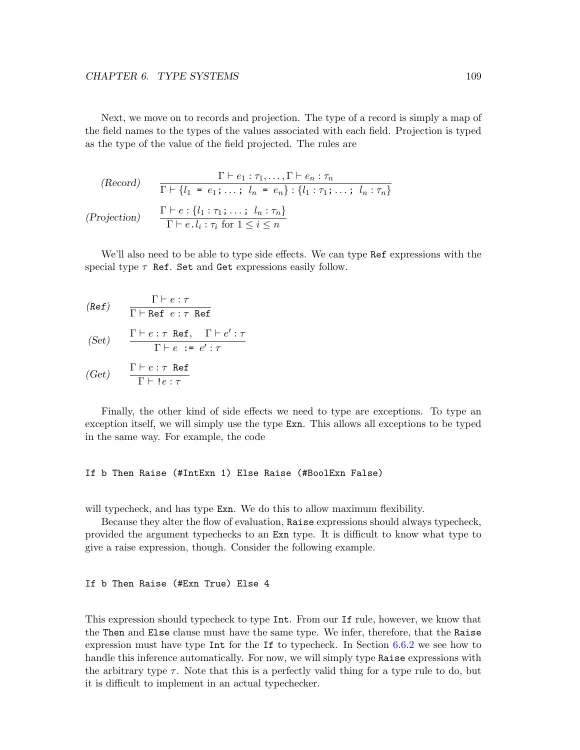Next, we move on to records and projection. The type of a record is simply a map of the field names to the types of the values associated with each field. Projection is typed as the type of the value of the field projected. The rules are

$$\textit{(Record)} \qquad \frac{\Gamma \vdash e_1 : \tau_1, \ldots, \Gamma \vdash e_n : \tau_n}{\Gamma \vdash \{l_1 \texttt{ = } e_1 \texttt{;} \ldots \texttt{;}\ l_n \texttt{ = } e_n\} : \{l_1 : \tau_1 \texttt{;} \ldots \texttt{;}\ l_n : \tau_n\}}$$

$$\textit{(Projection)} \qquad \frac{\Gamma \vdash e : \{l_1 : \tau_1 \texttt{;} \ldots \texttt{;}\ l_n : \tau_n\}}{\Gamma \vdash e\texttt{.}l_i : \tau_i \text{ for } 1 \leq i \leq n}$$

We'll also need to be able to type side effects. We can type `Ref` expressions with the special type $\tau$ `Ref`. `Set` and `Get` expressions easily follow.

$$\textit{(Ref)} \qquad \frac{\Gamma \vdash e : \tau}{\Gamma \vdash \texttt{Ref}\ e : \tau\ \texttt{Ref}}$$

$$\textit{(Set)} \qquad \frac{\Gamma \vdash e : \tau\ \texttt{Ref}, \quad \Gamma \vdash e' : \tau}{\Gamma \vdash e\ \texttt{:=}\ e' : \tau}$$

$$\textit{(Get)} \qquad \frac{\Gamma \vdash e : \tau\ \texttt{Ref}}{\Gamma \vdash \texttt{!}e : \tau}$$

Finally, the other kind of side effects we need to type are exceptions. To type an exception itself, we will simply use the type `Exn`. This allows all exceptions to be typed in the same way. For example, the code

```
If b Then Raise (#IntExn 1) Else Raise (#BoolExn False)
```

will typecheck, and has type `Exn`. We do this to allow maximum flexibility.

Because they alter the flow of evaluation, `Raise` expressions should always typecheck, provided the argument typechecks to an `Exn` type. It is difficult to know what type to give a raise expression, though. Consider the following example.

```
If b Then Raise (#Exn True) Else 4
```

This expression should typecheck to type `Int`. From our `If` rule, however, we know that the `Then` and `Else` clause must have the same type. We infer, therefore, that the `Raise` expression must have type `Int` for the `If` to typecheck. In Section 6.6.2 we see how to handle this inference automatically. For now, we will simply type `Raise` expressions with the arbitrary type $\tau$. Note that this is a perfectly valid thing for a type rule to do, but it is difficult to implement in an actual typechecker.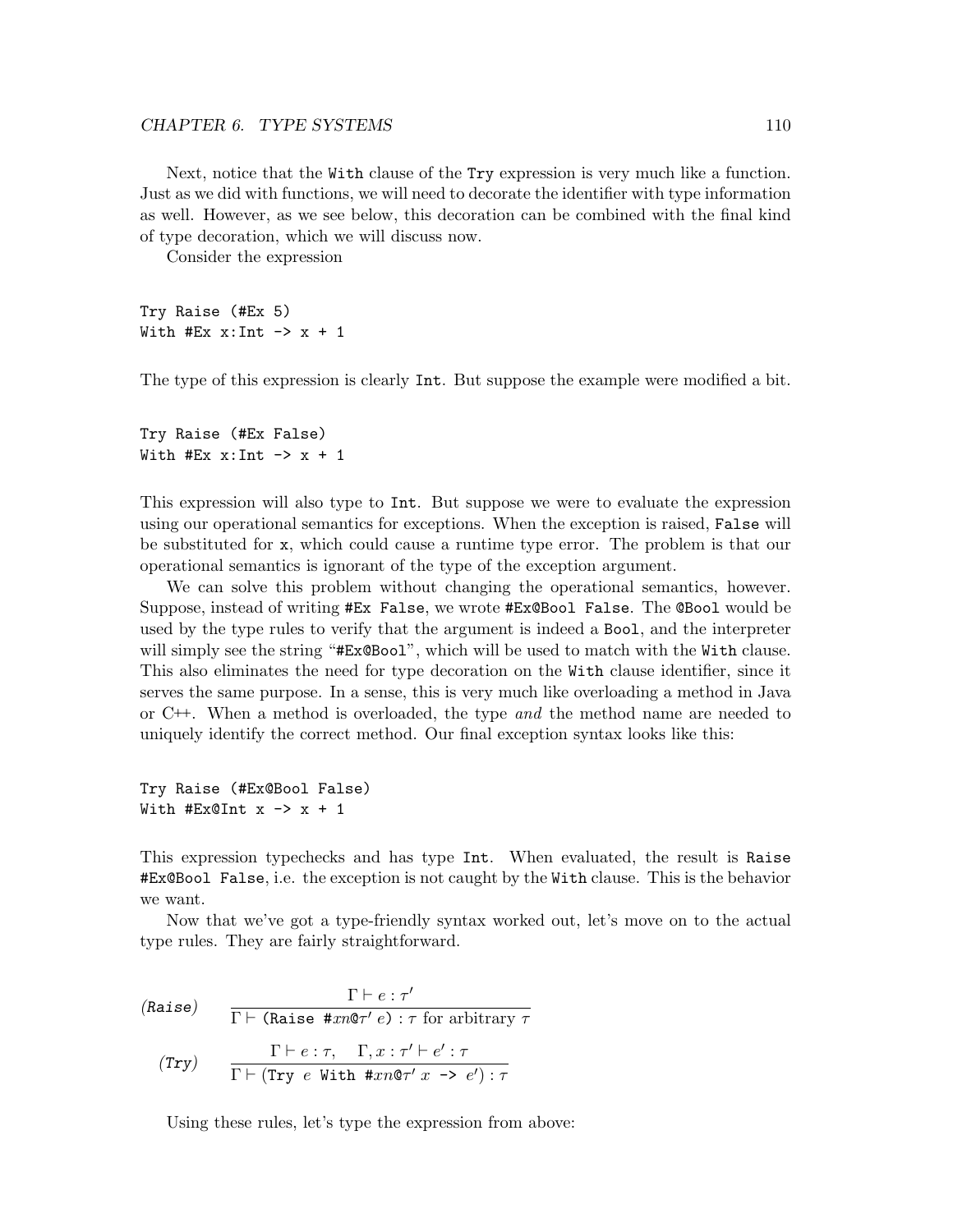Next, notice that the `With` clause of the `Try` expression is very much like a function. Just as we did with functions, we will need to decorate the identifier with type information as well. However, as we see below, this decoration can be combined with the final kind of type decoration, which we will discuss now.

Consider the expression

```
Try Raise (#Ex 5)
With #Ex x:Int -> x + 1
```

The type of this expression is clearly `Int`. But suppose the example were modified a bit.

```
Try Raise (#Ex False)
With #Ex x:Int -> x + 1
```

This expression will also type to `Int`. But suppose we were to evaluate the expression using our operational semantics for exceptions. When the exception is raised, `False` will be substituted for `x`, which could cause a runtime type error. The problem is that our operational semantics is ignorant of the type of the exception argument.

We can solve this problem without changing the operational semantics, however. Suppose, instead of writing `#Ex False`, we wrote `#Ex@Bool False`. The `@Bool` would be used by the type rules to verify that the argument is indeed a `Bool`, and the interpreter will simply see the string "`#Ex@Bool`", which will be used to match with the `With` clause. This also eliminates the need for type decoration on the `With` clause identifier, since it serves the same purpose. In a sense, this is very much like overloading a method in Java or C++. When a method is overloaded, the type *and* the method name are needed to uniquely identify the correct method. Our final exception syntax looks like this:

```
Try Raise (#Ex@Bool False)
With #Ex@Int x -> x + 1
```

This expression typechecks and has type `Int`. When evaluated, the result is `Raise #Ex@Bool False`, i.e. the exception is not caught by the `With` clause. This is the behavior we want.

Now that we've got a type-friendly syntax worked out, let's move on to the actual type rules. They are fairly straightforward.

$$(\textit{Raise}) \qquad \frac{\Gamma \vdash e : \tau'}{\Gamma \vdash (\texttt{Raise } \#xn@\tau' \; e) : \tau \text{ for arbitrary } \tau}$$

$$(\textit{Try}) \qquad \frac{\Gamma \vdash e : \tau, \quad \Gamma, x : \tau' \vdash e' : \tau}{\Gamma \vdash (\texttt{Try } e \texttt{ With } \#xn@\tau' \; x \texttt{ -> } e') : \tau}$$

Using these rules, let's type the expression from above: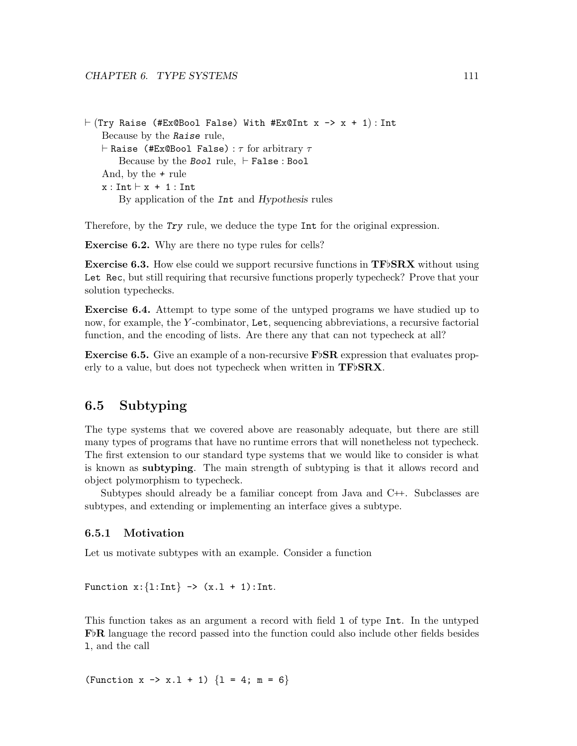$\vdash$ (`Try Raise (#Ex@Bool False) With #Ex@Int x -> x + 1`) : `Int`

  Because by the ***Raise*** rule,

  $\vdash$ `Raise (#Ex@Bool False)` : $\tau$ for arbitrary $\tau$

    Because by the ***Bool*** rule, $\vdash$ `False` : `Bool`

  And, by the `+` rule

  `x` : `Int` $\vdash$ `x + 1` : `Int`

    By application of the ***Int*** and *Hypothesis* rules

Therefore, by the ***Try*** rule, we deduce the type `Int` for the original expression.

**Exercise 6.2.** Why are there no type rules for cells?

**Exercise 6.3.** How else could we support recursive functions in **TF♭SRX** without using `Let Rec`, but still requiring that recursive functions properly typecheck? Prove that your solution typechecks.

**Exercise 6.4.** Attempt to type some of the untyped programs we have studied up to now, for example, the $Y$-combinator, `Let`, sequencing abbreviations, a recursive factorial function, and the encoding of lists. Are there any that can not typecheck at all?

**Exercise 6.5.** Give an example of a non-recursive **F♭SR** expression that evaluates properly to a value, but does not typecheck when written in **TF♭SRX**.

## 6.5 Subtyping

The type systems that we covered above are reasonably adequate, but there are still many types of programs that have no runtime errors that will nonetheless not typecheck. The first extension to our standard type systems that we would like to consider is what is known as **subtyping**. The main strength of subtyping is that it allows record and object polymorphism to typecheck.

Subtypes should already be a familiar concept from Java and C++. Subclasses are subtypes, and extending or implementing an interface gives a subtype.

### 6.5.1 Motivation

Let us motivate subtypes with an example. Consider a function

```
Function x:{l:Int} -> (x.l + 1):Int.
```

This function takes as an argument a record with field `l` of type `Int`. In the untyped **F♭R** language the record passed into the function could also include other fields besides `l`, and the call

```
(Function x -> x.l + 1) {l = 4; m = 6}
```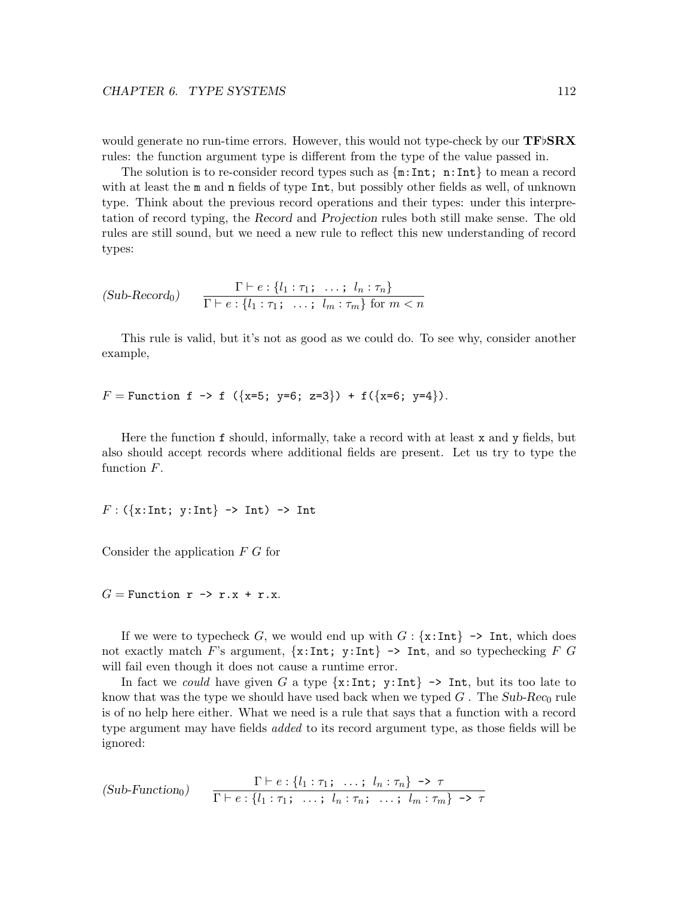would generate no run-time errors. However, this would not type-check by our **TF♭SRX** rules: the function argument type is different from the type of the value passed in.

The solution is to re-consider record types such as `{m:Int; n:Int}` to mean a record with at least the `m` and `n` fields of type `Int`, but possibly other fields as well, of unknown type. Think about the previous record operations and their types: under this interpretation of record typing, the *Record* and *Projection* rules both still make sense. The old rules are still sound, but we need a new rule to reflect this new understanding of record types:

$$(\textit{Sub-Record}_0) \qquad \frac{\Gamma \vdash e : \{l_1 : \tau_1;\ \ \ldots;\ l_n : \tau_n\}}{\Gamma \vdash e : \{l_1 : \tau_1;\ \ \ldots;\ l_m : \tau_m\} \text{ for } m < n}$$

This rule is valid, but it's not as good as we could do. To see why, consider another example,

$F =$ `Function f -> f ({x=5; y=6; z=3}) + f({x=6; y=4})`.

Here the function `f` should, informally, take a record with at least `x` and `y` fields, but also should accept records where additional fields are present. Let us try to type the function $F$.

$F :$ `({x:Int; y:Int} -> Int) -> Int`

Consider the application $F\ G$ for

$G =$ `Function r -> r.x + r.x`.

If we were to typecheck $G$, we would end up with $G :$ `{x:Int} -> Int`, which does not exactly match $F$'s argument, `{x:Int; y:Int} -> Int`, and so typechecking $F\ G$ will fail even though it does not cause a runtime error.

In fact we *could* have given $G$ a type `{x:Int; y:Int} -> Int`, but its too late to know that was the type we should have used back when we typed $G$ . The *Sub-Rec*$_0$ rule is of no help here either. What we need is a rule that says that a function with a record type argument may have fields *added* to its record argument type, as those fields will be ignored:

$$(\textit{Sub-Function}_0) \qquad \frac{\Gamma \vdash e : \{l_1 : \tau_1;\ \ \ldots;\ l_n : \tau_n\} \texttt{ -> } \tau}{\Gamma \vdash e : \{l_1 : \tau_1;\ \ \ldots;\ l_n : \tau_n;\ \ \ldots;\ l_m : \tau_m\} \texttt{ -> } \tau}$$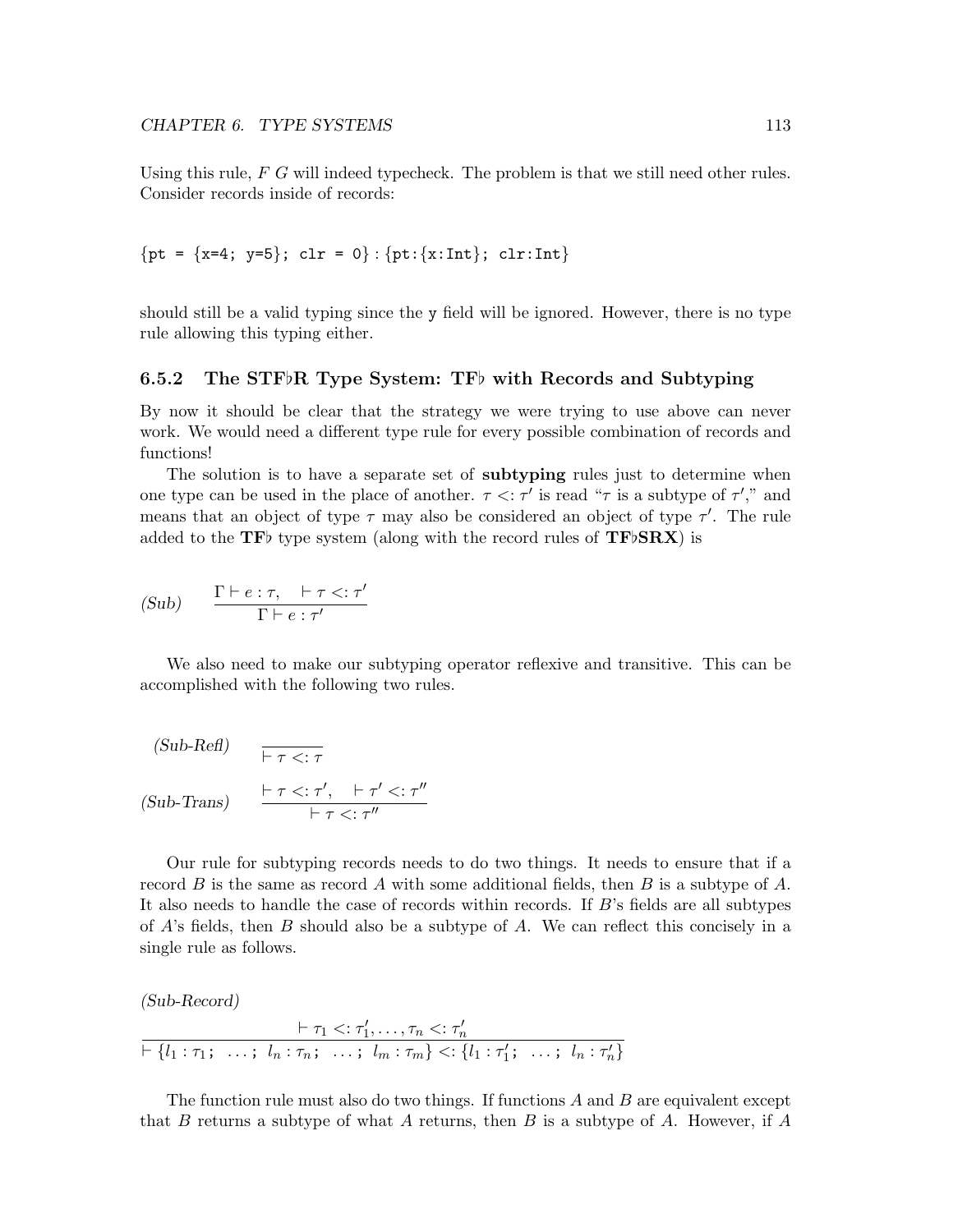Using this rule, $F\ G$ will indeed typecheck. The problem is that we still need other rules. Consider records inside of records:

`{pt = {x=4; y=5}; clr = 0}` : `{pt:{x:Int}; clr:Int}`

should still be a valid typing since the `y` field will be ignored. However, there is no type rule allowing this typing either.

### 6.5.2 The STF♭R Type System: TF♭ with Records and Subtyping

By now it should be clear that the strategy we were trying to use above can never work. We would need a different type rule for every possible combination of records and functions!

The solution is to have a separate set of **subtyping** rules just to determine when one type can be used in the place of another. $\tau <: \tau'$ is read "$\tau$ is a subtype of $\tau'$," and means that an object of type $\tau$ may also be considered an object of type $\tau'$. The rule added to the **TF♭** type system (along with the record rules of **TF♭SRX**) is

$$\textit{(Sub)} \qquad \frac{\Gamma \vdash e : \tau, \quad \vdash \tau <: \tau'}{\Gamma \vdash e : \tau'}$$

We also need to make our subtyping operator reflexive and transitive. This can be accomplished with the following two rules.

$$\textit{(Sub-Refl)} \qquad \frac{}{\vdash \tau <: \tau}$$

$$\textit{(Sub-Trans)} \qquad \frac{\vdash \tau <: \tau', \quad \vdash \tau' <: \tau''}{\vdash \tau <: \tau''}$$

Our rule for subtyping records needs to do two things. It needs to ensure that if a record $B$ is the same as record $A$ with some additional fields, then $B$ is a subtype of $A$. It also needs to handle the case of records within records. If $B$'s fields are all subtypes of $A$'s fields, then $B$ should also be a subtype of $A$. We can reflect this concisely in a single rule as follows.

*(Sub-Record)*

$$\frac{\vdash \tau_1 <: \tau_1', \ldots, \tau_n <: \tau_n'}{\vdash \{l_1 : \tau_1;\ \ldots;\ l_n : \tau_n;\ \ldots;\ l_m : \tau_m\} <: \{l_1 : \tau_1';\ \ldots;\ l_n : \tau_n'\}}$$

The function rule must also do two things. If functions $A$ and $B$ are equivalent except that $B$ returns a subtype of what $A$ returns, then $B$ is a subtype of $A$. However, if $A$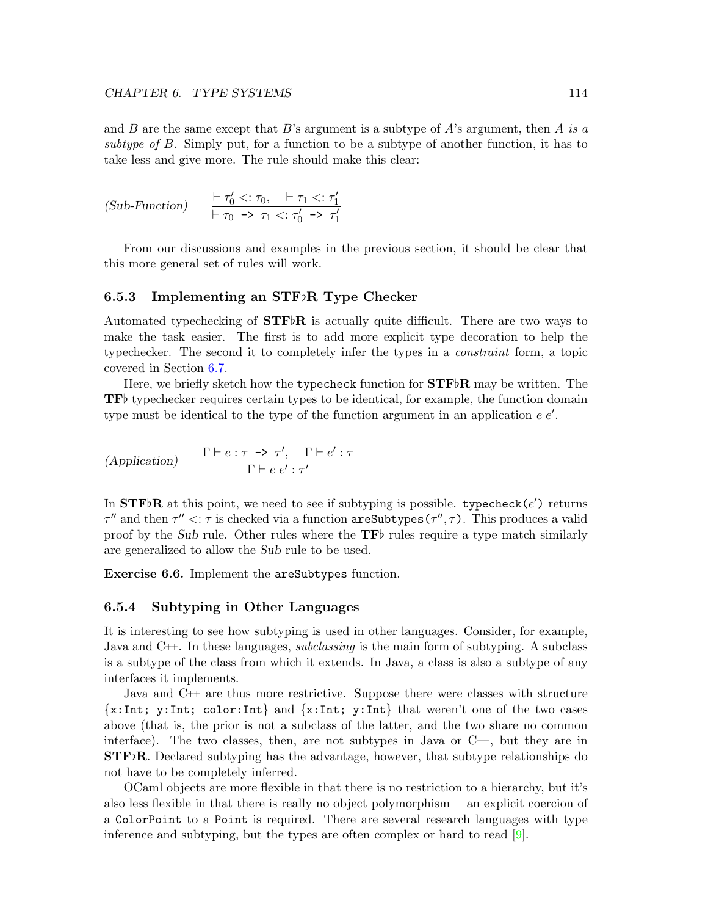and $B$ are the same except that $B$'s argument is a subtype of $A$'s argument, then $A$ *is a subtype of* $B$. Simply put, for a function to be a subtype of another function, it has to take less and give more. The rule should make this clear:

$$\textit{(Sub-Function)} \qquad \frac{\vdash \tau_0' <: \tau_0, \quad \vdash \tau_1 <: \tau_1'}{\vdash \tau_0 \texttt{ -> } \tau_1 <: \tau_0' \texttt{ -> } \tau_1'}$$

From our discussions and examples in the previous section, it should be clear that this more general set of rules will work.

### 6.5.3 Implementing an STF♭R Type Checker

Automated typechecking of **STF♭R** is actually quite difficult. There are two ways to make the task easier. The first is to add more explicit type decoration to help the typechecker. The second it to completely infer the types in a *constraint* form, a topic covered in Section 6.7.

Here, we briefly sketch how the `typecheck` function for **STF♭R** may be written. The **TF♭** typechecker requires certain types to be identical, for example, the function domain type must be identical to the type of the function argument in an application $e\ e'$.

$$\textit{(Application)} \qquad \frac{\Gamma \vdash e : \tau \texttt{ -> } \tau', \quad \Gamma \vdash e' : \tau}{\Gamma \vdash e\ e' : \tau'}$$

In **STF♭R** at this point, we need to see if subtyping is possible. `typecheck(`$e'$`)` returns $\tau''$ and then $\tau'' <: \tau$ is checked via a function `areSubtypes(`$\tau''$`,`$\tau$`)`. This produces a valid proof by the *Sub* rule. Other rules where the **TF♭** rules require a type match similarly are generalized to allow the *Sub* rule to be used.

**Exercise 6.6.** Implement the `areSubtypes` function.

### 6.5.4 Subtyping in Other Languages

It is interesting to see how subtyping is used in other languages. Consider, for example, Java and C++. In these languages, *subclassing* is the main form of subtyping. A subclass is a subtype of the class from which it extends. In Java, a class is also a subtype of any interfaces it implements.

Java and C++ are thus more restrictive. Suppose there were classes with structure {`x:Int; y:Int; color:Int`} and {`x:Int; y:Int`} that weren't one of the two cases above (that is, the prior is not a subclass of the latter, and the two share no common interface). The two classes, then, are not subtypes in Java or C++, but they are in **STF♭R**. Declared subtyping has the advantage, however, that subtype relationships do not have to be completely inferred.

OCaml objects are more flexible in that there is no restriction to a hierarchy, but it's also less flexible in that there is really no object polymorphism— an explicit coercion of a `ColorPoint` to a `Point` is required. There are several research languages with type inference and subtyping, but the types are often complex or hard to read [9].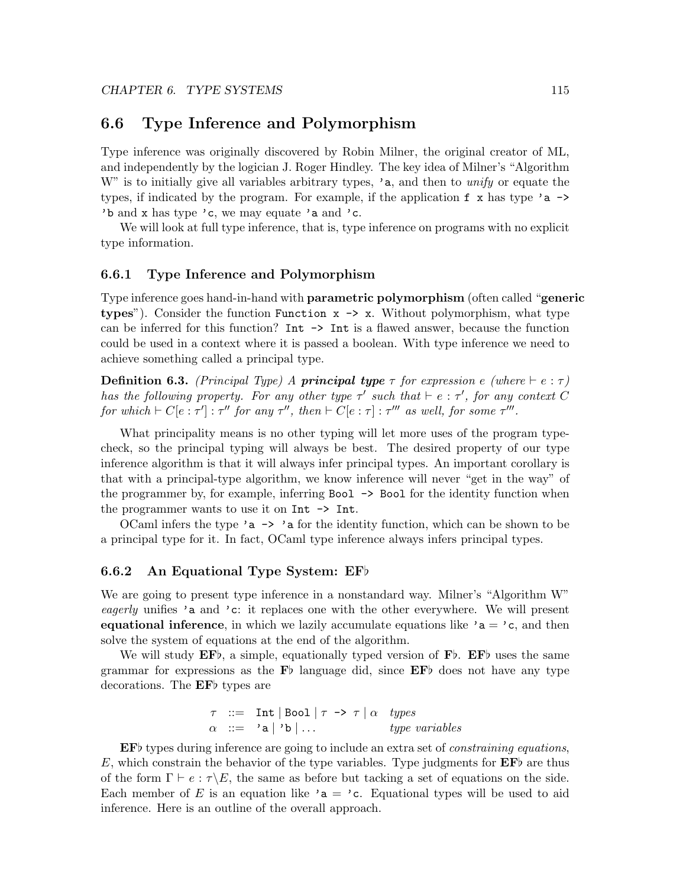## 6.6 Type Inference and Polymorphism

Type inference was originally discovered by Robin Milner, the original creator of ML, and independently by the logician J. Roger Hindley. The key idea of Milner's "Algorithm W" is to initially give all variables arbitrary types, `'a`, and then to *unify* or equate the types, if indicated by the program. For example, if the application `f x` has type `'a -> 'b` and `x` has type `'c`, we may equate `'a` and `'c`.

We will look at full type inference, that is, type inference on programs with no explicit type information.

### 6.6.1 Type Inference and Polymorphism

Type inference goes hand-in-hand with **parametric polymorphism** (often called "**generic types**"). Consider the function `Function x -> x`. Without polymorphism, what type can be inferred for this function? `Int -> Int` is a flawed answer, because the function could be used in a context where it is passed a boolean. With type inference we need to achieve something called a principal type.

**Definition 6.3.** *(Principal Type) A **principal type** $\tau$ for expression $e$ (where $\vdash e : \tau$) has the following property. For any other type $\tau'$ such that $\vdash e : \tau'$, for any context $C$ for which $\vdash C[e : \tau'] : \tau''$ for any $\tau''$, then $\vdash C[e : \tau] : \tau'''$ as well, for some $\tau'''$.*

What principality means is no other typing will let more uses of the program typecheck, so the principal typing will always be best. The desired property of our type inference algorithm is that it will always infer principal types. An important corollary is that with a principal-type algorithm, we know inference will never "get in the way" of the programmer by, for example, inferring `Bool -> Bool` for the identity function when the programmer wants to use it on `Int -> Int`.

OCaml infers the type `'a -> 'a` for the identity function, which can be shown to be a principal type for it. In fact, OCaml type inference always infers principal types.

### 6.6.2 An Equational Type System: EF♭

We are going to present type inference in a nonstandard way. Milner's "Algorithm W" *eagerly* unifies `'a` and `'c`: it replaces one with the other everywhere. We will present **equational inference**, in which we lazily accumulate equations like `'a` = `'c`, and then solve the system of equations at the end of the algorithm.

We will study **EF♭**, a simple, equationally typed version of **F♭**. **EF♭** uses the same grammar for expressions as the **F♭** language did, since **EF♭** does not have any type decorations. The **EF♭** types are

$$
\begin{array}{rcll}
\tau & ::= & \texttt{Int} \mid \texttt{Bool} \mid \tau \texttt{ -> } \tau \mid \alpha & \textit{types} \\
\alpha & ::= & \texttt{'a} \mid \texttt{'b} \mid \ldots & \textit{type variables}
\end{array}
$$

**EF♭** types during inference are going to include an extra set of *constraining equations*, $E$, which constrain the behavior of the type variables. Type judgments for **EF♭** are thus of the form $\Gamma \vdash e : \tau \backslash E$, the same as before but tacking a set of equations on the side. Each member of $E$ is an equation like `'a` = `'c`. Equational types will be used to aid inference. Here is an outline of the overall approach.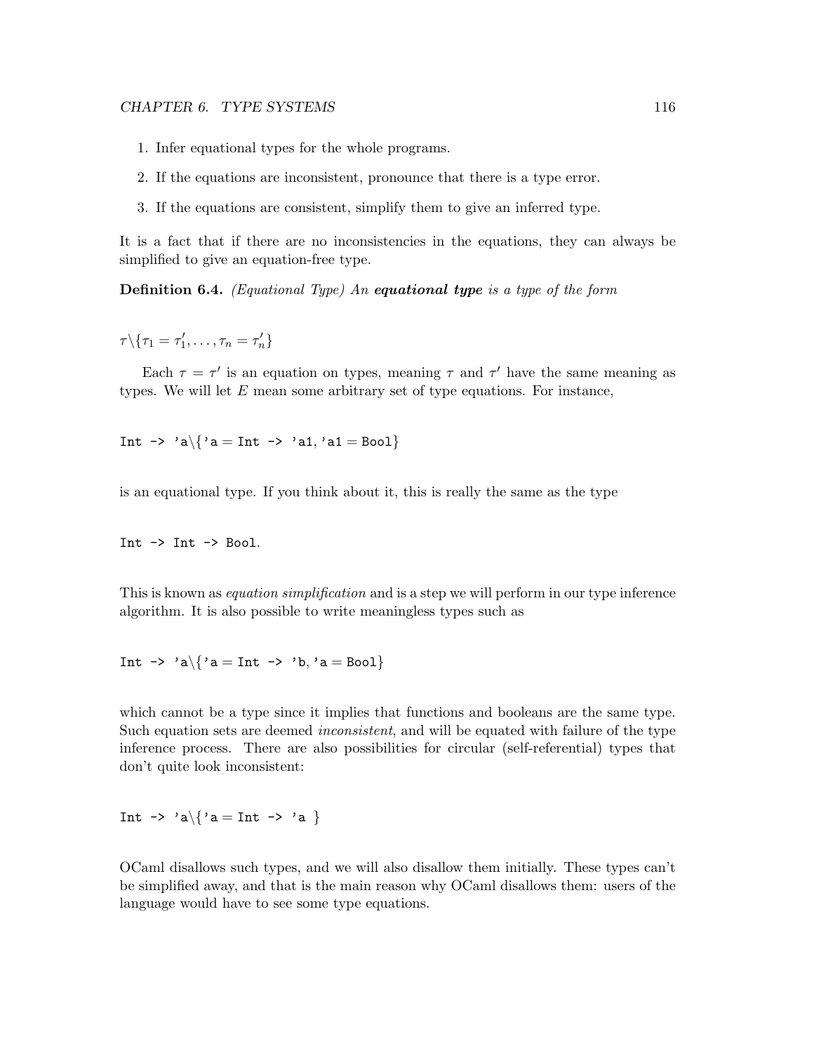1. Infer equational types for the whole programs.

2. If the equations are inconsistent, pronounce that there is a type error.

3. If the equations are consistent, simplify them to give an inferred type.

It is a fact that if there are no inconsistencies in the equations, they can always be simplified to give an equation-free type.

**Definition 6.4.** *(Equational Type) An* ***equational type*** *is a type of the form*

$$\tau \backslash \{\tau_1 = \tau'_1, \ldots, \tau_n = \tau'_n\}$$

Each $\tau = \tau'$ is an equation on types, meaning $\tau$ and $\tau'$ have the same meaning as types. We will let $E$ mean some arbitrary set of type equations. For instance,

`Int -> 'a\{'a = Int -> 'a1, 'a1 = Bool}`

is an equational type. If you think about it, this is really the same as the type

`Int -> Int -> Bool.`

This is known as *equation simplification* and is a step we will perform in our type inference algorithm. It is also possible to write meaningless types such as

`Int -> 'a\{'a = Int -> 'b, 'a = Bool}`

which cannot be a type since it implies that functions and booleans are the same type. Such equation sets are deemed *inconsistent*, and will be equated with failure of the type inference process. There are also possibilities for circular (self-referential) types that don't quite look inconsistent:

`Int -> 'a\{'a = Int -> 'a }`

OCaml disallows such types, and we will also disallow them initially. These types can't be simplified away, and that is the main reason why OCaml disallows them: users of the language would have to see some type equations.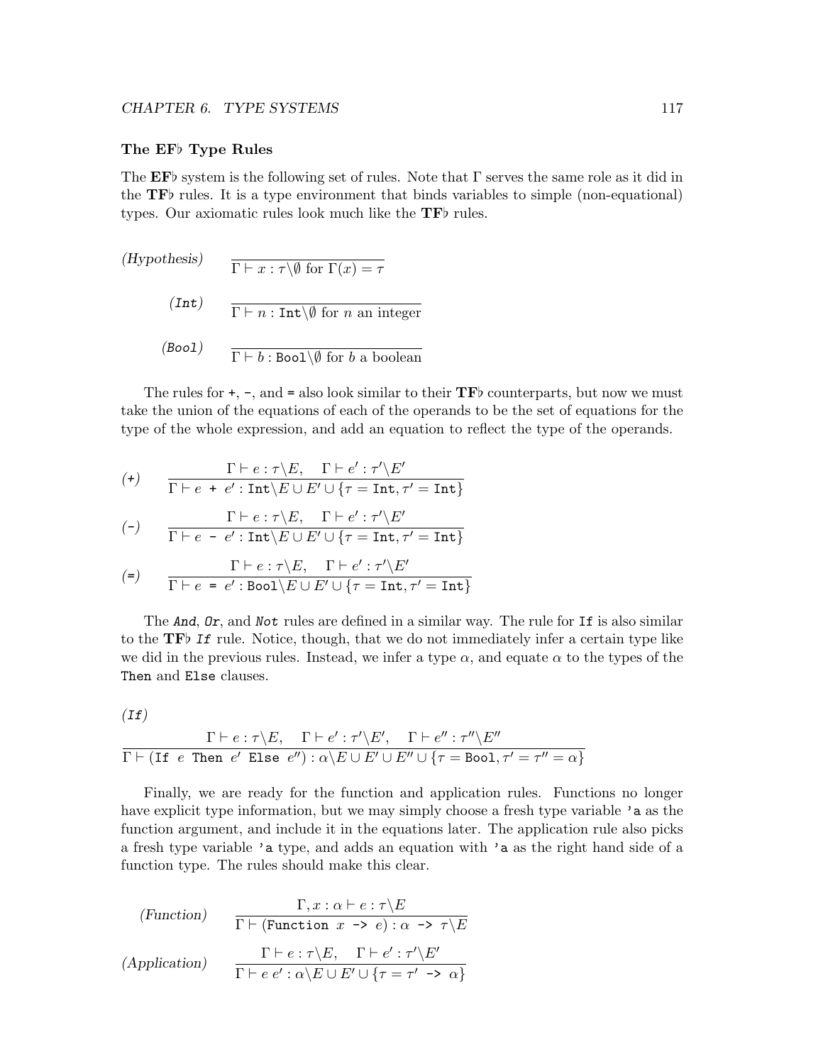### The EF$\flat$ Type Rules

The **EF**$\flat$ system is the following set of rules. Note that $\Gamma$ serves the same role as it did in the **TF**$\flat$ rules. It is a type environment that binds variables to simple (non-equational) types. Our axiomatic rules look much like the **TF**$\flat$ rules.

*(Hypothesis)*
$$\frac{}{\Gamma \vdash x : \tau \backslash \emptyset \text{ for } \Gamma(x) = \tau}$$

*(Int)*
$$\frac{}{\Gamma \vdash n : \texttt{Int} \backslash \emptyset \text{ for } n \text{ an integer}}$$

*(Bool)*
$$\frac{}{\Gamma \vdash b : \texttt{Bool} \backslash \emptyset \text{ for } b \text{ a boolean}}$$

The rules for `+`, `-`, and `=` also look similar to their **TF**$\flat$ counterparts, but now we must take the union of the equations of each of the operands to be the set of equations for the type of the whole expression, and add an equation to reflect the type of the operands.

*(+)*
$$\frac{\Gamma \vdash e : \tau \backslash E, \quad \Gamma \vdash e' : \tau' \backslash E'}{\Gamma \vdash e \texttt{ + } e' : \texttt{Int} \backslash E \cup E' \cup \{\tau = \texttt{Int}, \tau' = \texttt{Int}\}}$$

*(-)*
$$\frac{\Gamma \vdash e : \tau \backslash E, \quad \Gamma \vdash e' : \tau' \backslash E'}{\Gamma \vdash e \texttt{ - } e' : \texttt{Int} \backslash E \cup E' \cup \{\tau = \texttt{Int}, \tau' = \texttt{Int}\}}$$

*(=)*
$$\frac{\Gamma \vdash e : \tau \backslash E, \quad \Gamma \vdash e' : \tau' \backslash E'}{\Gamma \vdash e \texttt{ = } e' : \texttt{Bool} \backslash E \cup E' \cup \{\tau = \texttt{Int}, \tau' = \texttt{Int}\}}$$

The *And*, *Or*, and *Not* rules are defined in a similar way. The rule for `If` is also similar to the **TF**$\flat$ *If* rule. Notice, though, that we do not immediately infer a certain type like we did in the previous rules. Instead, we infer a type $\alpha$, and equate $\alpha$ to the types of the `Then` and `Else` clauses.

*(If)*
$$\frac{\Gamma \vdash e : \tau \backslash E, \quad \Gamma \vdash e' : \tau' \backslash E', \quad \Gamma \vdash e'' : \tau'' \backslash E''}{\Gamma \vdash (\texttt{If } e \texttt{ Then } e' \texttt{ Else } e'') : \alpha \backslash E \cup E' \cup E'' \cup \{\tau = \texttt{Bool}, \tau' = \tau'' = \alpha\}}$$

Finally, we are ready for the function and application rules. Functions no longer have explicit type information, but we may simply choose a fresh type variable `'a` as the function argument, and include it in the equations later. The application rule also picks a fresh type variable `'a` type, and adds an equation with `'a` as the right hand side of a function type. The rules should make this clear.

*(Function)*
$$\frac{\Gamma, x : \alpha \vdash e : \tau \backslash E}{\Gamma \vdash (\texttt{Function } x \texttt{ -> } e) : \alpha \texttt{ -> } \tau \backslash E}$$

*(Application)*
$$\frac{\Gamma \vdash e : \tau \backslash E, \quad \Gamma \vdash e' : \tau' \backslash E'}{\Gamma \vdash e\ e' : \alpha \backslash E \cup E' \cup \{\tau = \tau' \texttt{ -> } \alpha\}}$$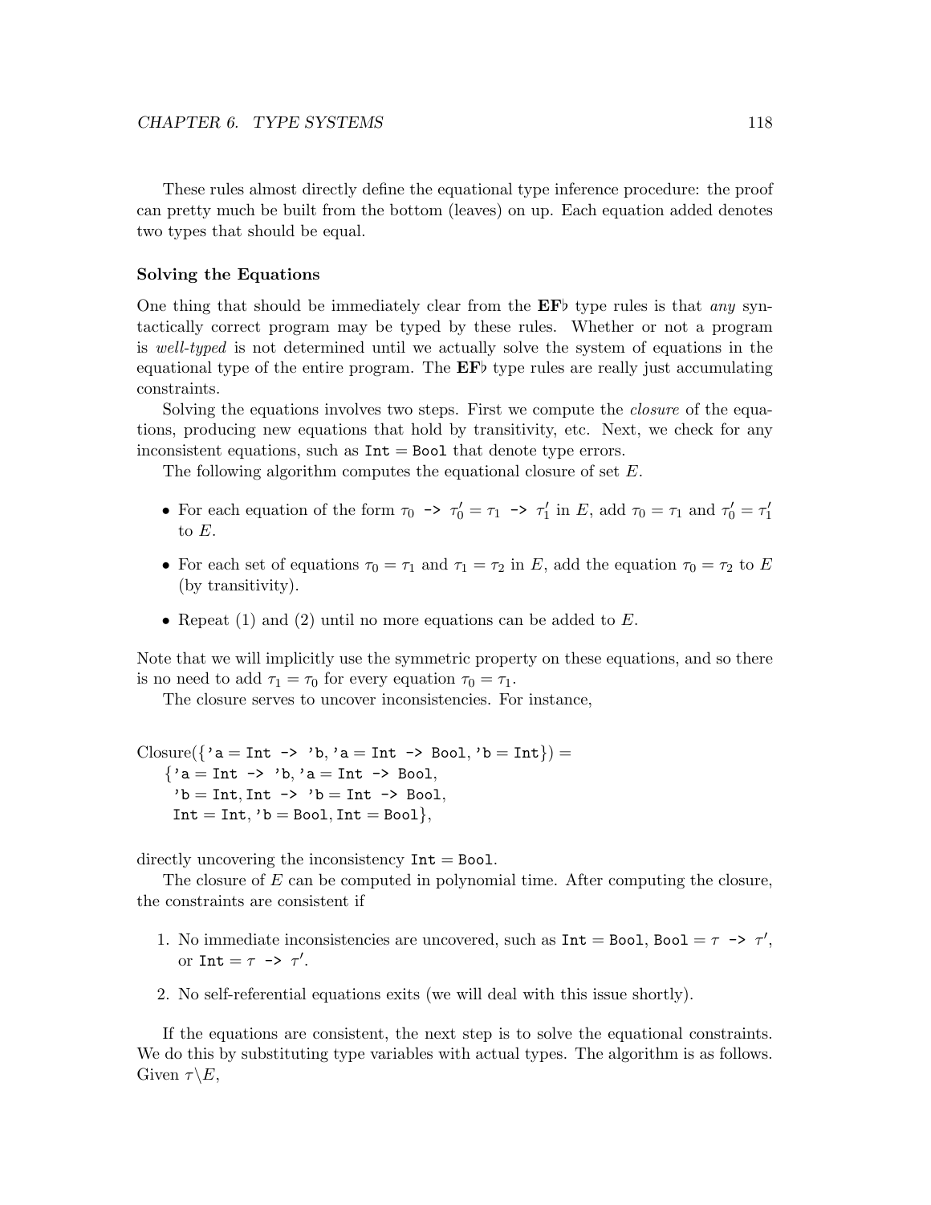These rules almost directly define the equational type inference procedure: the proof can pretty much be built from the bottom (leaves) on up. Each equation added denotes two types that should be equal.

### Solving the Equations

One thing that should be immediately clear from the **EF**♭ type rules is that *any* syntactically correct program may be typed by these rules. Whether or not a program is *well-typed* is not determined until we actually solve the system of equations in the equational type of the entire program. The **EF**♭ type rules are really just accumulating constraints.

Solving the equations involves two steps. First we compute the *closure* of the equations, producing new equations that hold by transitivity, etc. Next, we check for any inconsistent equations, such as $\texttt{Int} = \texttt{Bool}$ that denote type errors.

The following algorithm computes the equational closure of set $E$.

- For each equation of the form $\tau_0$ `->` $\tau_0' = \tau_1$ `->` $\tau_1'$ in $E$, add $\tau_0 = \tau_1$ and $\tau_0' = \tau_1'$ to $E$.
- For each set of equations $\tau_0 = \tau_1$ and $\tau_1 = \tau_2$ in $E$, add the equation $\tau_0 = \tau_2$ to $E$ (by transitivity).
- Repeat (1) and (2) until no more equations can be added to $E$.

Note that we will implicitly use the symmetric property on these equations, and so there is no need to add $\tau_1 = \tau_0$ for every equation $\tau_0 = \tau_1$.

The closure serves to uncover inconsistencies. For instance,

$$
\begin{aligned}
&\text{Closure}(\{\texttt{'a} = \texttt{Int -> 'b}, \texttt{'a} = \texttt{Int -> Bool}, \texttt{'b} = \texttt{Int}\}) = \\
&\quad \{\texttt{'a} = \texttt{Int -> 'b}, \texttt{'a} = \texttt{Int -> Bool}, \\
&\quad\; \texttt{'b} = \texttt{Int}, \texttt{Int -> 'b} = \texttt{Int -> Bool}, \\
&\quad\; \texttt{Int} = \texttt{Int}, \texttt{'b} = \texttt{Bool}, \texttt{Int} = \texttt{Bool}\},
\end{aligned}
$$

directly uncovering the inconsistency $\texttt{Int} = \texttt{Bool}$.

The closure of $E$ can be computed in polynomial time. After computing the closure, the constraints are consistent if

1. No immediate inconsistencies are uncovered, such as $\texttt{Int} = \texttt{Bool}$, $\texttt{Bool} = \tau$ `->` $\tau'$, or $\texttt{Int} = \tau$ `->` $\tau'$.
2. No self-referential equations exits (we will deal with this issue shortly).

If the equations are consistent, the next step is to solve the equational constraints. We do this by substituting type variables with actual types. The algorithm is as follows. Given $\tau \backslash E$,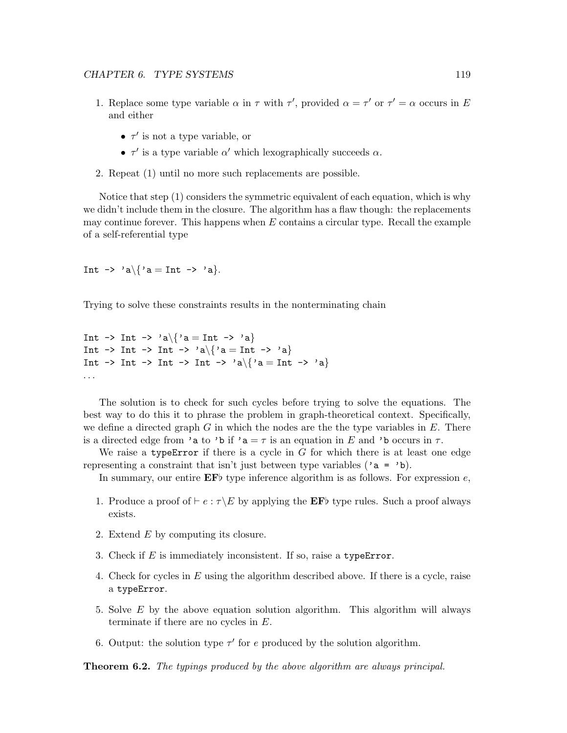1. Replace some type variable $\alpha$ in $\tau$ with $\tau'$, provided $\alpha = \tau'$ or $\tau' = \alpha$ occurs in $E$ and either

   - $\tau'$ is not a type variable, or
   - $\tau'$ is a type variable $\alpha'$ which lexographically succeeds $\alpha$.

2. Repeat (1) until no more such replacements are possible.

Notice that step (1) considers the symmetric equivalent of each equation, which is why we didn't include them in the closure. The algorithm has a flaw though: the replacements may continue forever. This happens when $E$ contains a circular type. Recall the example of a self-referential type

```
Int -> 'a\{'a = Int -> 'a}.
```

Trying to solve these constraints results in the nonterminating chain

```
Int -> Int -> 'a\{'a = Int -> 'a}
Int -> Int -> Int -> 'a\{'a = Int -> 'a}
Int -> Int -> Int -> Int -> 'a\{'a = Int -> 'a}
...
```

The solution is to check for such cycles before trying to solve the equations. The best way to do this it to phrase the problem in graph-theoretical context. Specifically, we define a directed graph $G$ in which the nodes are the the type variables in $E$. There is a directed edge from `'a` to `'b` if `'a` $= \tau$ is an equation in $E$ and `'b` occurs in $\tau$.

We raise a `typeError` if there is a cycle in $G$ for which there is at least one edge representing a constraint that isn't just between type variables (`'a = 'b`).

In summary, our entire **EF♭** type inference algorithm is as follows. For expression $e$,

1. Produce a proof of $\vdash e : \tau \backslash E$ by applying the **EF♭** type rules. Such a proof always exists.

2. Extend $E$ by computing its closure.

3. Check if $E$ is immediately inconsistent. If so, raise a `typeError`.

4. Check for cycles in $E$ using the algorithm described above. If there is a cycle, raise a `typeError`.

5. Solve $E$ by the above equation solution algorithm. This algorithm will always terminate if there are no cycles in $E$.

6. Output: the solution type $\tau'$ for $e$ produced by the solution algorithm.

**Theorem 6.2.** *The typings produced by the above algorithm are always principal.*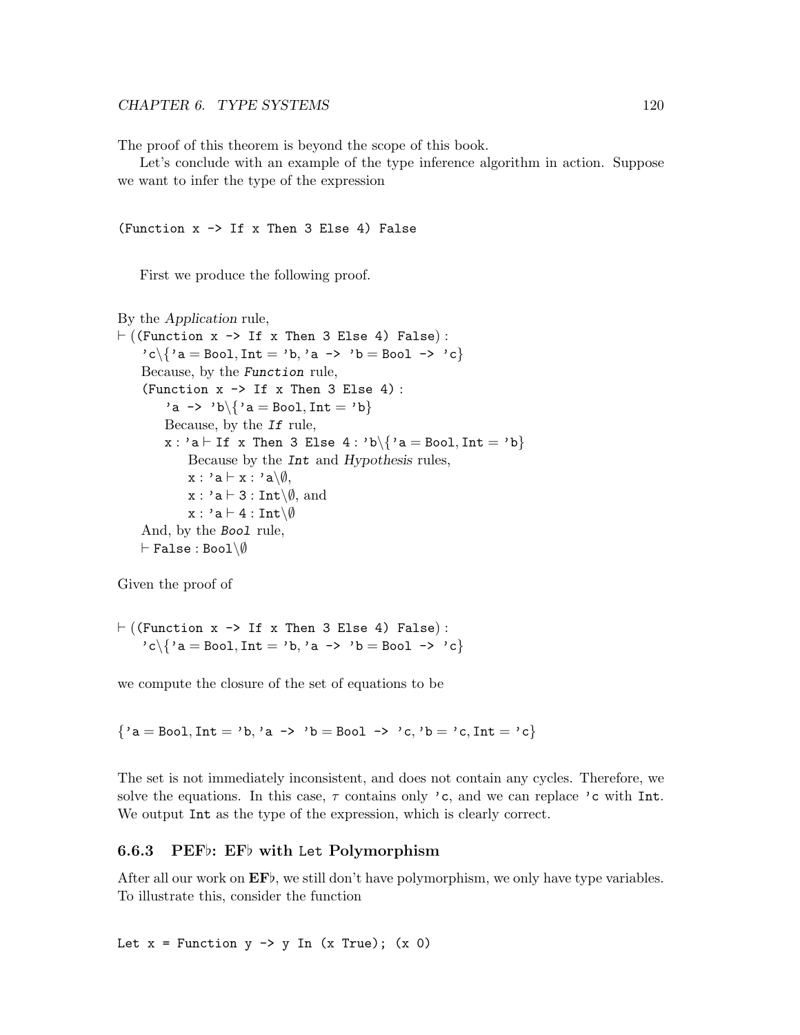The proof of this theorem is beyond the scope of this book.

Let's conclude with an example of the type inference algorithm in action. Suppose we want to infer the type of the expression

```
(Function x -> If x Then 3 Else 4) False
```

First we produce the following proof.

By the *Application* rule,
$\vdash$ ((Function x -> If x Then 3 Else 4) False) :
  'c\{'a = Bool, Int = 'b, 'a -> 'b = Bool -> 'c}
  Because, by the ***Function*** rule,
  (Function x -> If x Then 3 Else 4) :
    'a -> 'b\{'a = Bool, Int = 'b}
    Because, by the ***If*** rule,
    x : 'a $\vdash$ If x Then 3 Else 4 : 'b\{'a = Bool, Int = 'b}
      Because by the ***Int*** and *Hypothesis* rules,
      x : 'a $\vdash$ x : 'a\$\emptyset$,
      x : 'a $\vdash$ 3 : Int\$\emptyset$, and
      x : 'a $\vdash$ 4 : Int\$\emptyset$
  And, by the ***Bool*** rule,
  $\vdash$ False : Bool\$\emptyset$

Given the proof of

$\vdash$ ((Function x -> If x Then 3 Else 4) False) :
  'c\{'a = Bool, Int = 'b, 'a -> 'b = Bool -> 'c}

we compute the closure of the set of equations to be

{'a = Bool, Int = 'b, 'a -> 'b = Bool -> 'c, 'b = 'c, Int = 'c}

The set is not immediately inconsistent, and does not contain any cycles. Therefore, we solve the equations. In this case, $\tau$ contains only 'c, and we can replace 'c with Int. We output Int as the type of the expression, which is clearly correct.

### 6.6.3 PEF♭: EF♭ with Let Polymorphism

After all our work on **EF♭**, we still don't have polymorphism, we only have type variables. To illustrate this, consider the function

```
Let x = Function y -> y In (x True); (x 0)
```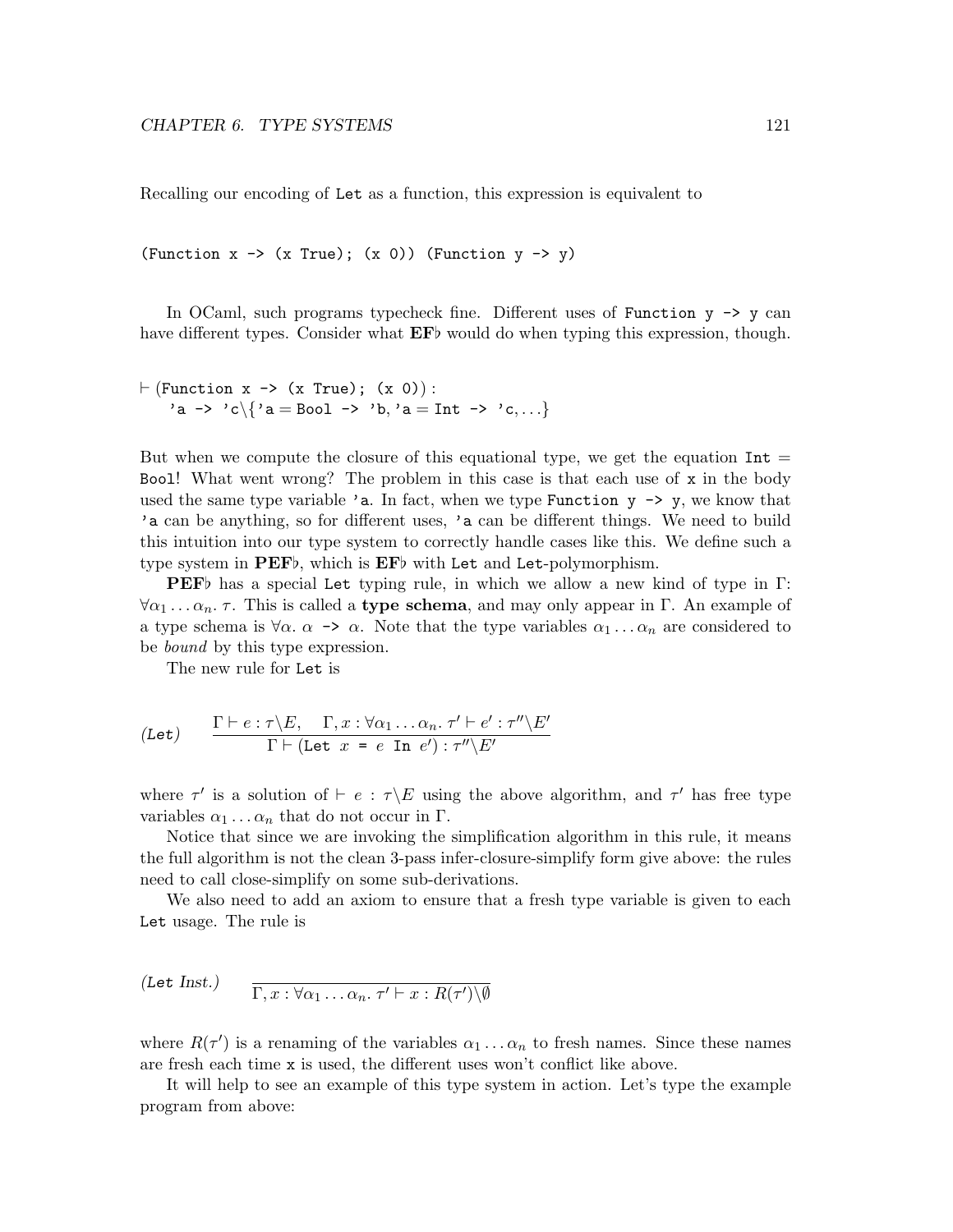Recalling our encoding of `Let` as a function, this expression is equivalent to

```
(Function x -> (x True); (x 0)) (Function y -> y)
```

In OCaml, such programs typecheck fine. Different uses of `Function y -> y` can have different types. Consider what **EF**♭ would do when typing this expression, though.

$\vdash$ `(Function x -> (x True); (x 0))` :
    `'a -> 'c`$\backslash\{$`'a` $=$ `Bool -> 'b`, `'a` $=$ `Int -> 'c`$, \ldots\}$

But when we compute the closure of this equational type, we get the equation `Int` $=$ `Bool`! What went wrong? The problem in this case is that each use of `x` in the body used the same type variable `'a`. In fact, when we type `Function y -> y`, we know that `'a` can be anything, so for different uses, `'a` can be different things. We need to build this intuition into our type system to correctly handle cases like this. We define such a type system in **PEF**♭, which is **EF**♭ with `Let` and `Let`-polymorphism.

**PEF**♭ has a special `Let` typing rule, in which we allow a new kind of type in $\Gamma$: $\forall \alpha_1 \ldots \alpha_n.\, \tau$. This is called a **type schema**, and may only appear in $\Gamma$. An example of a type schema is $\forall \alpha.\, \alpha$ `->` $\alpha$. Note that the type variables $\alpha_1 \ldots \alpha_n$ are considered to be *bound* by this type expression.

The new rule for `Let` is

$$(\texttt{Let})\qquad \frac{\Gamma \vdash e : \tau\backslash E, \quad \Gamma, x : \forall \alpha_1 \ldots \alpha_n.\, \tau' \vdash e' : \tau''\backslash E'}{\Gamma \vdash (\texttt{Let } x \texttt{ = } e \texttt{ In } e') : \tau''\backslash E'}$$

where $\tau'$ is a solution of $\vdash e : \tau\backslash E$ using the above algorithm, and $\tau'$ has free type variables $\alpha_1 \ldots \alpha_n$ that do not occur in $\Gamma$.

Notice that since we are invoking the simplification algorithm in this rule, it means the full algorithm is not the clean 3-pass infer-closure-simplify form give above: the rules need to call close-simplify on some sub-derivations.

We also need to add an axiom to ensure that a fresh type variable is given to each `Let` usage. The rule is

$$(\texttt{Let Inst.})\qquad \frac{}{\Gamma, x : \forall \alpha_1 \ldots \alpha_n.\, \tau' \vdash x : R(\tau')\backslash\emptyset}$$

where $R(\tau')$ is a renaming of the variables $\alpha_1 \ldots \alpha_n$ to fresh names. Since these names are fresh each time `x` is used, the different uses won't conflict like above.

It will help to see an example of this type system in action. Let's type the example program from above: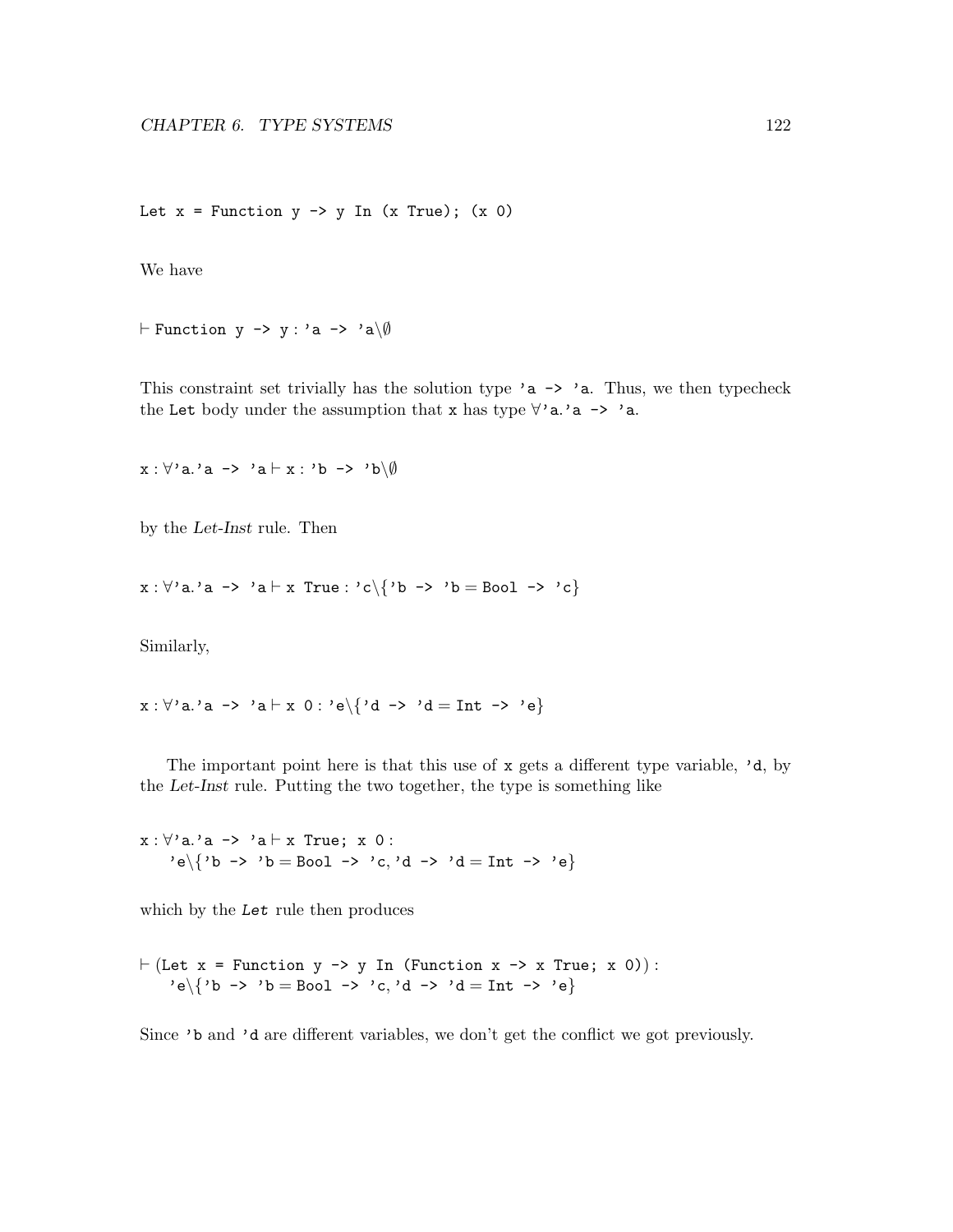```
Let x = Function y -> y In (x True); (x 0)
```

We have

$\vdash$ `Function y -> y` : `'a -> 'a` $\backslash\emptyset$

This constraint set trivially has the solution type `'a -> 'a`. Thus, we then typecheck the `Let` body under the assumption that `x` has type $\forall$`'a.'a -> 'a`.

`x` : $\forall$`'a.'a -> 'a` $\vdash$ `x` : `'b -> 'b`$\backslash\emptyset$

by the *Let-Inst* rule. Then

`x` : $\forall$`'a.'a -> 'a` $\vdash$ `x True` : `'c`$\backslash\{$`'b -> 'b` $=$ `Bool -> 'c`$\}$

Similarly,

`x` : $\forall$`'a.'a -> 'a` $\vdash$ `x 0` : `'e`$\backslash\{$`'d -> 'd` $=$ `Int -> 'e`$\}$

The important point here is that this use of `x` gets a different type variable, `'d`, by the *Let-Inst* rule. Putting the two together, the type is something like

`x` : $\forall$`'a.'a -> 'a` $\vdash$ `x True; x 0` :
    `'e`$\backslash\{$`'b -> 'b` $=$ `Bool -> 'c`, `'d -> 'd` $=$ `Int -> 'e`$\}$

which by the *Let* rule then produces

$\vdash$ (`Let x = Function y -> y In (Function x -> x True; x 0)`) :
    `'e`$\backslash\{$`'b -> 'b` $=$ `Bool -> 'c`, `'d -> 'd` $=$ `Int -> 'e`$\}$

Since `'b` and `'d` are different variables, we don't get the conflict we got previously.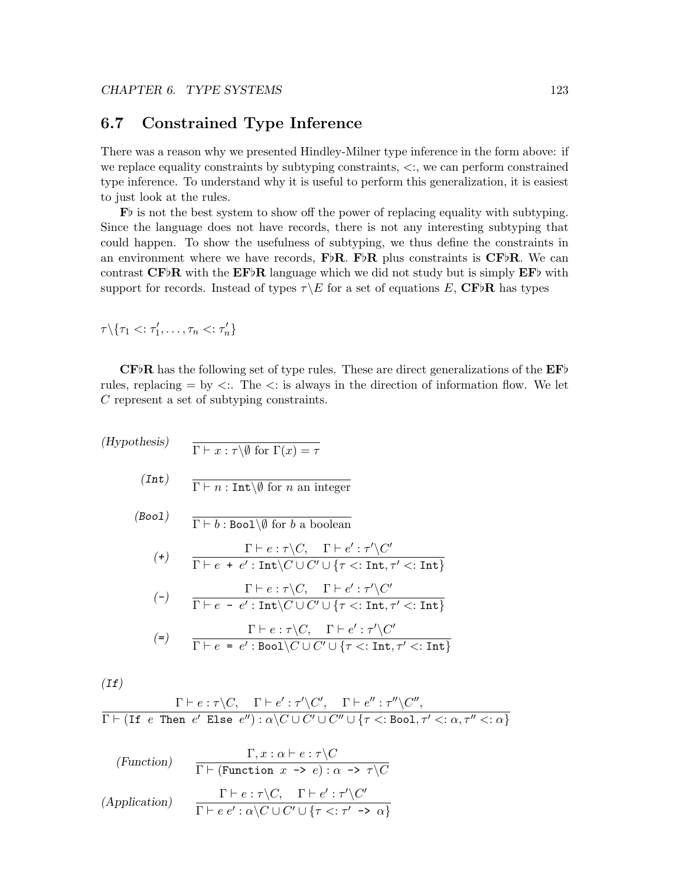## 6.7 Constrained Type Inference

There was a reason why we presented Hindley-Milner type inference in the form above: if we replace equality constraints by subtyping constraints, $<:$, we can perform constrained type inference. To understand why it is useful to perform this generalization, it is easiest to just look at the rules.

**F♭** is not the best system to show off the power of replacing equality with subtyping. Since the language does not have records, there is not any interesting subtyping that could happen. To show the usefulness of subtyping, we thus define the constraints in an environment where we have records, **F♭R**. **F♭R** plus constraints is **CF♭R**. We can contrast **CF♭R** with the **EF♭R** language which we did not study but is simply **EF♭** with support for records. Instead of types $\tau \backslash E$ for a set of equations $E$, **CF♭R** has types

$$\tau \backslash \{\tau_1 <: \tau_1', \ldots, \tau_n <: \tau_n'\}$$

**CF♭R** has the following set of type rules. These are direct generalizations of the **EF♭** rules, replacing $=$ by $<:$. The $<:$ is always in the direction of information flow. We let $C$ represent a set of subtyping constraints.

*(Hypothesis)*
$$\frac{}{\Gamma \vdash x : \tau \backslash \emptyset \text{ for } \Gamma(x) = \tau}$$

*(Int)*
$$\frac{}{\Gamma \vdash n : \texttt{Int} \backslash \emptyset \text{ for } n \text{ an integer}}$$

*(Bool)*
$$\frac{}{\Gamma \vdash b : \texttt{Bool} \backslash \emptyset \text{ for } b \text{ a boolean}}$$

*(+)*
$$\frac{\Gamma \vdash e : \tau \backslash C, \quad \Gamma \vdash e' : \tau' \backslash C'}{\Gamma \vdash e \texttt{ + } e' : \texttt{Int} \backslash C \cup C' \cup \{\tau <: \texttt{Int}, \tau' <: \texttt{Int}\}}$$

*(-)*
$$\frac{\Gamma \vdash e : \tau \backslash C, \quad \Gamma \vdash e' : \tau' \backslash C'}{\Gamma \vdash e \texttt{ - } e' : \texttt{Int} \backslash C \cup C' \cup \{\tau <: \texttt{Int}, \tau' <: \texttt{Int}\}}$$

*(=)*
$$\frac{\Gamma \vdash e : \tau \backslash C, \quad \Gamma \vdash e' : \tau' \backslash C'}{\Gamma \vdash e \texttt{ = } e' : \texttt{Bool} \backslash C \cup C' \cup \{\tau <: \texttt{Int}, \tau' <: \texttt{Int}\}}$$

*(If)*
$$\frac{\Gamma \vdash e : \tau \backslash C, \quad \Gamma \vdash e' : \tau' \backslash C', \quad \Gamma \vdash e'' : \tau'' \backslash C'',}{\Gamma \vdash (\texttt{If } e \texttt{ Then } e' \texttt{ Else } e'') : \alpha \backslash C \cup C' \cup C'' \cup \{\tau <: \texttt{Bool}, \tau' <: \alpha, \tau'' <: \alpha\}}$$

*(Function)*
$$\frac{\Gamma, x : \alpha \vdash e : \tau \backslash C}{\Gamma \vdash (\texttt{Function } x \texttt{ -> } e) : \alpha \texttt{ -> } \tau \backslash C}$$

*(Application)*
$$\frac{\Gamma \vdash e : \tau \backslash C, \quad \Gamma \vdash e' : \tau' \backslash C'}{\Gamma \vdash e\ e' : \alpha \backslash C \cup C' \cup \{\tau <: \tau' \texttt{ -> } \alpha\}}$$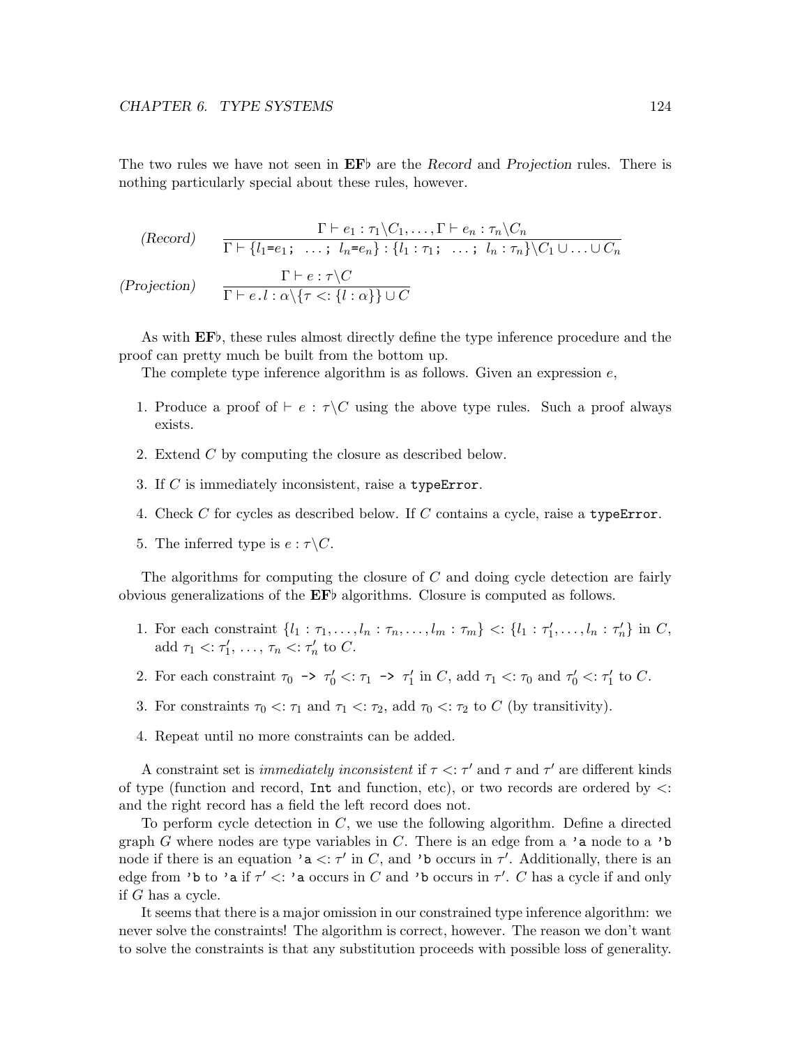The two rules we have not seen in **EF**$\flat$ are the *Record* and *Projection* rules. There is nothing particularly special about these rules, however.

$$\textit{(Record)} \qquad \frac{\Gamma \vdash e_1 : \tau_1 \backslash C_1, \ldots, \Gamma \vdash e_n : \tau_n \backslash C_n}{\Gamma \vdash \{l_1\texttt{=}e_1\texttt{;}\ \ldots\texttt{;}\ l_n\texttt{=}e_n\} : \{l_1 : \tau_1\texttt{;}\ \ldots\texttt{;}\ l_n : \tau_n\} \backslash C_1 \cup \ldots \cup C_n}$$

$$\textit{(Projection)} \qquad \frac{\Gamma \vdash e : \tau \backslash C}{\Gamma \vdash e.l : \alpha \backslash \{\tau <: \{l : \alpha\}\} \cup C}$$

As with **EF**$\flat$, these rules almost directly define the type inference procedure and the proof can pretty much be built from the bottom up.

The complete type inference algorithm is as follows. Given an expression $e$,

1. Produce a proof of $\vdash e : \tau \backslash C$ using the above type rules. Such a proof always exists.
2. Extend $C$ by computing the closure as described below.
3. If $C$ is immediately inconsistent, raise a `typeError`.
4. Check $C$ for cycles as described below. If $C$ contains a cycle, raise a `typeError`.
5. The inferred type is $e : \tau \backslash C$.

The algorithms for computing the closure of $C$ and doing cycle detection are fairly obvious generalizations of the **EF**$\flat$ algorithms. Closure is computed as follows.

1. For each constraint $\{l_1 : \tau_1, \ldots, l_n : \tau_n, \ldots, l_m : \tau_m\} <: \{l_1 : \tau_1', \ldots, l_n : \tau_n'\}$ in $C$, add $\tau_1 <: \tau_1'$, ..., $\tau_n <: \tau_n'$ to $C$.
2. For each constraint $\tau_0$ `->` $\tau_0' <: \tau_1$ `->` $\tau_1'$ in $C$, add $\tau_1 <: \tau_0$ and $\tau_0' <: \tau_1'$ to $C$.
3. For constraints $\tau_0 <: \tau_1$ and $\tau_1 <: \tau_2$, add $\tau_0 <: \tau_2$ to $C$ (by transitivity).
4. Repeat until no more constraints can be added.

A constraint set is *immediately inconsistent* if $\tau <: \tau'$ and $\tau$ and $\tau'$ are different kinds of type (function and record, `Int` and function, etc), or two records are ordered by $<:$ and the right record has a field the left record does not.

To perform cycle detection in $C$, we use the following algorithm. Define a directed graph $G$ where nodes are type variables in $C$. There is an edge from a `'a` node to a `'b` node if there is an equation `'a` $<: \tau'$ in $C$, and `'b` occurs in $\tau'$. Additionally, there is an edge from `'b` to `'a` if $\tau' <:$ `'a` occurs in $C$ and `'b` occurs in $\tau'$. $C$ has a cycle if and only if $G$ has a cycle.

It seems that there is a major omission in our constrained type inference algorithm: we never solve the constraints! The algorithm is correct, however. The reason we don't want to solve the constraints is that any substitution proceeds with possible loss of generality.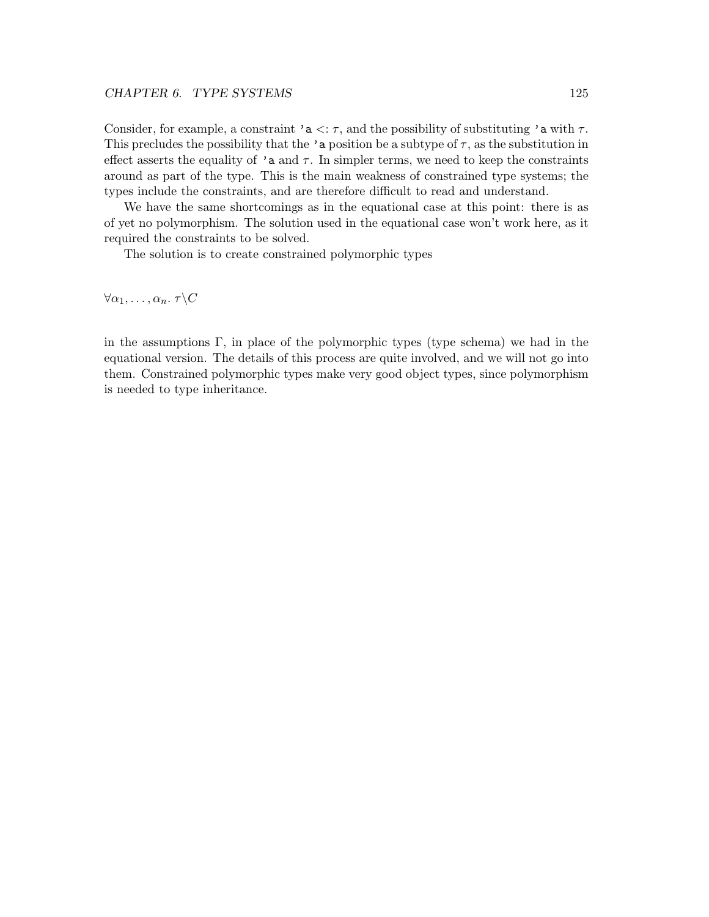Consider, for example, a constraint `'a` $<: \tau$, and the possibility of substituting `'a` with $\tau$. This precludes the possibility that the `'a` position be a subtype of $\tau$, as the substitution in effect asserts the equality of `'a` and $\tau$. In simpler terms, we need to keep the constraints around as part of the type. This is the main weakness of constrained type systems; the types include the constraints, and are therefore difficult to read and understand.

We have the same shortcomings as in the equational case at this point: there is as of yet no polymorphism. The solution used in the equational case won't work here, as it required the constraints to be solved.

The solution is to create constrained polymorphic types

$$\forall \alpha_1, \ldots, \alpha_n.\ \tau \backslash C$$

in the assumptions $\Gamma$, in place of the polymorphic types (type schema) we had in the equational version. The details of this process are quite involved, and we will not go into them. Constrained polymorphic types make very good object types, since polymorphism is needed to type inheritance.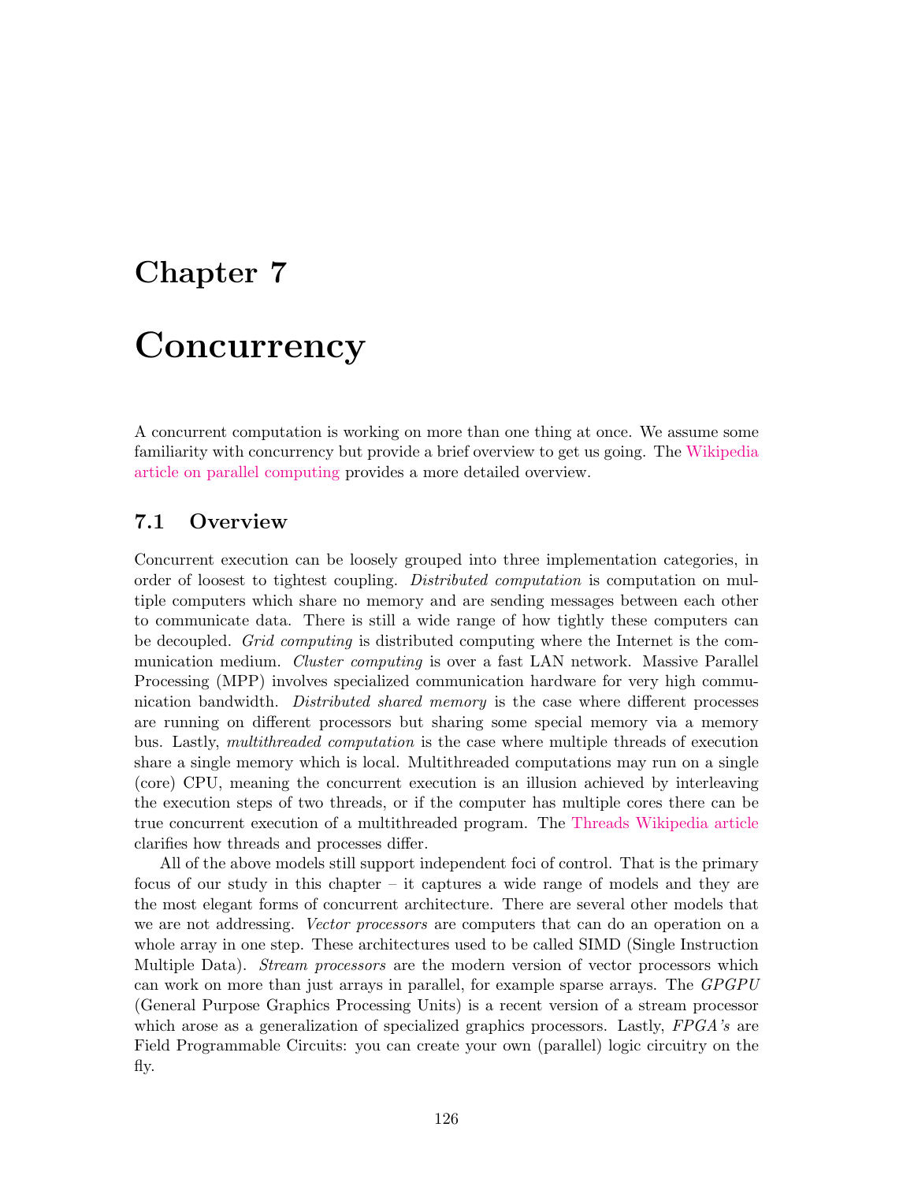# Chapter 7

# Concurrency

A concurrent computation is working on more than one thing at once. We assume some familiarity with concurrency but provide a brief overview to get us going. The Wikipedia article on parallel computing provides a more detailed overview.

## 7.1 Overview

Concurrent execution can be loosely grouped into three implementation categories, in order of loosest to tightest coupling. *Distributed computation* is computation on multiple computers which share no memory and are sending messages between each other to communicate data. There is still a wide range of how tightly these computers can be decoupled. *Grid computing* is distributed computing where the Internet is the communication medium. *Cluster computing* is over a fast LAN network. Massive Parallel Processing (MPP) involves specialized communication hardware for very high communication bandwidth. *Distributed shared memory* is the case where different processes are running on different processors but sharing some special memory via a memory bus. Lastly, *multithreaded computation* is the case where multiple threads of execution share a single memory which is local. Multithreaded computations may run on a single (core) CPU, meaning the concurrent execution is an illusion achieved by interleaving the execution steps of two threads, or if the computer has multiple cores there can be true concurrent execution of a multithreaded program. The Threads Wikipedia article clarifies how threads and processes differ.

All of the above models still support independent foci of control. That is the primary focus of our study in this chapter – it captures a wide range of models and they are the most elegant forms of concurrent architecture. There are several other models that we are not addressing. *Vector processors* are computers that can do an operation on a whole array in one step. These architectures used to be called SIMD (Single Instruction Multiple Data). *Stream processors* are the modern version of vector processors which can work on more than just arrays in parallel, for example sparse arrays. The *GPGPU* (General Purpose Graphics Processing Units) is a recent version of a stream processor which arose as a generalization of specialized graphics processors. Lastly, *FPGA's* are Field Programmable Circuits: you can create your own (parallel) logic circuitry on the fly.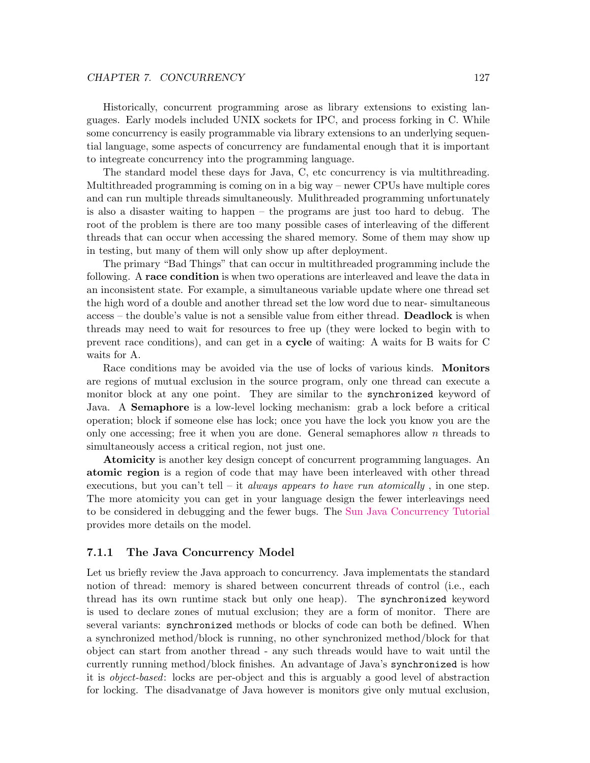Historically, concurrent programming arose as library extensions to existing languages. Early models included UNIX sockets for IPC, and process forking in C. While some concurrency is easily programmable via library extensions to an underlying sequential language, some aspects of concurrency are fundamental enough that it is important to integreate concurrency into the programming language.

The standard model these days for Java, C, etc concurrency is via multithreading. Multithreaded programming is coming on in a big way – newer CPUs have multiple cores and can run multiple threads simultaneously. Mulithreaded programming unfortunately is also a disaster waiting to happen – the programs are just too hard to debug. The root of the problem is there are too many possible cases of interleaving of the different threads that can occur when accessing the shared memory. Some of them may show up in testing, but many of them will only show up after deployment.

The primary "Bad Things" that can occur in multithreaded programming include the following. A **race condition** is when two operations are interleaved and leave the data in an inconsistent state. For example, a simultaneous variable update where one thread set the high word of a double and another thread set the low word due to near- simultaneous access – the double's value is not a sensible value from either thread. **Deadlock** is when threads may need to wait for resources to free up (they were locked to begin with to prevent race conditions), and can get in a **cycle** of waiting: A waits for B waits for C waits for A.

Race conditions may be avoided via the use of locks of various kinds. **Monitors** are regions of mutual exclusion in the source program, only one thread can execute a monitor block at any one point. They are similar to the `synchronized` keyword of Java. A **Semaphore** is a low-level locking mechanism: grab a lock before a critical operation; block if someone else has lock; once you have the lock you know you are the only one accessing; free it when you are done. General semaphores allow $n$ threads to simultaneously access a critical region, not just one.

**Atomicity** is another key design concept of concurrent programming languages. An **atomic region** is a region of code that may have been interleaved with other thread executions, but you can't tell – it *always appears to have run atomically* , in one step. The more atomicity you can get in your language design the fewer interleavings need to be considered in debugging and the fewer bugs. The Sun Java Concurrency Tutorial provides more details on the model.

### 7.1.1 The Java Concurrency Model

Let us briefly review the Java approach to concurrency. Java implementats the standard notion of thread: memory is shared between concurrent threads of control (i.e., each thread has its own runtime stack but only one heap). The `synchronized` keyword is used to declare zones of mutual exclusion; they are a form of monitor. There are several variants: `synchronized` methods or blocks of code can both be defined. When a synchronized method/block is running, no other synchronized method/block for that object can start from another thread - any such threads would have to wait until the currently running method/block finishes. An advantage of Java's `synchronized` is how it is *object-based*: locks are per-object and this is arguably a good level of abstraction for locking. The disadvanatge of Java however is monitors give only mutual exclusion,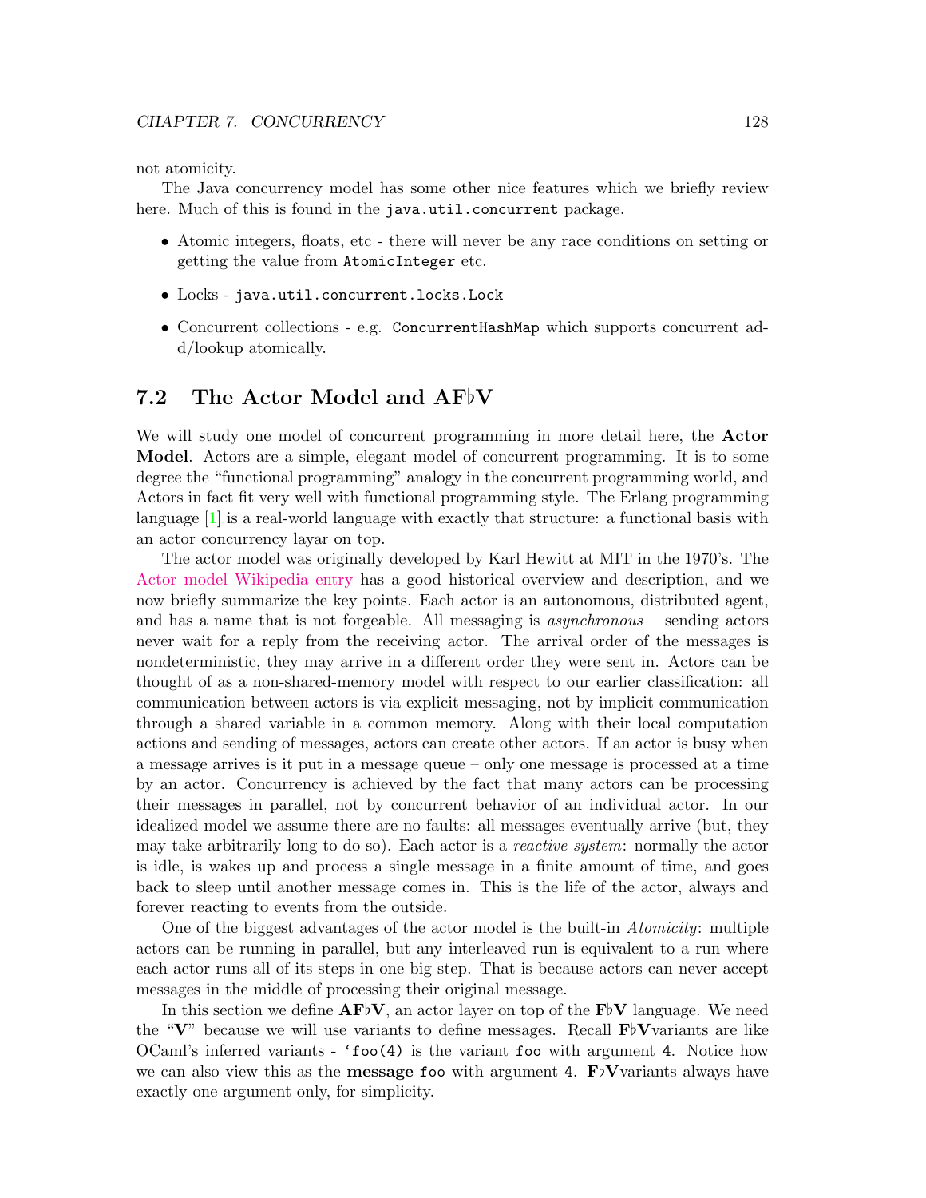not atomicity.

The Java concurrency model has some other nice features which we briefly review here. Much of this is found in the `java.util.concurrent` package.

- Atomic integers, floats, etc - there will never be any race conditions on setting or getting the value from `AtomicInteger` etc.
- Locks - `java.util.concurrent.locks.Lock`
- Concurrent collections - e.g. `ConcurrentHashMap` which supports concurrent add/lookup atomically.

## 7.2 The Actor Model and AF♭V

We will study one model of concurrent programming in more detail here, the **Actor Model**. Actors are a simple, elegant model of concurrent programming. It is to some degree the "functional programming" analogy in the concurrent programming world, and Actors in fact fit very well with functional programming style. The Erlang programming language [1] is a real-world language with exactly that structure: a functional basis with an actor concurrency layar on top.

The actor model was originally developed by Karl Hewitt at MIT in the 1970's. The Actor model Wikipedia entry has a good historical overview and description, and we now briefly summarize the key points. Each actor is an autonomous, distributed agent, and has a name that is not forgeable. All messaging is *asynchronous* – sending actors never wait for a reply from the receiving actor. The arrival order of the messages is nondeterministic, they may arrive in a different order they were sent in. Actors can be thought of as a non-shared-memory model with respect to our earlier classification: all communication between actors is via explicit messaging, not by implicit communication through a shared variable in a common memory. Along with their local computation actions and sending of messages, actors can create other actors. If an actor is busy when a message arrives is it put in a message queue – only one message is processed at a time by an actor. Concurrency is achieved by the fact that many actors can be processing their messages in parallel, not by concurrent behavior of an individual actor. In our idealized model we assume there are no faults: all messages eventually arrive (but, they may take arbitrarily long to do so). Each actor is a *reactive system*: normally the actor is idle, is wakes up and process a single message in a finite amount of time, and goes back to sleep until another message comes in. This is the life of the actor, always and forever reacting to events from the outside.

One of the biggest advantages of the actor model is the built-in *Atomicity*: multiple actors can be running in parallel, but any interleaved run is equivalent to a run where each actor runs all of its steps in one big step. That is because actors can never accept messages in the middle of processing their original message.

In this section we define **AF♭V**, an actor layer on top of the **F♭V** language. We need the "**V**" because we will use variants to define messages. Recall **F♭V**variants are like OCaml's inferred variants - `'foo(4)` is the variant `foo` with argument `4`. Notice how we can also view this as the **message** `foo` with argument `4`. **F♭V**variants always have exactly one argument only, for simplicity.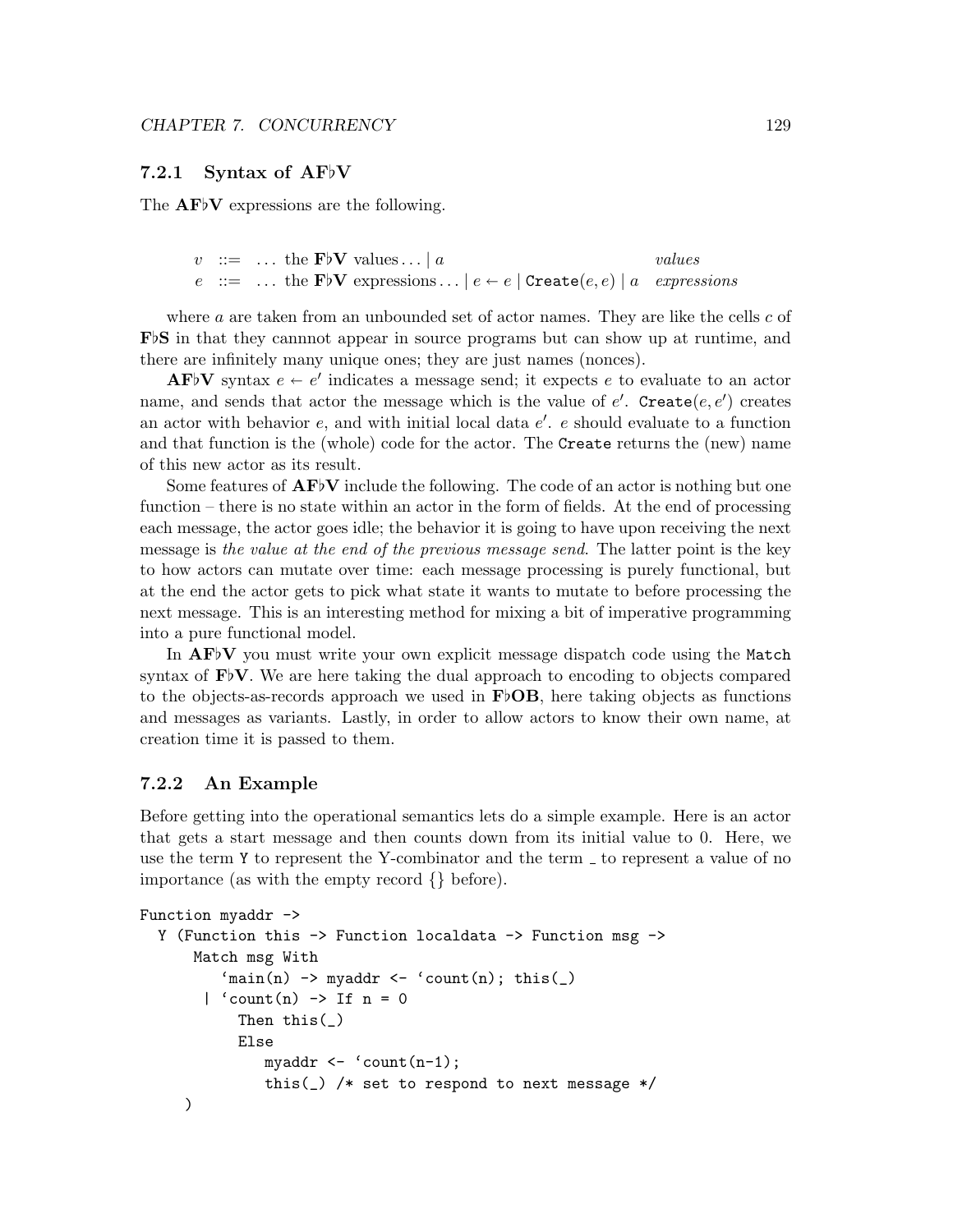### 7.2.1 Syntax of **AF♭V**

The **AF♭V** expressions are the following.

$$
\begin{array}{lcll}
v & ::= & \ldots \text{ the } \mathbf{F\flat V} \text{ values} \ldots \mid a & \textit{values} \\
e & ::= & \ldots \text{ the } \mathbf{F\flat V} \text{ expressions} \ldots \mid e \leftarrow e \mid \texttt{Create}(e, e) \mid a & \textit{expressions}
\end{array}
$$

where $a$ are taken from an unbounded set of actor names. They are like the cells $c$ of **F♭S** in that they cannnot appear in source programs but can show up at runtime, and there are infinitely many unique ones; they are just names (nonces).

**AF♭V** syntax $e \leftarrow e'$ indicates a message send; it expects $e$ to evaluate to an actor name, and sends that actor the message which is the value of $e'$. $\texttt{Create}(e, e')$ creates an actor with behavior $e$, and with initial local data $e'$. $e$ should evaluate to a function and that function is the (whole) code for the actor. The `Create` returns the (new) name of this new actor as its result.

Some features of **AF♭V** include the following. The code of an actor is nothing but one function – there is no state within an actor in the form of fields. At the end of processing each message, the actor goes idle; the behavior it is going to have upon receiving the next message is *the value at the end of the previous message send*. The latter point is the key to how actors can mutate over time: each message processing is purely functional, but at the end the actor gets to pick what state it wants to mutate to before processing the next message. This is an interesting method for mixing a bit of imperative programming into a pure functional model.

In **AF♭V** you must write your own explicit message dispatch code using the `Match` syntax of **F♭V**. We are here taking the dual approach to encoding to objects compared to the objects-as-records approach we used in **F♭OB**, here taking objects as functions and messages as variants. Lastly, in order to allow actors to know their own name, at creation time it is passed to them.

### 7.2.2 An Example

Before getting into the operational semantics lets do a simple example. Here is an actor that gets a start message and then counts down from its initial value to 0. Here, we use the term `Y` to represent the Y-combinator and the term `_` to represent a value of no importance (as with the empty record {} before).

```
Function myaddr ->
  Y (Function this -> Function localdata -> Function msg ->
      Match msg With
         `main(n) -> myaddr <- `count(n); this(_)
       | `count(n) -> If n = 0
           Then this(_)
           Else
              myaddr <- `count(n-1);
              this(_) /* set to respond to next message */
    )
```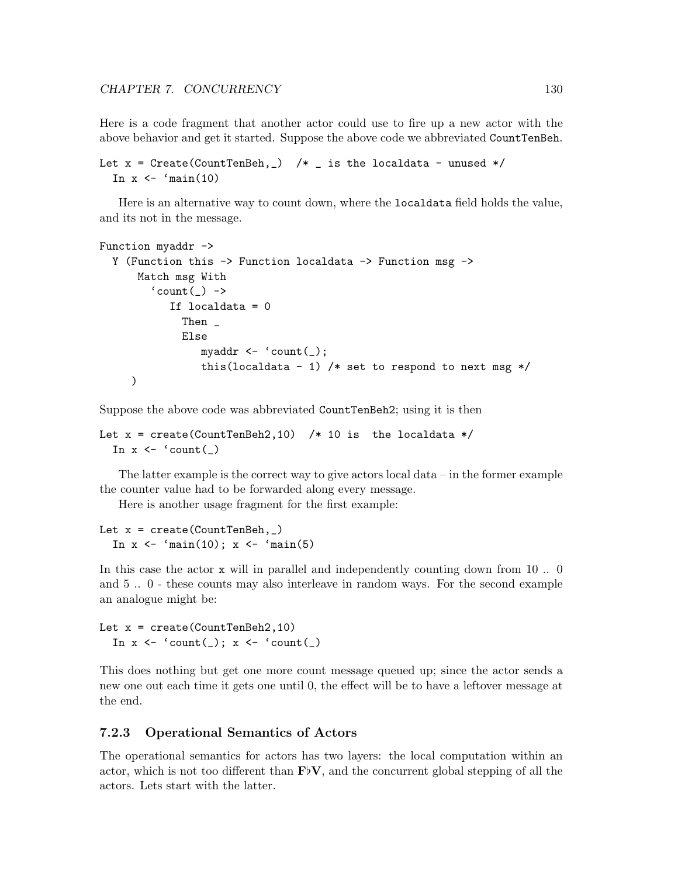Here is a code fragment that another actor could use to fire up a new actor with the above behavior and get it started. Suppose the above code we abbreviated `CountTenBeh`.

```
Let x = Create(CountTenBeh,_)  /* _ is the localdata - unused */
  In x <- `main(10)
```

Here is an alternative way to count down, where the `localdata` field holds the value, and its not in the message.

```
Function myaddr ->
  Y (Function this -> Function localdata -> Function msg ->
      Match msg With
        `count(_) ->
           If localdata = 0
             Then _
             Else
                myaddr <- `count(_);
                this(localdata - 1) /* set to respond to next msg */
     )
```

Suppose the above code was abbreviated `CountTenBeh2`; using it is then

```
Let x = create(CountTenBeh2,10)  /* 10 is  the localdata */
  In x <- `count(_)
```

The latter example is the correct way to give actors local data – in the former example the counter value had to be forwarded along every message.

Here is another usage fragment for the first example:

```
Let x = create(CountTenBeh,_)
  In x <- `main(10); x <- `main(5)
```

In this case the actor `x` will in parallel and independently counting down from 10 .. 0 and 5 .. 0 - these counts may also interleave in random ways. For the second example an analogue might be:

```
Let x = create(CountTenBeh2,10)
  In x <- `count(_); x <- `count(_)
```

This does nothing but get one more count message queued up; since the actor sends a new one out each time it gets one until 0, the effect will be to have a leftover message at the end.

### 7.2.3 Operational Semantics of Actors

The operational semantics for actors has two layers: the local computation within an actor, which is not too different than **F♭V**, and the concurrent global stepping of all the actors. Lets start with the latter.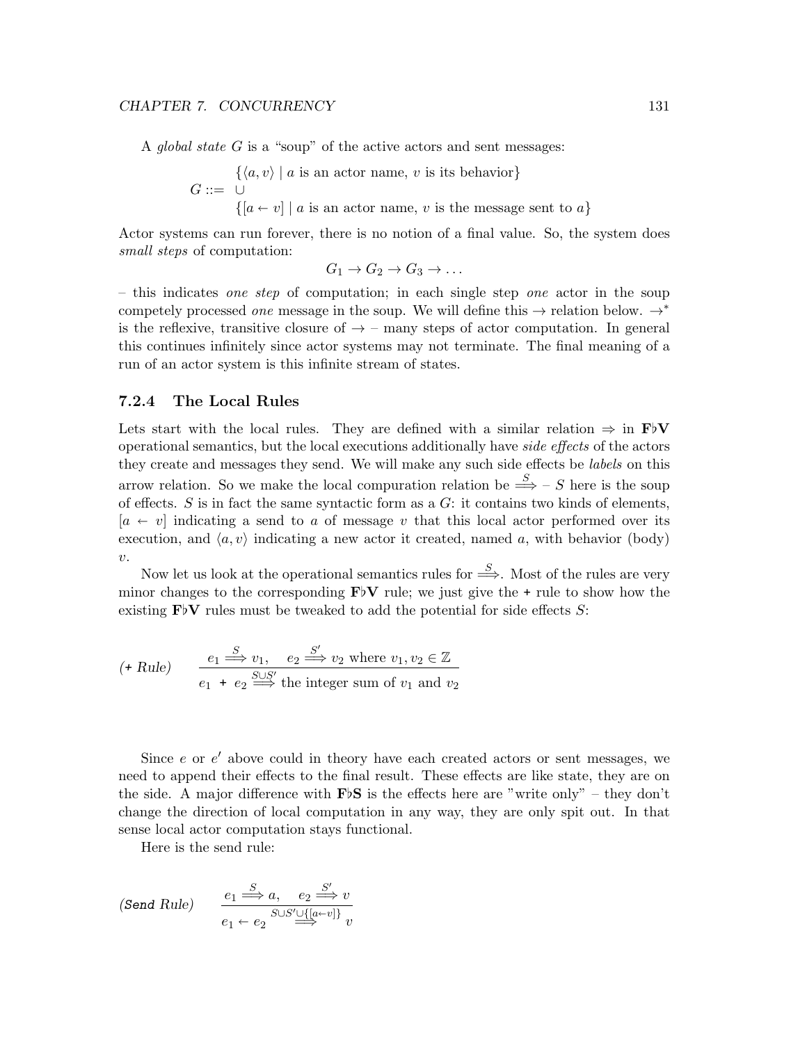A *global state* $G$ is a "soup" of the active actors and sent messages:

$$G ::= \begin{array}{l} \{\langle a, v\rangle \mid a \text{ is an actor name, } v \text{ is its behavior}\} \\ \cup \\ \{[a \leftarrow v] \mid a \text{ is an actor name, } v \text{ is the message sent to } a\} \end{array}$$

Actor systems can run forever, there is no notion of a final value. So, the system does *small steps* of computation:

$$G_1 \to G_2 \to G_3 \to \ldots$$

– this indicates *one step* of computation; in each single step *one* actor in the soup competely processed *one* message in the soup. We will define this $\to$ relation below. $\to^*$ is the reflexive, transitive closure of $\to$ – many steps of actor computation. In general this continues infinitely since actor systems may not terminate. The final meaning of a run of an actor system is this infinite stream of states.

### 7.2.4 The Local Rules

Lets start with the local rules. They are defined with a similar relation $\Rightarrow$ in **F♭V** operational semantics, but the local executions additionally have *side effects* of the actors they create and messages they send. We will make any such side effects be *labels* on this arrow relation. So we make the local compuration relation be $\overset{S}{\Longrightarrow}$ – $S$ here is the soup of effects. $S$ is in fact the same syntactic form as a $G$: it contains two kinds of elements, $[a \leftarrow v]$ indicating a send to $a$ of message $v$ that this local actor performed over its execution, and $\langle a, v\rangle$ indicating a new actor it created, named $a$, with behavior (body) $v$.

Now let us look at the operational semantics rules for $\overset{S}{\Longrightarrow}$. Most of the rules are very minor changes to the corresponding **F♭V** rule; we just give the `+` rule to show how the existing **F♭V** rules must be tweaked to add the potential for side effects $S$:

$$\textit{(+ Rule)} \qquad \frac{e_1 \overset{S}{\Longrightarrow} v_1, \quad e_2 \overset{S'}{\Longrightarrow} v_2 \text{ where } v_1, v_2 \in \mathbb{Z}}{e_1 \texttt{ + } e_2 \overset{S \cup S'}{\Longrightarrow} \text{the integer sum of } v_1 \text{ and } v_2}$$

Since $e$ or $e'$ above could in theory have each created actors or sent messages, we need to append their effects to the final result. These effects are like state, they are on the side. A major difference with **F♭S** is the effects here are "write only" – they don't change the direction of local computation in any way, they are only spit out. In that sense local actor computation stays functional.

Here is the send rule:

$$\textit{(}\texttt{Send}\textit{ Rule)} \qquad \frac{e_1 \overset{S}{\Longrightarrow} a, \quad e_2 \overset{S'}{\Longrightarrow} v}{e_1 \leftarrow e_2 \overset{S \cup S' \cup \{[a \leftarrow v]\}}{\Longrightarrow} v}$$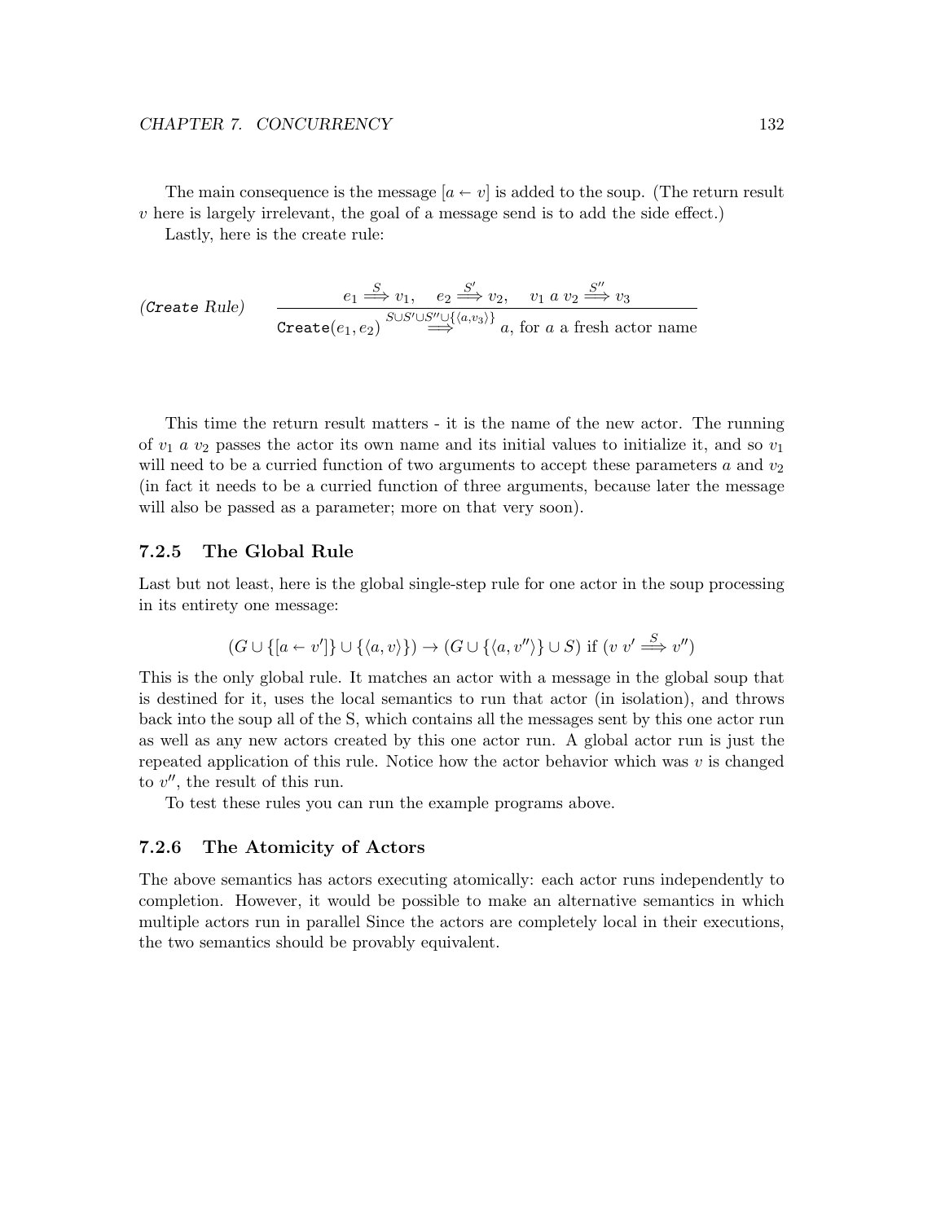The main consequence is the message $[a \leftarrow v]$ is added to the soup. (The return result $v$ here is largely irrelevant, the goal of a message send is to add the side effect.)

Lastly, here is the create rule:

$$\textit{(}\texttt{Create}\textit{ Rule)} \qquad \frac{e_1 \stackrel{S}{\Longrightarrow} v_1, \quad e_2 \stackrel{S'}{\Longrightarrow} v_2, \quad v_1\ a\ v_2 \stackrel{S''}{\Longrightarrow} v_3}{\texttt{Create}(e_1, e_2) \stackrel{S \cup S' \cup S'' \cup \{\langle a, v_3 \rangle\}}{\Longrightarrow} a, \text{ for } a \text{ a fresh actor name}}$$

This time the return result matters - it is the name of the new actor. The running of $v_1\ a\ v_2$ passes the actor its own name and its initial values to initialize it, and so $v_1$ will need to be a curried function of two arguments to accept these parameters $a$ and $v_2$ (in fact it needs to be a curried function of three arguments, because later the message will also be passed as a parameter; more on that very soon).

### 7.2.5 The Global Rule

Last but not least, here is the global single-step rule for one actor in the soup processing in its entirety one message:

$$(G \cup \{[a \leftarrow v']\} \cup \{\langle a, v \rangle\}) \rightarrow (G \cup \{\langle a, v'' \rangle\} \cup S) \text{ if } (v\ v' \stackrel{S}{\Longrightarrow} v'')$$

This is the only global rule. It matches an actor with a message in the global soup that is destined for it, uses the local semantics to run that actor (in isolation), and throws back into the soup all of the S, which contains all the messages sent by this one actor run as well as any new actors created by this one actor run. A global actor run is just the repeated application of this rule. Notice how the actor behavior which was $v$ is changed to $v''$, the result of this run.

To test these rules you can run the example programs above.

### 7.2.6 The Atomicity of Actors

The above semantics has actors executing atomically: each actor runs independently to completion. However, it would be possible to make an alternative semantics in which multiple actors run in parallel Since the actors are completely local in their executions, the two semantics should be provably equivalent.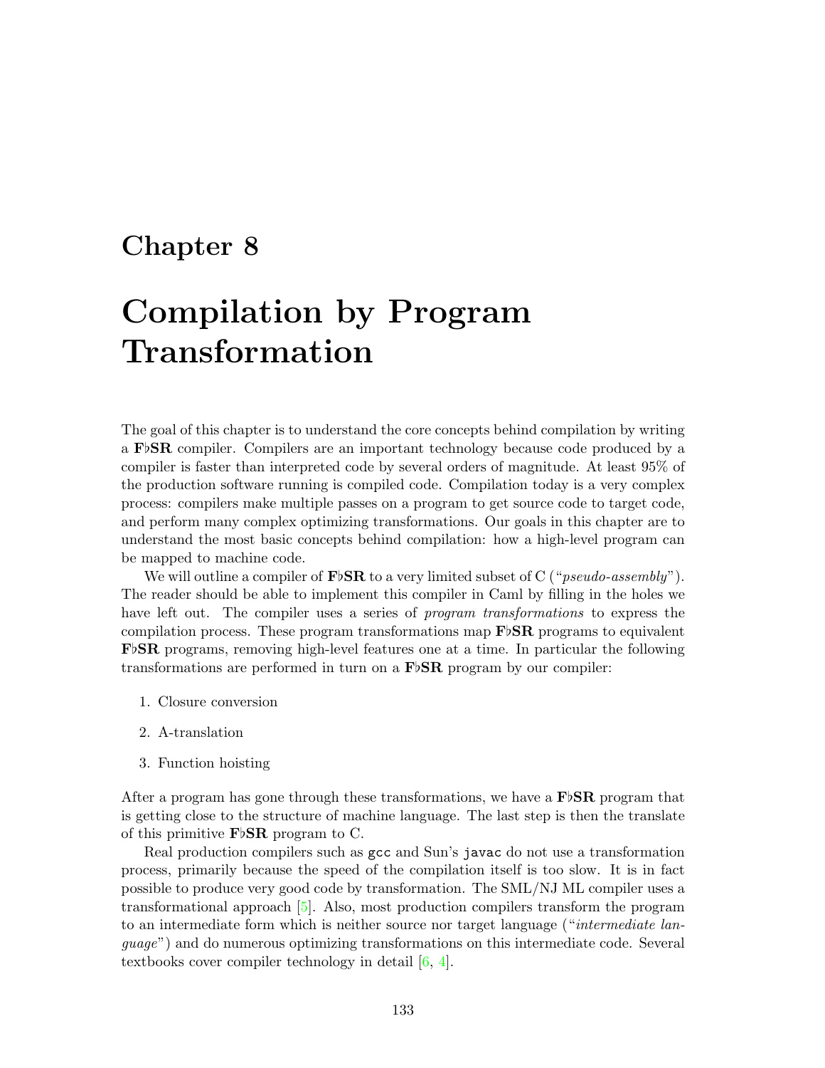# Chapter 8

# Compilation by Program Transformation

The goal of this chapter is to understand the core concepts behind compilation by writing a **F♭SR** compiler. Compilers are an important technology because code produced by a compiler is faster than interpreted code by several orders of magnitude. At least 95% of the production software running is compiled code. Compilation today is a very complex process: compilers make multiple passes on a program to get source code to target code, and perform many complex optimizing transformations. Our goals in this chapter are to understand the most basic concepts behind compilation: how a high-level program can be mapped to machine code.

We will outline a compiler of **F♭SR** to a very limited subset of C ("*pseudo-assembly*"). The reader should be able to implement this compiler in Caml by filling in the holes we have left out. The compiler uses a series of *program transformations* to express the compilation process. These program transformations map **F♭SR** programs to equivalent **F♭SR** programs, removing high-level features one at a time. In particular the following transformations are performed in turn on a **F♭SR** program by our compiler:

1. Closure conversion
2. A-translation
3. Function hoisting

After a program has gone through these transformations, we have a **F♭SR** program that is getting close to the structure of machine language. The last step is then the translate of this primitive **F♭SR** program to C.

Real production compilers such as `gcc` and Sun's `javac` do not use a transformation process, primarily because the speed of the compilation itself is too slow. It is in fact possible to produce very good code by transformation. The SML/NJ ML compiler uses a transformational approach [5]. Also, most production compilers transform the program to an intermediate form which is neither source nor target language ("*intermediate language*") and do numerous optimizing transformations on this intermediate code. Several textbooks cover compiler technology in detail [6, 4].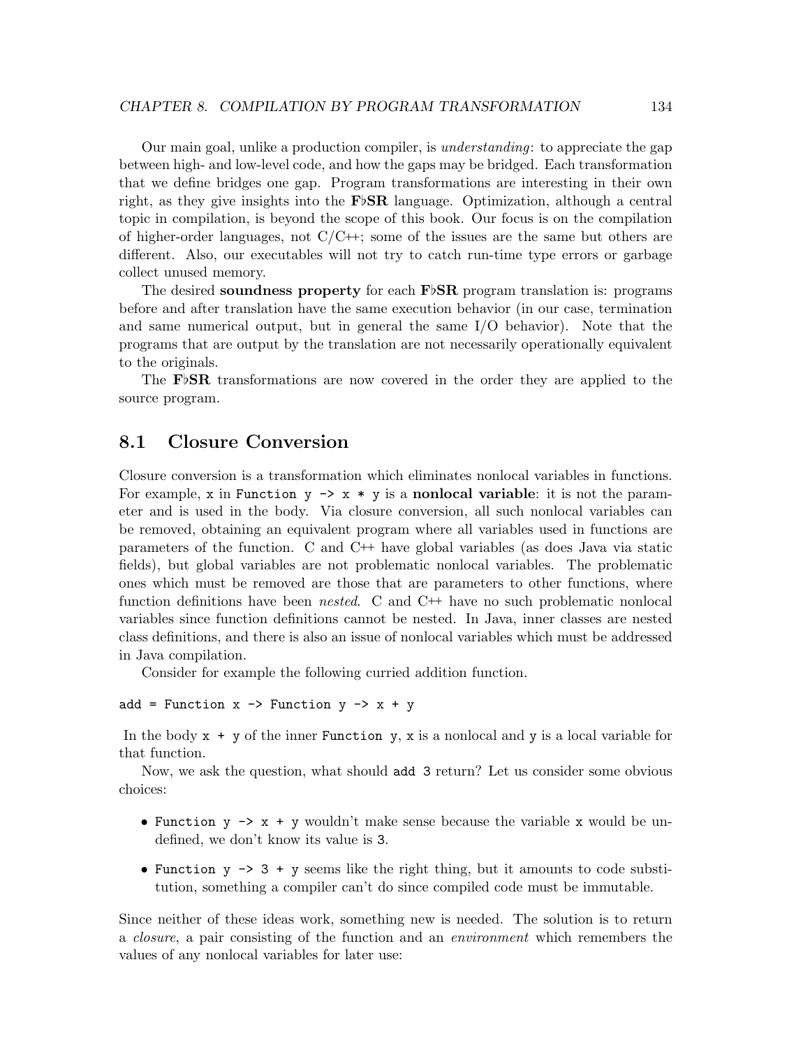Our main goal, unlike a production compiler, is *understanding*: to appreciate the gap between high- and low-level code, and how the gaps may be bridged. Each transformation that we define bridges one gap. Program transformations are interesting in their own right, as they give insights into the **F♭SR** language. Optimization, although a central topic in compilation, is beyond the scope of this book. Our focus is on the compilation of higher-order languages, not C/C++; some of the issues are the same but others are different. Also, our executables will not try to catch run-time type errors or garbage collect unused memory.

The desired **soundness property** for each **F♭SR** program translation is: programs before and after translation have the same execution behavior (in our case, termination and same numerical output, but in general the same I/O behavior). Note that the programs that are output by the translation are not necessarily operationally equivalent to the originals.

The **F♭SR** transformations are now covered in the order they are applied to the source program.

## 8.1 Closure Conversion

Closure conversion is a transformation which eliminates nonlocal variables in functions. For example, `x` in `Function y -> x * y` is a **nonlocal variable**: it is not the parameter and is used in the body. Via closure conversion, all such nonlocal variables can be removed, obtaining an equivalent program where all variables used in functions are parameters of the function. C and C++ have global variables (as does Java via static fields), but global variables are not problematic nonlocal variables. The problematic ones which must be removed are those that are parameters to other functions, where function definitions have been *nested*. C and C++ have no such problematic nonlocal variables since function definitions cannot be nested. In Java, inner classes are nested class definitions, and there is also an issue of nonlocal variables which must be addressed in Java compilation.

Consider for example the following curried addition function.

```
add = Function x -> Function y -> x + y
```

In the body `x + y` of the inner `Function y`, `x` is a nonlocal and `y` is a local variable for that function.

Now, we ask the question, what should `add 3` return? Let us consider some obvious choices:

- `Function y -> x + y` wouldn't make sense because the variable `x` would be undefined, we don't know its value is `3`.
- `Function y -> 3 + y` seems like the right thing, but it amounts to code substitution, something a compiler can't do since compiled code must be immutable.

Since neither of these ideas work, something new is needed. The solution is to return a *closure*, a pair consisting of the function and an *environment* which remembers the values of any nonlocal variables for later use: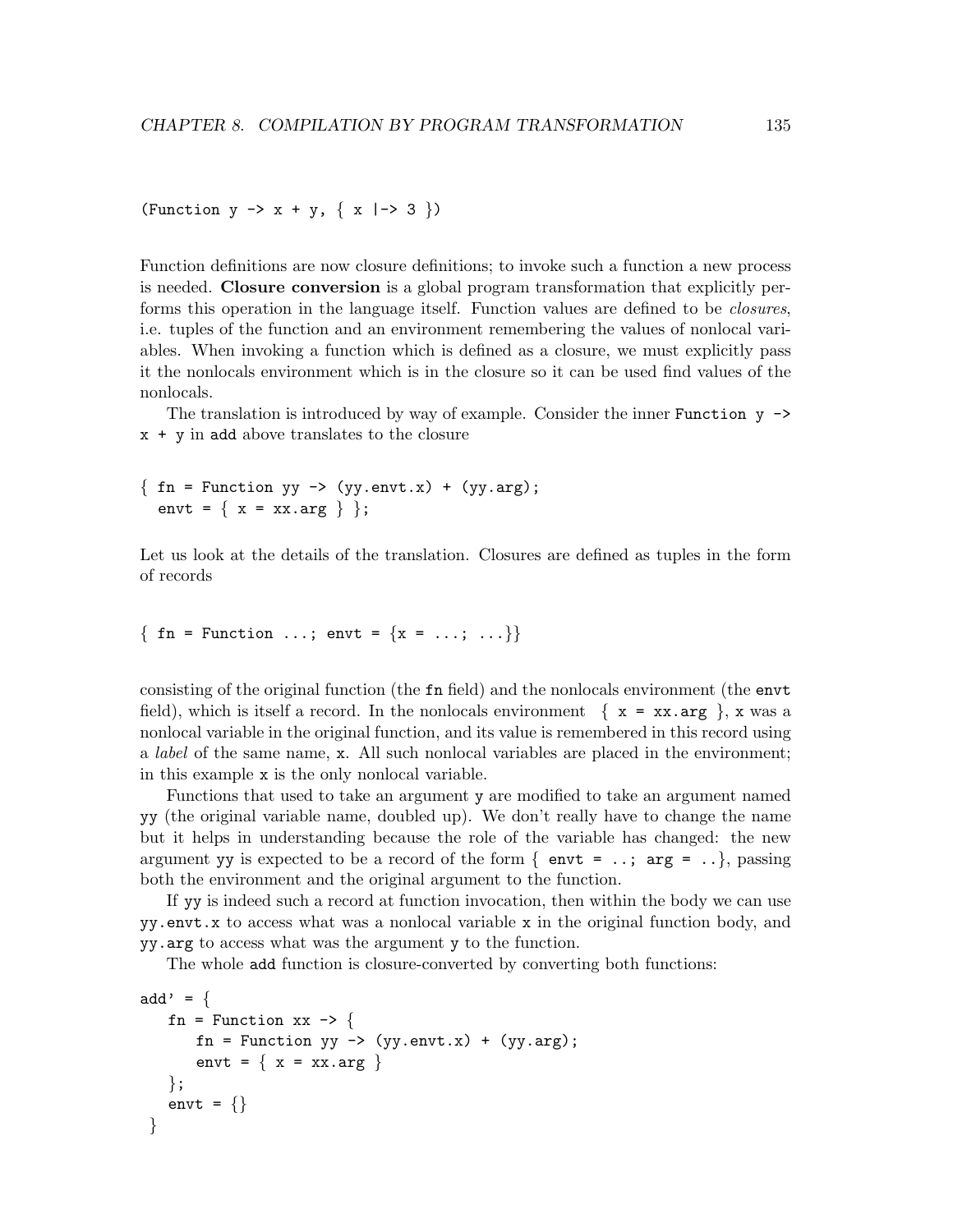```
(Function y -> x + y, { x |-> 3 })
```

Function definitions are now closure definitions; to invoke such a function a new process is needed. **Closure conversion** is a global program transformation that explicitly performs this operation in the language itself. Function values are defined to be *closures*, i.e. tuples of the function and an environment remembering the values of nonlocal variables. When invoking a function which is defined as a closure, we must explicitly pass it the nonlocals environment which is in the closure so it can be used find values of the nonlocals.

The translation is introduced by way of example. Consider the inner `Function y -> x + y` in `add` above translates to the closure

```
{ fn = Function yy -> (yy.envt.x) + (yy.arg);
  envt = { x = xx.arg } };
```

Let us look at the details of the translation. Closures are defined as tuples in the form of records

```
{ fn = Function ...; envt = {x = ...; ...}}
```

consisting of the original function (the `fn` field) and the nonlocals environment (the `envt` field), which is itself a record. In the nonlocals environment `{ x = xx.arg }`, `x` was a nonlocal variable in the original function, and its value is remembered in this record using a *label* of the same name, `x`. All such nonlocal variables are placed in the environment; in this example `x` is the only nonlocal variable.

Functions that used to take an argument `y` are modified to take an argument named `yy` (the original variable name, doubled up). We don't really have to change the name but it helps in understanding because the role of the variable has changed: the new argument `yy` is expected to be a record of the form `{ envt = ..; arg = ..}`, passing both the environment and the original argument to the function.

If `yy` is indeed such a record at function invocation, then within the body we can use `yy.envt.x` to access what was a nonlocal variable `x` in the original function body, and `yy.arg` to access what was the argument `y` to the function.

The whole `add` function is closure-converted by converting both functions:

```
add' = {
   fn = Function xx -> {
      fn = Function yy -> (yy.envt.x) + (yy.arg);
      envt = { x = xx.arg }
   };
   envt = {}
 }
```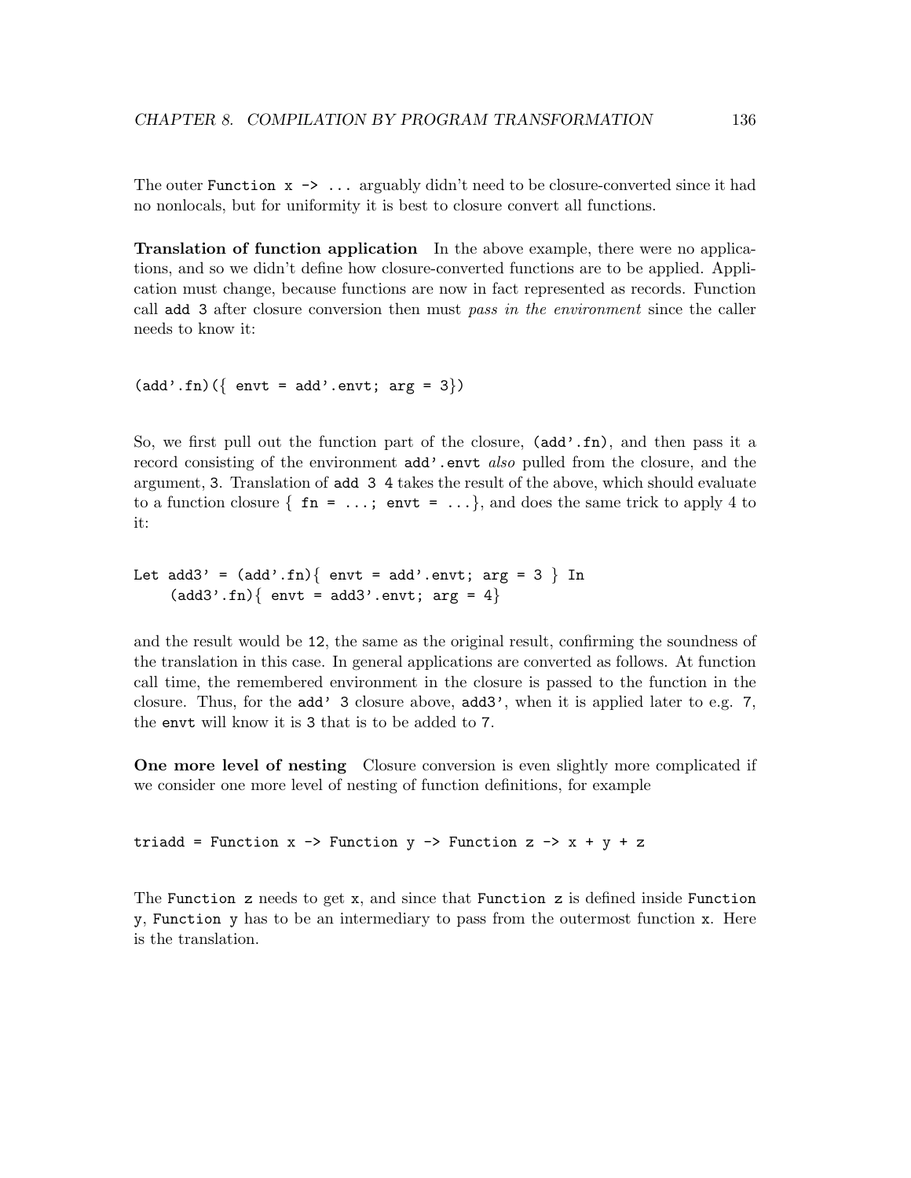The outer `Function x -> ...` arguably didn't need to be closure-converted since it had no nonlocals, but for uniformity it is best to closure convert all functions.

**Translation of function application** In the above example, there were no applications, and so we didn't define how closure-converted functions are to be applied. Application must change, because functions are now in fact represented as records. Function call `add 3` after closure conversion then must *pass in the environment* since the caller needs to know it:

```
(add'.fn)({ envt = add'.envt; arg = 3})
```

So, we first pull out the function part of the closure, `(add'.fn)`, and then pass it a record consisting of the environment `add'.envt` *also* pulled from the closure, and the argument, `3`. Translation of `add 3 4` takes the result of the above, which should evaluate to a function closure `{ fn = ...; envt = ...}`, and does the same trick to apply 4 to it:

```
Let add3' = (add'.fn){ envt = add'.envt; arg = 3 } In
     (add3'.fn){ envt = add3'.envt; arg = 4}
```

and the result would be `12`, the same as the original result, confirming the soundness of the translation in this case. In general applications are converted as follows. At function call time, the remembered environment in the closure is passed to the function in the closure. Thus, for the `add' 3` closure above, `add3'`, when it is applied later to e.g. `7`, the `envt` will know it is `3` that is to be added to `7`.

**One more level of nesting** Closure conversion is even slightly more complicated if we consider one more level of nesting of function definitions, for example

```
triadd = Function x -> Function y -> Function z -> x + y + z
```

The `Function z` needs to get `x`, and since that `Function z` is defined inside `Function y`, `Function y` has to be an intermediary to pass from the outermost function `x`. Here is the translation.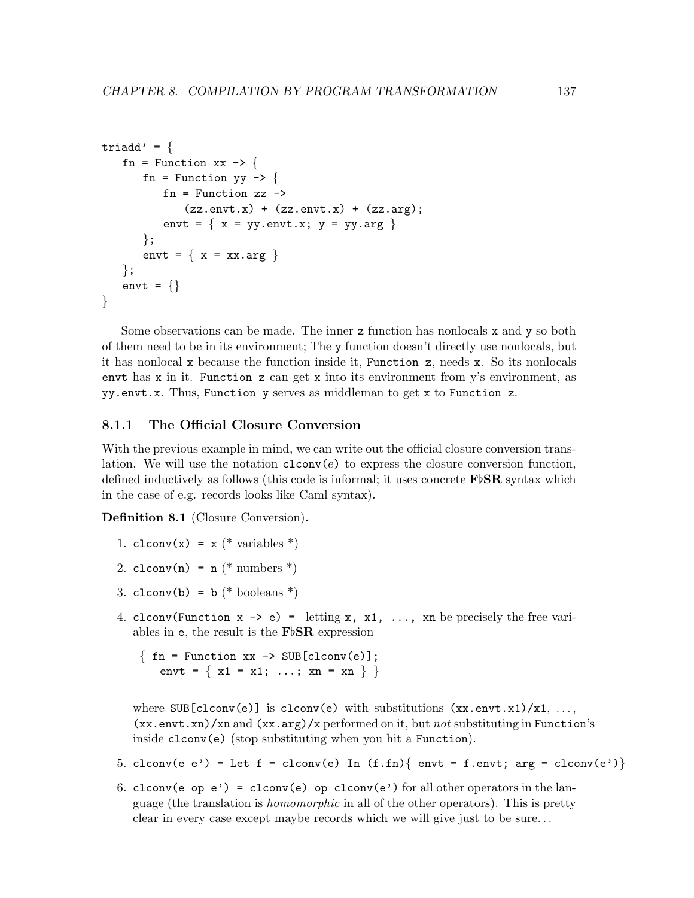```
triadd' = {
   fn = Function xx -> {
      fn = Function yy -> {
         fn = Function zz ->
            (zz.envt.x) + (zz.envt.x) + (zz.arg);
         envt = { x = yy.envt.x; y = yy.arg }
      };
      envt = { x = xx.arg }
   };
   envt = {}
}
```

Some observations can be made. The inner `z` function has nonlocals `x` and `y` so both of them need to be in its environment; The `y` function doesn't directly use nonlocals, but it has nonlocal `x` because the function inside it, `Function z`, needs `x`. So its nonlocals `envt` has `x` in it. `Function z` can get `x` into its environment from y's environment, as `yy.envt.x`. Thus, `Function y` serves as middleman to get `x` to `Function z`.

### 8.1.1 The Official Closure Conversion

With the previous example in mind, we can write out the official closure conversion translation. We will use the notation `clconv(`*e*`)` to express the closure conversion function, defined inductively as follows (this code is informal; it uses concrete **F♭SR** syntax which in the case of e.g. records looks like Caml syntax).

**Definition 8.1** (Closure Conversion)**.**

1. `clconv(x) = x` (* variables *)
2. `clconv(n) = n` (* numbers *)
3. `clconv(b) = b` (* booleans *)
4. `clconv(Function x -> e) =` letting `x, x1, ..., xn` be precisely the free variables in `e`, the result is the **F♭SR** expression

   ```
   { fn = Function xx -> SUB[clconv(e)];
      envt = { x1 = x1; ...; xn = xn } }
   ```

   where `SUB[clconv(e)]` is `clconv(e)` with substitutions `(xx.envt.x1)/x1`, ..., `(xx.envt.xn)/xn` and `(xx.arg)/x` performed on it, but *not* substituting in `Function`'s inside `clconv(e)` (stop substituting when you hit a `Function`).

5. `clconv(e e') = Let f = clconv(e) In (f.fn){ envt = f.envt; arg = clconv(e')}`
6. `clconv(e op e') = clconv(e) op clconv(e')` for all other operators in the language (the translation is *homomorphic* in all of the other operators). This is pretty clear in every case except maybe records which we will give just to be sure...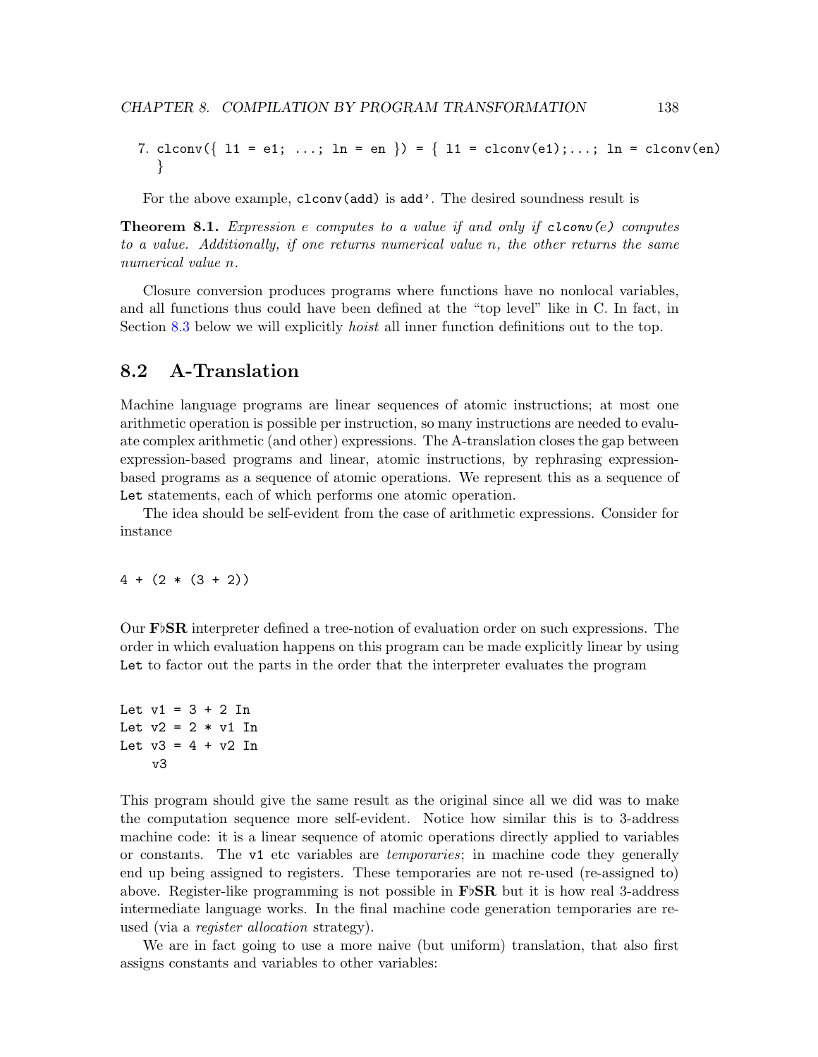7. `clconv({ l1 = e1; ...; ln = en }) = { l1 = clconv(e1);...; ln = clconv(en) }`

For the above example, `clconv(add)` is `add'`. The desired soundness result is

**Theorem 8.1.** *Expression e computes to a value if and only if `clconv(e)` computes to a value. Additionally, if one returns numerical value n, the other returns the same numerical value n.*

Closure conversion produces programs where functions have no nonlocal variables, and all functions thus could have been defined at the "top level" like in C. In fact, in Section 8.3 below we will explicitly *hoist* all inner function definitions out to the top.

## 8.2 A-Translation

Machine language programs are linear sequences of atomic instructions; at most one arithmetic operation is possible per instruction, so many instructions are needed to evaluate complex arithmetic (and other) expressions. The A-translation closes the gap between expression-based programs and linear, atomic instructions, by rephrasing expression-based programs as a sequence of atomic operations. We represent this as a sequence of `Let` statements, each of which performs one atomic operation.

The idea should be self-evident from the case of arithmetic expressions. Consider for instance

```
4 + (2 * (3 + 2))
```

Our **F♭SR** interpreter defined a tree-notion of evaluation order on such expressions. The order in which evaluation happens on this program can be made explicitly linear by using `Let` to factor out the parts in the order that the interpreter evaluates the program

```
Let v1 = 3 + 2 In
Let v2 = 2 * v1 In
Let v3 = 4 + v2 In
    v3
```

This program should give the same result as the original since all we did was to make the computation sequence more self-evident. Notice how similar this is to 3-address machine code: it is a linear sequence of atomic operations directly applied to variables or constants. The `v1` etc variables are *temporaries*; in machine code they generally end up being assigned to registers. These temporaries are not re-used (re-assigned to) above. Register-like programming is not possible in **F♭SR** but it is how real 3-address intermediate language works. In the final machine code generation temporaries are re-used (via a *register allocation* strategy).

We are in fact going to use a more naive (but uniform) translation, that also first assigns constants and variables to other variables: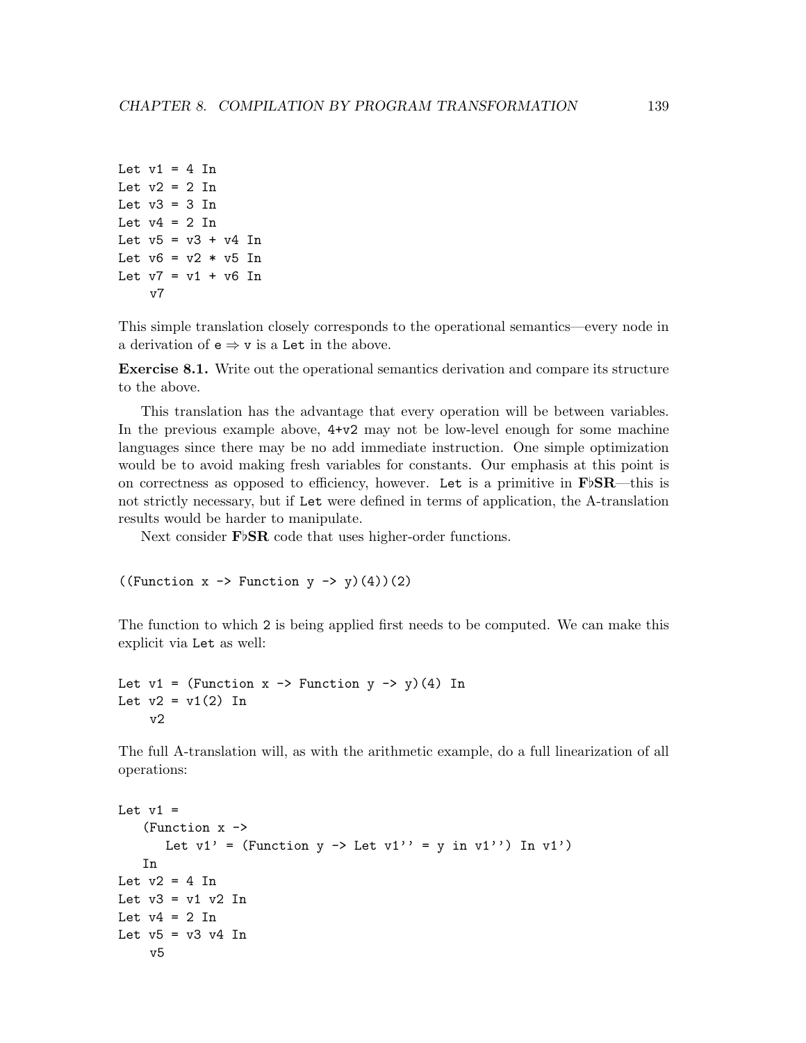```
Let v1 = 4 In
Let v2 = 2 In
Let v3 = 3 In
Let v4 = 2 In
Let v5 = v3 + v4 In
Let v6 = v2 * v5 In
Let v7 = v1 + v6 In
    v7
```

This simple translation closely corresponds to the operational semantics—every node in a derivation of $\texttt{e} \Rightarrow \texttt{v}$ is a `Let` in the above.

**Exercise 8.1.** Write out the operational semantics derivation and compare its structure to the above.

This translation has the advantage that every operation will be between variables. In the previous example above, `4+v2` may not be low-level enough for some machine languages since there may be no add immediate instruction. One simple optimization would be to avoid making fresh variables for constants. Our emphasis at this point is on correctness as opposed to efficiency, however. `Let` is a primitive in **F♭SR**—this is not strictly necessary, but if `Let` were defined in terms of application, the A-translation results would be harder to manipulate.

Next consider **F♭SR** code that uses higher-order functions.

```
((Function x -> Function y -> y)(4))(2)
```

The function to which `2` is being applied first needs to be computed. We can make this explicit via `Let` as well:

```
Let v1 = (Function x -> Function y -> y)(4) In
Let v2 = v1(2) In
     v2
```

The full A-translation will, as with the arithmetic example, do a full linearization of all operations:

```
Let v1 =
   (Function x ->
      Let v1' = (Function y -> Let v1'' = y in v1'') In v1')
   In
Let v2 = 4 In
Let v3 = v1 v2 In
Let v4 = 2 In
Let v5 = v3 v4 In
     v5
```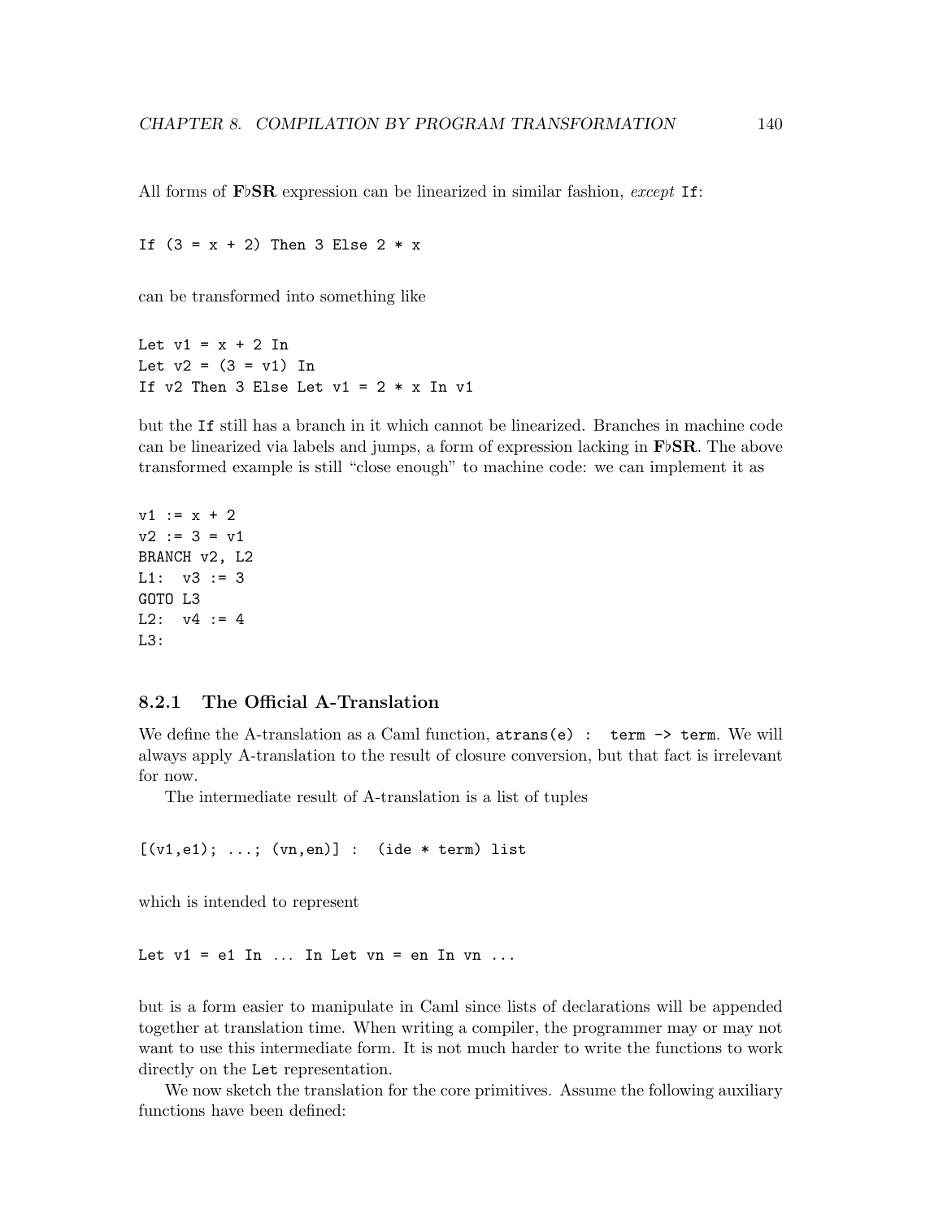All forms of **F♭SR** expression can be linearized in similar fashion, *except* `If`:

```
If (3 = x + 2) Then 3 Else 2 * x
```

can be transformed into something like

```
Let v1 = x + 2 In
Let v2 = (3 = v1) In
If v2 Then 3 Else Let v1 = 2 * x In v1
```

but the `If` still has a branch in it which cannot be linearized. Branches in machine code can be linearized via labels and jumps, a form of expression lacking in **F♭SR**. The above transformed example is still "close enough" to machine code: we can implement it as

```
v1 := x + 2
v2 := 3 = v1
BRANCH v2, L2
L1:  v3 := 3
GOTO L3
L2:  v4 := 4
L3:
```

### 8.2.1 The Official A-Translation

We define the A-translation as a Caml function, `atrans(e) :  term -> term`. We will always apply A-translation to the result of closure conversion, but that fact is irrelevant for now.

The intermediate result of A-translation is a list of tuples

```
[(v1,e1); ...; (vn,en)] :  (ide * term) list
```

which is intended to represent

```
Let v1 = e1 In ... In Let vn = en In vn ...
```

but is a form easier to manipulate in Caml since lists of declarations will be appended together at translation time. When writing a compiler, the programmer may or may not want to use this intermediate form. It is not much harder to write the functions to work directly on the `Let` representation.

We now sketch the translation for the core primitives. Assume the following auxiliary functions have been defined: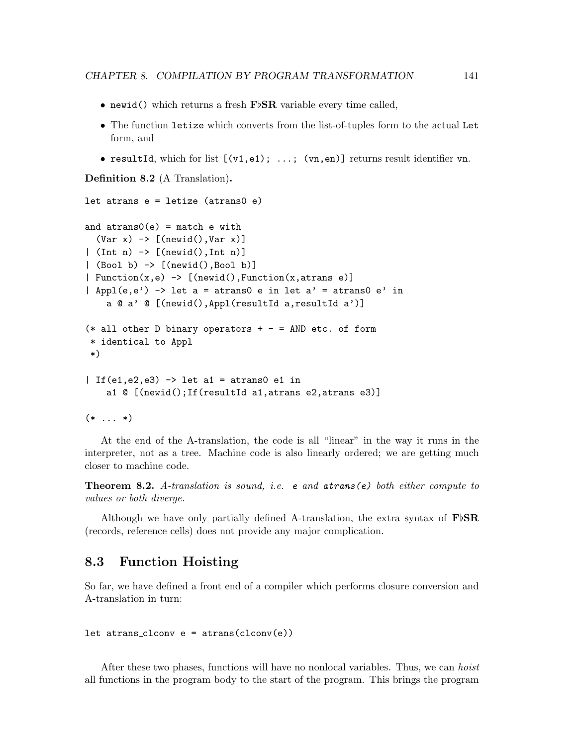- `newid()` which returns a fresh **F♭SR** variable every time called,
- The function `letize` which converts from the list-of-tuples form to the actual `Let` form, and
- `resultId`, which for list `[(v1,e1); ...; (vn,en)]` returns result identifier `vn`.

**Definition 8.2** (A Translation)**.**

```
let atrans e = letize (atrans0 e)

and atrans0(e) = match e with
  (Var x) -> [(newid(),Var x)]
| (Int n) -> [(newid(),Int n)]
| (Bool b) -> [(newid(),Bool b)]
| Function(x,e) -> [(newid(),Function(x,atrans e)]
| Appl(e,e') -> let a = atrans0 e in let a' = atrans0 e' in
    a @ a' @ [(newid(),Appl(resultId a,resultId a')]

(* all other D binary operators + - = AND etc. of form
 * identical to Appl
 *)

| If(e1,e2,e3) -> let a1 = atrans0 e1 in
    a1 @ [(newid();If(resultId a1,atrans e2,atrans e3)]

(* ... *)
```

At the end of the A-translation, the code is all "linear" in the way it runs in the interpreter, not as a tree. Machine code is also linearly ordered; we are getting much closer to machine code.

**Theorem 8.2.** *A-translation is sound, i.e.* `e` *and* `atrans(e)` *both either compute to values or both diverge.*

Although we have only partially defined A-translation, the extra syntax of **F♭SR** (records, reference cells) does not provide any major complication.

## 8.3 Function Hoisting

So far, we have defined a front end of a compiler which performs closure conversion and A-translation in turn:

```
let atrans_clconv e = atrans(clconv(e))
```

After these two phases, functions will have no nonlocal variables. Thus, we can *hoist* all functions in the program body to the start of the program. This brings the program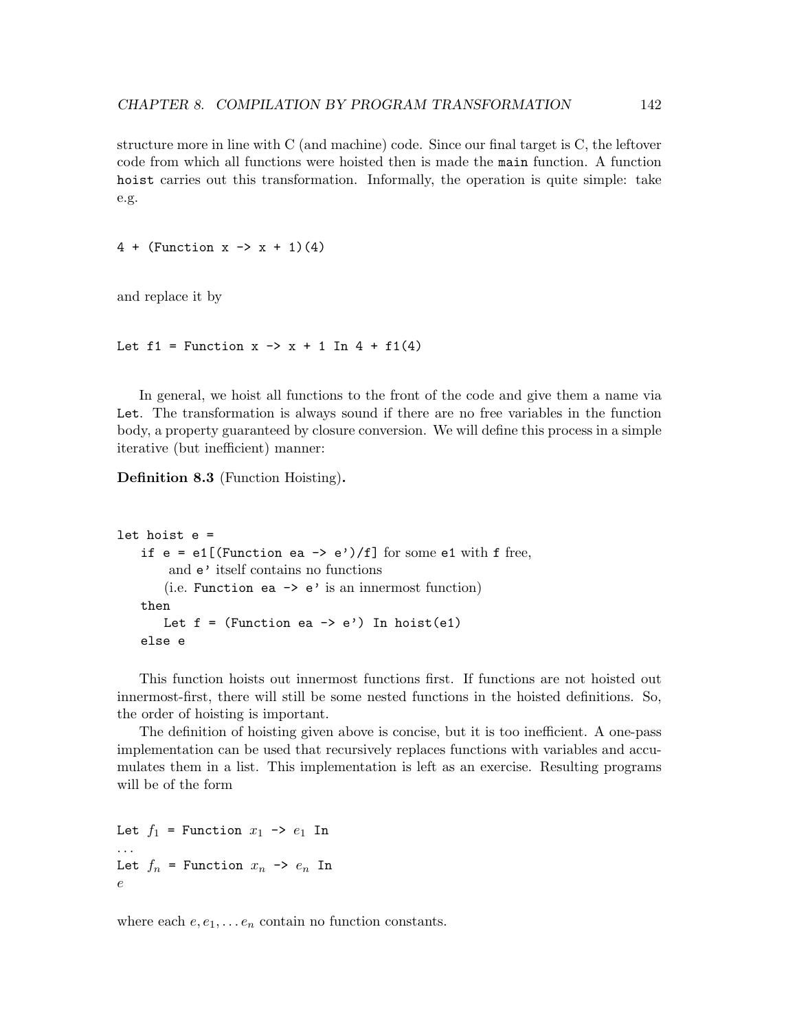structure more in line with C (and machine) code. Since our final target is C, the leftover code from which all functions were hoisted then is made the `main` function. A function `hoist` carries out this transformation. Informally, the operation is quite simple: take e.g.

```
4 + (Function x -> x + 1)(4)
```

and replace it by

```
Let f1 = Function x -> x + 1 In 4 + f1(4)
```

In general, we hoist all functions to the front of the code and give them a name via `Let`. The transformation is always sound if there are no free variables in the function body, a property guaranteed by closure conversion. We will define this process in a simple iterative (but inefficient) manner:

**Definition 8.3** (Function Hoisting)**.**

```
let hoist e =
   if e = e1[(Function ea -> e')/f] for some e1 with f free,
       and e' itself contains no functions
      (i.e. Function ea -> e' is an innermost function)
   then
      Let f = (Function ea -> e') In hoist(e1)
   else e
```

This function hoists out innermost functions first. If functions are not hoisted out innermost-first, there will still be some nested functions in the hoisted definitions. So, the order of hoisting is important.

The definition of hoisting given above is concise, but it is too inefficient. A one-pass implementation can be used that recursively replaces functions with variables and accumulates them in a list. This implementation is left as an exercise. Resulting programs will be of the form

Let $f_1$ = Function $x_1$ -> $e_1$ In  
...  
Let $f_n$ = Function $x_n$ -> $e_n$ In  
$e$

where each $e, e_1, \ldots e_n$ contain no function constants.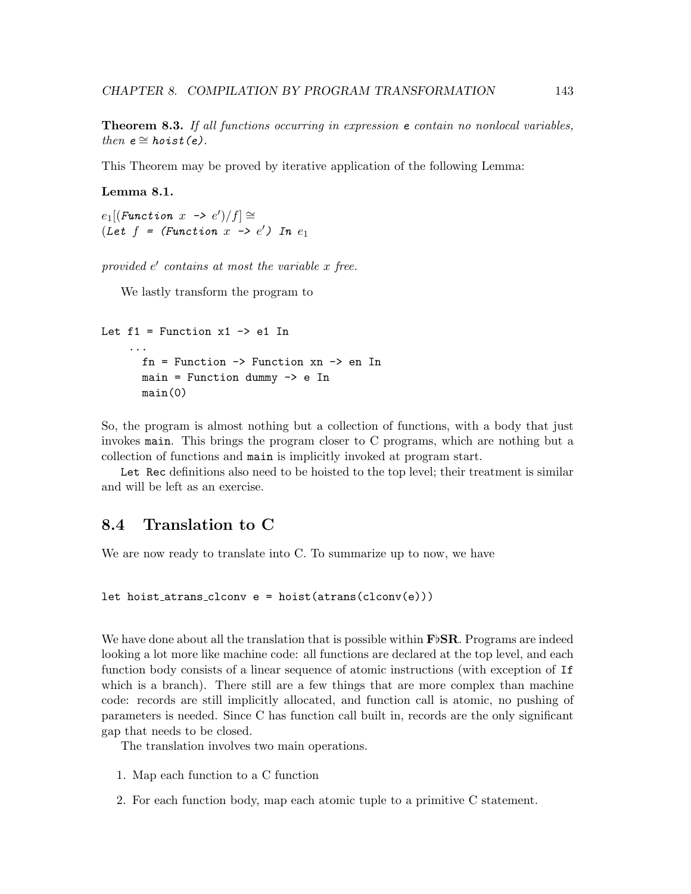**Theorem 8.3.** *If all functions occurring in expression* `e` *contain no nonlocal variables, then* `e` $\cong$ `hoist(e)`*.*

This Theorem may be proved by iterative application of the following Lemma:

**Lemma 8.1.**

$e_1[($`Function` $x$ `->` $e')/f] \cong$
`(Let` $f$ `= (Function` $x$ `->` $e'$`) In` $e_1$

*provided $e'$ contains at most the variable $x$ free.*

We lastly transform the program to

```
Let f1 = Function x1 -> e1 In
    ...
      fn = Function -> Function xn -> en In
      main = Function dummy -> e In
      main(0)
```

So, the program is almost nothing but a collection of functions, with a body that just invokes `main`. This brings the program closer to C programs, which are nothing but a collection of functions and `main` is implicitly invoked at program start.

`Let Rec` definitions also need to be hoisted to the top level; their treatment is similar and will be left as an exercise.

## 8.4 Translation to C

We are now ready to translate into C. To summarize up to now, we have

```
let hoist_atrans_clconv e = hoist(atrans(clconv(e)))
```

We have done about all the translation that is possible within **F♭SR**. Programs are indeed looking a lot more like machine code: all functions are declared at the top level, and each function body consists of a linear sequence of atomic instructions (with exception of `If` which is a branch). There still are a few things that are more complex than machine code: records are still implicitly allocated, and function call is atomic, no pushing of parameters is needed. Since C has function call built in, records are the only significant gap that needs to be closed.

The translation involves two main operations.

1. Map each function to a C function
2. For each function body, map each atomic tuple to a primitive C statement.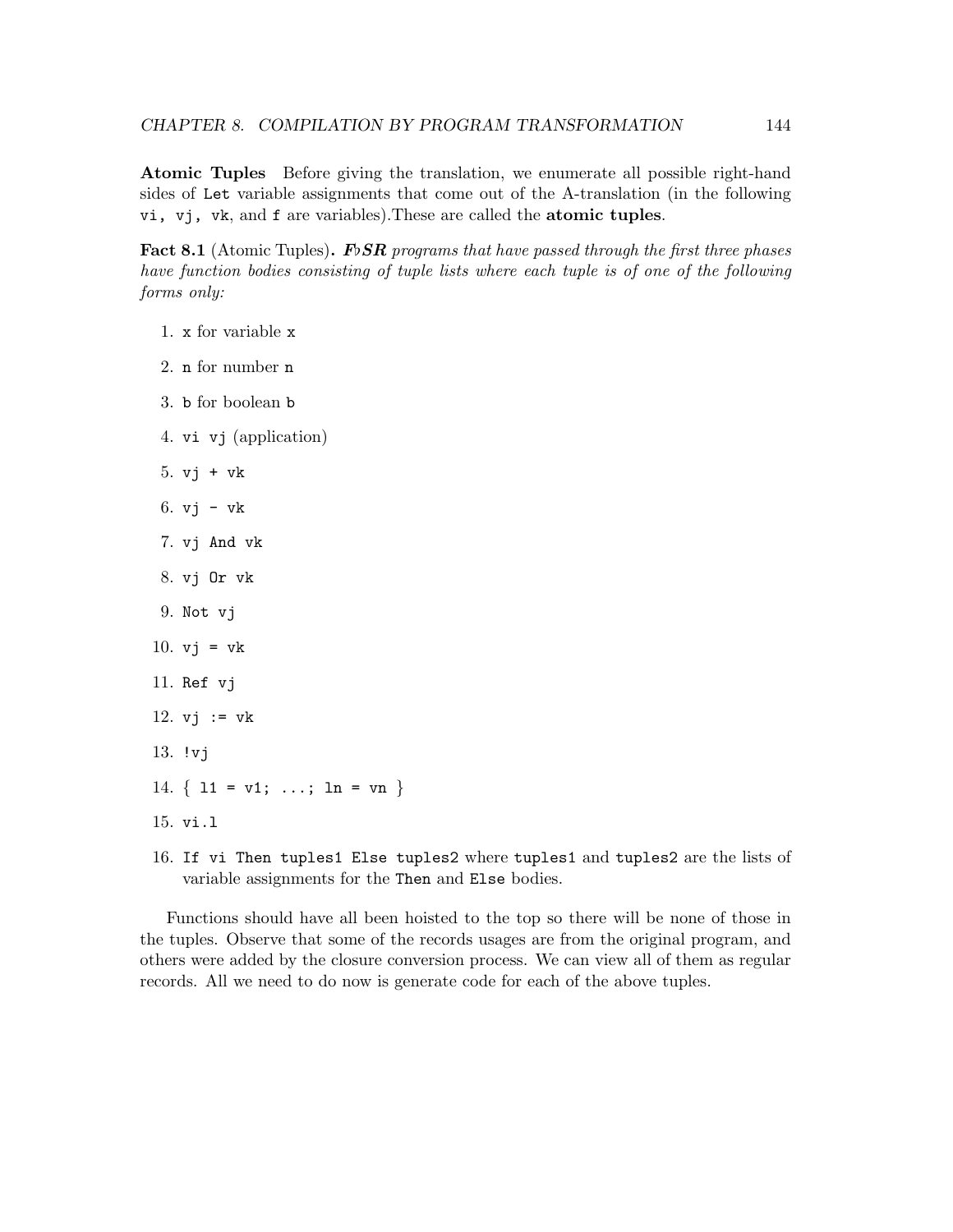**Atomic Tuples** Before giving the translation, we enumerate all possible right-hand sides of `Let` variable assignments that come out of the A-translation (in the following `vi, vj, vk`, and `f` are variables).These are called the **atomic tuples**.

**Fact 8.1** (Atomic Tuples)**.** ***F♭SR*** *programs that have passed through the first three phases have function bodies consisting of tuple lists where each tuple is of one of the following forms only:*

1. `x` for variable `x`
2. `n` for number `n`
3. `b` for boolean `b`
4. `vi vj` (application)
5. `vj + vk`
6. `vj - vk`
7. `vj And vk`
8. `vj Or vk`
9. `Not vj`
10. `vj = vk`
11. `Ref vj`
12. `vj := vk`
13. `!vj`
14. `{ l1 = v1; ...; ln = vn }`
15. `vi.l`
16. `If vi Then tuples1 Else tuples2` where `tuples1` and `tuples2` are the lists of variable assignments for the `Then` and `Else` bodies.

Functions should have all been hoisted to the top so there will be none of those in the tuples. Observe that some of the records usages are from the original program, and others were added by the closure conversion process. We can view all of them as regular records. All we need to do now is generate code for each of the above tuples.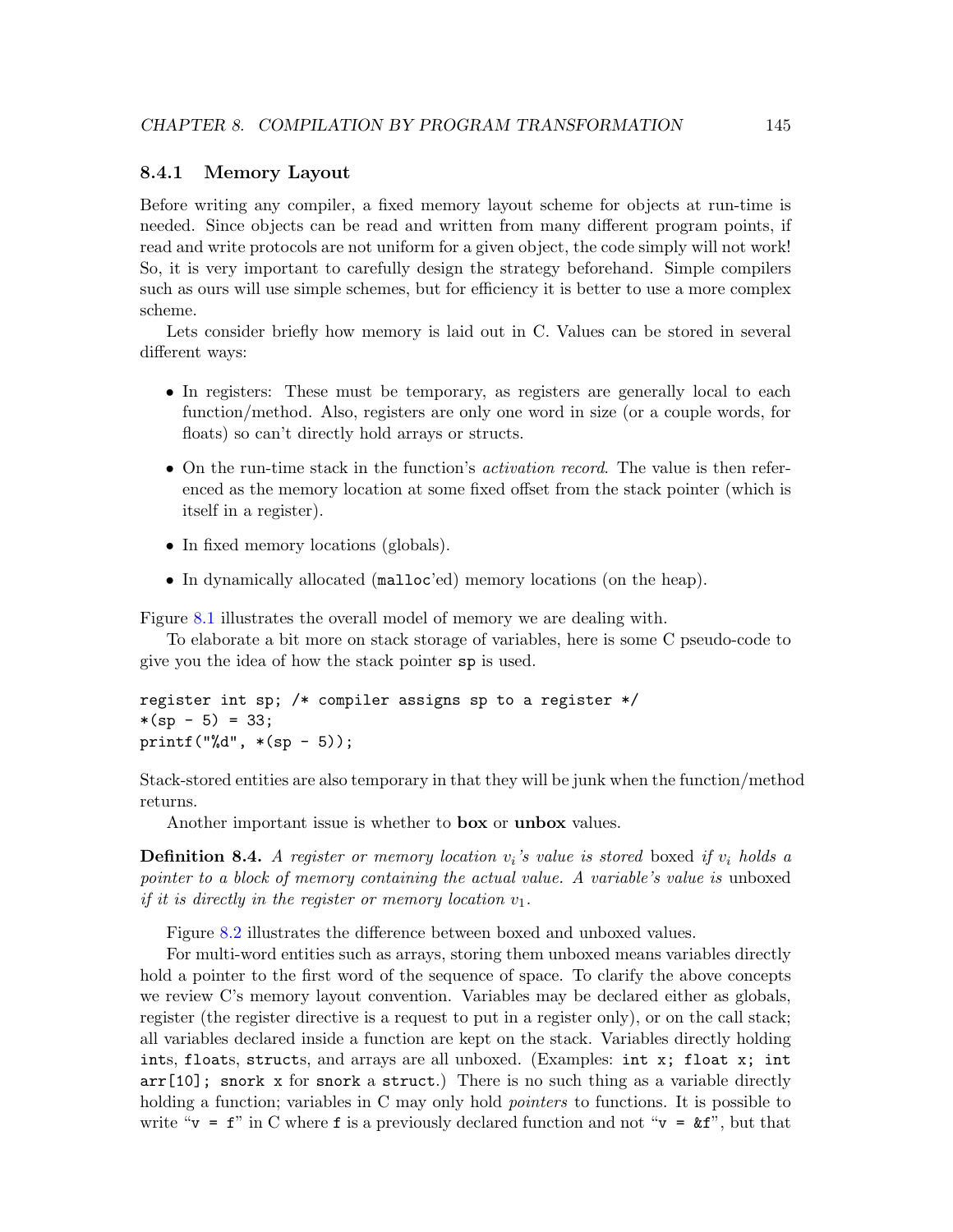### 8.4.1 Memory Layout

Before writing any compiler, a fixed memory layout scheme for objects at run-time is needed. Since objects can be read and written from many different program points, if read and write protocols are not uniform for a given object, the code simply will not work! So, it is very important to carefully design the strategy beforehand. Simple compilers such as ours will use simple schemes, but for efficiency it is better to use a more complex scheme.

Lets consider briefly how memory is laid out in C. Values can be stored in several different ways:

- In registers: These must be temporary, as registers are generally local to each function/method. Also, registers are only one word in size (or a couple words, for floats) so can't directly hold arrays or structs.
- On the run-time stack in the function's *activation record*. The value is then referenced as the memory location at some fixed offset from the stack pointer (which is itself in a register).
- In fixed memory locations (globals).
- In dynamically allocated (`malloc`'ed) memory locations (on the heap).

Figure 8.1 illustrates the overall model of memory we are dealing with.

To elaborate a bit more on stack storage of variables, here is some C pseudo-code to give you the idea of how the stack pointer `sp` is used.

```
register int sp; /* compiler assigns sp to a register */
*(sp - 5) = 33;
printf("%d", *(sp - 5));
```

Stack-stored entities are also temporary in that they will be junk when the function/method returns.

Another important issue is whether to **box** or **unbox** values.

**Definition 8.4.** *A register or memory location $v_i$'s value is stored* boxed *if $v_i$ holds a pointer to a block of memory containing the actual value. A variable's value is* unboxed *if it is directly in the register or memory location $v_1$.*

Figure 8.2 illustrates the difference between boxed and unboxed values.

For multi-word entities such as arrays, storing them unboxed means variables directly hold a pointer to the first word of the sequence of space. To clarify the above concepts we review C's memory layout convention. Variables may be declared either as globals, register (the register directive is a request to put in a register only), or on the call stack; all variables declared inside a function are kept on the stack. Variables directly holding `int`s, `float`s, `struct`s, and arrays are all unboxed. (Examples: `int x; float x; int arr[10]; snork x` for `snork` a `struct`.) There is no such thing as a variable directly holding a function; variables in C may only hold *pointers* to functions. It is possible to write "`v = f`" in C where `f` is a previously declared function and not "`v = &f`", but that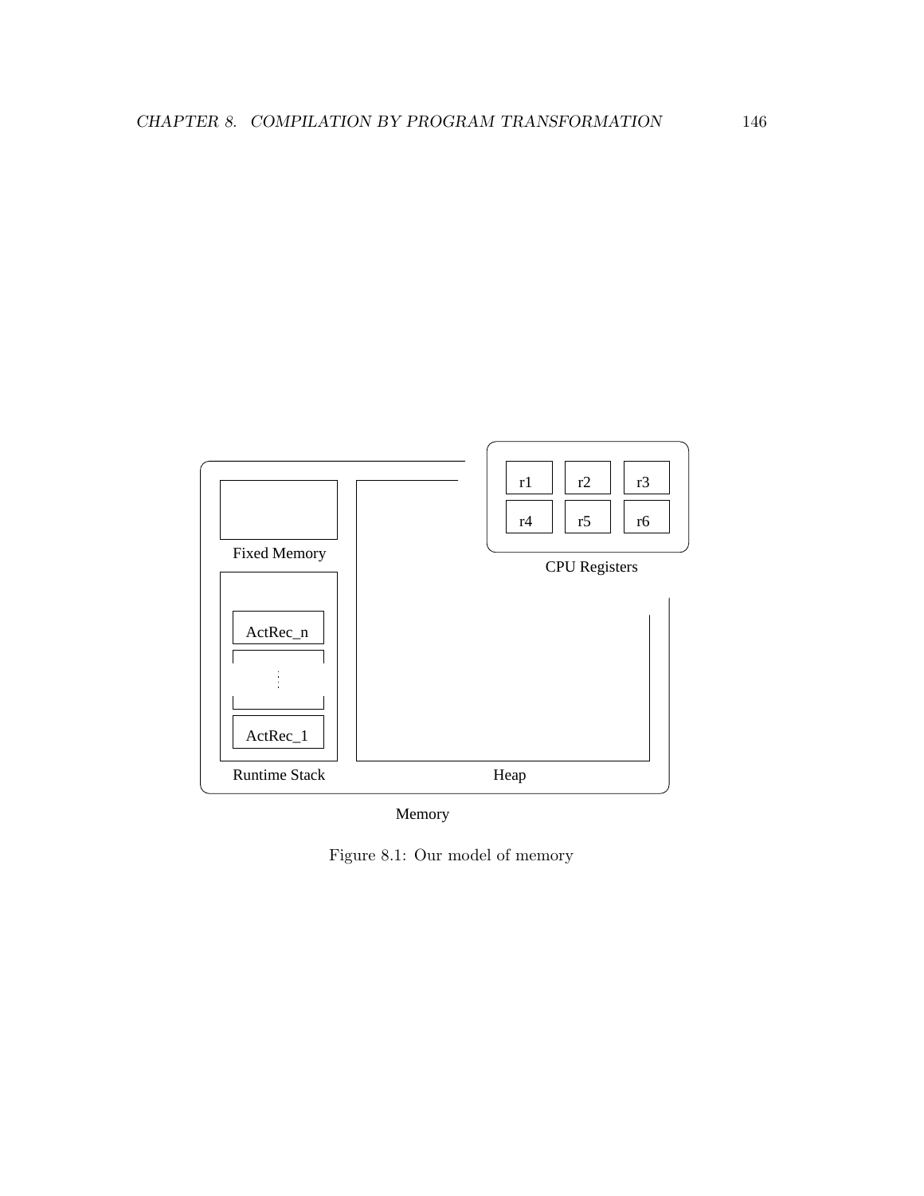Figure 8.1: Our model of memory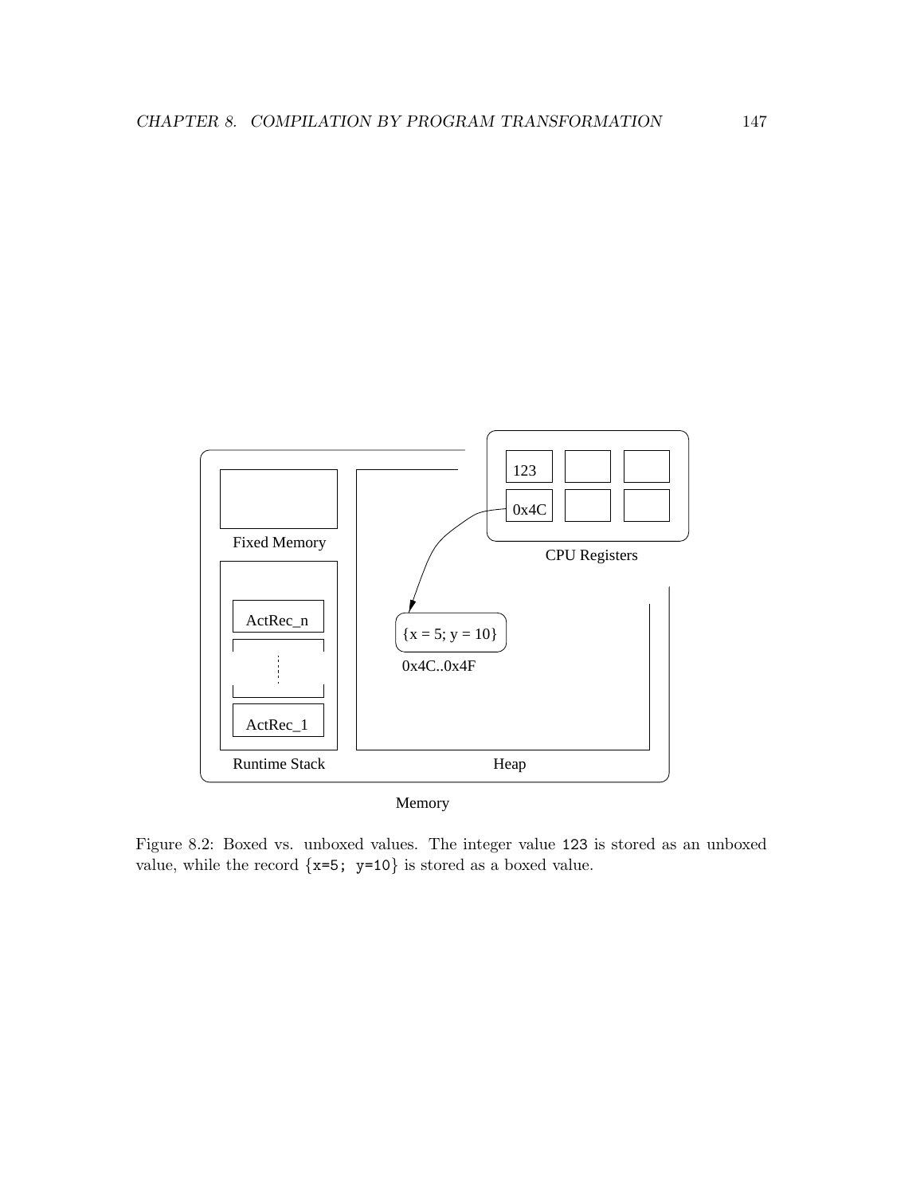Figure 8.2: Boxed vs. unboxed values. The integer value `123` is stored as an unboxed value, while the record {`x=5; y=10`} is stored as a boxed value.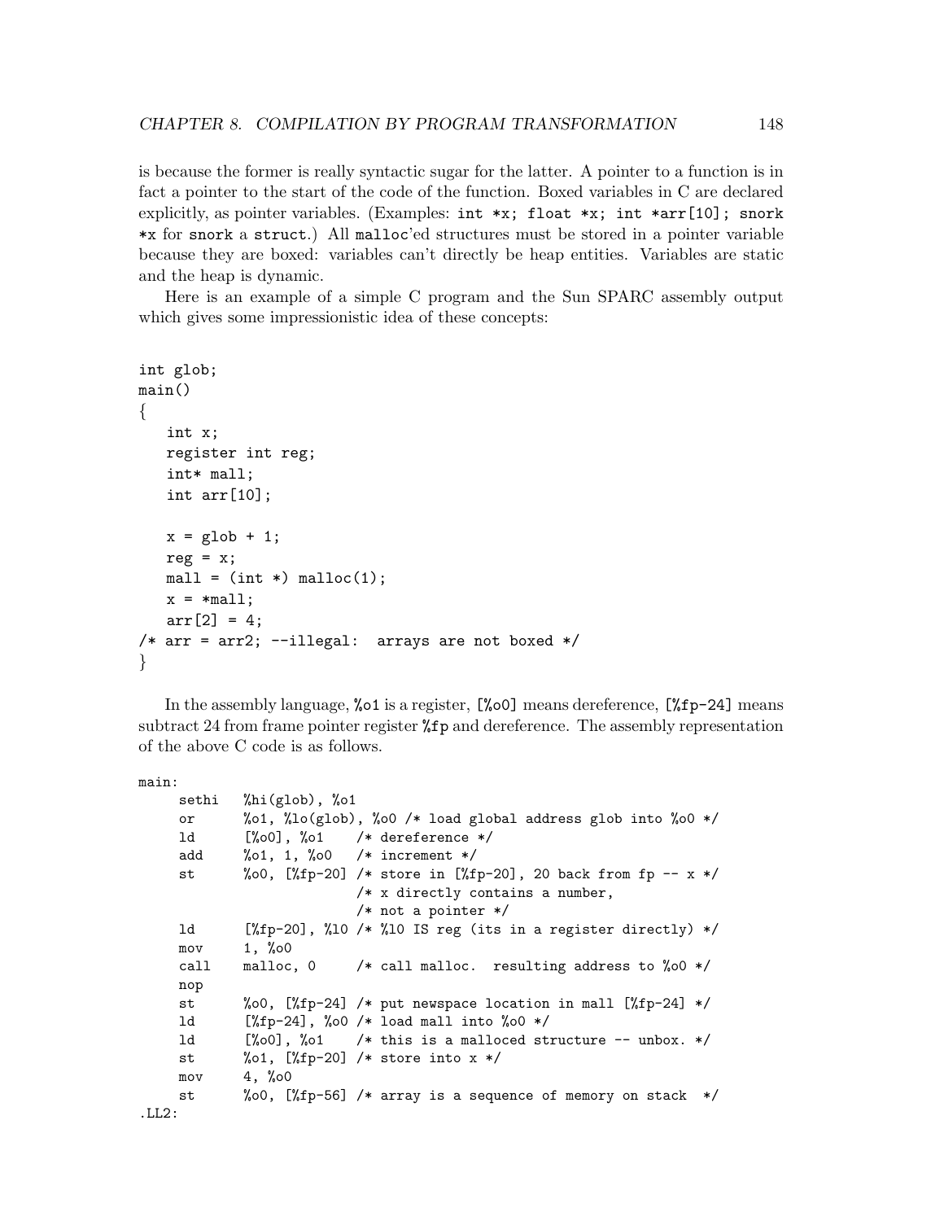is because the former is really syntactic sugar for the latter. A pointer to a function is in fact a pointer to the start of the code of the function. Boxed variables in C are declared explicitly, as pointer variables. (Examples: `int *x; float *x; int *arr[10]; snork *x` for `snork` a `struct`.) All `malloc`'ed structures must be stored in a pointer variable because they are boxed: variables can't directly be heap entities. Variables are static and the heap is dynamic.

Here is an example of a simple C program and the Sun SPARC assembly output which gives some impressionistic idea of these concepts:

```
int glob;
main()
{
   int x;
   register int reg;
   int* mall;
   int arr[10];

   x = glob + 1;
   reg = x;
   mall = (int *) malloc(1);
   x = *mall;
   arr[2] = 4;
/* arr = arr2; --illegal:  arrays are not boxed */
}
```

In the assembly language, `%o1` is a register, `[%o0]` means dereference, `[%fp-24]` means subtract 24 from frame pointer register `%fp` and dereference. The assembly representation of the above C code is as follows.

```
main:
     sethi   %hi(glob), %o1
     or      %o1, %lo(glob), %o0 /* load global address glob into %o0 */
     ld      [%o0], %o1    /* dereference */
     add     %o1, 1, %o0   /* increment */
     st      %o0, [%fp-20] /* store in [%fp-20], 20 back from fp -- x */
                           /* x directly contains a number,
                           /* not a pointer */
     ld      [%fp-20], %l0 /* %l0 IS reg (its in a register directly) */
     mov     1, %o0
     call    malloc, 0     /* call malloc.  resulting address to %o0 */
     nop
     st      %o0, [%fp-24] /* put newspace location in mall [%fp-24] */
     ld      [%fp-24], %o0 /* load mall into %o0 */
     ld      [%o0], %o1    /* this is a malloced structure -- unbox. */
     st      %o1, [%fp-20] /* store into x */
     mov     4, %o0
     st      %o0, [%fp-56] /* array is a sequence of memory on stack  */
.LL2:
```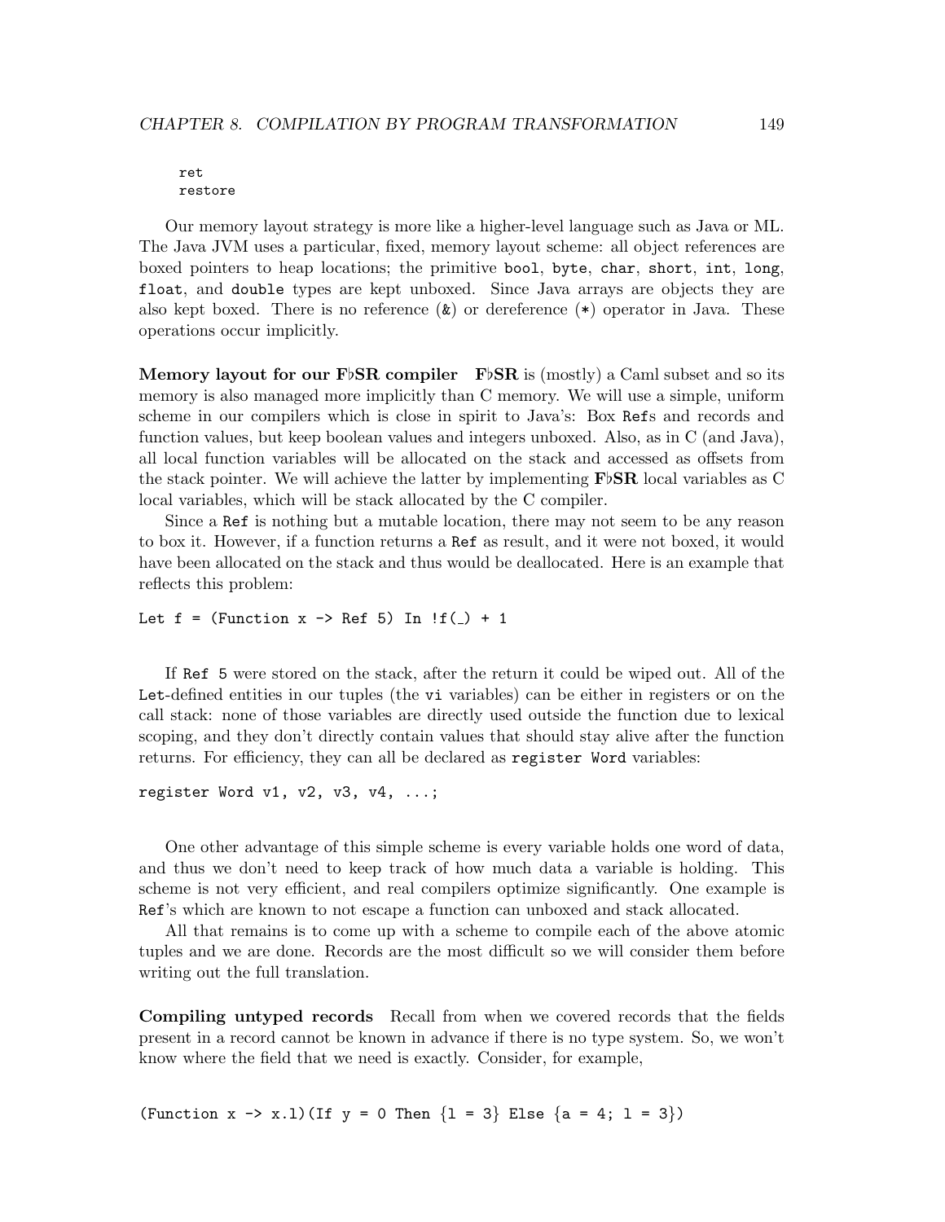```
ret
restore
```

Our memory layout strategy is more like a higher-level language such as Java or ML. The Java JVM uses a particular, fixed, memory layout scheme: all object references are boxed pointers to heap locations; the primitive `bool`, `byte`, `char`, `short`, `int`, `long`, `float`, and `double` types are kept unboxed. Since Java arrays are objects they are also kept boxed. There is no reference (`&`) or dereference (`*`) operator in Java. These operations occur implicitly.

**Memory layout for our F♭SR compiler** **F♭SR** is (mostly) a Caml subset and so its memory is also managed more implicitly than C memory. We will use a simple, uniform scheme in our compilers which is close in spirit to Java's: Box `Ref`s and records and function values, but keep boolean values and integers unboxed. Also, as in C (and Java), all local function variables will be allocated on the stack and accessed as offsets from the stack pointer. We will achieve the latter by implementing **F♭SR** local variables as C local variables, which will be stack allocated by the C compiler.

Since a `Ref` is nothing but a mutable location, there may not seem to be any reason to box it. However, if a function returns a `Ref` as result, and it were not boxed, it would have been allocated on the stack and thus would be deallocated. Here is an example that reflects this problem:

```
Let f = (Function x -> Ref 5) In !f(_) + 1
```

If `Ref 5` were stored on the stack, after the return it could be wiped out. All of the `Let`-defined entities in our tuples (the `vi` variables) can be either in registers or on the call stack: none of those variables are directly used outside the function due to lexical scoping, and they don't directly contain values that should stay alive after the function returns. For efficiency, they can all be declared as `register Word` variables:

```
register Word v1, v2, v3, v4, ...;
```

One other advantage of this simple scheme is every variable holds one word of data, and thus we don't need to keep track of how much data a variable is holding. This scheme is not very efficient, and real compilers optimize significantly. One example is `Ref`'s which are known to not escape a function can unboxed and stack allocated.

All that remains is to come up with a scheme to compile each of the above atomic tuples and we are done. Records are the most difficult so we will consider them before writing out the full translation.

**Compiling untyped records** Recall from when we covered records that the fields present in a record cannot be known in advance if there is no type system. So, we won't know where the field that we need is exactly. Consider, for example,

```
(Function x -> x.l)(If y = 0 Then {l = 3} Else {a = 4; l = 3})
```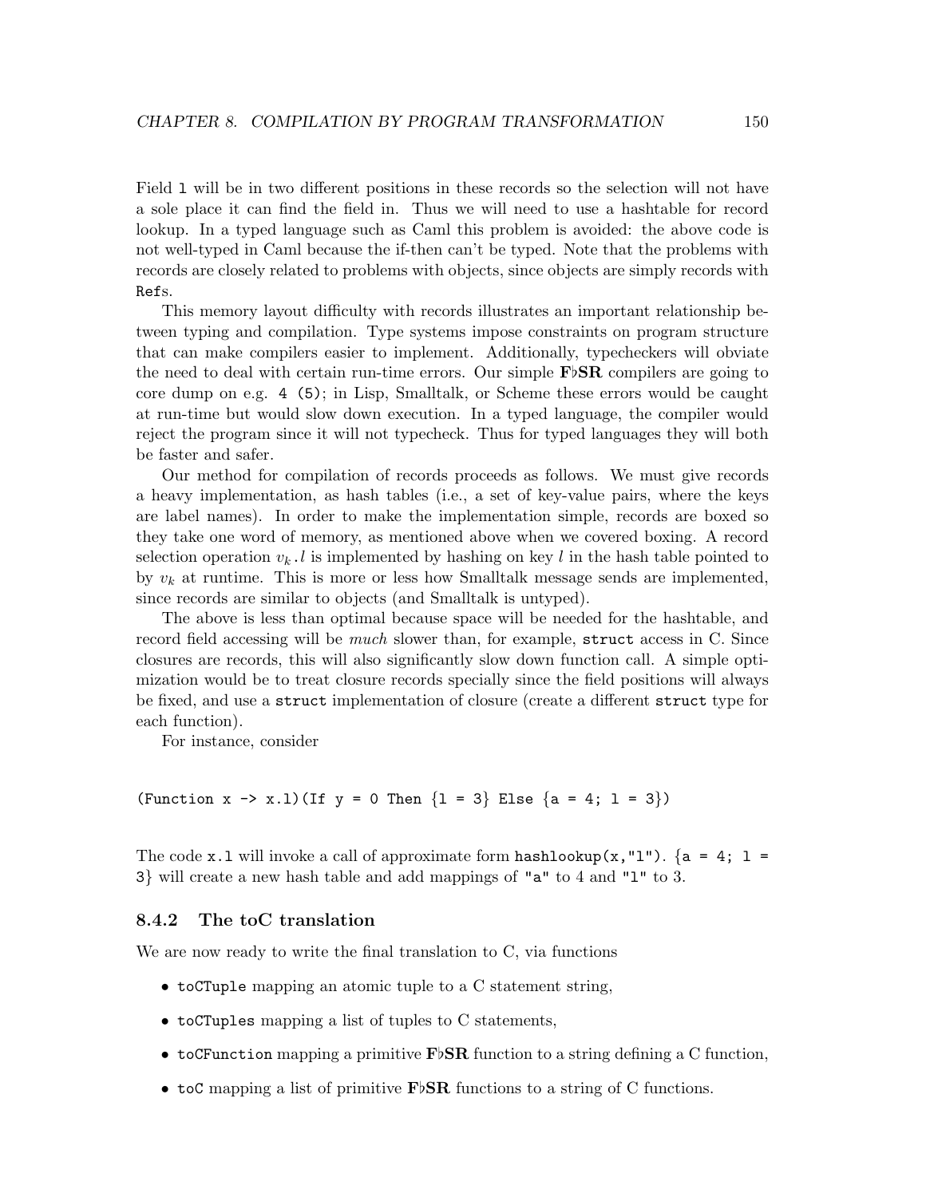Field `l` will be in two different positions in these records so the selection will not have a sole place it can find the field in. Thus we will need to use a hashtable for record lookup. In a typed language such as Caml this problem is avoided: the above code is not well-typed in Caml because the if-then can't be typed. Note that the problems with records are closely related to problems with objects, since objects are simply records with `Ref`s.

This memory layout difficulty with records illustrates an important relationship between typing and compilation. Type systems impose constraints on program structure that can make compilers easier to implement. Additionally, typecheckers will obviate the need to deal with certain run-time errors. Our simple **F♭SR** compilers are going to core dump on e.g. `4 (5)`; in Lisp, Smalltalk, or Scheme these errors would be caught at run-time but would slow down execution. In a typed language, the compiler would reject the program since it will not typecheck. Thus for typed languages they will both be faster and safer.

Our method for compilation of records proceeds as follows. We must give records a heavy implementation, as hash tables (i.e., a set of key-value pairs, where the keys are label names). In order to make the implementation simple, records are boxed so they take one word of memory, as mentioned above when we covered boxing. A record selection operation $v_k.l$ is implemented by hashing on key $l$ in the hash table pointed to by $v_k$ at runtime. This is more or less how Smalltalk message sends are implemented, since records are similar to objects (and Smalltalk is untyped).

The above is less than optimal because space will be needed for the hashtable, and record field accessing will be *much* slower than, for example, `struct` access in C. Since closures are records, this will also significantly slow down function call. A simple optimization would be to treat closure records specially since the field positions will always be fixed, and use a `struct` implementation of closure (create a different `struct` type for each function).

For instance, consider

```
(Function x -> x.l)(If y = 0 Then {l = 3} Else {a = 4; l = 3})
```

The code `x.l` will invoke a call of approximate form `hashlookup(x,"l")`. `{a = 4; l = 3}` will create a new hash table and add mappings of `"a"` to 4 and `"l"` to 3.

### 8.4.2 The toC translation

We are now ready to write the final translation to C, via functions

- `toCTuple` mapping an atomic tuple to a C statement string,
- `toCTuples` mapping a list of tuples to C statements,
- `toCFunction` mapping a primitive **F♭SR** function to a string defining a C function,
- `toC` mapping a list of primitive **F♭SR** functions to a string of C functions.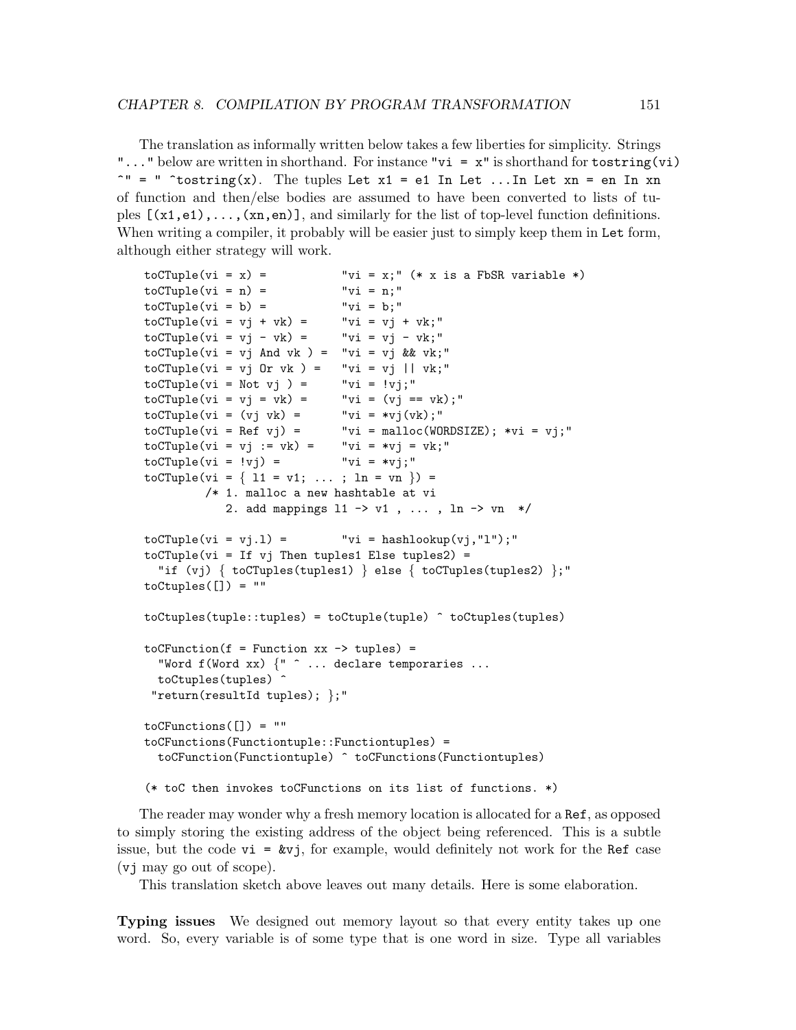The translation as informally written below takes a few liberties for simplicity. Strings `"..."` below are written in shorthand. For instance `"vi = x"` is shorthand for `tostring(vi) ^" = " ^tostring(x)`. The tuples `Let x1 = e1 In Let ...In Let xn = en In xn` of function and then/else bodies are assumed to have been converted to lists of tuples `[(x1,e1),...,(xn,en)]`, and similarly for the list of top-level function definitions. When writing a compiler, it probably will be easier just to simply keep them in `Let` form, although either strategy will work.

```
toCTuple(vi = x) =           "vi = x;" (* x is a FbSR variable *)
toCTuple(vi = n) =           "vi = n;"
toCTuple(vi = b) =           "vi = b;"
toCTuple(vi = vj + vk) =     "vi = vj + vk;"
toCTuple(vi = vj - vk) =     "vi = vj - vk;"
toCTuple(vi = vj And vk ) =  "vi = vj && vk;"
toCTuple(vi = vj Or vk ) =   "vi = vj || vk;"
toCTuple(vi = Not vj ) =     "vi = !vj;"
toCTuple(vi = vj = vk) =     "vi = (vj == vk);"
toCTuple(vi = (vj vk) =      "vi = *vj(vk);"
toCTuple(vi = Ref vj) =      "vi = malloc(WORDSIZE); *vi = vj;"
toCTuple(vi = vj := vk) =    "vi = *vj = vk;"
toCTuple(vi = !vj) =         "vi = *vj;"
toCTuple(vi = { l1 = v1; ... ; ln = vn }) =
        /* 1. malloc a new hashtable at vi
           2. add mappings l1 -> v1 , ... , ln -> vn  */

toCTuple(vi = vj.l) =        "vi = hashlookup(vj,"l");"
toCTuple(vi = If vj Then tuples1 Else tuples2) =
  "if (vj) { toCTuples(tuples1) } else { toCTuples(tuples2) };"
toCtuples([]) = ""

toCtuples(tuple::tuples) = toCtuple(tuple) ^ toCtuples(tuples)

toCFunction(f = Function xx -> tuples) =
  "Word f(Word xx) {" ^ ... declare temporaries ...
  toCtuples(tuples) ^
 "return(resultId tuples); };"

toCFunctions([]) = ""
toCFunctions(Functiontuple::Functiontuples) =
  toCFunction(Functiontuple) ^ toCFunctions(Functiontuples)

(* toC then invokes toCFunctions on its list of functions. *)
```

The reader may wonder why a fresh memory location is allocated for a `Ref`, as opposed to simply storing the existing address of the object being referenced. This is a subtle issue, but the code `vi = &vj`, for example, would definitely not work for the `Ref` case (`vj` may go out of scope).

This translation sketch above leaves out many details. Here is some elaboration.

**Typing issues** We designed out memory layout so that every entity takes up one word. So, every variable is of some type that is one word in size. Type all variables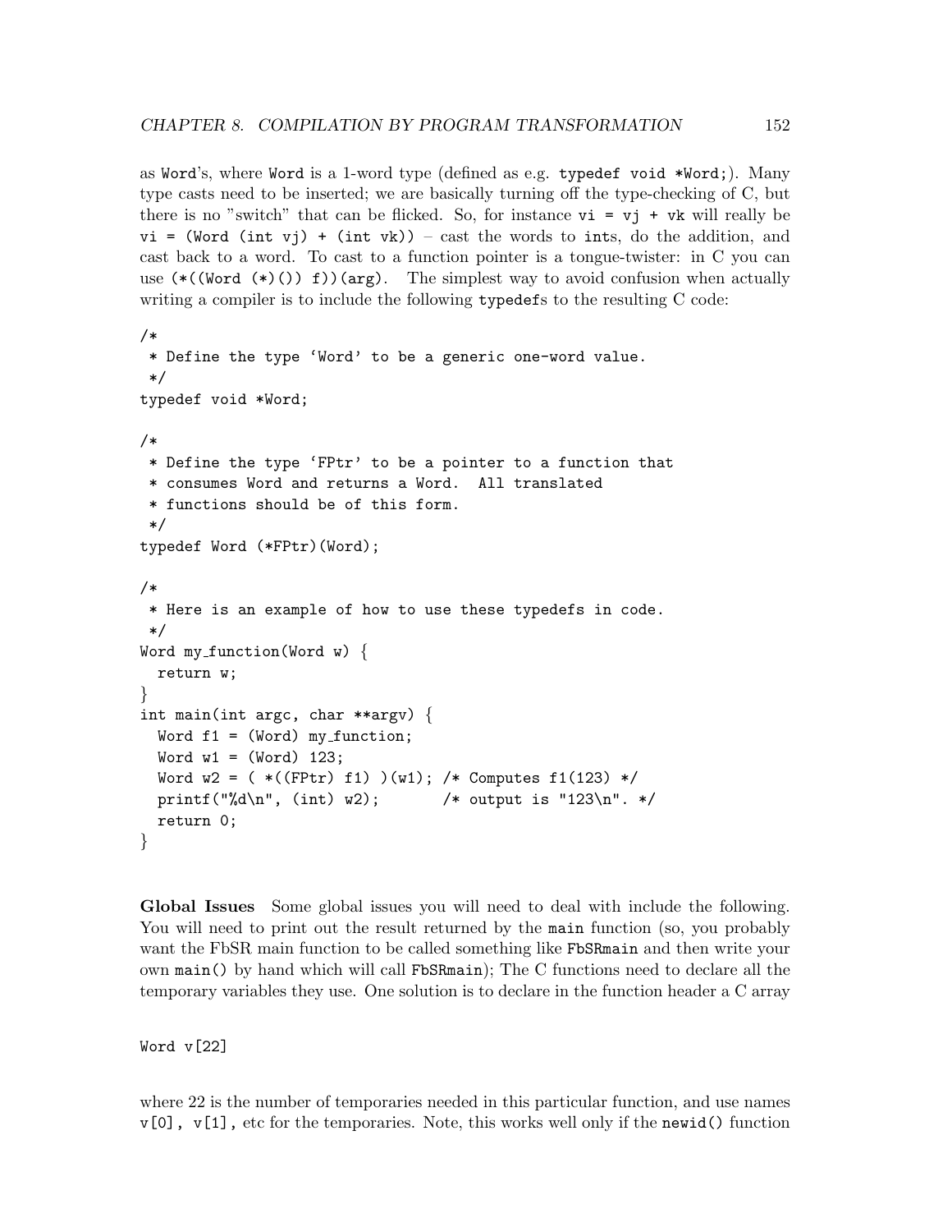as `Word`'s, where `Word` is a 1-word type (defined as e.g. `typedef void *Word;`). Many type casts need to be inserted; we are basically turning off the type-checking of C, but there is no "switch" that can be flicked. So, for instance `vi = vj + vk` will really be `vi = (Word (int vj) + (int vk))` – cast the words to `int`s, do the addition, and cast back to a word. To cast to a function pointer is a tongue-twister: in C you can use `(*((Word (*)()) f))(arg)`. The simplest way to avoid confusion when actually writing a compiler is to include the following `typedef`s to the resulting C code:

```
/*
 * Define the type 'Word' to be a generic one-word value.
 */
typedef void *Word;

/*
 * Define the type 'FPtr' to be a pointer to a function that
 * consumes Word and returns a Word.  All translated
 * functions should be of this form.
 */
typedef Word (*FPtr)(Word);

/*
 * Here is an example of how to use these typedefs in code.
 */
Word my_function(Word w) {
  return w;
}
int main(int argc, char **argv) {
  Word f1 = (Word) my_function;
  Word w1 = (Word) 123;
  Word w2 = ( *((FPtr) f1) )(w1); /* Computes f1(123) */
  printf("%d\n", (int) w2);       /* output is "123\n". */
  return 0;
}
```

**Global Issues** Some global issues you will need to deal with include the following. You will need to print out the result returned by the `main` function (so, you probably want the FbSR main function to be called something like `FbSRmain` and then write your own `main()` by hand which will call `FbSRmain`); The C functions need to declare all the temporary variables they use. One solution is to declare in the function header a C array

```
Word v[22]
```

where 22 is the number of temporaries needed in this particular function, and use names `v[0], v[1],` etc for the temporaries. Note, this works well only if the `newid()` function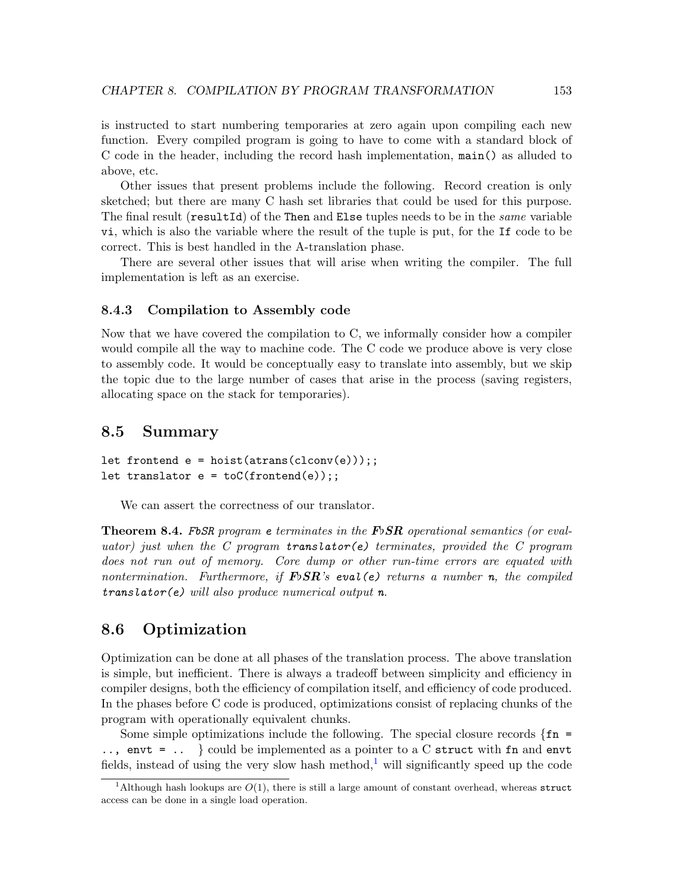is instructed to start numbering temporaries at zero again upon compiling each new function. Every compiled program is going to have to come with a standard block of C code in the header, including the record hash implementation, `main()` as alluded to above, etc.

Other issues that present problems include the following. Record creation is only sketched; but there are many C hash set libraries that could be used for this purpose. The final result (`resultId`) of the `Then` and `Else` tuples needs to be in the *same* variable `vi`, which is also the variable where the result of the tuple is put, for the `If` code to be correct. This is best handled in the A-translation phase.

There are several other issues that will arise when writing the compiler. The full implementation is left as an exercise.

### 8.4.3 Compilation to Assembly code

Now that we have covered the compilation to C, we informally consider how a compiler would compile all the way to machine code. The C code we produce above is very close to assembly code. It would be conceptually easy to translate into assembly, but we skip the topic due to the large number of cases that arise in the process (saving registers, allocating space on the stack for temporaries).

## 8.5 Summary

```
let frontend e = hoist(atrans(clconv(e)));;
let translator e = toC(frontend(e));;
```

We can assert the correctness of our translator.

**Theorem 8.4.** *FbSR program* `e` *terminates in the* ***F♭SR*** *operational semantics (or evaluator) just when the C program* `translator(e)` *terminates, provided the C program does not run out of memory. Core dump or other run-time errors are equated with nontermination. Furthermore, if* ***F♭SR****'s* `eval(e)` *returns a number* `n`*, the compiled* `translator(e)` *will also produce numerical output* `n`*.*

## 8.6 Optimization

Optimization can be done at all phases of the translation process. The above translation is simple, but inefficient. There is always a tradeoff between simplicity and efficiency in compiler designs, both the efficiency of compilation itself, and efficiency of code produced. In the phases before C code is produced, optimizations consist of replacing chunks of the program with operationally equivalent chunks.

Some simple optimizations include the following. The special closure records {`fn = .., envt = ..` } could be implemented as a pointer to a C `struct` with `fn` and `envt` fields, instead of using the very slow hash method,[1] will significantly speed up the code

[1] Although hash lookups are $O(1)$, there is still a large amount of constant overhead, whereas `struct` access can be done in a single load operation.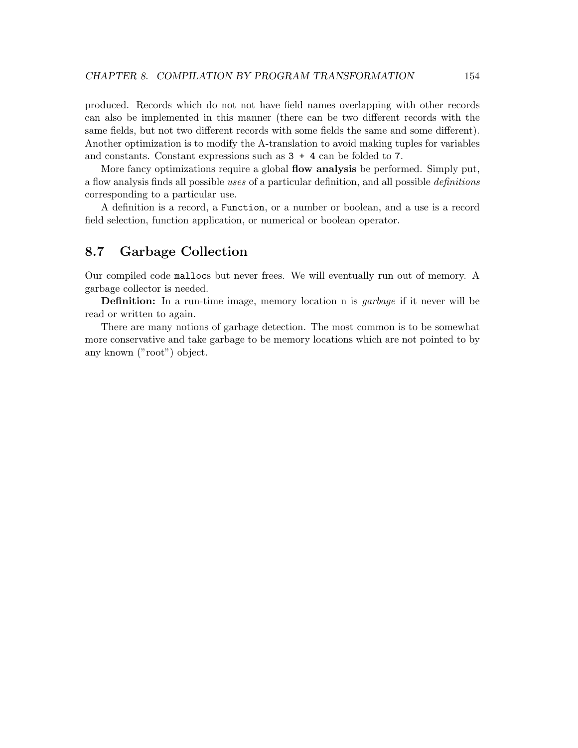produced. Records which do not not have field names overlapping with other records can also be implemented in this manner (there can be two different records with the same fields, but not two different records with some fields the same and some different). Another optimization is to modify the A-translation to avoid making tuples for variables and constants. Constant expressions such as `3 + 4` can be folded to `7`.

More fancy optimizations require a global **flow analysis** be performed. Simply put, a flow analysis finds all possible *uses* of a particular definition, and all possible *definitions* corresponding to a particular use.

A definition is a record, a `Function`, or a number or boolean, and a use is a record field selection, function application, or numerical or boolean operator.

## 8.7 Garbage Collection

Our compiled code `malloc`s but never frees. We will eventually run out of memory. A garbage collector is needed.

**Definition:** In a run-time image, memory location n is *garbage* if it never will be read or written to again.

There are many notions of garbage detection. The most common is to be somewhat more conservative and take garbage to be memory locations which are not pointed to by any known ("root") object.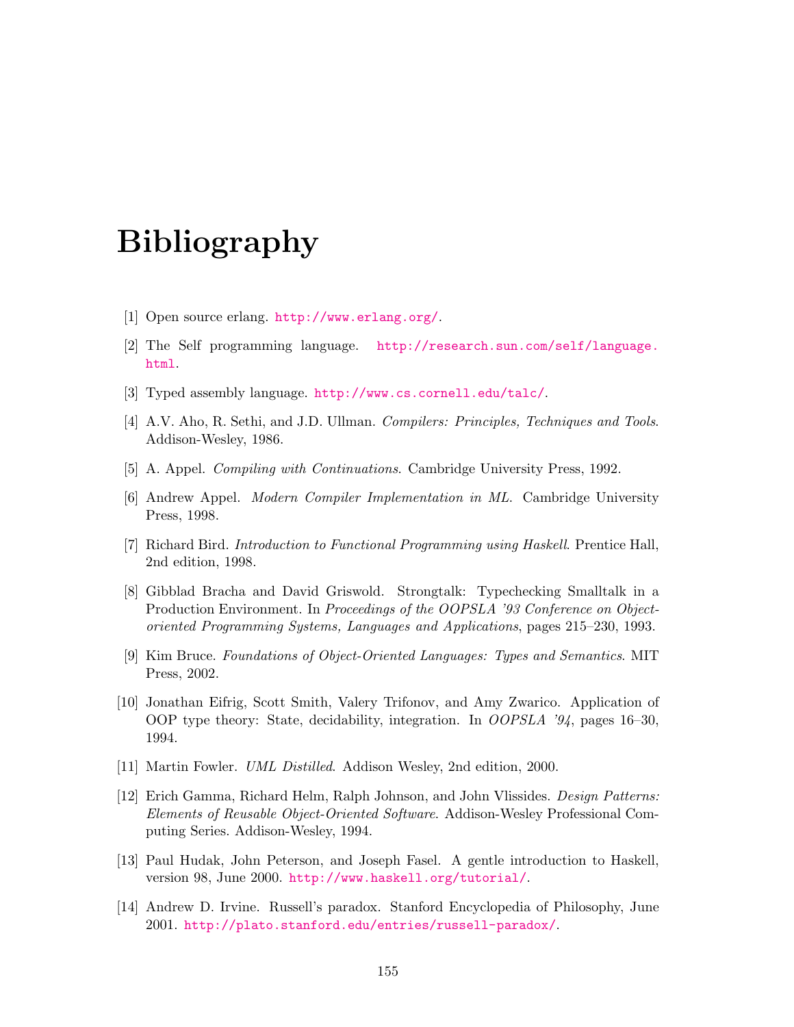# Bibliography

[1] Open source erlang. http://www.erlang.org/.

[2] The Self programming language. http://research.sun.com/self/language.html.

[3] Typed assembly language. http://www.cs.cornell.edu/talc/.

[4] A.V. Aho, R. Sethi, and J.D. Ullman. *Compilers: Principles, Techniques and Tools*. Addison-Wesley, 1986.

[5] A. Appel. *Compiling with Continuations*. Cambridge University Press, 1992.

[6] Andrew Appel. *Modern Compiler Implementation in ML*. Cambridge University Press, 1998.

[7] Richard Bird. *Introduction to Functional Programming using Haskell*. Prentice Hall, 2nd edition, 1998.

[8] Gibblad Bracha and David Griswold. Strongtalk: Typechecking Smalltalk in a Production Environment. In *Proceedings of the OOPSLA '93 Conference on Object-oriented Programming Systems, Languages and Applications*, pages 215–230, 1993.

[9] Kim Bruce. *Foundations of Object-Oriented Languages: Types and Semantics*. MIT Press, 2002.

[10] Jonathan Eifrig, Scott Smith, Valery Trifonov, and Amy Zwarico. Application of OOP type theory: State, decidability, integration. In *OOPSLA '94*, pages 16–30, 1994.

[11] Martin Fowler. *UML Distilled*. Addison Wesley, 2nd edition, 2000.

[12] Erich Gamma, Richard Helm, Ralph Johnson, and John Vlissides. *Design Patterns: Elements of Reusable Object-Oriented Software*. Addison-Wesley Professional Computing Series. Addison-Wesley, 1994.

[13] Paul Hudak, John Peterson, and Joseph Fasel. A gentle introduction to Haskell, version 98, June 2000. http://www.haskell.org/tutorial/.

[14] Andrew D. Irvine. Russell's paradox. Stanford Encyclopedia of Philosophy, June 2001. http://plato.stanford.edu/entries/russell-paradox/.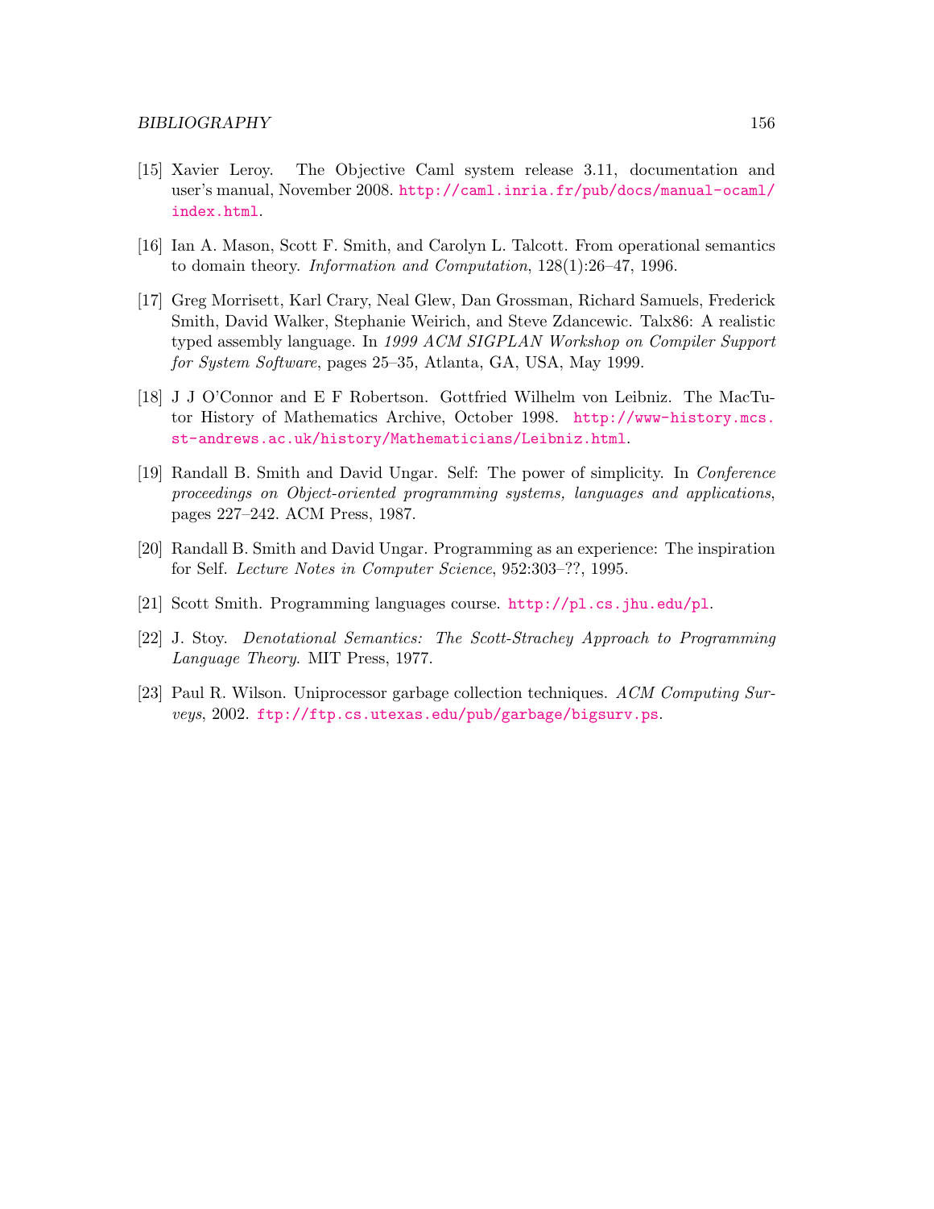[15] Xavier Leroy. The Objective Caml system release 3.11, documentation and user's manual, November 2008. http://caml.inria.fr/pub/docs/manual-ocaml/index.html.

[16] Ian A. Mason, Scott F. Smith, and Carolyn L. Talcott. From operational semantics to domain theory. *Information and Computation*, 128(1):26–47, 1996.

[17] Greg Morrisett, Karl Crary, Neal Glew, Dan Grossman, Richard Samuels, Frederick Smith, David Walker, Stephanie Weirich, and Steve Zdancewic. Talx86: A realistic typed assembly language. In *1999 ACM SIGPLAN Workshop on Compiler Support for System Software*, pages 25–35, Atlanta, GA, USA, May 1999.

[18] J J O'Connor and E F Robertson. Gottfried Wilhelm von Leibniz. The MacTutor History of Mathematics Archive, October 1998. http://www-history.mcs.st-andrews.ac.uk/history/Mathematicians/Leibniz.html.

[19] Randall B. Smith and David Ungar. Self: The power of simplicity. In *Conference proceedings on Object-oriented programming systems, languages and applications*, pages 227–242. ACM Press, 1987.

[20] Randall B. Smith and David Ungar. Programming as an experience: The inspiration for Self. *Lecture Notes in Computer Science*, 952:303–??, 1995.

[21] Scott Smith. Programming languages course. http://pl.cs.jhu.edu/pl.

[22] J. Stoy. *Denotational Semantics: The Scott-Strachey Approach to Programming Language Theory*. MIT Press, 1977.

[23] Paul R. Wilson. Uniprocessor garbage collection techniques. *ACM Computing Surveys*, 2002. ftp://ftp.cs.utexas.edu/pub/garbage/bigsurv.ps.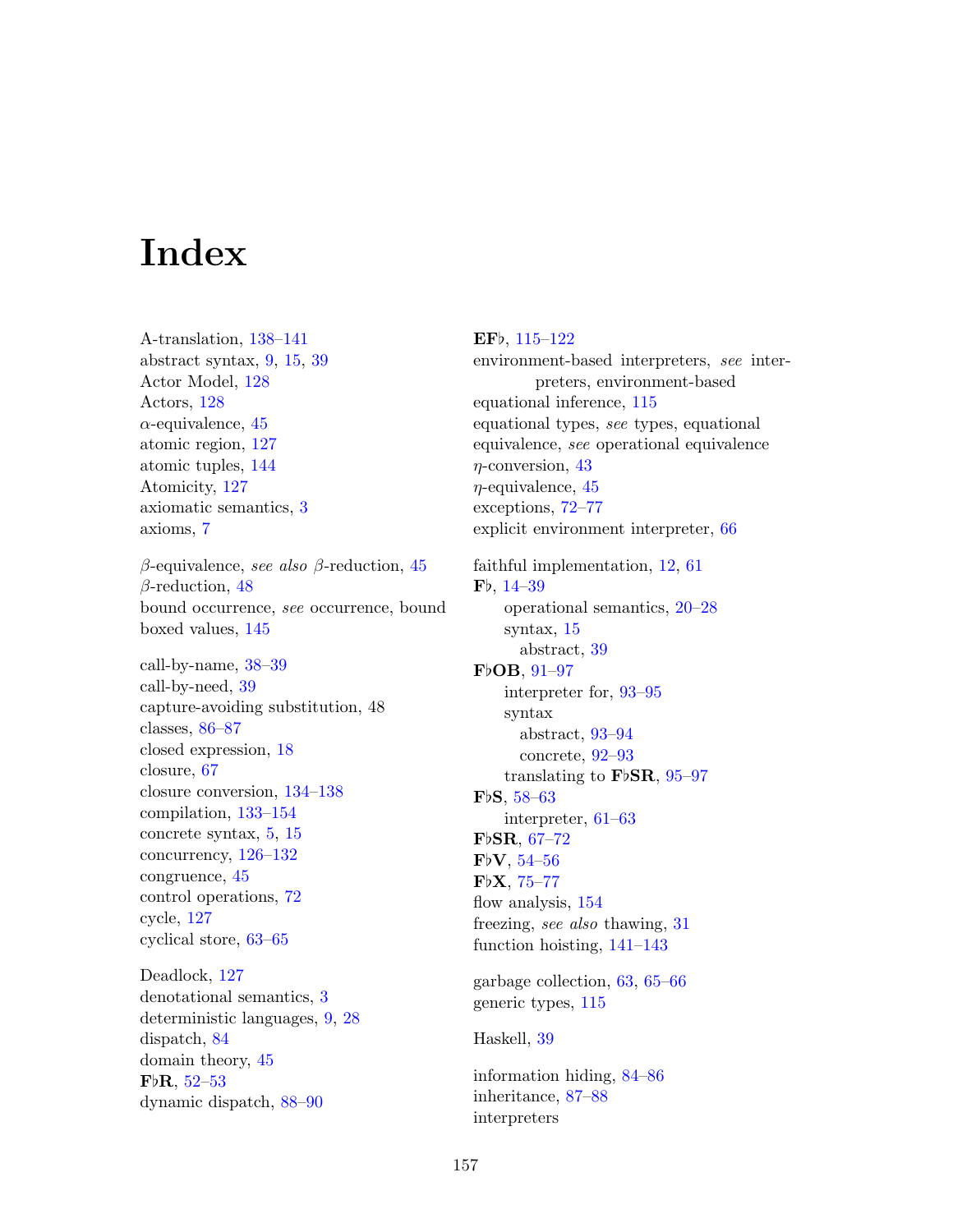# Index

A-translation, 138–141
abstract syntax, 9, 15, 39
Actor Model, 128
Actors, 128
$\alpha$-equivalence, 45
atomic region, 127
atomic tuples, 144
Atomicity, 127
axiomatic semantics, 3
axioms, 7

$\beta$-equivalence, *see also* $\beta$-reduction, 45
$\beta$-reduction, 48
bound occurrence, *see* occurrence, bound
boxed values, 145

call-by-name, 38–39
call-by-need, 39
capture-avoiding substitution, 48
classes, 86–87
closed expression, 18
closure, 67
closure conversion, 134–138
compilation, 133–154
concrete syntax, 5, 15
concurrency, 126–132
congruence, 45
control operations, 72
cycle, 127
cyclical store, 63–65

Deadlock, 127
denotational semantics, 3
deterministic languages, 9, 28
dispatch, 84
domain theory, 45
**F♭R**, 52–53
dynamic dispatch, 88–90

**EF♭**, 115–122
environment-based interpreters, *see* interpreters, environment-based
equational inference, 115
equational types, *see* types, equational
equivalence, *see* operational equivalence
$\eta$-conversion, 43
$\eta$-equivalence, 45
exceptions, 72–77
explicit environment interpreter, 66

faithful implementation, 12, 61
**F♭**, 14–39
    operational semantics, 20–28
    syntax, 15
        abstract, 39
**F♭OB**, 91–97
    interpreter for, 93–95
    syntax
        abstract, 93–94
        concrete, 92–93
    translating to **F♭SR**, 95–97
**F♭S**, 58–63
    interpreter, 61–63
**F♭SR**, 67–72
**F♭V**, 54–56
**F♭X**, 75–77
flow analysis, 154
freezing, *see also* thawing, 31
function hoisting, 141–143

garbage collection, 63, 65–66
generic types, 115

Haskell, 39

information hiding, 84–86
inheritance, 87–88
interpreters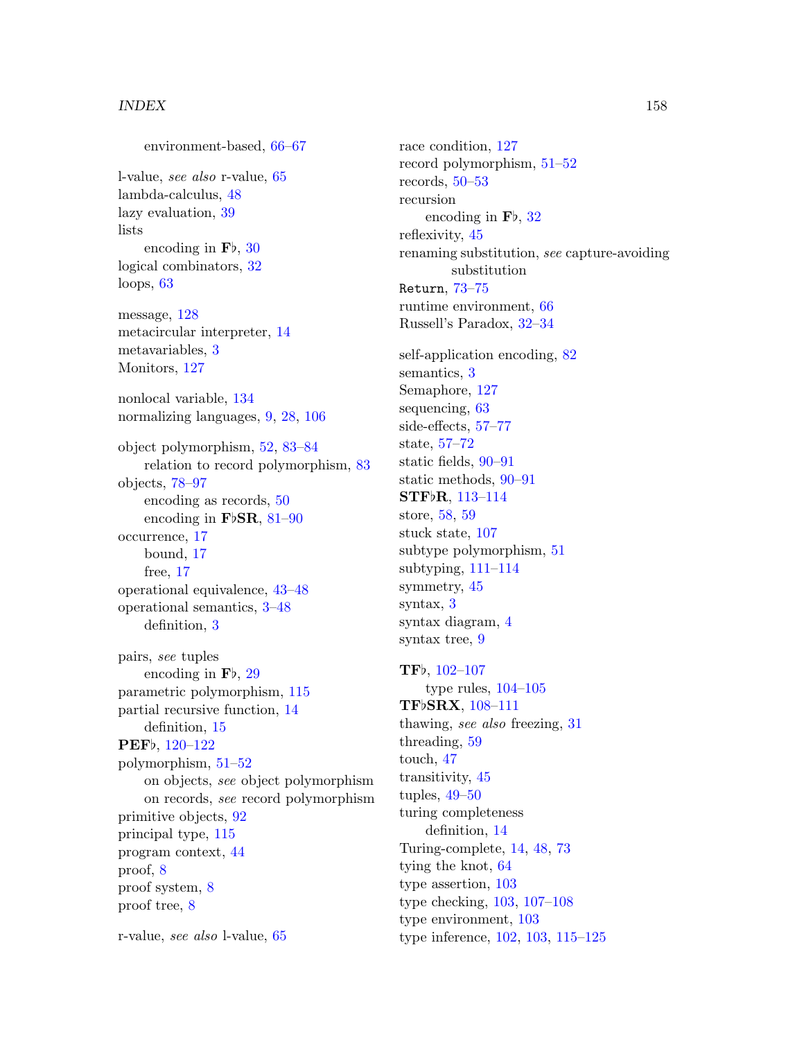environment-based, 66–67

l-value, *see also* r-value, 65
lambda-calculus, 48
lazy evaluation, 39
lists
  encoding in **F**♭, 30
logical combinators, 32
loops, 63

message, 128
metacircular interpreter, 14
metavariables, 3
Monitors, 127

nonlocal variable, 134
normalizing languages, 9, 28, 106

object polymorphism, 52, 83–84
  relation to record polymorphism, 83
objects, 78–97
  encoding as records, 50
  encoding in **F**♭**SR**, 81–90
occurrence, 17
  bound, 17
  free, 17
operational equivalence, 43–48
operational semantics, 3–48
  definition, 3

pairs, *see* tuples
  encoding in **F**♭, 29
parametric polymorphism, 115
partial recursive function, 14
  definition, 15
**PEF**♭, 120–122
polymorphism, 51–52
  on objects, *see* object polymorphism
  on records, *see* record polymorphism
primitive objects, 92
principal type, 115
program context, 44
proof, 8
proof system, 8
proof tree, 8

r-value, *see also* l-value, 65

race condition, 127
record polymorphism, 51–52
records, 50–53
recursion
  encoding in **F**♭, 32
reflexivity, 45
renaming substitution, *see* capture-avoiding substitution
`Return`, 73–75
runtime environment, 66
Russell's Paradox, 32–34

self-application encoding, 82
semantics, 3
Semaphore, 127
sequencing, 63
side-effects, 57–77
state, 57–72
static fields, 90–91
static methods, 90–91
**STF**♭**R**, 113–114
store, 58, 59
stuck state, 107
subtype polymorphism, 51
subtyping, 111–114
symmetry, 45
syntax, 3
syntax diagram, 4
syntax tree, 9

**TF**♭, 102–107
  type rules, 104–105
**TF**♭**SRX**, 108–111
thawing, *see also* freezing, 31
threading, 59
touch, 47
transitivity, 45
tuples, 49–50
turing completeness
  definition, 14
Turing-complete, 14, 48, 73
tying the knot, 64
type assertion, 103
type checking, 103, 107–108
type environment, 103
type inference, 102, 103, 115–125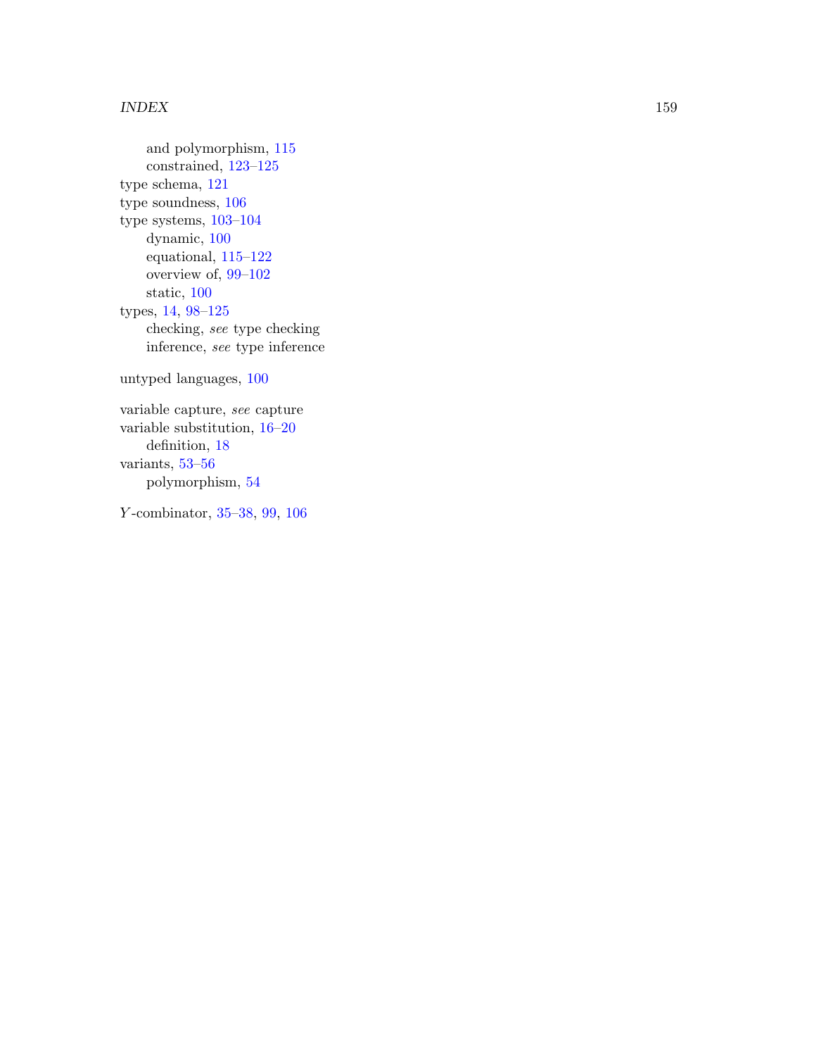and polymorphism, 115
  constrained, 123–125

type schema, 121

type soundness, 106

type systems, 103–104
  dynamic, 100
  equational, 115–122
  overview of, 99–102
  static, 100

types, 14, 98–125
  checking, *see* type checking
  inference, *see* type inference

untyped languages, 100

variable capture, *see* capture

variable substitution, 16–20
  definition, 18

variants, 53–56
  polymorphism, 54

$Y$-combinator, 35–38, 99, 106